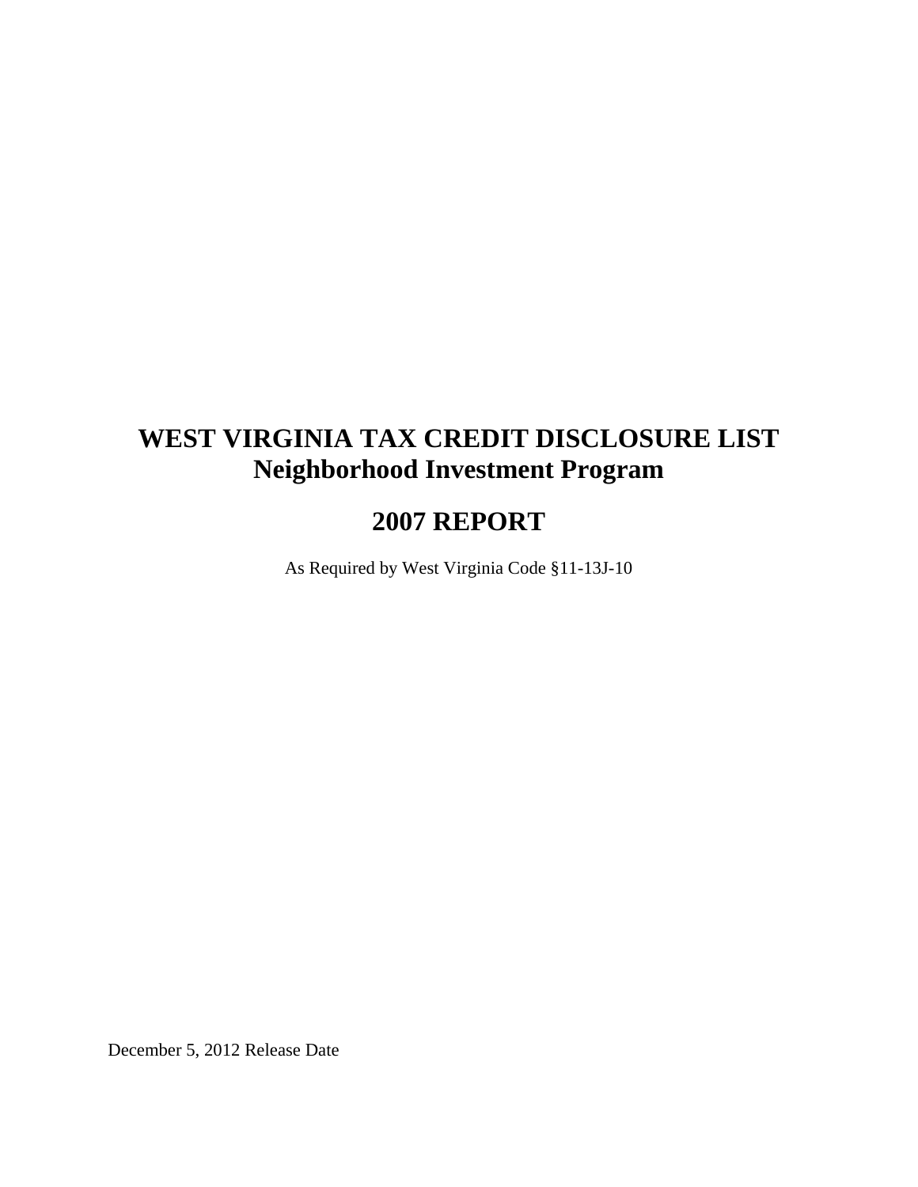# WEST VIRGINIA TAX CREDIT DISCLOSURE LIST
## Neighborhood Investment Program

## 2007 REPORT

As Required by West Virginia Code §11-13J-10

December 5, 2012 Release Date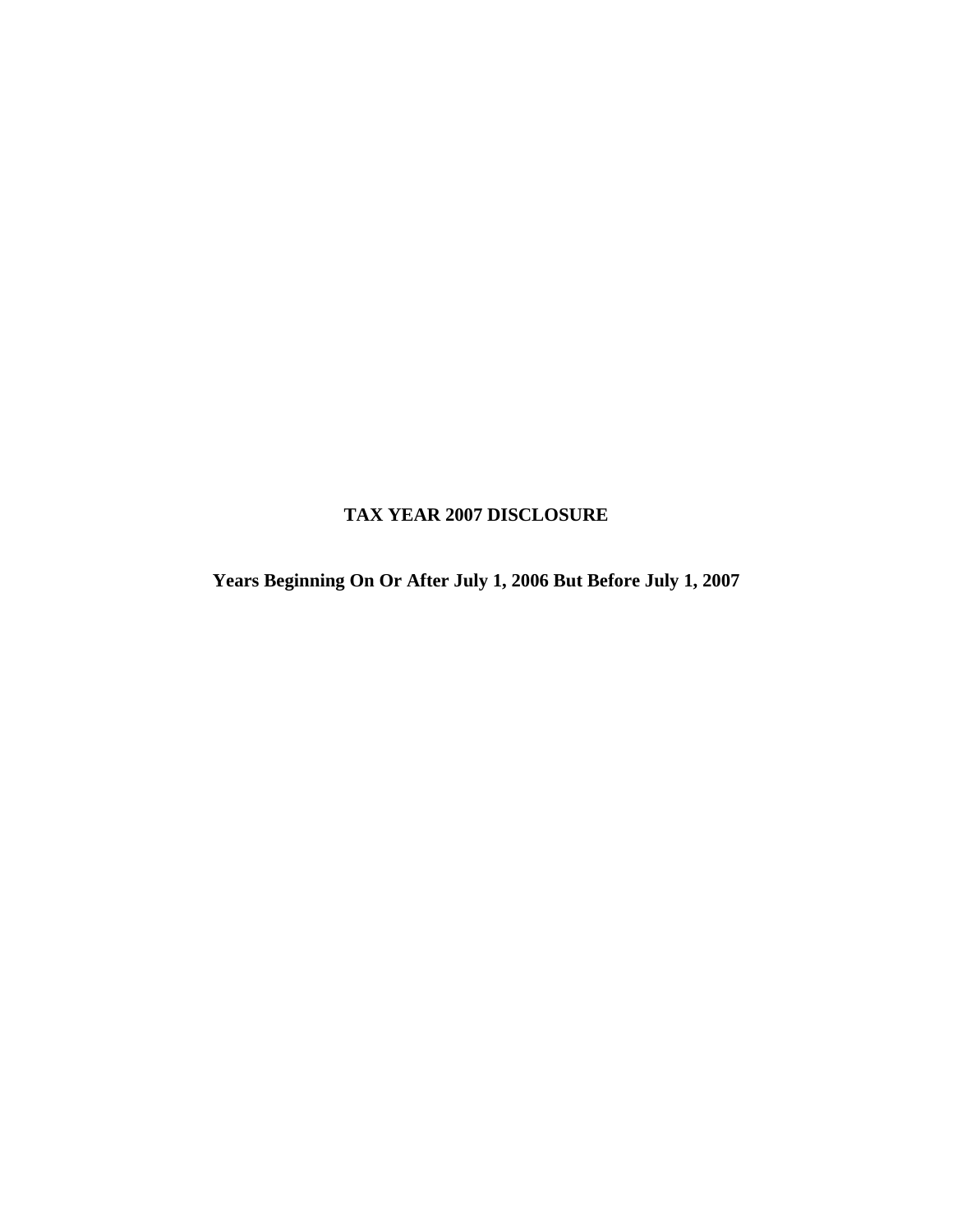# TAX YEAR 2007 DISCLOSURE

## Years Beginning On Or After July 1, 2006 But Before July 1, 2007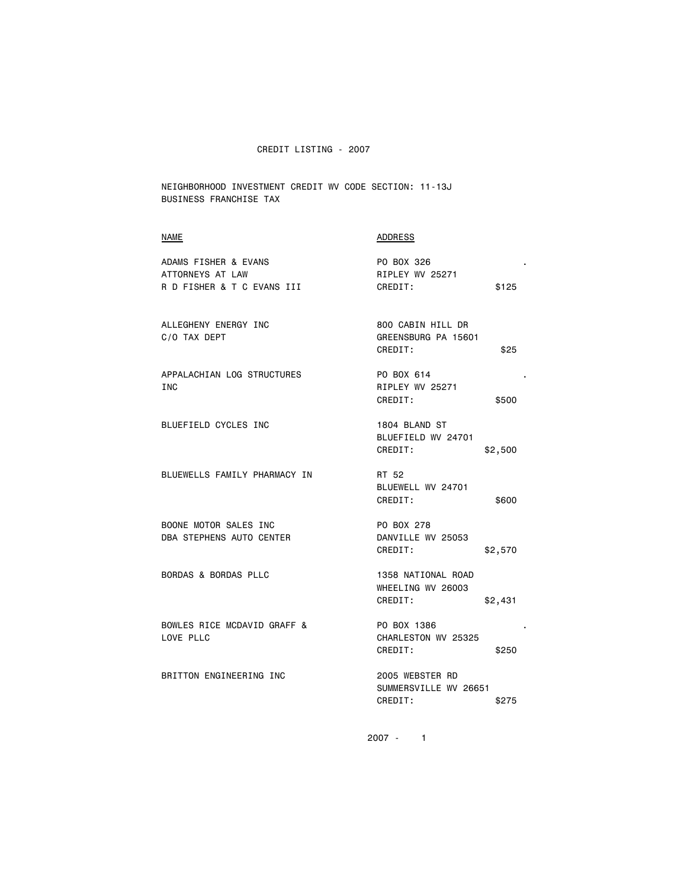# CREDIT LISTING - 2007

NEIGHBORHOOD INVESTMENT CREDIT WV CODE SECTION: 11-13J
BUSINESS FRANCHISE TAX

| NAME | ADDRESS | |
|---|---|---|
| ADAMS FISHER & EVANS<br>ATTORNEYS AT LAW<br>R D FISHER & T C EVANS III | PO BOX 326<br>RIPLEY WV 25271<br>CREDIT: | $125 |
| ALLEGHENY ENERGY INC<br>C/O TAX DEPT | 800 CABIN HILL DR<br>GREENSBURG PA 15601<br>CREDIT: | $25 |
| APPALACHIAN LOG STRUCTURES<br>INC | PO BOX 614<br>RIPLEY WV 25271<br>CREDIT: | $500 |
| BLUEFIELD CYCLES INC | 1804 BLAND ST<br>BLUEFIELD WV 24701<br>CREDIT: | $2,500 |
| BLUEWELLS FAMILY PHARMACY IN | RT 52<br>BLUEWELL WV 24701<br>CREDIT: | $600 |
| BOONE MOTOR SALES INC<br>DBA STEPHENS AUTO CENTER | PO BOX 278<br>DANVILLE WV 25053<br>CREDIT: | $2,570 |
| BORDAS & BORDAS PLLC | 1358 NATIONAL ROAD<br>WHEELING WV 26003<br>CREDIT: | $2,431 |
| BOWLES RICE MCDAVID GRAFF &<br>LOVE PLLC | PO BOX 1386<br>CHARLESTON WV 25325<br>CREDIT: | $250 |
| BRITTON ENGINEERING INC | 2005 WEBSTER RD<br>SUMMERSVILLE WV 26651<br>CREDIT: | $275 |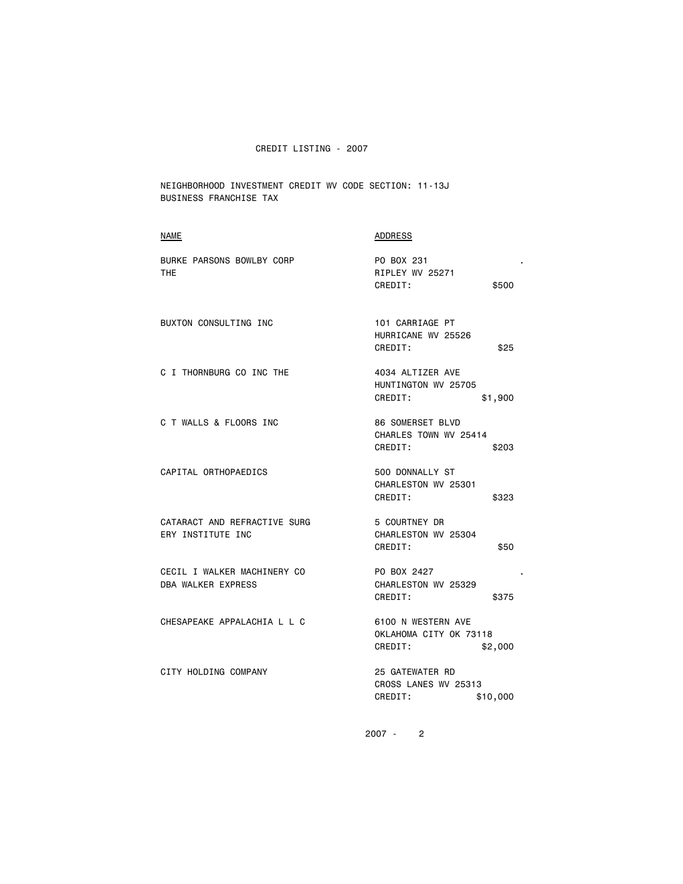CREDIT LISTING - 2007

NEIGHBORHOOD INVESTMENT CREDIT WV CODE SECTION: 11-13J
BUSINESS FRANCHISE TAX

| NAME | ADDRESS |
|---|---|
| BURKE PARSONS BOWLBY CORP THE | PO BOX 231<br>RIPLEY WV 25271<br>CREDIT: $500 |
| BUXTON CONSULTING INC | 101 CARRIAGE PT<br>HURRICANE WV 25526<br>CREDIT: $25 |
| C I THORNBURG CO INC THE | 4034 ALTIZER AVE<br>HUNTINGTON WV 25705<br>CREDIT: $1,900 |
| C T WALLS & FLOORS INC | 86 SOMERSET BLVD<br>CHARLES TOWN WV 25414<br>CREDIT: $203 |
| CAPITAL ORTHOPAEDICS | 500 DONNALLY ST<br>CHARLESTON WV 25301<br>CREDIT: $323 |
| CATARACT AND REFRACTIVE SURG ERY INSTITUTE INC | 5 COURTNEY DR<br>CHARLESTON WV 25304<br>CREDIT: $50 |
| CECIL I WALKER MACHINERY CO DBA WALKER EXPRESS | PO BOX 2427<br>CHARLESTON WV 25329<br>CREDIT: $375 |
| CHESAPEAKE APPALACHIA L L C | 6100 N WESTERN AVE<br>OKLAHOMA CITY OK 73118<br>CREDIT: $2,000 |
| CITY HOLDING COMPANY | 25 GATEWATER RD<br>CROSS LANES WV 25313<br>CREDIT: $10,000 |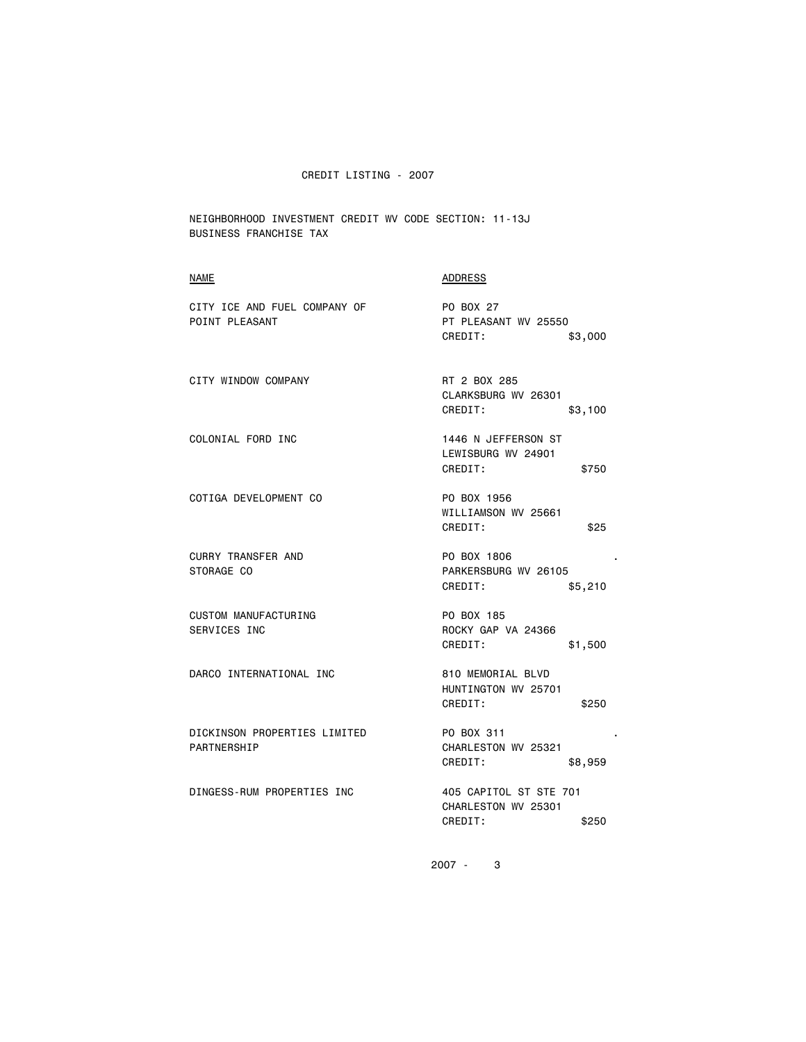CREDIT LISTING - 2007

NEIGHBORHOOD INVESTMENT CREDIT WV CODE SECTION: 11-13J
BUSINESS FRANCHISE TAX

| NAME | ADDRESS |
|---|---|
| CITY ICE AND FUEL COMPANY OF POINT PLEASANT | PO BOX 27<br>PT PLEASANT WV 25550<br>CREDIT: $3,000 |
| CITY WINDOW COMPANY | RT 2 BOX 285<br>CLARKSBURG WV 26301<br>CREDIT: $3,100 |
| COLONIAL FORD INC | 1446 N JEFFERSON ST<br>LEWISBURG WV 24901<br>CREDIT: $750 |
| COTIGA DEVELOPMENT CO | PO BOX 1956<br>WILLIAMSON WV 25661<br>CREDIT: $25 |
| CURRY TRANSFER AND STORAGE CO | PO BOX 1806<br>PARKERSBURG WV 26105<br>CREDIT: $5,210 |
| CUSTOM MANUFACTURING SERVICES INC | PO BOX 185<br>ROCKY GAP VA 24366<br>CREDIT: $1,500 |
| DARCO INTERNATIONAL INC | 810 MEMORIAL BLVD<br>HUNTINGTON WV 25701<br>CREDIT: $250 |
| DICKINSON PROPERTIES LIMITED PARTNERSHIP | PO BOX 311<br>CHARLESTON WV 25321<br>CREDIT: $8,959 |
| DINGESS-RUM PROPERTIES INC | 405 CAPITOL ST STE 701<br>CHARLESTON WV 25301<br>CREDIT: $250 |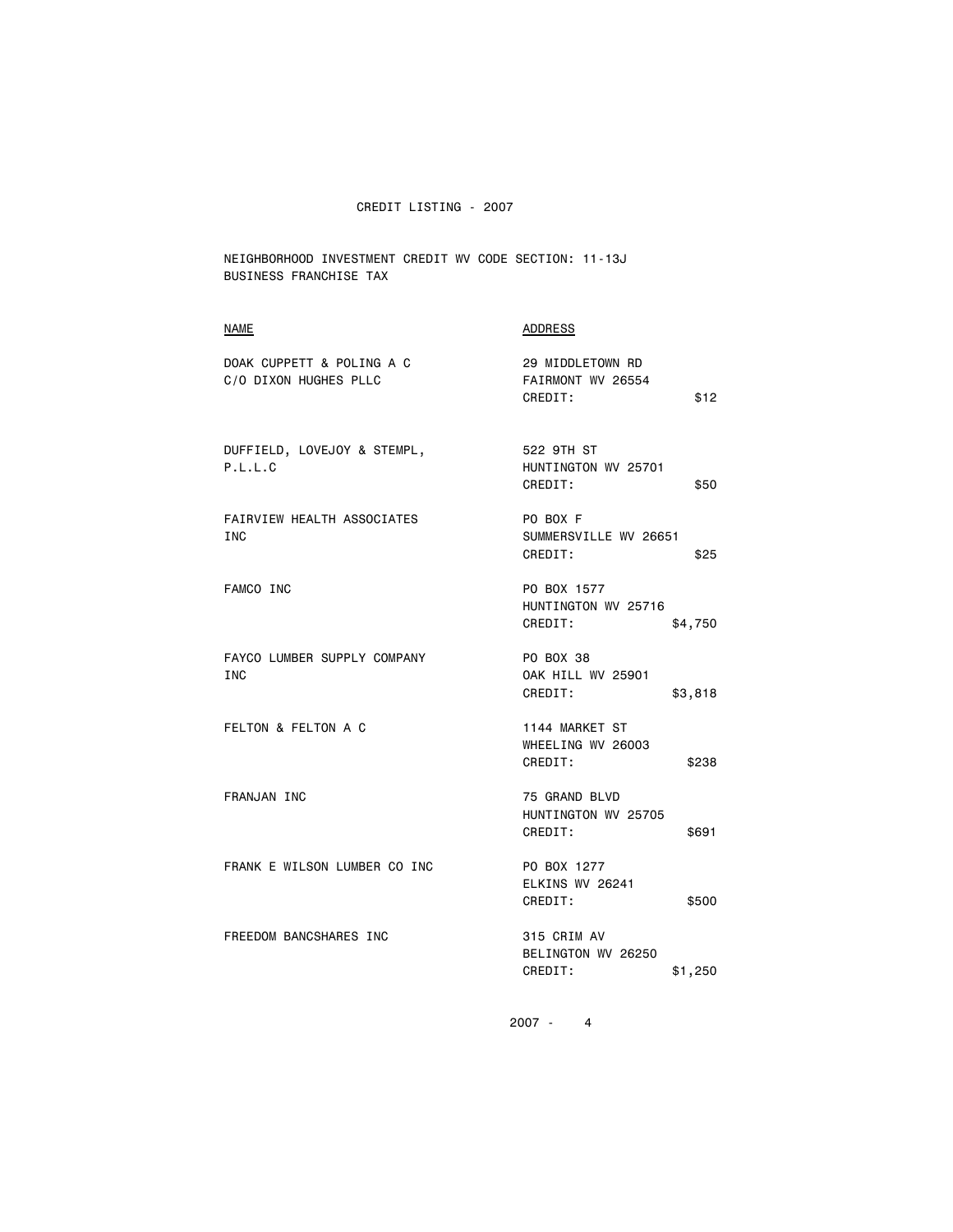CREDIT LISTING - 2007

NEIGHBORHOOD INVESTMENT CREDIT WV CODE SECTION: 11-13J
BUSINESS FRANCHISE TAX

| NAME | ADDRESS | |
|---|---|---|
| DOAK CUPPETT & POLING A C<br>C/O DIXON HUGHES PLLC | 29 MIDDLETOWN RD<br>FAIRMONT WV 26554<br>CREDIT: | $12 |
| DUFFIELD, LOVEJOY & STEMPL,<br>P.L.L.C | 522 9TH ST<br>HUNTINGTON WV 25701<br>CREDIT: | $50 |
| FAIRVIEW HEALTH ASSOCIATES<br>INC | PO BOX F<br>SUMMERSVILLE WV 26651<br>CREDIT: | $25 |
| FAMCO INC | PO BOX 1577<br>HUNTINGTON WV 25716<br>CREDIT: | $4,750 |
| FAYCO LUMBER SUPPLY COMPANY<br>INC | PO BOX 38<br>OAK HILL WV 25901<br>CREDIT: | $3,818 |
| FELTON & FELTON A C | 1144 MARKET ST<br>WHEELING WV 26003<br>CREDIT: | $238 |
| FRANJAN INC | 75 GRAND BLVD<br>HUNTINGTON WV 25705<br>CREDIT: | $691 |
| FRANK E WILSON LUMBER CO INC | PO BOX 1277<br>ELKINS WV 26241<br>CREDIT: | $500 |
| FREEDOM BANCSHARES INC | 315 CRIM AV<br>BELINGTON WV 26250<br>CREDIT: | $1,250 |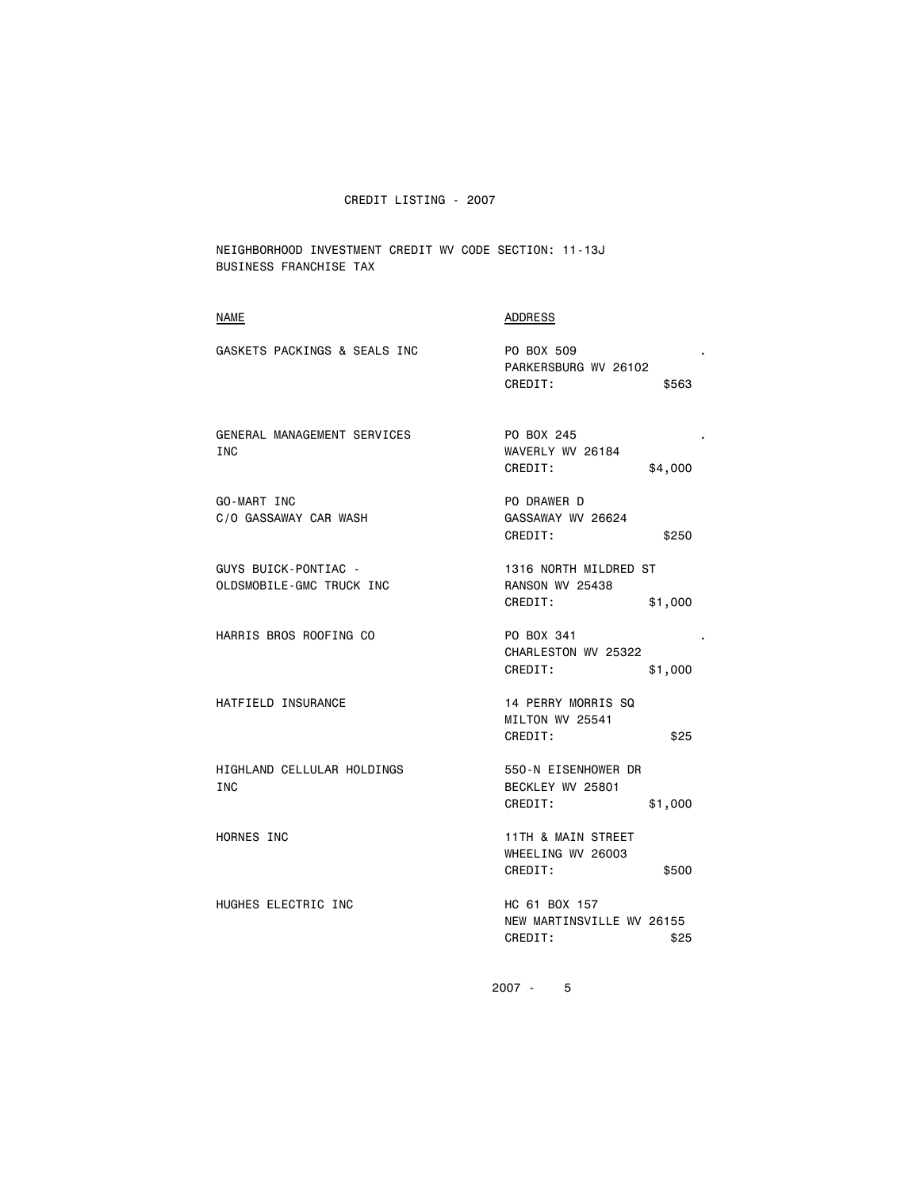CREDIT LISTING - 2007

NEIGHBORHOOD INVESTMENT CREDIT WV CODE SECTION: 11-13J
BUSINESS FRANCHISE TAX

| NAME | ADDRESS |
| --- | --- |
| GASKETS PACKINGS & SEALS INC | PO BOX 509<br>PARKERSBURG WV 26102<br>CREDIT: $563 |
| GENERAL MANAGEMENT SERVICES INC | PO BOX 245<br>WAVERLY WV 26184<br>CREDIT: $4,000 |
| GO-MART INC<br>C/O GASSAWAY CAR WASH | PO DRAWER D<br>GASSAWAY WV 26624<br>CREDIT: $250 |
| GUYS BUICK-PONTIAC - OLDSMOBILE-GMC TRUCK INC | 1316 NORTH MILDRED ST<br>RANSON WV 25438<br>CREDIT: $1,000 |
| HARRIS BROS ROOFING CO | PO BOX 341<br>CHARLESTON WV 25322<br>CREDIT: $1,000 |
| HATFIELD INSURANCE | 14 PERRY MORRIS SQ<br>MILTON WV 25541<br>CREDIT: $25 |
| HIGHLAND CELLULAR HOLDINGS INC | 550-N EISENHOWER DR<br>BECKLEY WV 25801<br>CREDIT: $1,000 |
| HORNES INC | 11TH & MAIN STREET<br>WHEELING WV 26003<br>CREDIT: $500 |
| HUGHES ELECTRIC INC | HC 61 BOX 157<br>NEW MARTINSVILLE WV 26155<br>CREDIT: $25 |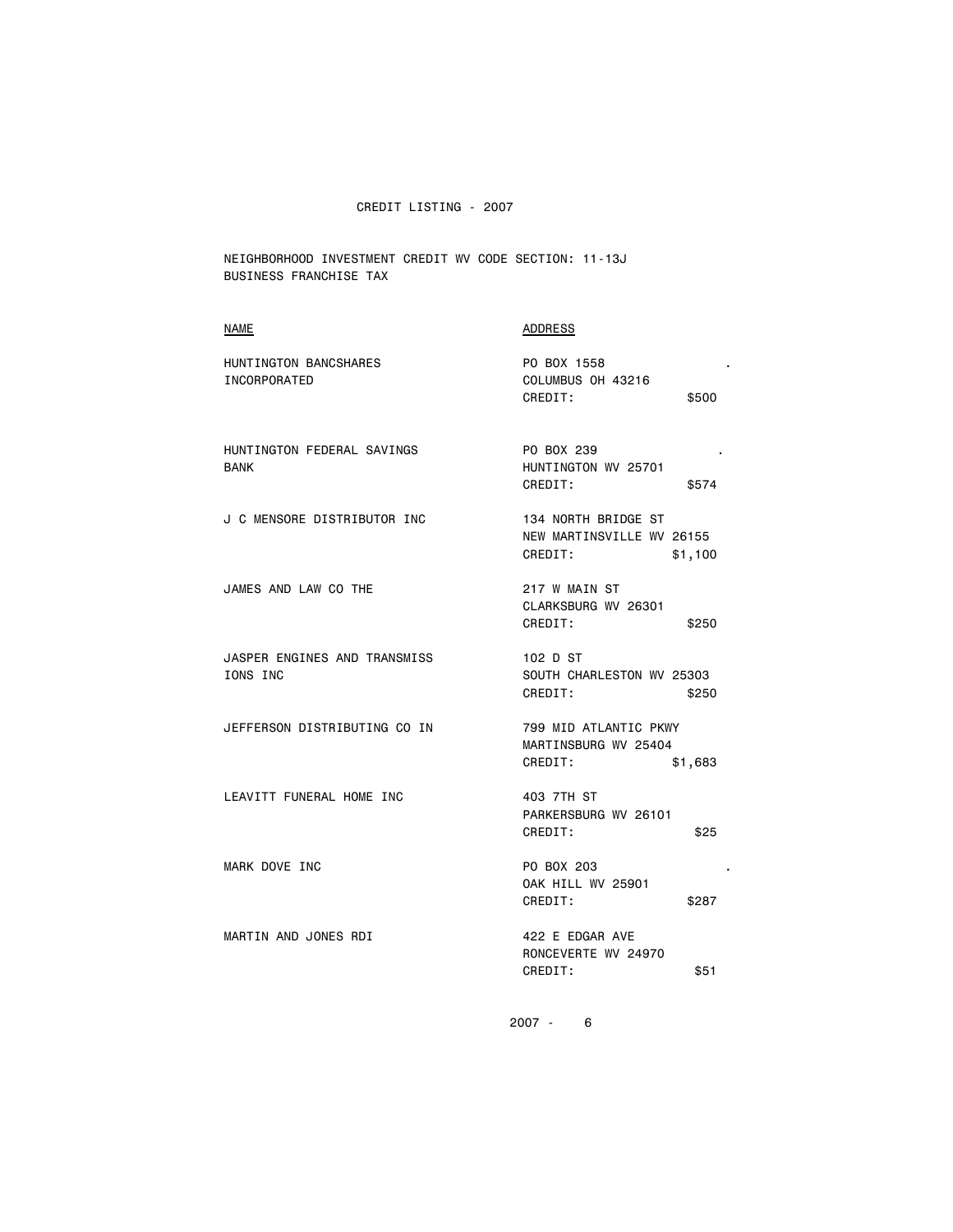# CREDIT LISTING - 2007

NEIGHBORHOOD INVESTMENT CREDIT WV CODE SECTION: 11-13J
BUSINESS FRANCHISE TAX

| NAME | ADDRESS |
|---|---|
| HUNTINGTON BANCSHARES INCORPORATED | PO BOX 1558 . <br> COLUMBUS OH 43216 <br> CREDIT: $500 |
| HUNTINGTON FEDERAL SAVINGS BANK | PO BOX 239 . <br> HUNTINGTON WV 25701 <br> CREDIT: $574 |
| J C MENSORE DISTRIBUTOR INC | 134 NORTH BRIDGE ST <br> NEW MARTINSVILLE WV 26155 <br> CREDIT: $1,100 |
| JAMES AND LAW CO THE | 217 W MAIN ST <br> CLARKSBURG WV 26301 <br> CREDIT: $250 |
| JASPER ENGINES AND TRANSMISS IONS INC | 102 D ST <br> SOUTH CHARLESTON WV 25303 <br> CREDIT: $250 |
| JEFFERSON DISTRIBUTING CO IN | 799 MID ATLANTIC PKWY <br> MARTINSBURG WV 25404 <br> CREDIT: $1,683 |
| LEAVITT FUNERAL HOME INC | 403 7TH ST <br> PARKERSBURG WV 26101 <br> CREDIT: $25 |
| MARK DOVE INC | PO BOX 203 . <br> OAK HILL WV 25901 <br> CREDIT: $287 |
| MARTIN AND JONES RDI | 422 E EDGAR AVE <br> RONCEVERTE WV 24970 <br> CREDIT: $51 |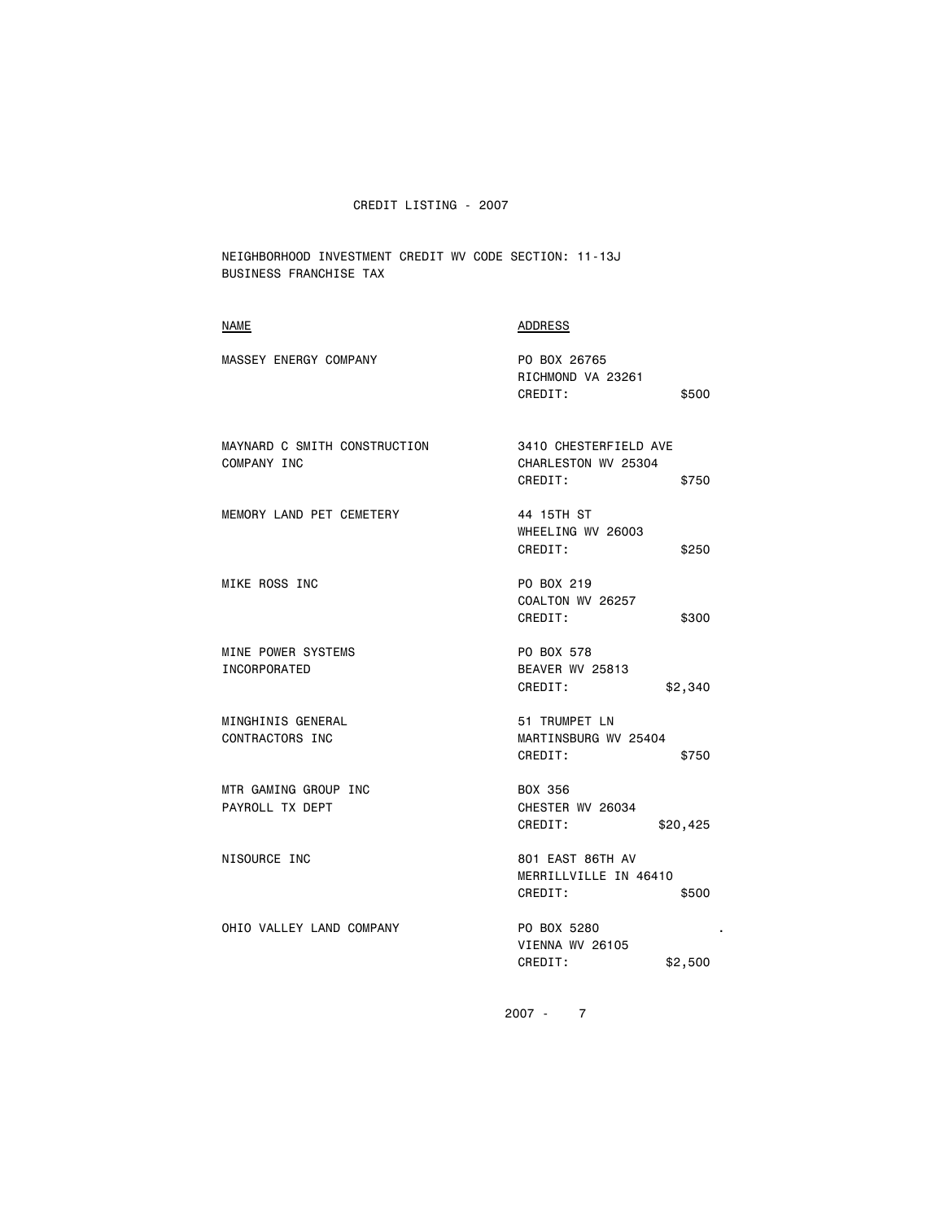# CREDIT LISTING - 2007

NEIGHBORHOOD INVESTMENT CREDIT WV CODE SECTION: 11-13J
BUSINESS FRANCHISE TAX

| NAME | ADDRESS | |
|---|---|---|
| MASSEY ENERGY COMPANY | PO BOX 26765<br>RICHMOND VA 23261<br>CREDIT: | $500 |
| MAYNARD C SMITH CONSTRUCTION COMPANY INC | 3410 CHESTERFIELD AVE<br>CHARLESTON WV 25304<br>CREDIT: | $750 |
| MEMORY LAND PET CEMETERY | 44 15TH ST<br>WHEELING WV 26003<br>CREDIT: | $250 |
| MIKE ROSS INC | PO BOX 219<br>COALTON WV 26257<br>CREDIT: | $300 |
| MINE POWER SYSTEMS INCORPORATED | PO BOX 578<br>BEAVER WV 25813<br>CREDIT: | $2,340 |
| MINGHINIS GENERAL CONTRACTORS INC | 51 TRUMPET LN<br>MARTINSBURG WV 25404<br>CREDIT: | $750 |
| MTR GAMING GROUP INC PAYROLL TX DEPT | BOX 356<br>CHESTER WV 26034<br>CREDIT: | $20,425 |
| NISOURCE INC | 801 EAST 86TH AV<br>MERRILLVILLE IN 46410<br>CREDIT: | $500 |
| OHIO VALLEY LAND COMPANY | PO BOX 5280<br>VIENNA WV 26105<br>CREDIT: | $2,500 |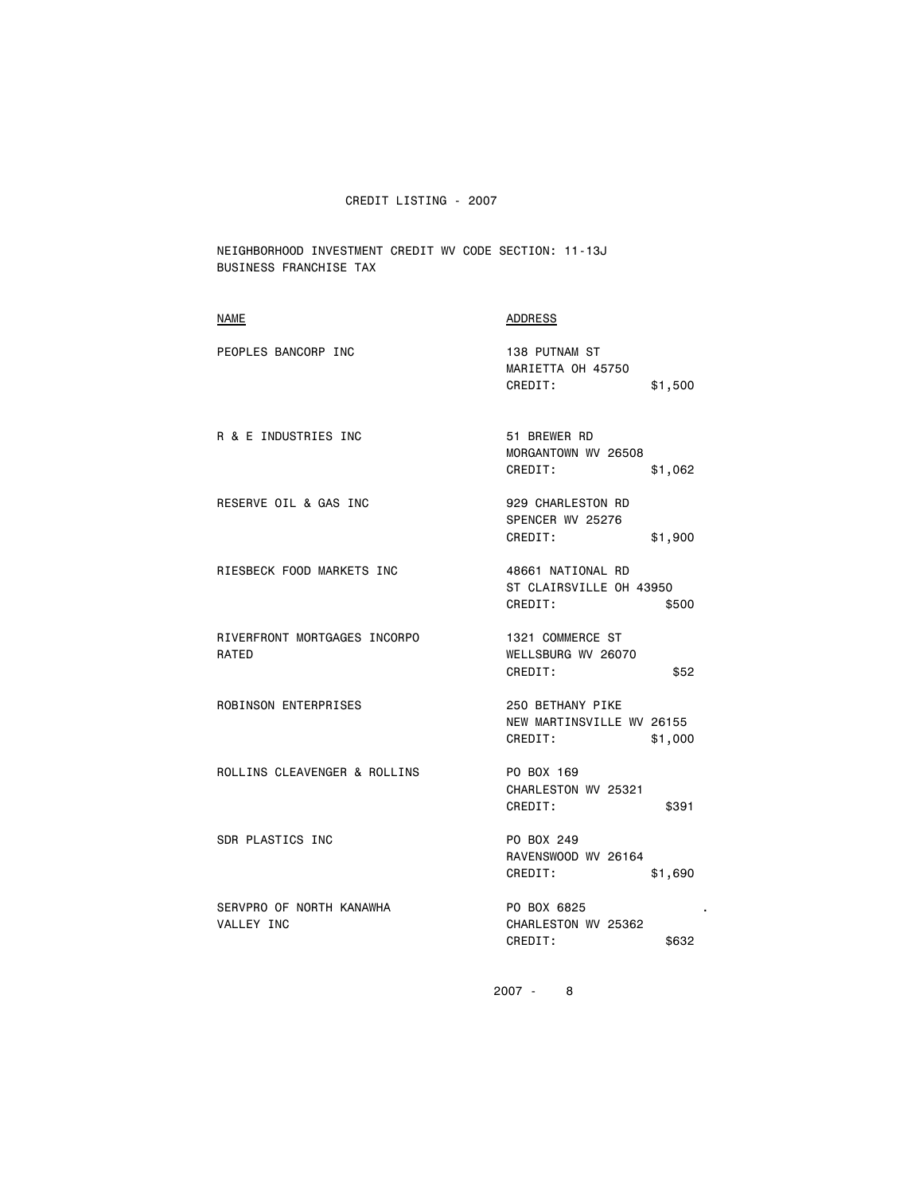# CREDIT LISTING - 2007

NEIGHBORHOOD INVESTMENT CREDIT WV CODE SECTION: 11-13J
BUSINESS FRANCHISE TAX

| NAME | ADDRESS |
|---|---|
| PEOPLES BANCORP INC | 138 PUTNAM ST<br>MARIETTA OH 45750<br>CREDIT: $1,500 |
| R & E INDUSTRIES INC | 51 BREWER RD<br>MORGANTOWN WV 26508<br>CREDIT: $1,062 |
| RESERVE OIL & GAS INC | 929 CHARLESTON RD<br>SPENCER WV 25276<br>CREDIT: $1,900 |
| RIESBECK FOOD MARKETS INC | 48661 NATIONAL RD<br>ST CLAIRSVILLE OH 43950<br>CREDIT: $500 |
| RIVERFRONT MORTGAGES INCORPO RATED | 1321 COMMERCE ST<br>WELLSBURG WV 26070<br>CREDIT: $52 |
| ROBINSON ENTERPRISES | 250 BETHANY PIKE<br>NEW MARTINSVILLE WV 26155<br>CREDIT: $1,000 |
| ROLLINS CLEAVENGER & ROLLINS | PO BOX 169<br>CHARLESTON WV 25321<br>CREDIT: $391 |
| SDR PLASTICS INC | PO BOX 249<br>RAVENSWOOD WV 26164<br>CREDIT: $1,690 |
| SERVPRO OF NORTH KANAWHA VALLEY INC | PO BOX 6825<br>CHARLESTON WV 25362<br>CREDIT: $632 |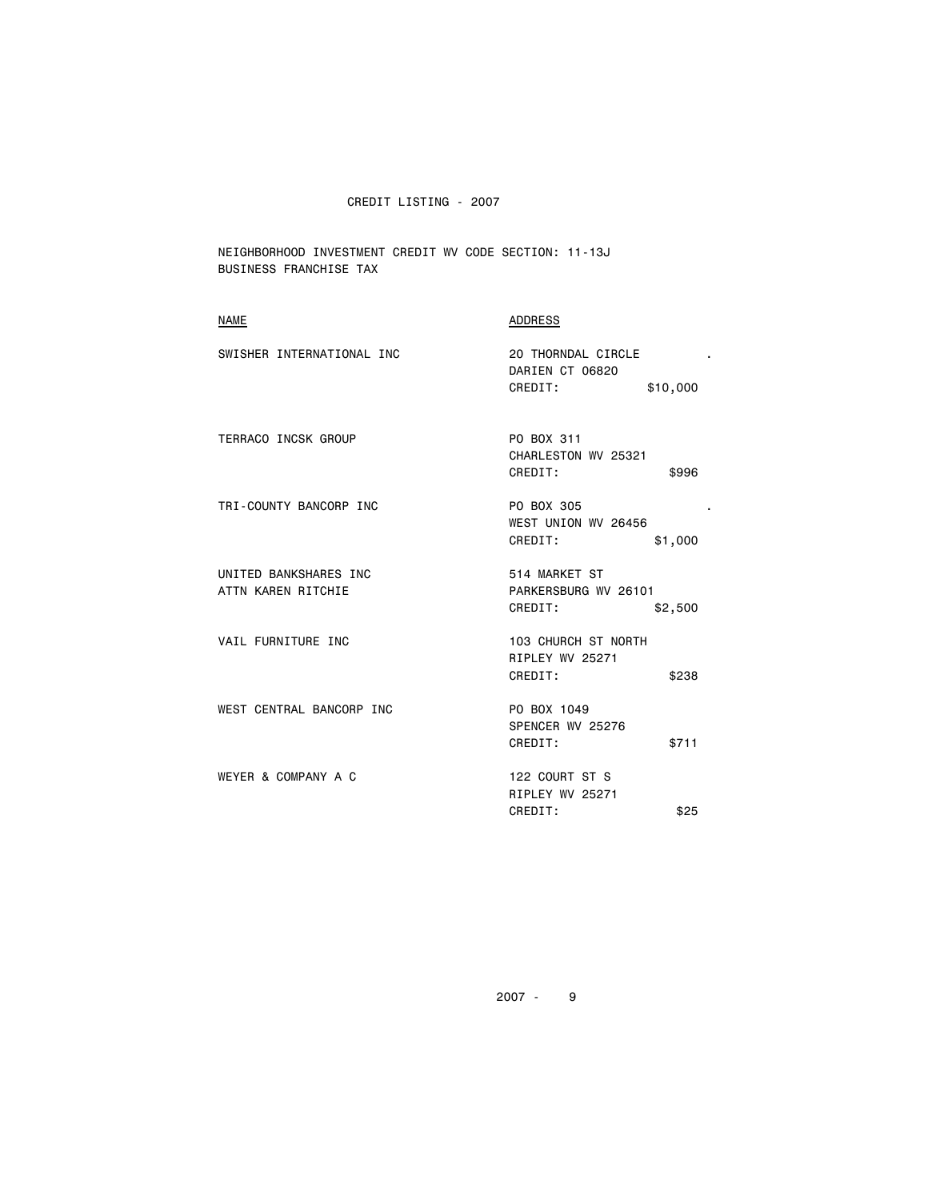CREDIT LISTING - 2007

NEIGHBORHOOD INVESTMENT CREDIT WV CODE SECTION: 11-13J
BUSINESS FRANCHISE TAX

| NAME | ADDRESS |
|---|---|
| SWISHER INTERNATIONAL INC | 20 THORNDAL CIRCLE<br>DARIEN CT 06820<br>CREDIT: $10,000 |
| TERRACO INCSK GROUP | PO BOX 311<br>CHARLESTON WV 25321<br>CREDIT: $996 |
| TRI-COUNTY BANCORP INC | PO BOX 305<br>WEST UNION WV 26456<br>CREDIT: $1,000 |
| UNITED BANKSHARES INC<br>ATTN KAREN RITCHIE | 514 MARKET ST<br>PARKERSBURG WV 26101<br>CREDIT: $2,500 |
| VAIL FURNITURE INC | 103 CHURCH ST NORTH<br>RIPLEY WV 25271<br>CREDIT: $238 |
| WEST CENTRAL BANCORP INC | PO BOX 1049<br>SPENCER WV 25276<br>CREDIT: $711 |
| WEYER & COMPANY A C | 122 COURT ST S<br>RIPLEY WV 25271<br>CREDIT: $25 |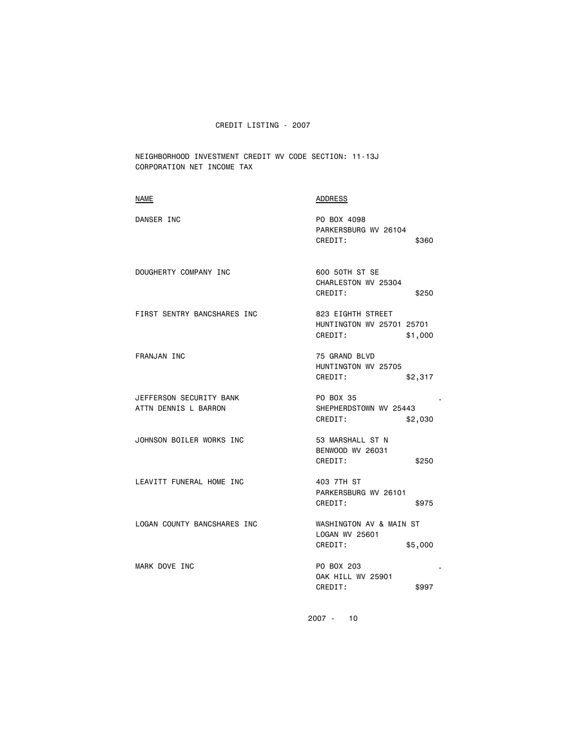# CREDIT LISTING - 2007

NEIGHBORHOOD INVESTMENT CREDIT WV CODE SECTION: 11-13J
CORPORATION NET INCOME TAX

| NAME | ADDRESS |
|---|---|
| DANSER INC | PO BOX 4098<br>PARKERSBURG WV 26104<br>CREDIT: $360 |
| DOUGHERTY COMPANY INC | 600 50TH ST SE<br>CHARLESTON WV 25304<br>CREDIT: $250 |
| FIRST SENTRY BANCSHARES INC | 823 EIGHTH STREET<br>HUNTINGTON WV 25701 25701<br>CREDIT: $1,000 |
| FRANJAN INC | 75 GRAND BLVD<br>HUNTINGTON WV 25705<br>CREDIT: $2,317 |
| JEFFERSON SECURITY BANK<br>ATTN DENNIS L BARRON | PO BOX 35 .<br>SHEPHERDSTOWN WV 25443<br>CREDIT: $2,030 |
| JOHNSON BOILER WORKS INC | 53 MARSHALL ST N<br>BENWOOD WV 26031<br>CREDIT: $250 |
| LEAVITT FUNERAL HOME INC | 403 7TH ST<br>PARKERSBURG WV 26101<br>CREDIT: $975 |
| LOGAN COUNTY BANCSHARES INC | WASHINGTON AV & MAIN ST<br>LOGAN WV 25601<br>CREDIT: $5,000 |
| MARK DOVE INC | PO BOX 203 .<br>OAK HILL WV 25901<br>CREDIT: $997 |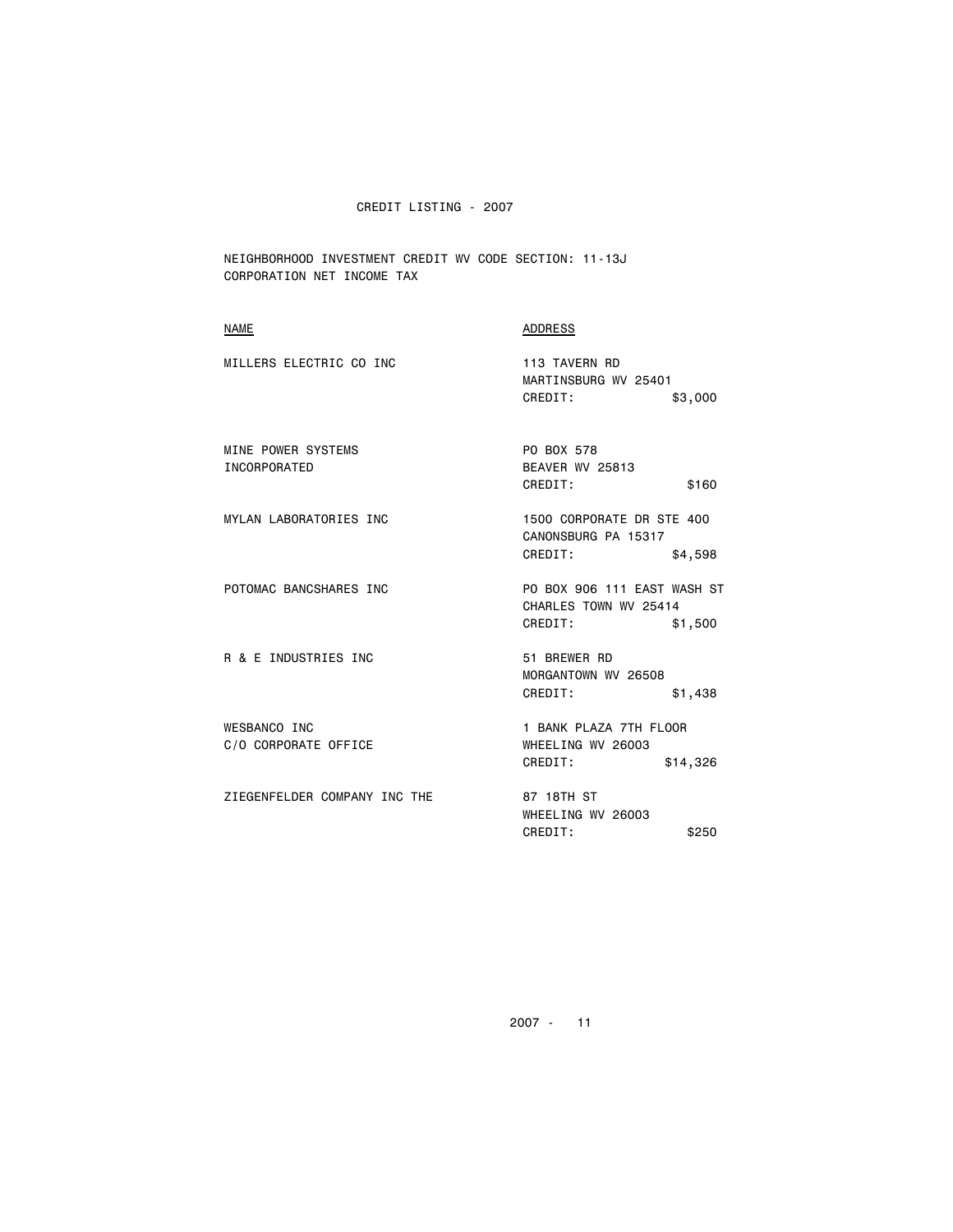# CREDIT LISTING - 2007

NEIGHBORHOOD INVESTMENT CREDIT WV CODE SECTION: 11-13J
CORPORATION NET INCOME TAX

| NAME | ADDRESS |
|---|---|
| MILLERS ELECTRIC CO INC | 113 TAVERN RD<br>MARTINSBURG WV 25401<br>CREDIT: $3,000 |
| MINE POWER SYSTEMS INCORPORATED | PO BOX 578<br>BEAVER WV 25813<br>CREDIT: $160 |
| MYLAN LABORATORIES INC | 1500 CORPORATE DR STE 400<br>CANONSBURG PA 15317<br>CREDIT: $4,598 |
| POTOMAC BANCSHARES INC | PO BOX 906 111 EAST WASH ST<br>CHARLES TOWN WV 25414<br>CREDIT: $1,500 |
| R & E INDUSTRIES INC | 51 BREWER RD<br>MORGANTOWN WV 26508<br>CREDIT: $1,438 |
| WESBANCO INC<br>C/O CORPORATE OFFICE | 1 BANK PLAZA 7TH FLOOR<br>WHEELING WV 26003<br>CREDIT: $14,326 |
| ZIEGENFELDER COMPANY INC THE | 87 18TH ST<br>WHEELING WV 26003<br>CREDIT: $250 |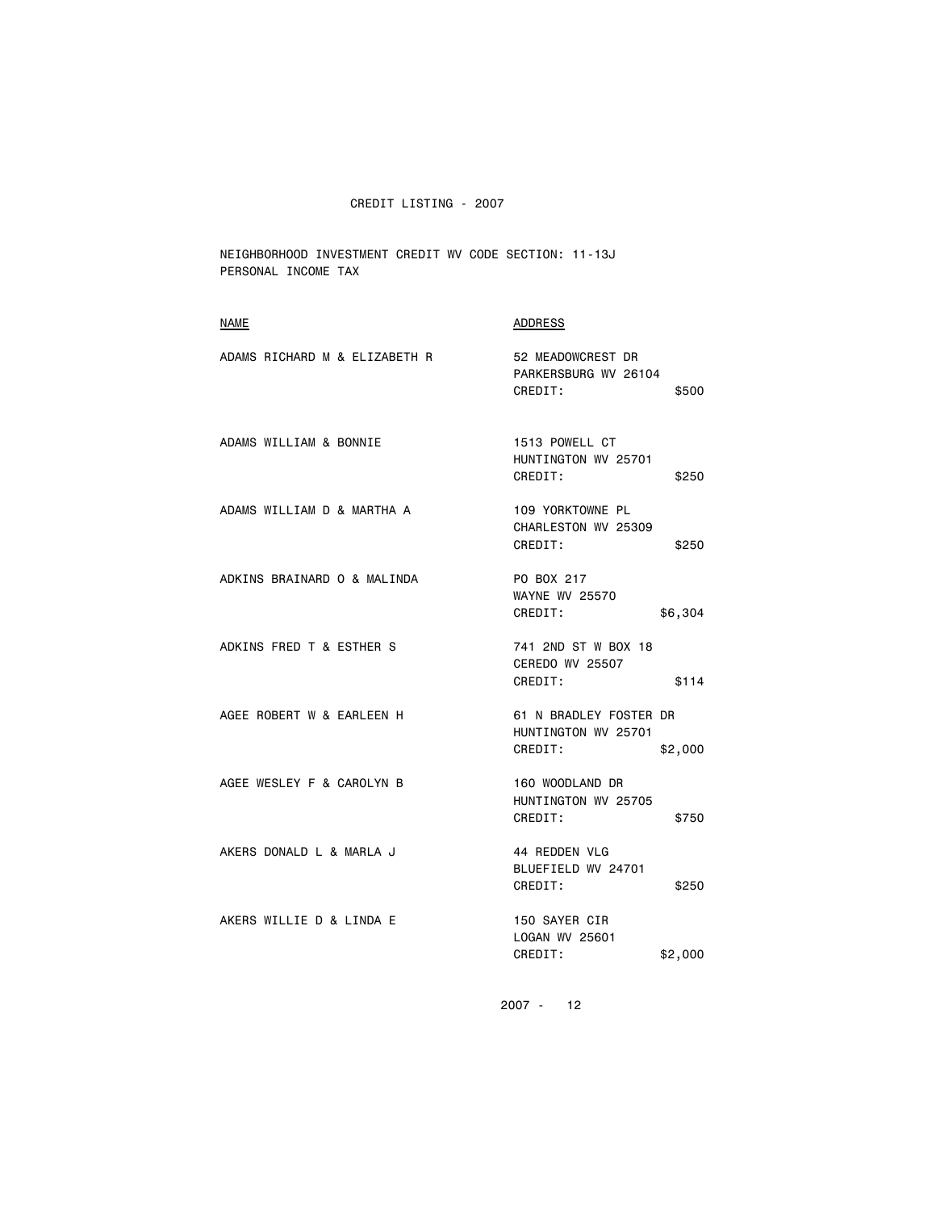CREDIT LISTING - 2007

NEIGHBORHOOD INVESTMENT CREDIT WV CODE SECTION: 11-13J
PERSONAL INCOME TAX

| NAME | ADDRESS | CREDIT |
|---|---|---|
| ADAMS RICHARD M & ELIZABETH R | 52 MEADOWCREST DR<br>PARKERSBURG WV 26104 | $500 |
| ADAMS WILLIAM & BONNIE | 1513 POWELL CT<br>HUNTINGTON WV 25701 | $250 |
| ADAMS WILLIAM D & MARTHA A | 109 YORKTOWNE PL<br>CHARLESTON WV 25309 | $250 |
| ADKINS BRAINARD O & MALINDA | PO BOX 217<br>WAYNE WV 25570 | $6,304 |
| ADKINS FRED T & ESTHER S | 741 2ND ST W BOX 18<br>CEREDO WV 25507 | $114 |
| AGEE ROBERT W & EARLEEN H | 61 N BRADLEY FOSTER DR<br>HUNTINGTON WV 25701 | $2,000 |
| AGEE WESLEY F & CAROLYN B | 160 WOODLAND DR<br>HUNTINGTON WV 25705 | $750 |
| AKERS DONALD L & MARLA J | 44 REDDEN VLG<br>BLUEFIELD WV 24701 | $250 |
| AKERS WILLIE D & LINDA E | 150 SAYER CIR<br>LOGAN WV 25601 | $2,000 |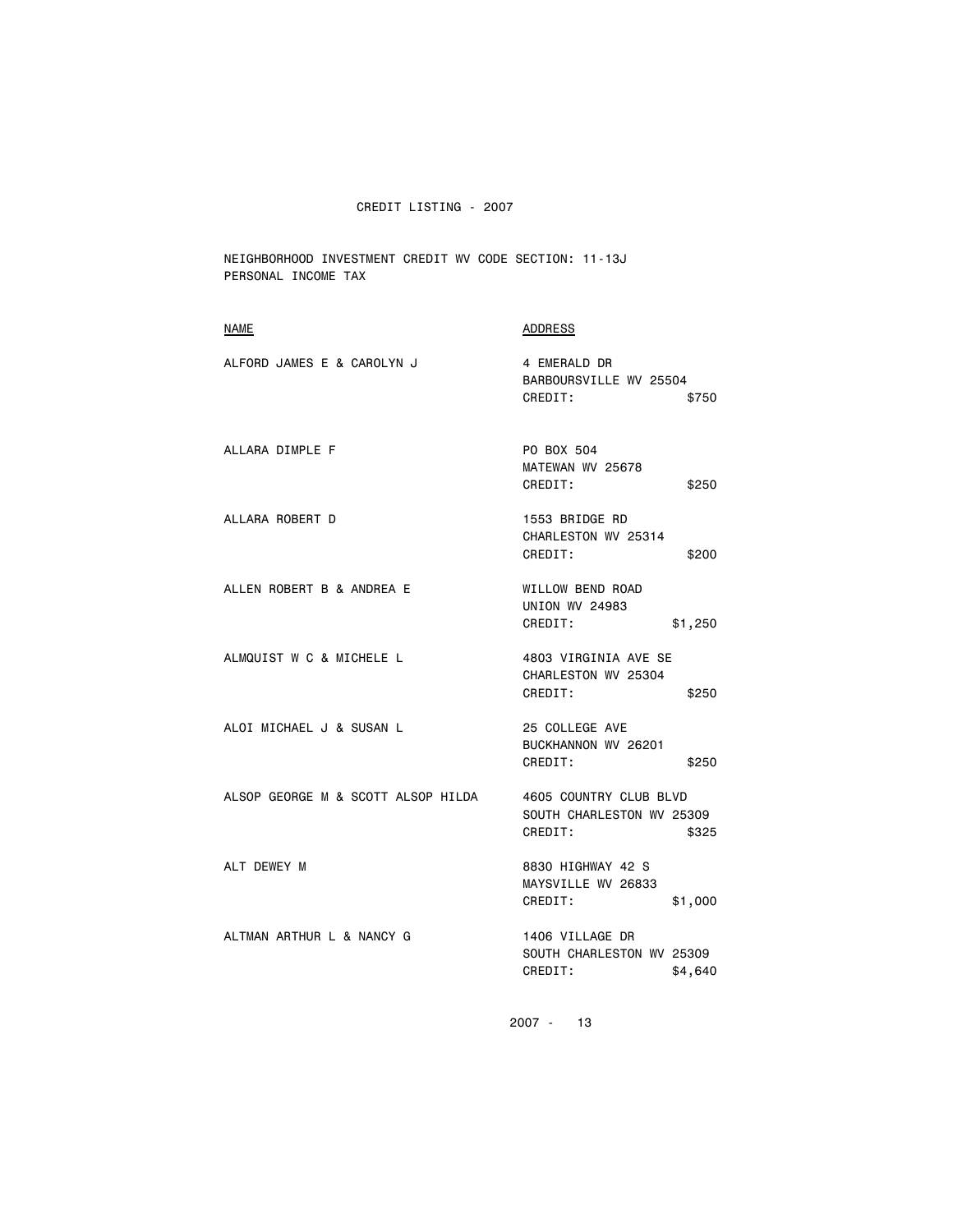CREDIT LISTING - 2007

NEIGHBORHOOD INVESTMENT CREDIT WV CODE SECTION: 11-13J
PERSONAL INCOME TAX

| NAME | ADDRESS |
|---|---|
| ALFORD JAMES E & CAROLYN J | 4 EMERALD DR<br>BARBOURSVILLE WV 25504<br>CREDIT: $750 |
| ALLARA DIMPLE F | PO BOX 504<br>MATEWAN WV 25678<br>CREDIT: $250 |
| ALLARA ROBERT D | 1553 BRIDGE RD<br>CHARLESTON WV 25314<br>CREDIT: $200 |
| ALLEN ROBERT B & ANDREA E | WILLOW BEND ROAD<br>UNION WV 24983<br>CREDIT: $1,250 |
| ALMQUIST W C & MICHELE L | 4803 VIRGINIA AVE SE<br>CHARLESTON WV 25304<br>CREDIT: $250 |
| ALOI MICHAEL J & SUSAN L | 25 COLLEGE AVE<br>BUCKHANNON WV 26201<br>CREDIT: $250 |
| ALSOP GEORGE M & SCOTT ALSOP HILDA | 4605 COUNTRY CLUB BLVD<br>SOUTH CHARLESTON WV 25309<br>CREDIT: $325 |
| ALT DEWEY M | 8830 HIGHWAY 42 S<br>MAYSVILLE WV 26833<br>CREDIT: $1,000 |
| ALTMAN ARTHUR L & NANCY G | 1406 VILLAGE DR<br>SOUTH CHARLESTON WV 25309<br>CREDIT: $4,640 |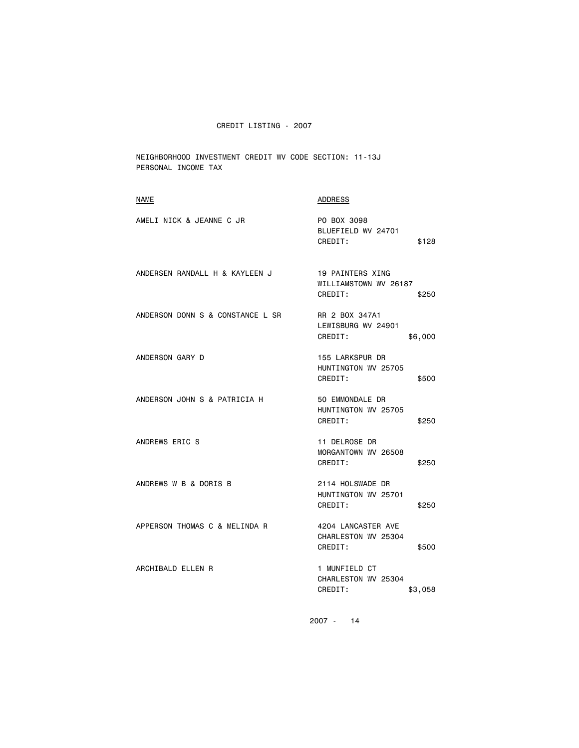# CREDIT LISTING - 2007

NEIGHBORHOOD INVESTMENT CREDIT WV CODE SECTION: 11-13J
PERSONAL INCOME TAX

| NAME | ADDRESS | CREDIT |
|---|---|---|
| AMELI NICK & JEANNE C JR | PO BOX 3098<br>BLUEFIELD WV 24701 | $128 |
| ANDERSEN RANDALL H & KAYLEEN J | 19 PAINTERS XING<br>WILLIAMSTOWN WV 26187 | $250 |
| ANDERSON DONN S & CONSTANCE L SR | RR 2 BOX 347A1<br>LEWISBURG WV 24901 | $6,000 |
| ANDERSON GARY D | 155 LARKSPUR DR<br>HUNTINGTON WV 25705 | $500 |
| ANDERSON JOHN S & PATRICIA H | 50 EMMONDALE DR<br>HUNTINGTON WV 25705 | $250 |
| ANDREWS ERIC S | 11 DELROSE DR<br>MORGANTOWN WV 26508 | $250 |
| ANDREWS W B & DORIS B | 2114 HOLSWADE DR<br>HUNTINGTON WV 25701 | $250 |
| APPERSON THOMAS C & MELINDA R | 4204 LANCASTER AVE<br>CHARLESTON WV 25304 | $500 |
| ARCHIBALD ELLEN R | 1 MUNFIELD CT<br>CHARLESTON WV 25304 | $3,058 |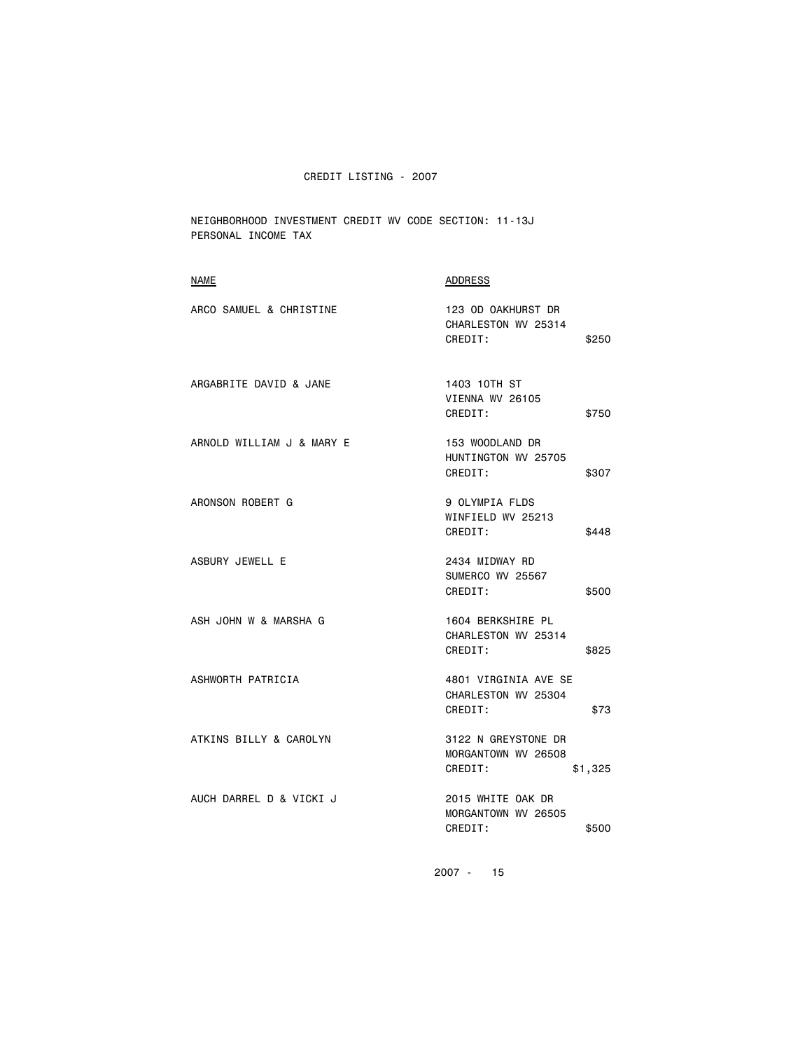CREDIT LISTING - 2007

NEIGHBORHOOD INVESTMENT CREDIT WV CODE SECTION: 11-13J
PERSONAL INCOME TAX

| NAME | ADDRESS | |
|---|---|---|
| ARCO SAMUEL & CHRISTINE | 123 OD OAKHURST DR<br>CHARLESTON WV 25314<br>CREDIT: | $250 |
| ARGABRITE DAVID & JANE | 1403 10TH ST<br>VIENNA WV 26105<br>CREDIT: | $750 |
| ARNOLD WILLIAM J & MARY E | 153 WOODLAND DR<br>HUNTINGTON WV 25705<br>CREDIT: | $307 |
| ARONSON ROBERT G | 9 OLYMPIA FLDS<br>WINFIELD WV 25213<br>CREDIT: | $448 |
| ASBURY JEWELL E | 2434 MIDWAY RD<br>SUMERCO WV 25567<br>CREDIT: | $500 |
| ASH JOHN W & MARSHA G | 1604 BERKSHIRE PL<br>CHARLESTON WV 25314<br>CREDIT: | $825 |
| ASHWORTH PATRICIA | 4801 VIRGINIA AVE SE<br>CHARLESTON WV 25304<br>CREDIT: | $73 |
| ATKINS BILLY & CAROLYN | 3122 N GREYSTONE DR<br>MORGANTOWN WV 26508<br>CREDIT: | $1,325 |
| AUCH DARREL D & VICKI J | 2015 WHITE OAK DR<br>MORGANTOWN WV 26505<br>CREDIT: | $500 |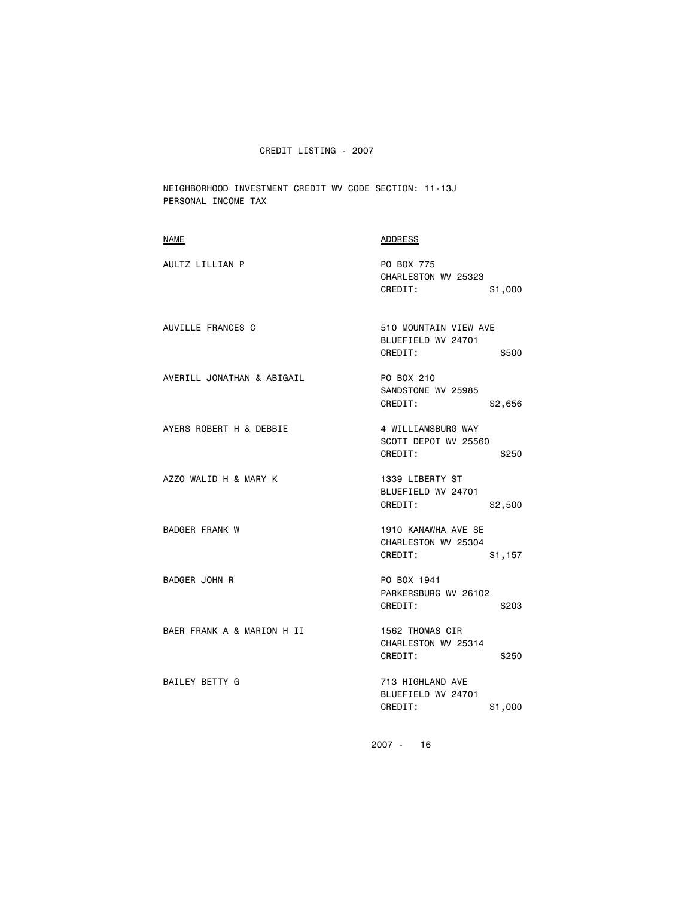CREDIT LISTING - 2007

NEIGHBORHOOD INVESTMENT CREDIT WV CODE SECTION: 11-13J
PERSONAL INCOME TAX

| NAME | ADDRESS |
|---|---|
| AULTZ LILLIAN P | PO BOX 775<br>CHARLESTON WV 25323<br>CREDIT: $1,000 |
| AUVILLE FRANCES C | 510 MOUNTAIN VIEW AVE<br>BLUEFIELD WV 24701<br>CREDIT: $500 |
| AVERILL JONATHAN & ABIGAIL | PO BOX 210<br>SANDSTONE WV 25985<br>CREDIT: $2,656 |
| AYERS ROBERT H & DEBBIE | 4 WILLIAMSBURG WAY<br>SCOTT DEPOT WV 25560<br>CREDIT: $250 |
| AZZO WALID H & MARY K | 1339 LIBERTY ST<br>BLUEFIELD WV 24701<br>CREDIT: $2,500 |
| BADGER FRANK W | 1910 KANAWHA AVE SE<br>CHARLESTON WV 25304<br>CREDIT: $1,157 |
| BADGER JOHN R | PO BOX 1941<br>PARKERSBURG WV 26102<br>CREDIT: $203 |
| BAER FRANK A & MARION H II | 1562 THOMAS CIR<br>CHARLESTON WV 25314<br>CREDIT: $250 |
| BAILEY BETTY G | 713 HIGHLAND AVE<br>BLUEFIELD WV 24701<br>CREDIT: $1,000 |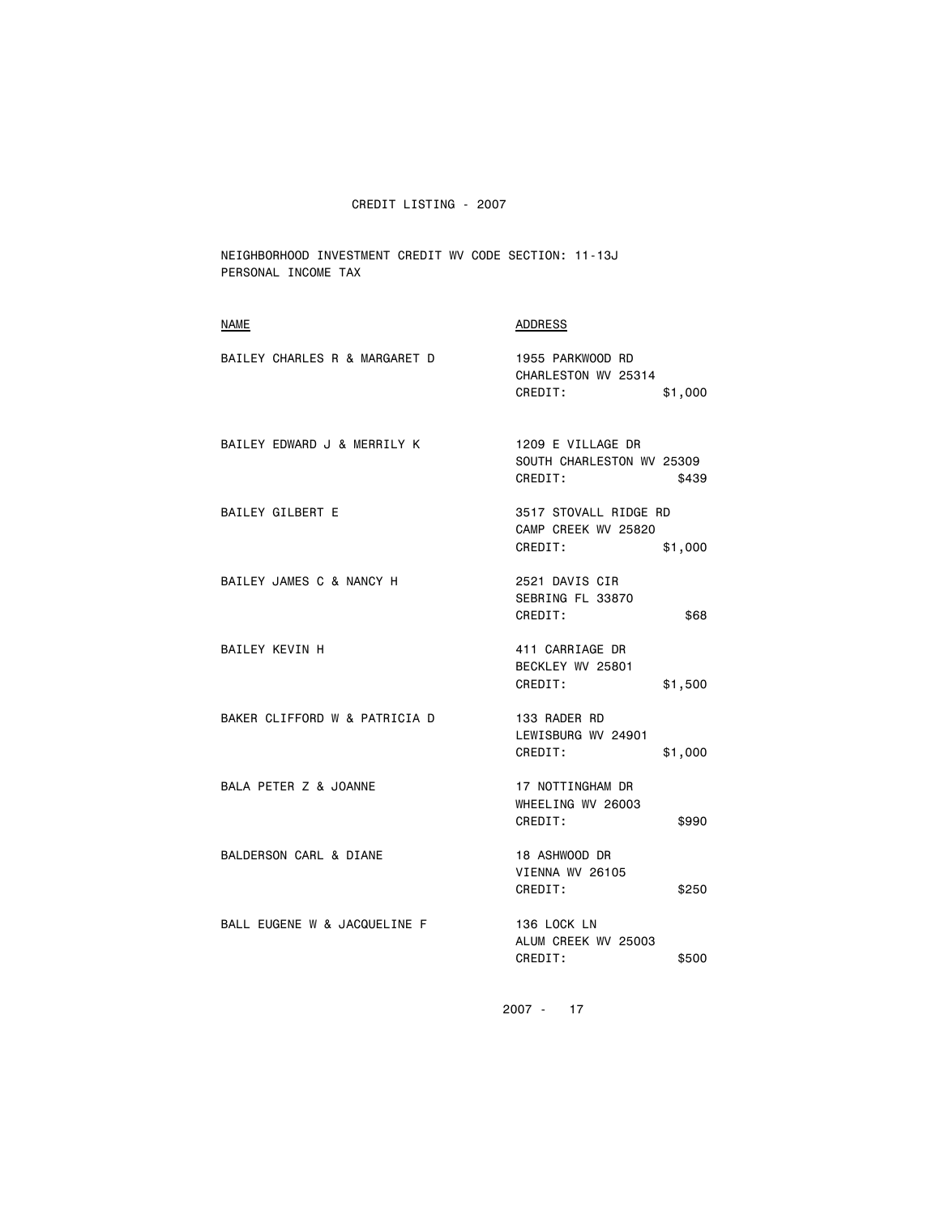CREDIT LISTING - 2007

NEIGHBORHOOD INVESTMENT CREDIT WV CODE SECTION: 11-13J
PERSONAL INCOME TAX

| NAME | ADDRESS |
|---|---|
| BAILEY CHARLES R & MARGARET D | 1955 PARKWOOD RD<br>CHARLESTON WV 25314<br>CREDIT: $1,000 |
| BAILEY EDWARD J & MERRILY K | 1209 E VILLAGE DR<br>SOUTH CHARLESTON WV 25309<br>CREDIT: $439 |
| BAILEY GILBERT E | 3517 STOVALL RIDGE RD<br>CAMP CREEK WV 25820<br>CREDIT: $1,000 |
| BAILEY JAMES C & NANCY H | 2521 DAVIS CIR<br>SEBRING FL 33870<br>CREDIT: $68 |
| BAILEY KEVIN H | 411 CARRIAGE DR<br>BECKLEY WV 25801<br>CREDIT: $1,500 |
| BAKER CLIFFORD W & PATRICIA D | 133 RADER RD<br>LEWISBURG WV 24901<br>CREDIT: $1,000 |
| BALA PETER Z & JOANNE | 17 NOTTINGHAM DR<br>WHEELING WV 26003<br>CREDIT: $990 |
| BALDERSON CARL & DIANE | 18 ASHWOOD DR<br>VIENNA WV 26105<br>CREDIT: $250 |
| BALL EUGENE W & JACQUELINE F | 136 LOCK LN<br>ALUM CREEK WV 25003<br>CREDIT: $500 |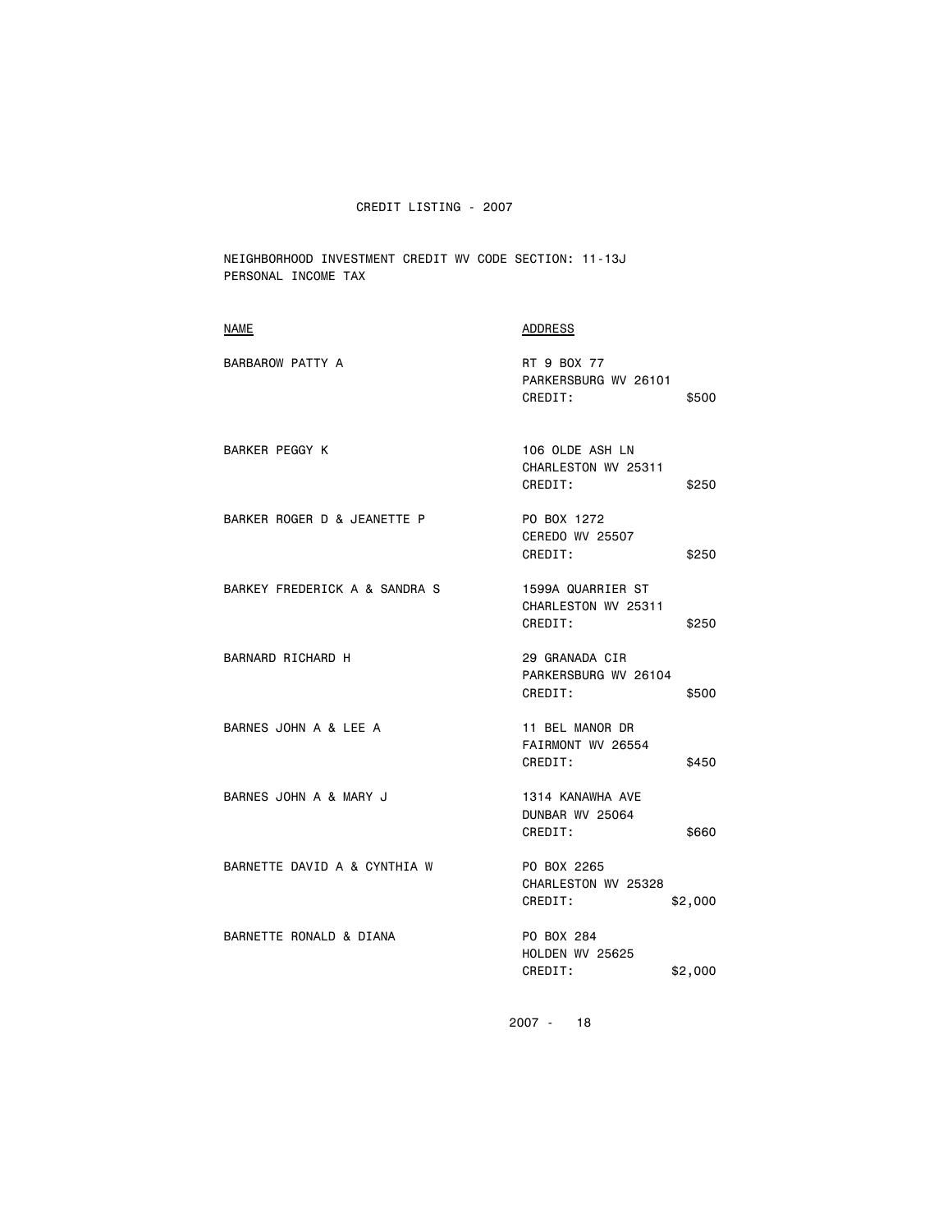CREDIT LISTING - 2007

NEIGHBORHOOD INVESTMENT CREDIT WV CODE SECTION: 11-13J
PERSONAL INCOME TAX

| NAME | ADDRESS | |
|---|---|---|
| BARBAROW PATTY A | RT 9 BOX 77<br>PARKERSBURG WV 26101<br>CREDIT: | $500 |
| BARKER PEGGY K | 106 OLDE ASH LN<br>CHARLESTON WV 25311<br>CREDIT: | $250 |
| BARKER ROGER D & JEANETTE P | PO BOX 1272<br>CEREDO WV 25507<br>CREDIT: | $250 |
| BARKEY FREDERICK A & SANDRA S | 1599A QUARRIER ST<br>CHARLESTON WV 25311<br>CREDIT: | $250 |
| BARNARD RICHARD H | 29 GRANADA CIR<br>PARKERSBURG WV 26104<br>CREDIT: | $500 |
| BARNES JOHN A & LEE A | 11 BEL MANOR DR<br>FAIRMONT WV 26554<br>CREDIT: | $450 |
| BARNES JOHN A & MARY J | 1314 KANAWHA AVE<br>DUNBAR WV 25064<br>CREDIT: | $660 |
| BARNETTE DAVID A & CYNTHIA W | PO BOX 2265<br>CHARLESTON WV 25328<br>CREDIT: | $2,000 |
| BARNETTE RONALD & DIANA | PO BOX 284<br>HOLDEN WV 25625<br>CREDIT: | $2,000 |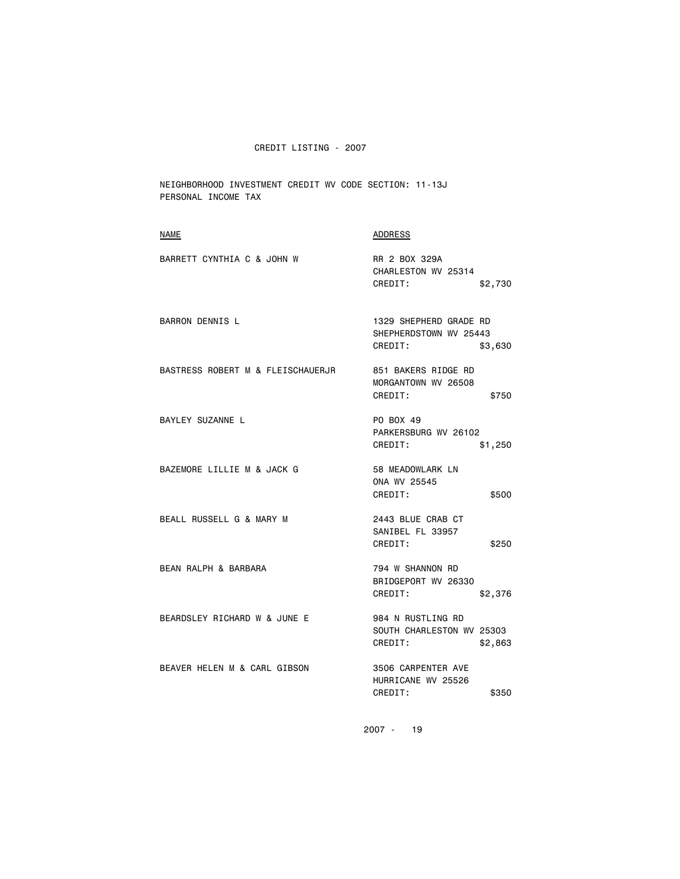# CREDIT LISTING - 2007

NEIGHBORHOOD INVESTMENT CREDIT WV CODE SECTION: 11-13J
PERSONAL INCOME TAX

| NAME | ADDRESS | |
|---|---|---|
| BARRETT CYNTHIA C & JOHN W | RR 2 BOX 329A<br>CHARLESTON WV 25314<br>CREDIT: | $2,730 |
| BARRON DENNIS L | 1329 SHEPHERD GRADE RD<br>SHEPHERDSTOWN WV 25443<br>CREDIT: | $3,630 |
| BASTRESS ROBERT M & FLEISCHAUERJR | 851 BAKERS RIDGE RD<br>MORGANTOWN WV 26508<br>CREDIT: | $750 |
| BAYLEY SUZANNE L | PO BOX 49<br>PARKERSBURG WV 26102<br>CREDIT: | $1,250 |
| BAZEMORE LILLIE M & JACK G | 58 MEADOWLARK LN<br>ONA WV 25545<br>CREDIT: | $500 |
| BEALL RUSSELL G & MARY M | 2443 BLUE CRAB CT<br>SANIBEL FL 33957<br>CREDIT: | $250 |
| BEAN RALPH & BARBARA | 794 W SHANNON RD<br>BRIDGEPORT WV 26330<br>CREDIT: | $2,376 |
| BEARDSLEY RICHARD W & JUNE E | 984 N RUSTLING RD<br>SOUTH CHARLESTON WV 25303<br>CREDIT: | $2,863 |
| BEAVER HELEN M & CARL GIBSON | 3506 CARPENTER AVE<br>HURRICANE WV 25526<br>CREDIT: | $350 |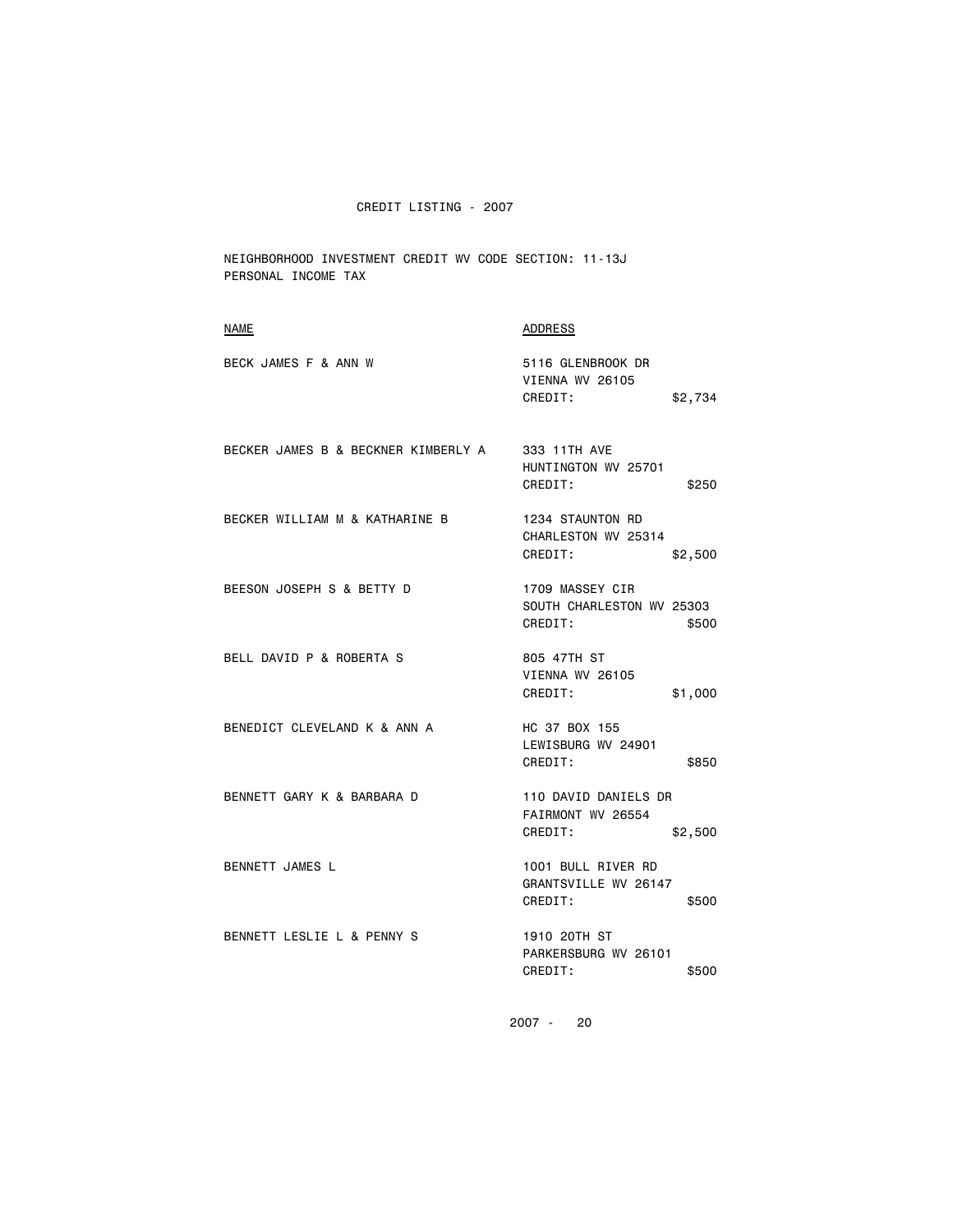CREDIT LISTING - 2007

NEIGHBORHOOD INVESTMENT CREDIT WV CODE SECTION: 11-13J
PERSONAL INCOME TAX

| NAME | ADDRESS |
| --- | --- |
| BECK JAMES F & ANN W | 5116 GLENBROOK DR<br>VIENNA WV 26105<br>CREDIT: $2,734 |
| BECKER JAMES B & BECKNER KIMBERLY A | 333 11TH AVE<br>HUNTINGTON WV 25701<br>CREDIT: $250 |
| BECKER WILLIAM M & KATHARINE B | 1234 STAUNTON RD<br>CHARLESTON WV 25314<br>CREDIT: $2,500 |
| BEESON JOSEPH S & BETTY D | 1709 MASSEY CIR<br>SOUTH CHARLESTON WV 25303<br>CREDIT: $500 |
| BELL DAVID P & ROBERTA S | 805 47TH ST<br>VIENNA WV 26105<br>CREDIT: $1,000 |
| BENEDICT CLEVELAND K & ANN A | HC 37 BOX 155<br>LEWISBURG WV 24901<br>CREDIT: $850 |
| BENNETT GARY K & BARBARA D | 110 DAVID DANIELS DR<br>FAIRMONT WV 26554<br>CREDIT: $2,500 |
| BENNETT JAMES L | 1001 BULL RIVER RD<br>GRANTSVILLE WV 26147<br>CREDIT: $500 |
| BENNETT LESLIE L & PENNY S | 1910 20TH ST<br>PARKERSBURG WV 26101<br>CREDIT: $500 |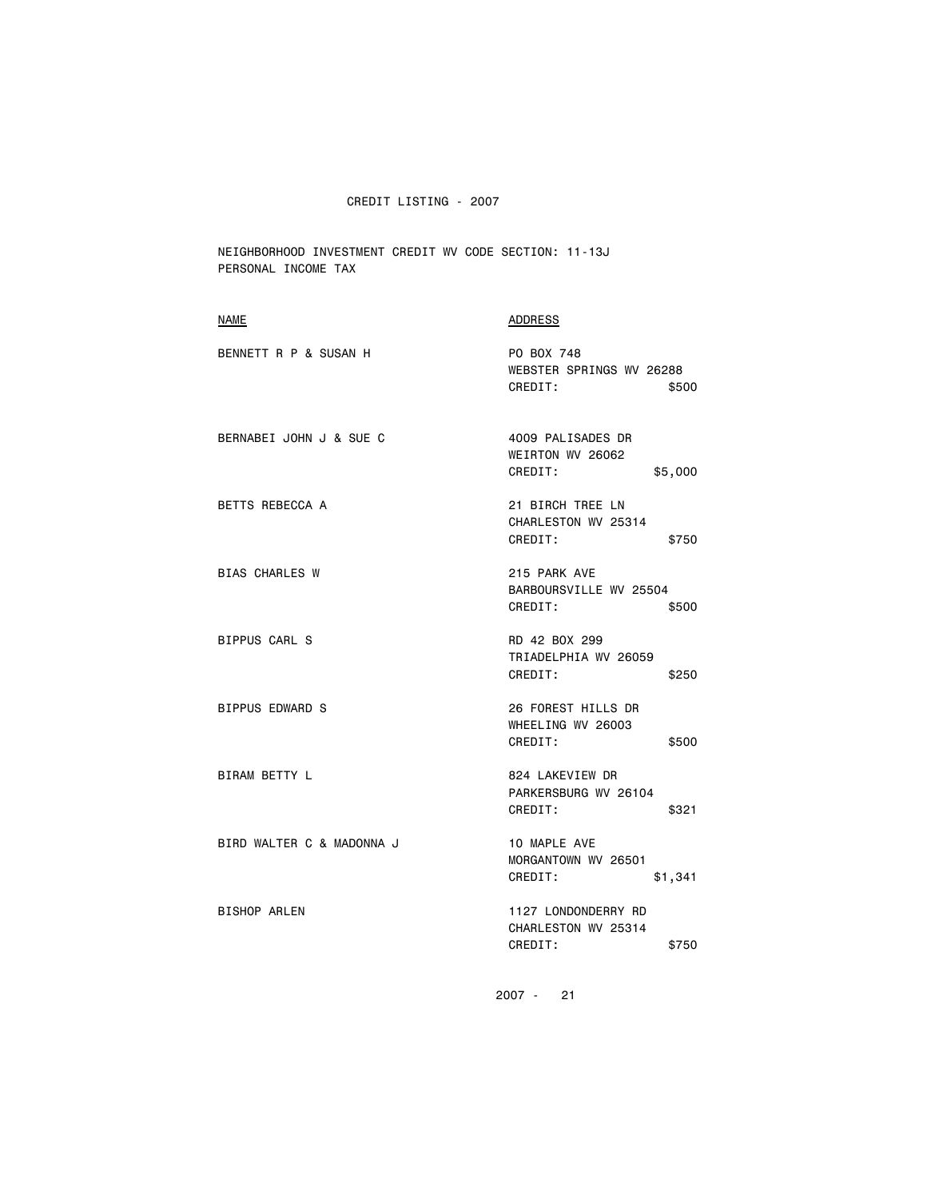CREDIT LISTING - 2007

NEIGHBORHOOD INVESTMENT CREDIT WV CODE SECTION: 11-13J
PERSONAL INCOME TAX

| NAME | ADDRESS | |
|---|---|---|
| BENNETT R P & SUSAN H | PO BOX 748<br>WEBSTER SPRINGS WV 26288<br>CREDIT: | $500 |
| BERNABEI JOHN J & SUE C | 4009 PALISADES DR<br>WEIRTON WV 26062<br>CREDIT: | $5,000 |
| BETTS REBECCA A | 21 BIRCH TREE LN<br>CHARLESTON WV 25314<br>CREDIT: | $750 |
| BIAS CHARLES W | 215 PARK AVE<br>BARBOURSVILLE WV 25504<br>CREDIT: | $500 |
| BIPPUS CARL S | RD 42 BOX 299<br>TRIADELPHIA WV 26059<br>CREDIT: | $250 |
| BIPPUS EDWARD S | 26 FOREST HILLS DR<br>WHEELING WV 26003<br>CREDIT: | $500 |
| BIRAM BETTY L | 824 LAKEVIEW DR<br>PARKERSBURG WV 26104<br>CREDIT: | $321 |
| BIRD WALTER C & MADONNA J | 10 MAPLE AVE<br>MORGANTOWN WV 26501<br>CREDIT: | $1,341 |
| BISHOP ARLEN | 1127 LONDONDERRY RD<br>CHARLESTON WV 25314<br>CREDIT: | $750 |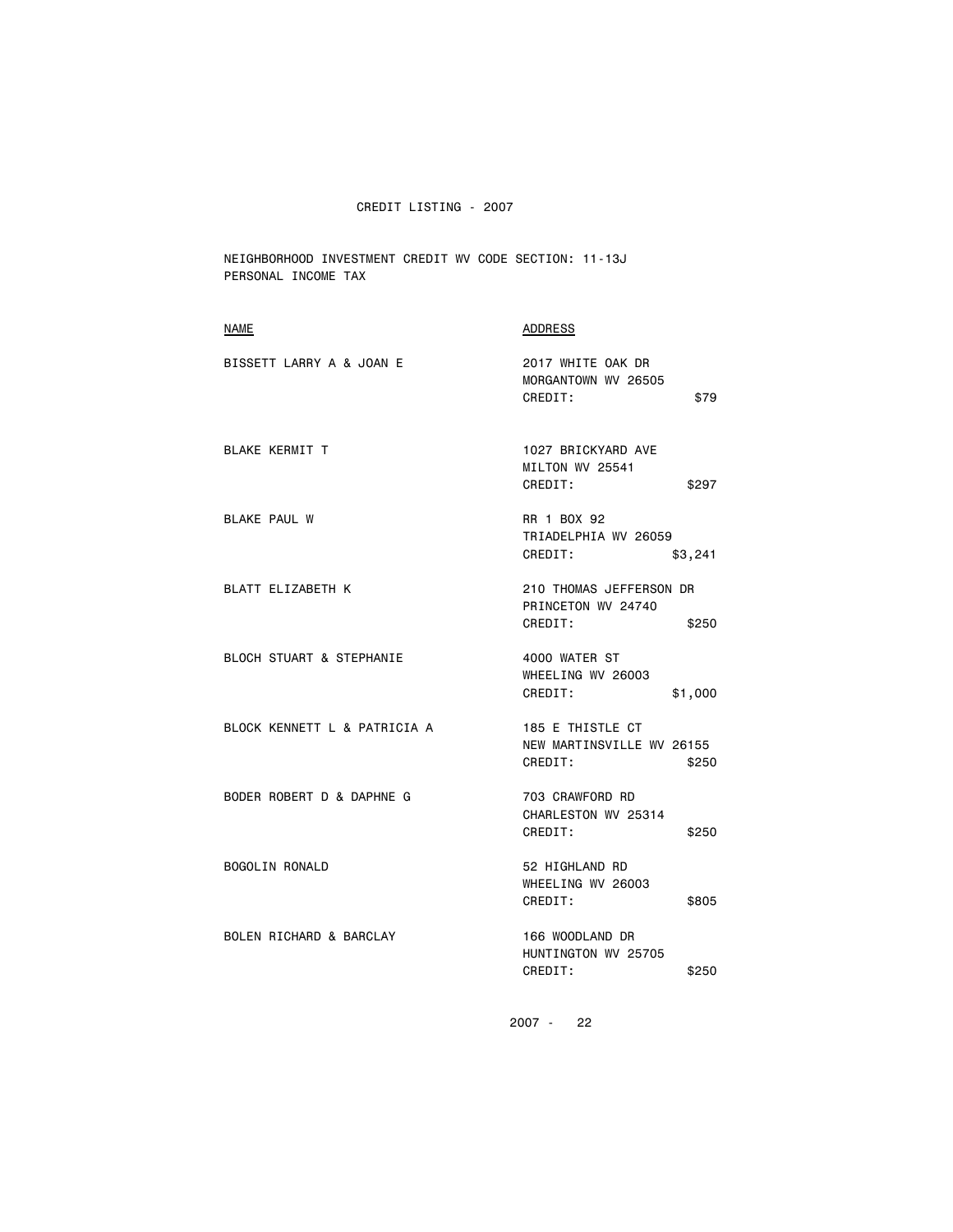CREDIT LISTING - 2007

NEIGHBORHOOD INVESTMENT CREDIT WV CODE SECTION: 11-13J
PERSONAL INCOME TAX

| NAME | ADDRESS | |
|---|---|---|
| BISSETT LARRY A & JOAN E | 2017 WHITE OAK DR<br>MORGANTOWN WV 26505<br>CREDIT: | $79 |
| BLAKE KERMIT T | 1027 BRICKYARD AVE<br>MILTON WV 25541<br>CREDIT: | $297 |
| BLAKE PAUL W | RR 1 BOX 92<br>TRIADELPHIA WV 26059<br>CREDIT: | $3,241 |
| BLATT ELIZABETH K | 210 THOMAS JEFFERSON DR<br>PRINCETON WV 24740<br>CREDIT: | $250 |
| BLOCH STUART & STEPHANIE | 4000 WATER ST<br>WHEELING WV 26003<br>CREDIT: | $1,000 |
| BLOCK KENNETT L & PATRICIA A | 185 E THISTLE CT<br>NEW MARTINSVILLE WV 26155<br>CREDIT: | $250 |
| BODER ROBERT D & DAPHNE G | 703 CRAWFORD RD<br>CHARLESTON WV 25314<br>CREDIT: | $250 |
| BOGOLIN RONALD | 52 HIGHLAND RD<br>WHEELING WV 26003<br>CREDIT: | $805 |
| BOLEN RICHARD & BARCLAY | 166 WOODLAND DR<br>HUNTINGTON WV 25705<br>CREDIT: | $250 |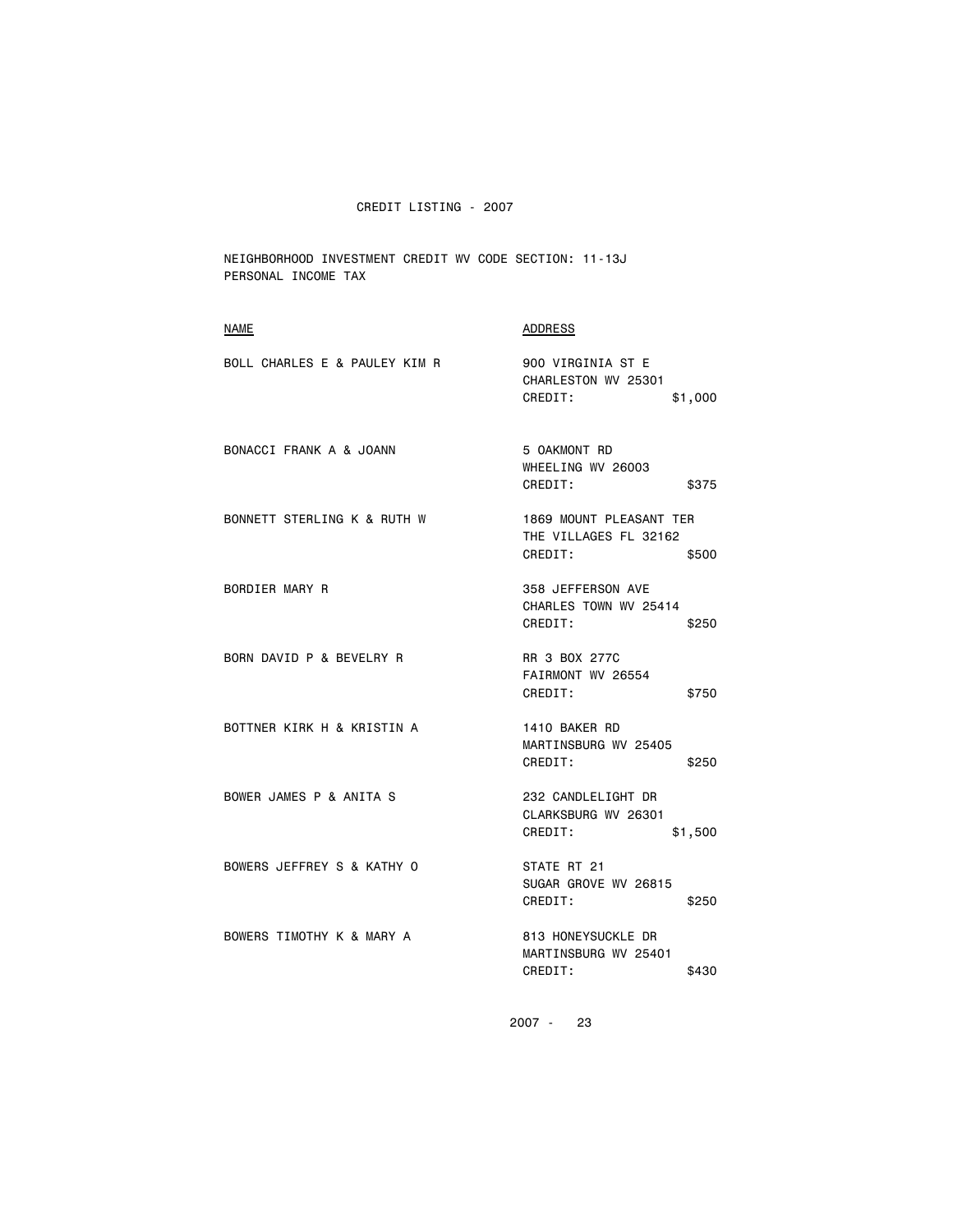CREDIT LISTING - 2007

NEIGHBORHOOD INVESTMENT CREDIT WV CODE SECTION: 11-13J
PERSONAL INCOME TAX

| NAME | ADDRESS |
|---|---|
| BOLL CHARLES E & PAULEY KIM R | 900 VIRGINIA ST E<br>CHARLESTON WV 25301<br>CREDIT: $1,000 |
| BONACCI FRANK A & JOANN | 5 OAKMONT RD<br>WHEELING WV 26003<br>CREDIT: $375 |
| BONNETT STERLING K & RUTH W | 1869 MOUNT PLEASANT TER<br>THE VILLAGES FL 32162<br>CREDIT: $500 |
| BORDIER MARY R | 358 JEFFERSON AVE<br>CHARLES TOWN WV 25414<br>CREDIT: $250 |
| BORN DAVID P & BEVELRY R | RR 3 BOX 277C<br>FAIRMONT WV 26554<br>CREDIT: $750 |
| BOTTNER KIRK H & KRISTIN A | 1410 BAKER RD<br>MARTINSBURG WV 25405<br>CREDIT: $250 |
| BOWER JAMES P & ANITA S | 232 CANDLELIGHT DR<br>CLARKSBURG WV 26301<br>CREDIT: $1,500 |
| BOWERS JEFFREY S & KATHY O | STATE RT 21<br>SUGAR GROVE WV 26815<br>CREDIT: $250 |
| BOWERS TIMOTHY K & MARY A | 813 HONEYSUCKLE DR<br>MARTINSBURG WV 25401<br>CREDIT: $430 |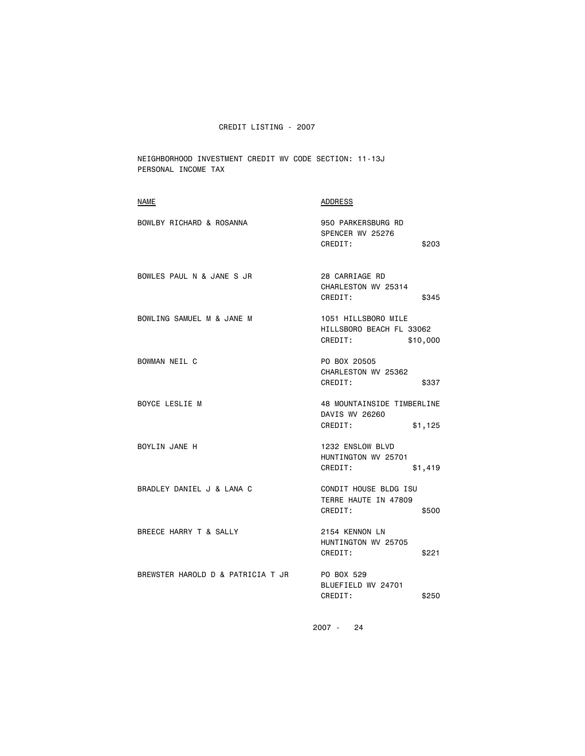CREDIT LISTING - 2007

NEIGHBORHOOD INVESTMENT CREDIT WV CODE SECTION: 11-13J
PERSONAL INCOME TAX

| NAME | ADDRESS |
|---|---|
| BOWLBY RICHARD & ROSANNA | 950 PARKERSBURG RD<br>SPENCER WV 25276<br>CREDIT: $203 |
| BOWLES PAUL N & JANE S JR | 28 CARRIAGE RD<br>CHARLESTON WV 25314<br>CREDIT: $345 |
| BOWLING SAMUEL M & JANE M | 1051 HILLSBORO MILE<br>HILLSBORO BEACH FL 33062<br>CREDIT: $10,000 |
| BOWMAN NEIL C | PO BOX 20505<br>CHARLESTON WV 25362<br>CREDIT: $337 |
| BOYCE LESLIE M | 48 MOUNTAINSIDE TIMBERLINE<br>DAVIS WV 26260<br>CREDIT: $1,125 |
| BOYLIN JANE H | 1232 ENSLOW BLVD<br>HUNTINGTON WV 25701<br>CREDIT: $1,419 |
| BRADLEY DANIEL J & LANA C | CONDIT HOUSE BLDG ISU<br>TERRE HAUTE IN 47809<br>CREDIT: $500 |
| BREECE HARRY T & SALLY | 2154 KENNON LN<br>HUNTINGTON WV 25705<br>CREDIT: $221 |
| BREWSTER HAROLD D & PATRICIA T JR | PO BOX 529<br>BLUEFIELD WV 24701<br>CREDIT: $250 |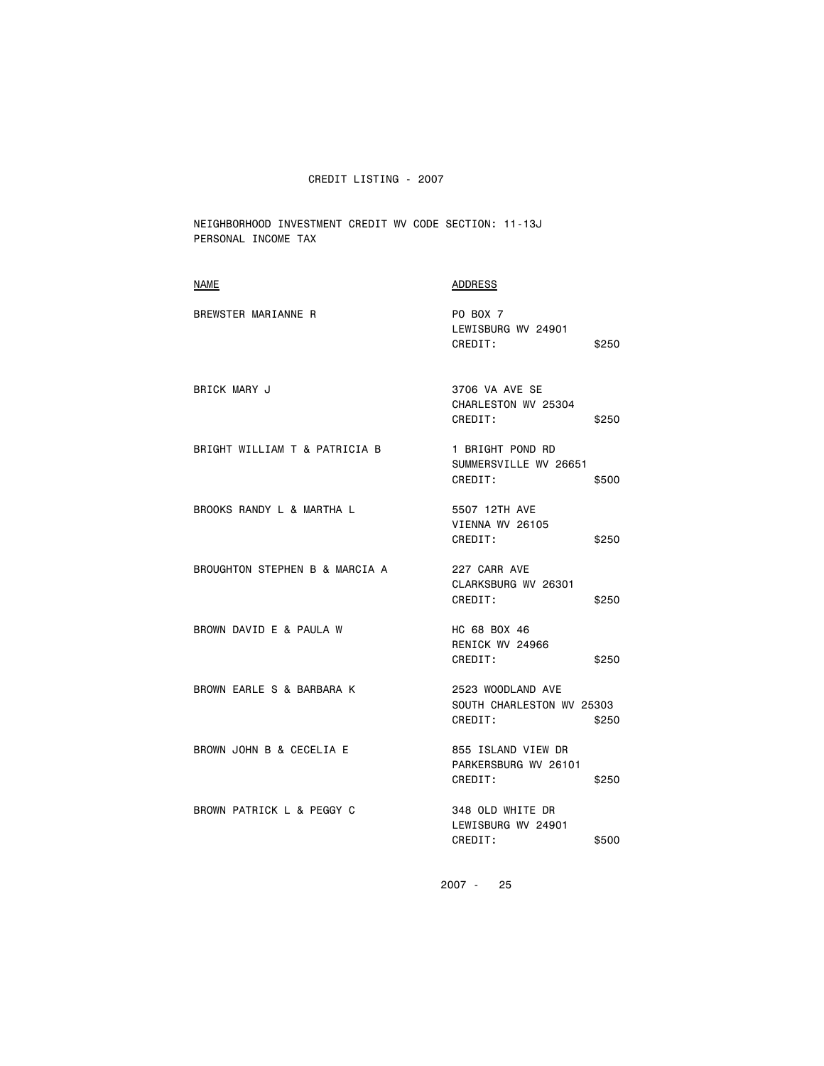CREDIT LISTING - 2007

NEIGHBORHOOD INVESTMENT CREDIT WV CODE SECTION: 11-13J
PERSONAL INCOME TAX

| NAME | ADDRESS | |
|---|---|---|
| BREWSTER MARIANNE R | PO BOX 7<br>LEWISBURG WV 24901<br>CREDIT: | $250 |
| BRICK MARY J | 3706 VA AVE SE<br>CHARLESTON WV 25304<br>CREDIT: | $250 |
| BRIGHT WILLIAM T & PATRICIA B | 1 BRIGHT POND RD<br>SUMMERSVILLE WV 26651<br>CREDIT: | $500 |
| BROOKS RANDY L & MARTHA L | 5507 12TH AVE<br>VIENNA WV 26105<br>CREDIT: | $250 |
| BROUGHTON STEPHEN B & MARCIA A | 227 CARR AVE<br>CLARKSBURG WV 26301<br>CREDIT: | $250 |
| BROWN DAVID E & PAULA W | HC 68 BOX 46<br>RENICK WV 24966<br>CREDIT: | $250 |
| BROWN EARLE S & BARBARA K | 2523 WOODLAND AVE<br>SOUTH CHARLESTON WV 25303<br>CREDIT: | $250 |
| BROWN JOHN B & CECELIA E | 855 ISLAND VIEW DR<br>PARKERSBURG WV 26101<br>CREDIT: | $250 |
| BROWN PATRICK L & PEGGY C | 348 OLD WHITE DR<br>LEWISBURG WV 24901<br>CREDIT: | $500 |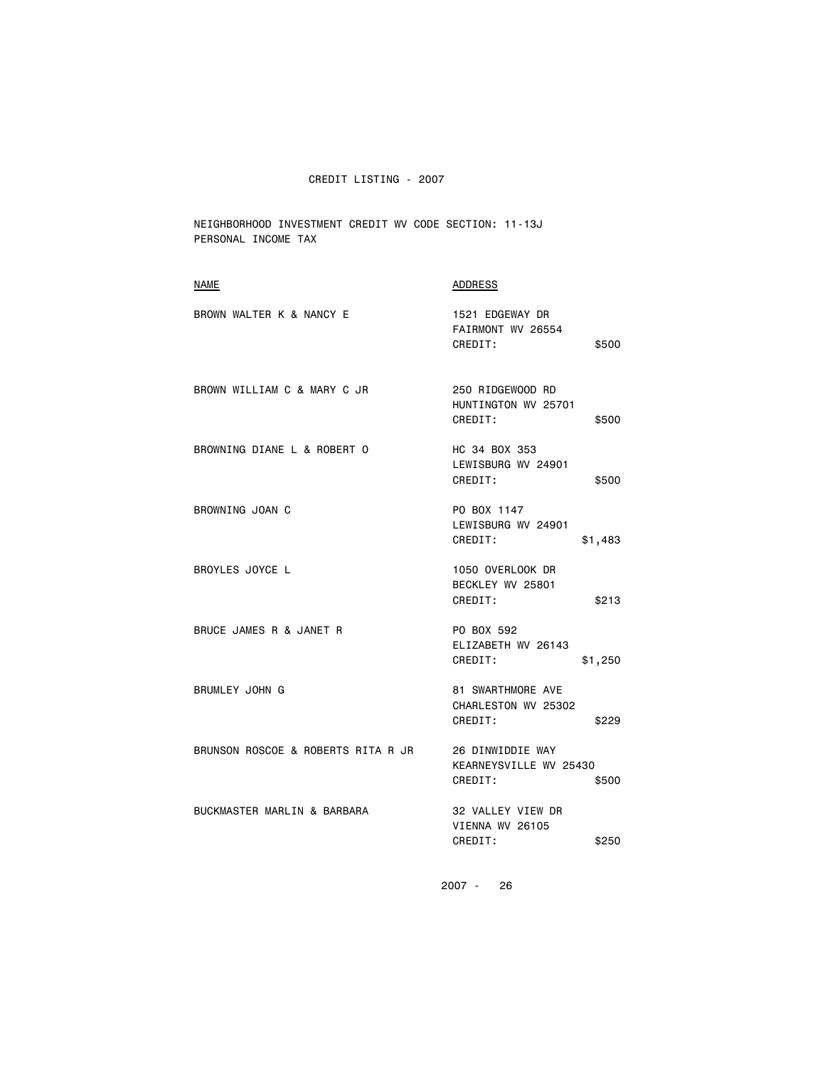CREDIT LISTING - 2007

NEIGHBORHOOD INVESTMENT CREDIT WV CODE SECTION: 11-13J
PERSONAL INCOME TAX

| NAME | ADDRESS | |
|---|---|---|
| BROWN WALTER K & NANCY E | 1521 EDGEWAY DR<br>FAIRMONT WV 26554<br>CREDIT: | $500 |
| BROWN WILLIAM C & MARY C JR | 250 RIDGEWOOD RD<br>HUNTINGTON WV 25701<br>CREDIT: | $500 |
| BROWNING DIANE L & ROBERT O | HC 34 BOX 353<br>LEWISBURG WV 24901<br>CREDIT: | $500 |
| BROWNING JOAN C | PO BOX 1147<br>LEWISBURG WV 24901<br>CREDIT: | $1,483 |
| BROYLES JOYCE L | 1050 OVERLOOK DR<br>BECKLEY WV 25801<br>CREDIT: | $213 |
| BRUCE JAMES R & JANET R | PO BOX 592<br>ELIZABETH WV 26143<br>CREDIT: | $1,250 |
| BRUMLEY JOHN G | 81 SWARTHMORE AVE<br>CHARLESTON WV 25302<br>CREDIT: | $229 |
| BRUNSON ROSCOE & ROBERTS RITA R JR | 26 DINWIDDIE WAY<br>KEARNEYSVILLE WV 25430<br>CREDIT: | $500 |
| BUCKMASTER MARLIN & BARBARA | 32 VALLEY VIEW DR<br>VIENNA WV 26105<br>CREDIT: | $250 |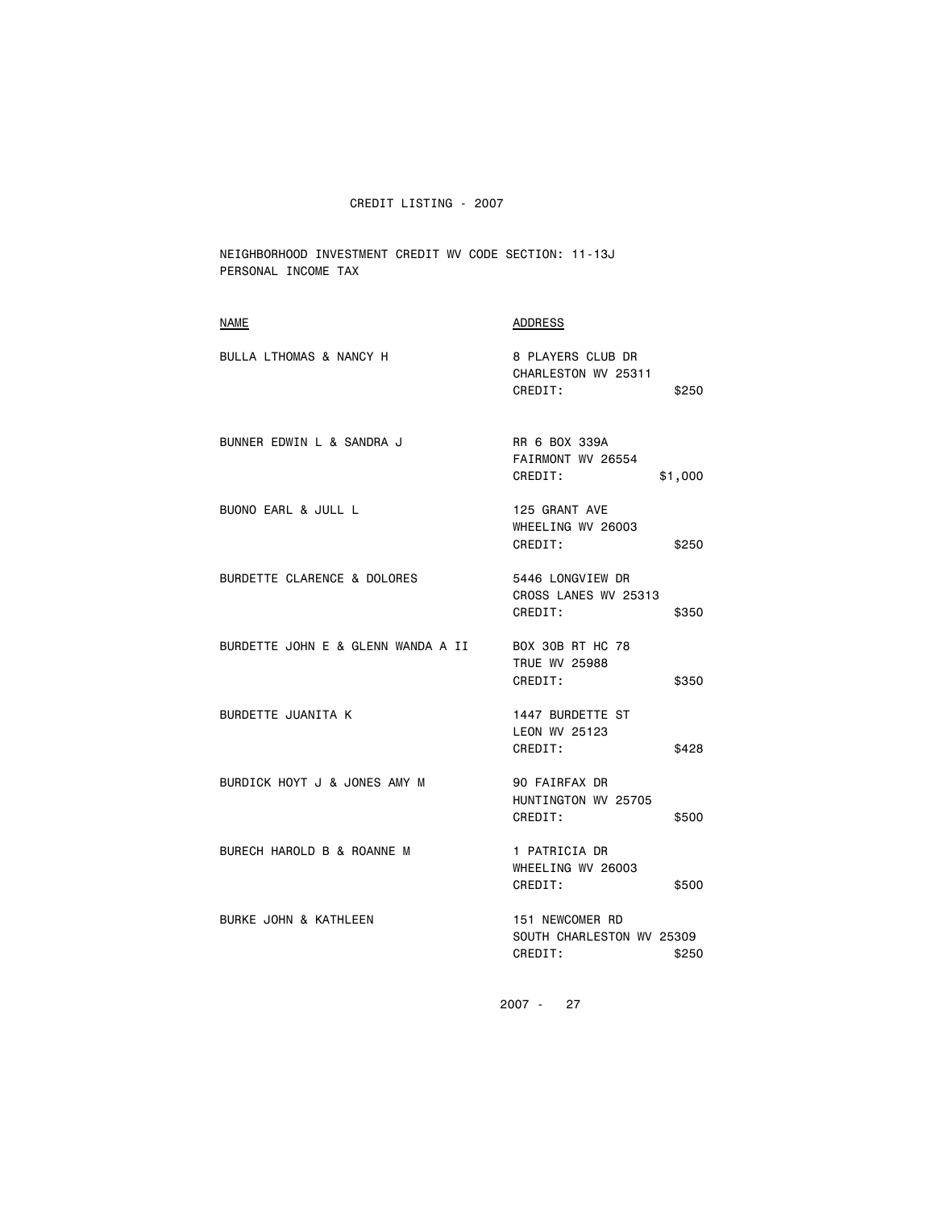CREDIT LISTING - 2007

NEIGHBORHOOD INVESTMENT CREDIT WV CODE SECTION: 11-13J
PERSONAL INCOME TAX

| NAME | ADDRESS | |
|---|---|---|
| BULLA LTHOMAS & NANCY H | 8 PLAYERS CLUB DR<br>CHARLESTON WV 25311<br>CREDIT: | $250 |
| BUNNER EDWIN L & SANDRA J | RR 6 BOX 339A<br>FAIRMONT WV 26554<br>CREDIT: | $1,000 |
| BUONO EARL & JULL L | 125 GRANT AVE<br>WHEELING WV 26003<br>CREDIT: | $250 |
| BURDETTE CLARENCE & DOLORES | 5446 LONGVIEW DR<br>CROSS LANES WV 25313<br>CREDIT: | $350 |
| BURDETTE JOHN E & GLENN WANDA A II | BOX 30B RT HC 78<br>TRUE WV 25988<br>CREDIT: | $350 |
| BURDETTE JUANITA K | 1447 BURDETTE ST<br>LEON WV 25123<br>CREDIT: | $428 |
| BURDICK HOYT J & JONES AMY M | 90 FAIRFAX DR<br>HUNTINGTON WV 25705<br>CREDIT: | $500 |
| BURECH HAROLD B & ROANNE M | 1 PATRICIA DR<br>WHEELING WV 26003<br>CREDIT: | $500 |
| BURKE JOHN & KATHLEEN | 151 NEWCOMER RD<br>SOUTH CHARLESTON WV 25309<br>CREDIT: | $250 |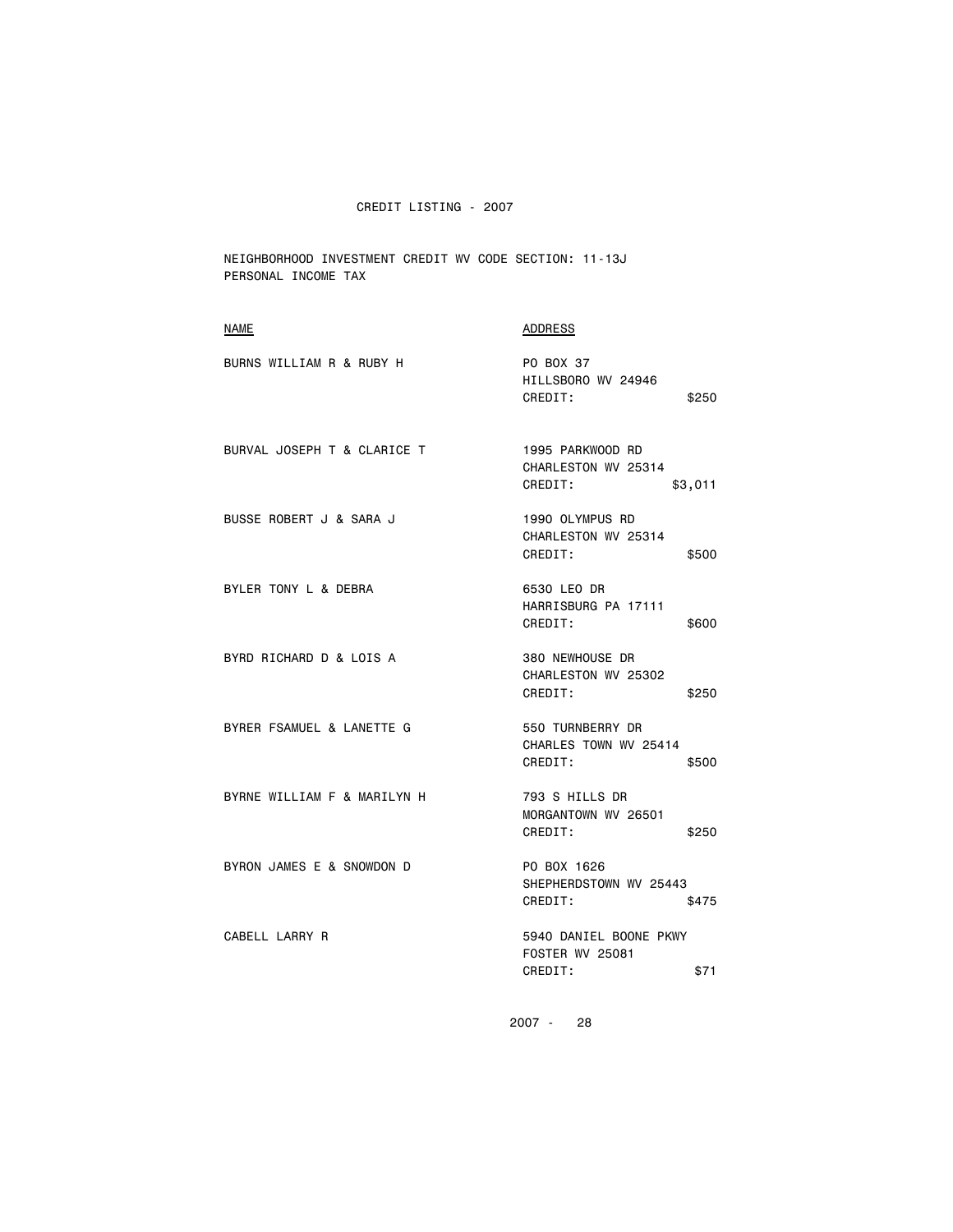CREDIT LISTING - 2007

NEIGHBORHOOD INVESTMENT CREDIT WV CODE SECTION: 11-13J
PERSONAL INCOME TAX

| NAME | ADDRESS |
| --- | --- |
| BURNS WILLIAM R & RUBY H | PO BOX 37<br>HILLSBORO WV 24946<br>CREDIT: $250 |
| BURVAL JOSEPH T & CLARICE T | 1995 PARKWOOD RD<br>CHARLESTON WV 25314<br>CREDIT: $3,011 |
| BUSSE ROBERT J & SARA J | 1990 OLYMPUS RD<br>CHARLESTON WV 25314<br>CREDIT: $500 |
| BYLER TONY L & DEBRA | 6530 LEO DR<br>HARRISBURG PA 17111<br>CREDIT: $600 |
| BYRD RICHARD D & LOIS A | 380 NEWHOUSE DR<br>CHARLESTON WV 25302<br>CREDIT: $250 |
| BYRER FSAMUEL & LANETTE G | 550 TURNBERRY DR<br>CHARLES TOWN WV 25414<br>CREDIT: $500 |
| BYRNE WILLIAM F & MARILYN H | 793 S HILLS DR<br>MORGANTOWN WV 26501<br>CREDIT: $250 |
| BYRON JAMES E & SNOWDON D | PO BOX 1626<br>SHEPHERDSTOWN WV 25443<br>CREDIT: $475 |
| CABELL LARRY R | 5940 DANIEL BOONE PKWY<br>FOSTER WV 25081<br>CREDIT: $71 |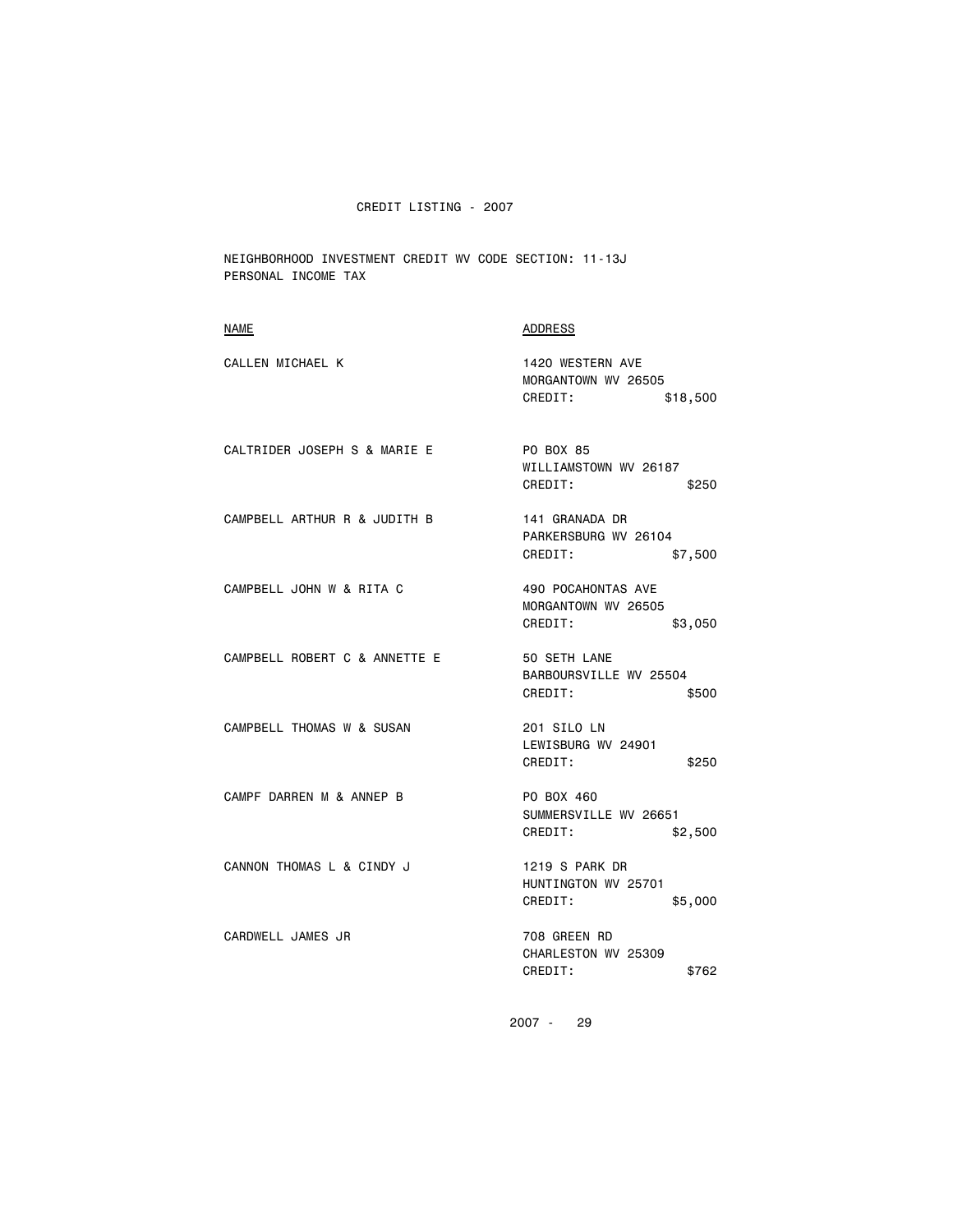CREDIT LISTING - 2007

NEIGHBORHOOD INVESTMENT CREDIT WV CODE SECTION: 11-13J
PERSONAL INCOME TAX

| NAME | ADDRESS |
|---|---|
| CALLEN MICHAEL K | 1420 WESTERN AVE<br>MORGANTOWN WV 26505<br>CREDIT: $18,500 |
| CALTRIDER JOSEPH S & MARIE E | PO BOX 85<br>WILLIAMSTOWN WV 26187<br>CREDIT: $250 |
| CAMPBELL ARTHUR R & JUDITH B | 141 GRANADA DR<br>PARKERSBURG WV 26104<br>CREDIT: $7,500 |
| CAMPBELL JOHN W & RITA C | 490 POCAHONTAS AVE<br>MORGANTOWN WV 26505<br>CREDIT: $3,050 |
| CAMPBELL ROBERT C & ANNETTE E | 50 SETH LANE<br>BARBOURSVILLE WV 25504<br>CREDIT: $500 |
| CAMPBELL THOMAS W & SUSAN | 201 SILO LN<br>LEWISBURG WV 24901<br>CREDIT: $250 |
| CAMPF DARREN M & ANNEP B | PO BOX 460<br>SUMMERSVILLE WV 26651<br>CREDIT: $2,500 |
| CANNON THOMAS L & CINDY J | 1219 S PARK DR<br>HUNTINGTON WV 25701<br>CREDIT: $5,000 |
| CARDWELL JAMES JR | 708 GREEN RD<br>CHARLESTON WV 25309<br>CREDIT: $762 |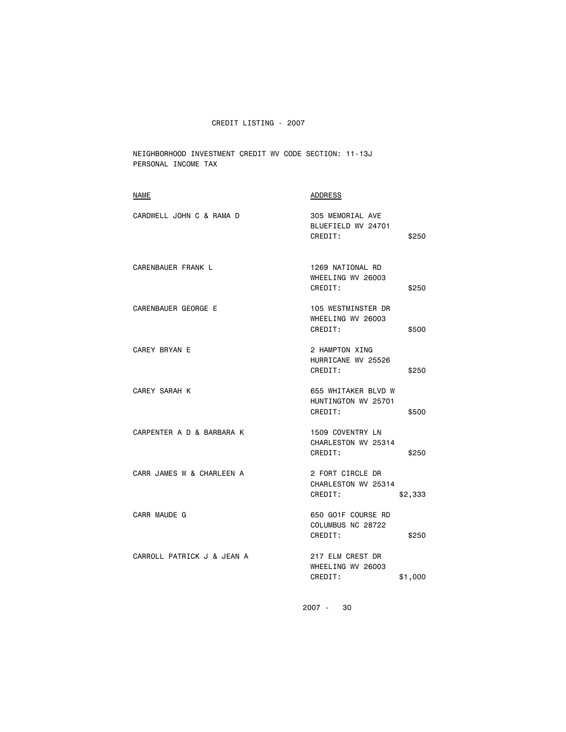CREDIT LISTING - 2007

NEIGHBORHOOD INVESTMENT CREDIT WV CODE SECTION: 11-13J
PERSONAL INCOME TAX

| NAME | ADDRESS | CREDIT |
|---|---|---|
| CARDWELL JOHN C & RAMA D | 305 MEMORIAL AVE<br>BLUEFIELD WV 24701 | $250 |
| CARENBAUER FRANK L | 1269 NATIONAL RD<br>WHEELING WV 26003 | $250 |
| CARENBAUER GEORGE E | 105 WESTMINSTER DR<br>WHEELING WV 26003 | $500 |
| CAREY BRYAN E | 2 HAMPTON XING<br>HURRICANE WV 25526 | $250 |
| CAREY SARAH K | 655 WHITAKER BLVD W<br>HUNTINGTON WV 25701 | $500 |
| CARPENTER A D & BARBARA K | 1509 COVENTRY LN<br>CHARLESTON WV 25314 | $250 |
| CARR JAMES W & CHARLEEN A | 2 FORT CIRCLE DR<br>CHARLESTON WV 25314 | $2,333 |
| CARR MAUDE G | 650 GO1F COURSE RD<br>COLUMBUS NC 28722 | $250 |
| CARROLL PATRICK J & JEAN A | 217 ELM CREST DR<br>WHEELING WV 26003 | $1,000 |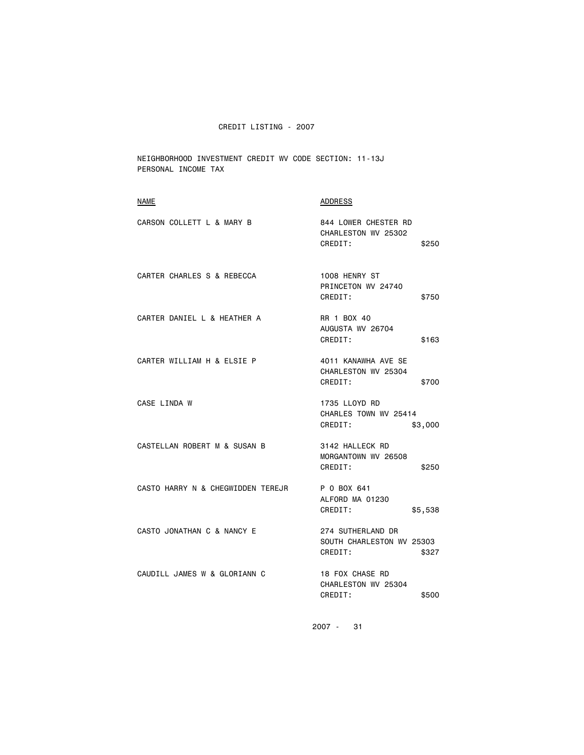CREDIT LISTING - 2007

NEIGHBORHOOD INVESTMENT CREDIT WV CODE SECTION: 11-13J
PERSONAL INCOME TAX

| NAME | ADDRESS |
|---|---|
| CARSON COLLETT L & MARY B | 844 LOWER CHESTER RD<br>CHARLESTON WV 25302<br>CREDIT: $250 |
| CARTER CHARLES S & REBECCA | 1008 HENRY ST<br>PRINCETON WV 24740<br>CREDIT: $750 |
| CARTER DANIEL L & HEATHER A | RR 1 BOX 40<br>AUGUSTA WV 26704<br>CREDIT: $163 |
| CARTER WILLIAM H & ELSIE P | 4011 KANAWHA AVE SE<br>CHARLESTON WV 25304<br>CREDIT: $700 |
| CASE LINDA W | 1735 LLOYD RD<br>CHARLES TOWN WV 25414<br>CREDIT: $3,000 |
| CASTELLAN ROBERT M & SUSAN B | 3142 HALLECK RD<br>MORGANTOWN WV 26508<br>CREDIT: $250 |
| CASTO HARRY N & CHEGWIDDEN TEREJR | P O BOX 641<br>ALFORD MA 01230<br>CREDIT: $5,538 |
| CASTO JONATHAN C & NANCY E | 274 SUTHERLAND DR<br>SOUTH CHARLESTON WV 25303<br>CREDIT: $327 |
| CAUDILL JAMES W & GLORIANN C | 18 FOX CHASE RD<br>CHARLESTON WV 25304<br>CREDIT: $500 |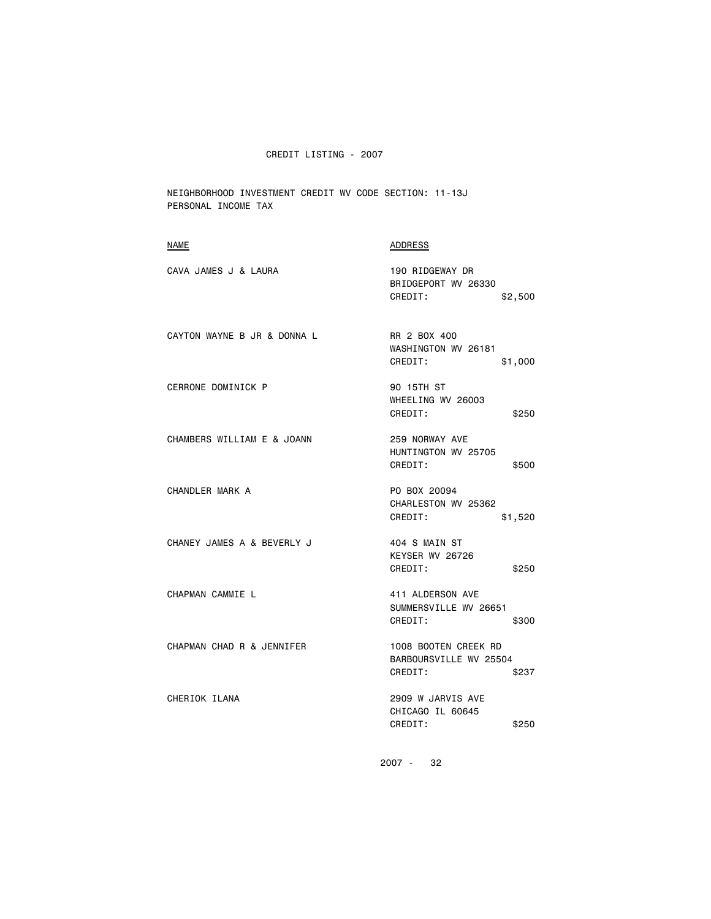CREDIT LISTING - 2007

NEIGHBORHOOD INVESTMENT CREDIT WV CODE SECTION: 11-13J
PERSONAL INCOME TAX

| NAME | ADDRESS |
| --- | --- |
| CAVA JAMES J & LAURA | 190 RIDGEWAY DR<br>BRIDGEPORT WV 26330<br>CREDIT: $2,500 |
| CAYTON WAYNE B JR & DONNA L | RR 2 BOX 400<br>WASHINGTON WV 26181<br>CREDIT: $1,000 |
| CERRONE DOMINICK P | 90 15TH ST<br>WHEELING WV 26003<br>CREDIT: $250 |
| CHAMBERS WILLIAM E & JOANN | 259 NORWAY AVE<br>HUNTINGTON WV 25705<br>CREDIT: $500 |
| CHANDLER MARK A | PO BOX 20094<br>CHARLESTON WV 25362<br>CREDIT: $1,520 |
| CHANEY JAMES A & BEVERLY J | 404 S MAIN ST<br>KEYSER WV 26726<br>CREDIT: $250 |
| CHAPMAN CAMMIE L | 411 ALDERSON AVE<br>SUMMERSVILLE WV 26651<br>CREDIT: $300 |
| CHAPMAN CHAD R & JENNIFER | 1008 BOOTEN CREEK RD<br>BARBOURSVILLE WV 25504<br>CREDIT: $237 |
| CHERIOK ILANA | 2909 W JARVIS AVE<br>CHICAGO IL 60645<br>CREDIT: $250 |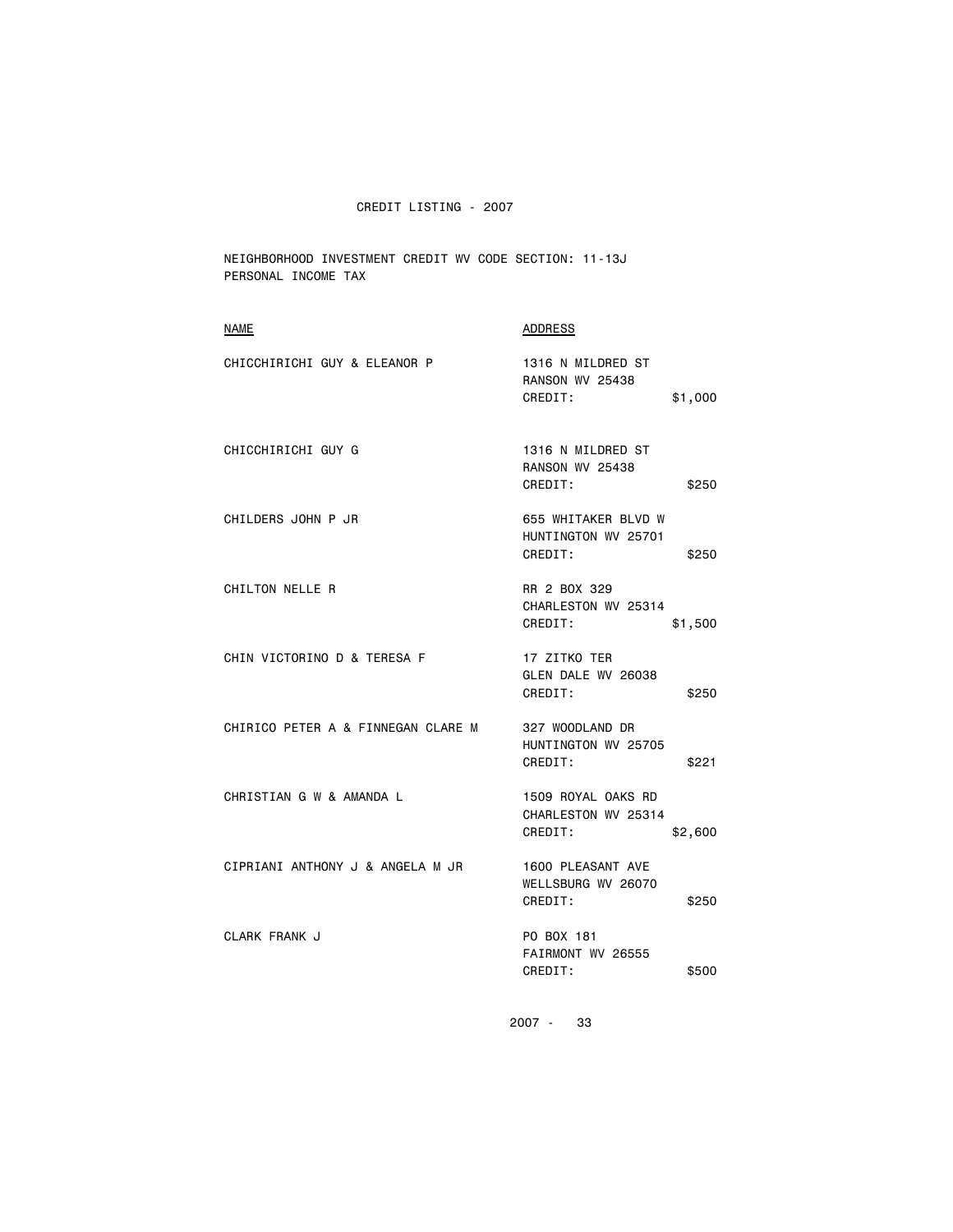CREDIT LISTING - 2007

NEIGHBORHOOD INVESTMENT CREDIT WV CODE SECTION: 11-13J
PERSONAL INCOME TAX

| NAME | ADDRESS | |
|---|---|---|
| CHICCHIRICHI GUY & ELEANOR P | 1316 N MILDRED ST<br>RANSON WV 25438<br>CREDIT: | $1,000 |
| CHICCHIRICHI GUY G | 1316 N MILDRED ST<br>RANSON WV 25438<br>CREDIT: | $250 |
| CHILDERS JOHN P JR | 655 WHITAKER BLVD W<br>HUNTINGTON WV 25701<br>CREDIT: | $250 |
| CHILTON NELLE R | RR 2 BOX 329<br>CHARLESTON WV 25314<br>CREDIT: | $1,500 |
| CHIN VICTORINO D & TERESA F | 17 ZITKO TER<br>GLEN DALE WV 26038<br>CREDIT: | $250 |
| CHIRICO PETER A & FINNEGAN CLARE M | 327 WOODLAND DR<br>HUNTINGTON WV 25705<br>CREDIT: | $221 |
| CHRISTIAN G W & AMANDA L | 1509 ROYAL OAKS RD<br>CHARLESTON WV 25314<br>CREDIT: | $2,600 |
| CIPRIANI ANTHONY J & ANGELA M JR | 1600 PLEASANT AVE<br>WELLSBURG WV 26070<br>CREDIT: | $250 |
| CLARK FRANK J | PO BOX 181<br>FAIRMONT WV 26555<br>CREDIT: | $500 |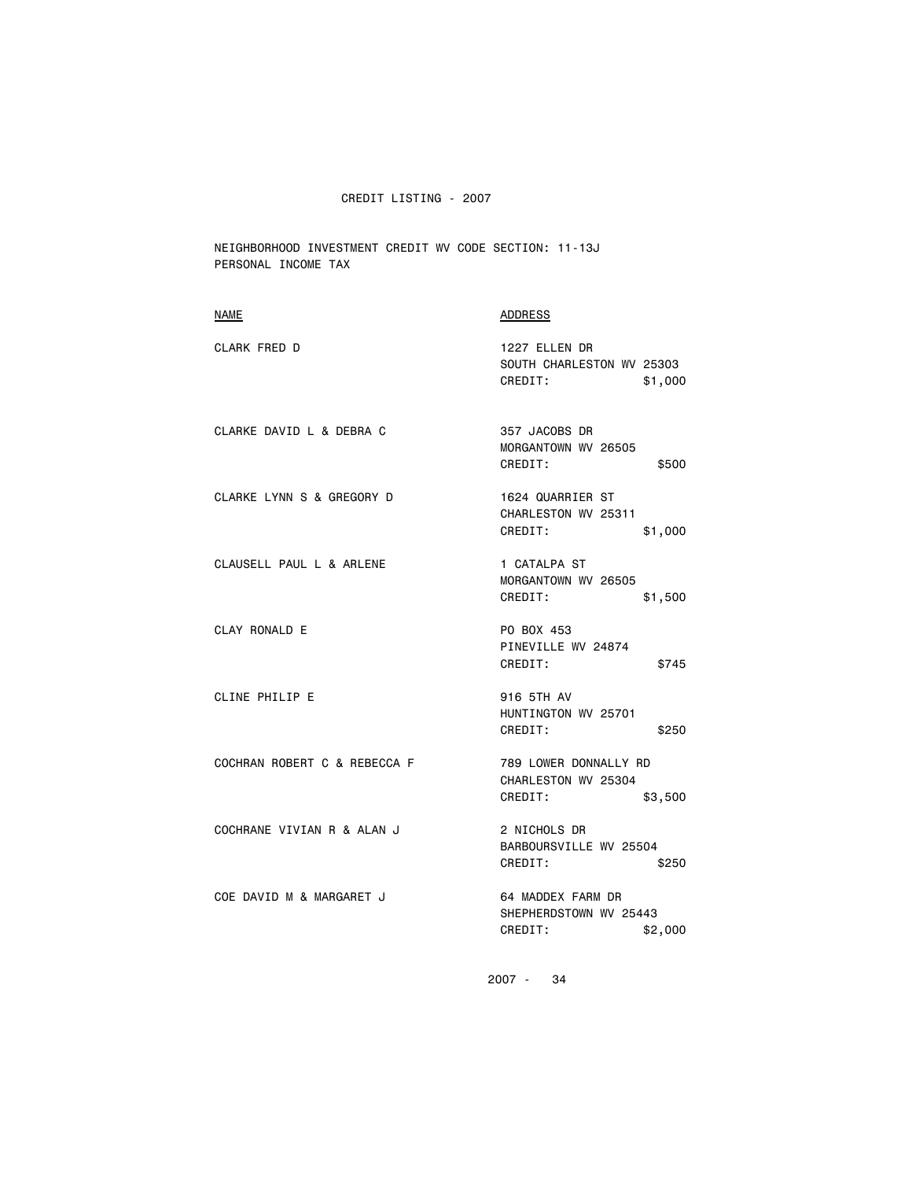# CREDIT LISTING - 2007

NEIGHBORHOOD INVESTMENT CREDIT WV CODE SECTION: 11-13J
PERSONAL INCOME TAX

| NAME | ADDRESS |
|---|---|
| CLARK FRED D | 1227 ELLEN DR<br>SOUTH CHARLESTON WV 25303<br>CREDIT: $1,000 |
| CLARKE DAVID L & DEBRA C | 357 JACOBS DR<br>MORGANTOWN WV 26505<br>CREDIT: $500 |
| CLARKE LYNN S & GREGORY D | 1624 QUARRIER ST<br>CHARLESTON WV 25311<br>CREDIT: $1,000 |
| CLAUSELL PAUL L & ARLENE | 1 CATALPA ST<br>MORGANTOWN WV 26505<br>CREDIT: $1,500 |
| CLAY RONALD E | PO BOX 453<br>PINEVILLE WV 24874<br>CREDIT: $745 |
| CLINE PHILIP E | 916 5TH AV<br>HUNTINGTON WV 25701<br>CREDIT: $250 |
| COCHRAN ROBERT C & REBECCA F | 789 LOWER DONNALLY RD<br>CHARLESTON WV 25304<br>CREDIT: $3,500 |
| COCHRANE VIVIAN R & ALAN J | 2 NICHOLS DR<br>BARBOURSVILLE WV 25504<br>CREDIT: $250 |
| COE DAVID M & MARGARET J | 64 MADDEX FARM DR<br>SHEPHERDSTOWN WV 25443<br>CREDIT: $2,000 |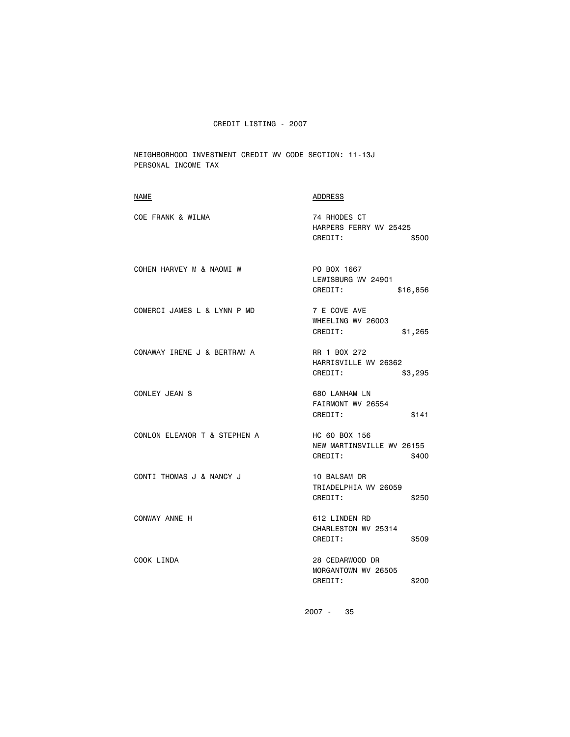# CREDIT LISTING - 2007

NEIGHBORHOOD INVESTMENT CREDIT WV CODE SECTION: 11-13J
PERSONAL INCOME TAX

| NAME | ADDRESS |
|---|---|
| COE FRANK & WILMA | 74 RHODES CT<br>HARPERS FERRY WV 25425<br>CREDIT: $500 |
| COHEN HARVEY M & NAOMI W | PO BOX 1667<br>LEWISBURG WV 24901<br>CREDIT: $16,856 |
| COMERCI JAMES L & LYNN P MD | 7 E COVE AVE<br>WHEELING WV 26003<br>CREDIT: $1,265 |
| CONAWAY IRENE J & BERTRAM A | RR 1 BOX 272<br>HARRISVILLE WV 26362<br>CREDIT: $3,295 |
| CONLEY JEAN S | 680 LANHAM LN<br>FAIRMONT WV 26554<br>CREDIT: $141 |
| CONLON ELEANOR T & STEPHEN A | HC 60 BOX 156<br>NEW MARTINSVILLE WV 26155<br>CREDIT: $400 |
| CONTI THOMAS J & NANCY J | 10 BALSAM DR<br>TRIADELPHIA WV 26059<br>CREDIT: $250 |
| CONWAY ANNE H | 612 LINDEN RD<br>CHARLESTON WV 25314<br>CREDIT: $509 |
| COOK LINDA | 28 CEDARWOOD DR<br>MORGANTOWN WV 26505<br>CREDIT: $200 |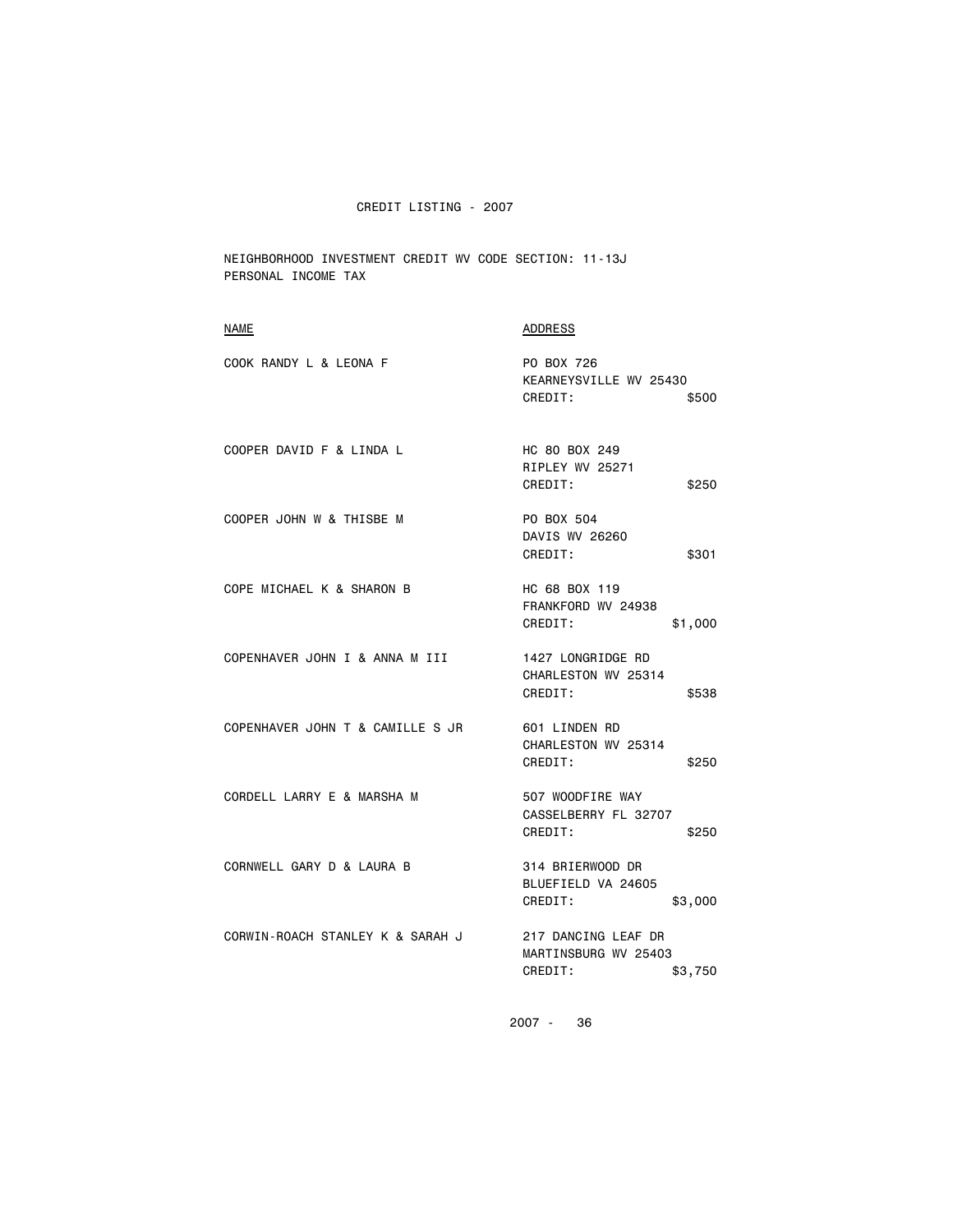CREDIT LISTING - 2007

NEIGHBORHOOD INVESTMENT CREDIT WV CODE SECTION: 11-13J
PERSONAL INCOME TAX

| NAME | ADDRESS |
| --- | --- |
| COOK RANDY L & LEONA F | PO BOX 726<br>KEARNEYSVILLE WV 25430<br>CREDIT: $500 |
| COOPER DAVID F & LINDA L | HC 80 BOX 249<br>RIPLEY WV 25271<br>CREDIT: $250 |
| COOPER JOHN W & THISBE M | PO BOX 504<br>DAVIS WV 26260<br>CREDIT: $301 |
| COPE MICHAEL K & SHARON B | HC 68 BOX 119<br>FRANKFORD WV 24938<br>CREDIT: $1,000 |
| COPENHAVER JOHN I & ANNA M III | 1427 LONGRIDGE RD<br>CHARLESTON WV 25314<br>CREDIT: $538 |
| COPENHAVER JOHN T & CAMILLE S JR | 601 LINDEN RD<br>CHARLESTON WV 25314<br>CREDIT: $250 |
| CORDELL LARRY E & MARSHA M | 507 WOODFIRE WAY<br>CASSELBERRY FL 32707<br>CREDIT: $250 |
| CORNWELL GARY D & LAURA B | 314 BRIERWOOD DR<br>BLUEFIELD VA 24605<br>CREDIT: $3,000 |
| CORWIN-ROACH STANLEY K & SARAH J | 217 DANCING LEAF DR<br>MARTINSBURG WV 25403<br>CREDIT: $3,750 |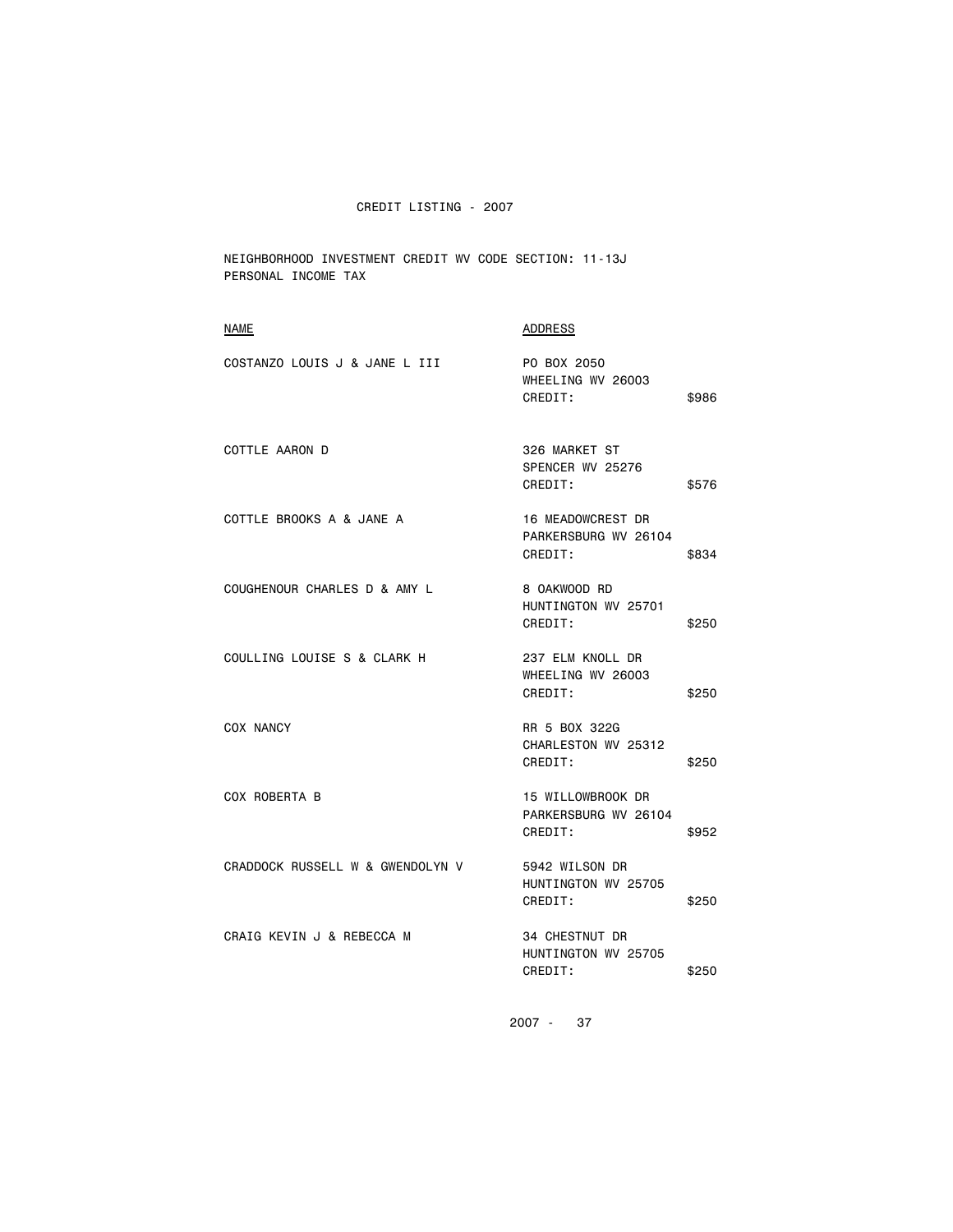# CREDIT LISTING - 2007

NEIGHBORHOOD INVESTMENT CREDIT WV CODE SECTION: 11-13J
PERSONAL INCOME TAX

| NAME | ADDRESS | |
|---|---|---|
| COSTANZO LOUIS J & JANE L III | PO BOX 2050<br>WHEELING WV 26003<br>CREDIT: | $986 |
| COTTLE AARON D | 326 MARKET ST<br>SPENCER WV 25276<br>CREDIT: | $576 |
| COTTLE BROOKS A & JANE A | 16 MEADOWCREST DR<br>PARKERSBURG WV 26104<br>CREDIT: | $834 |
| COUGHENOUR CHARLES D & AMY L | 8 OAKWOOD RD<br>HUNTINGTON WV 25701<br>CREDIT: | $250 |
| COULLING LOUISE S & CLARK H | 237 ELM KNOLL DR<br>WHEELING WV 26003<br>CREDIT: | $250 |
| COX NANCY | RR 5 BOX 322G<br>CHARLESTON WV 25312<br>CREDIT: | $250 |
| COX ROBERTA B | 15 WILLOWBROOK DR<br>PARKERSBURG WV 26104<br>CREDIT: | $952 |
| CRADDOCK RUSSELL W & GWENDOLYN V | 5942 WILSON DR<br>HUNTINGTON WV 25705<br>CREDIT: | $250 |
| CRAIG KEVIN J & REBECCA M | 34 CHESTNUT DR<br>HUNTINGTON WV 25705<br>CREDIT: | $250 |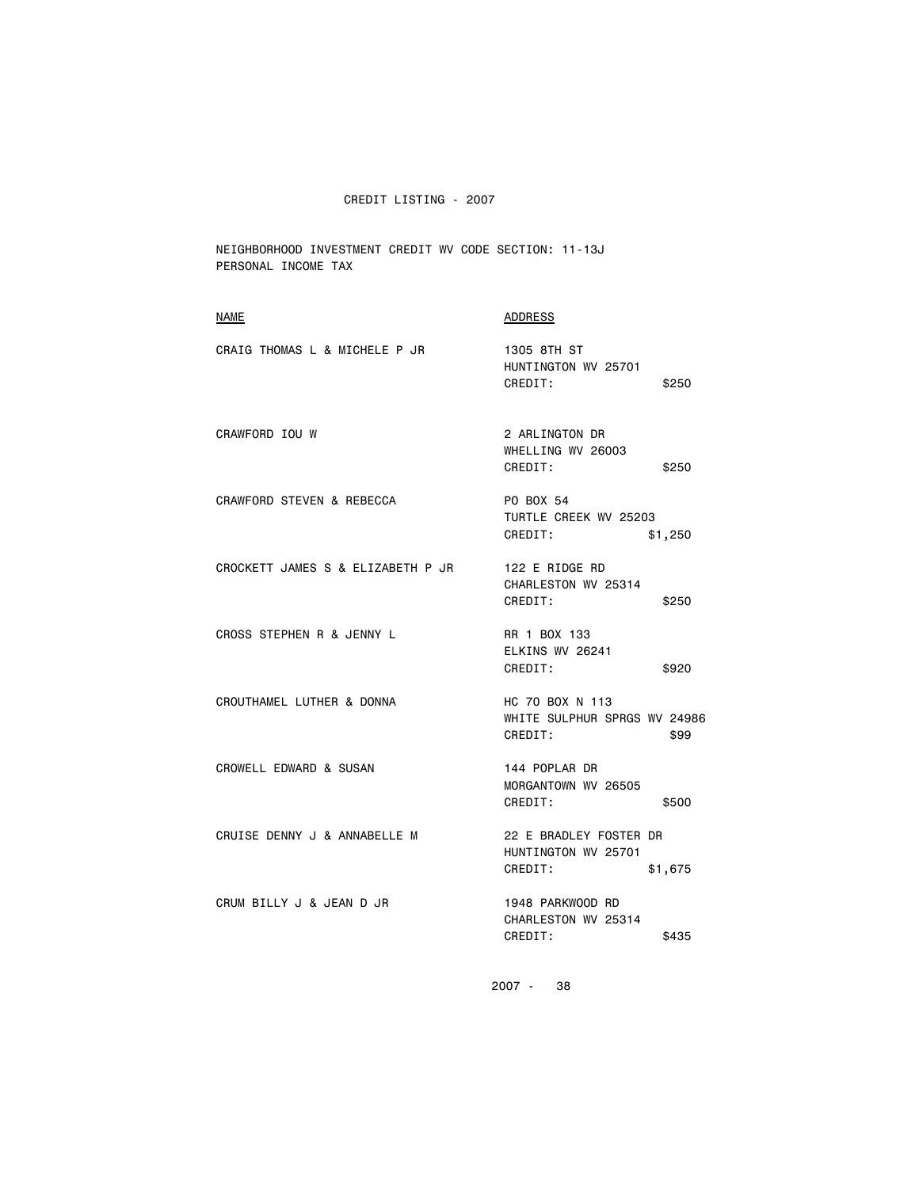CREDIT LISTING - 2007

NEIGHBORHOOD INVESTMENT CREDIT WV CODE SECTION: 11-13J
PERSONAL INCOME TAX

| NAME | ADDRESS |
|---|---|
| CRAIG THOMAS L & MICHELE P JR | 1305 8TH ST<br>HUNTINGTON WV 25701<br>CREDIT: $250 |
| CRAWFORD IOU W | 2 ARLINGTON DR<br>WHELLING WV 26003<br>CREDIT: $250 |
| CRAWFORD STEVEN & REBECCA | PO BOX 54<br>TURTLE CREEK WV 25203<br>CREDIT: $1,250 |
| CROCKETT JAMES S & ELIZABETH P JR | 122 E RIDGE RD<br>CHARLESTON WV 25314<br>CREDIT: $250 |
| CROSS STEPHEN R & JENNY L | RR 1 BOX 133<br>ELKINS WV 26241<br>CREDIT: $920 |
| CROUTHAMEL LUTHER & DONNA | HC 70 BOX N 113<br>WHITE SULPHUR SPRGS WV 24986<br>CREDIT: $99 |
| CROWELL EDWARD & SUSAN | 144 POPLAR DR<br>MORGANTOWN WV 26505<br>CREDIT: $500 |
| CRUISE DENNY J & ANNABELLE M | 22 E BRADLEY FOSTER DR<br>HUNTINGTON WV 25701<br>CREDIT: $1,675 |
| CRUM BILLY J & JEAN D JR | 1948 PARKWOOD RD<br>CHARLESTON WV 25314<br>CREDIT: $435 |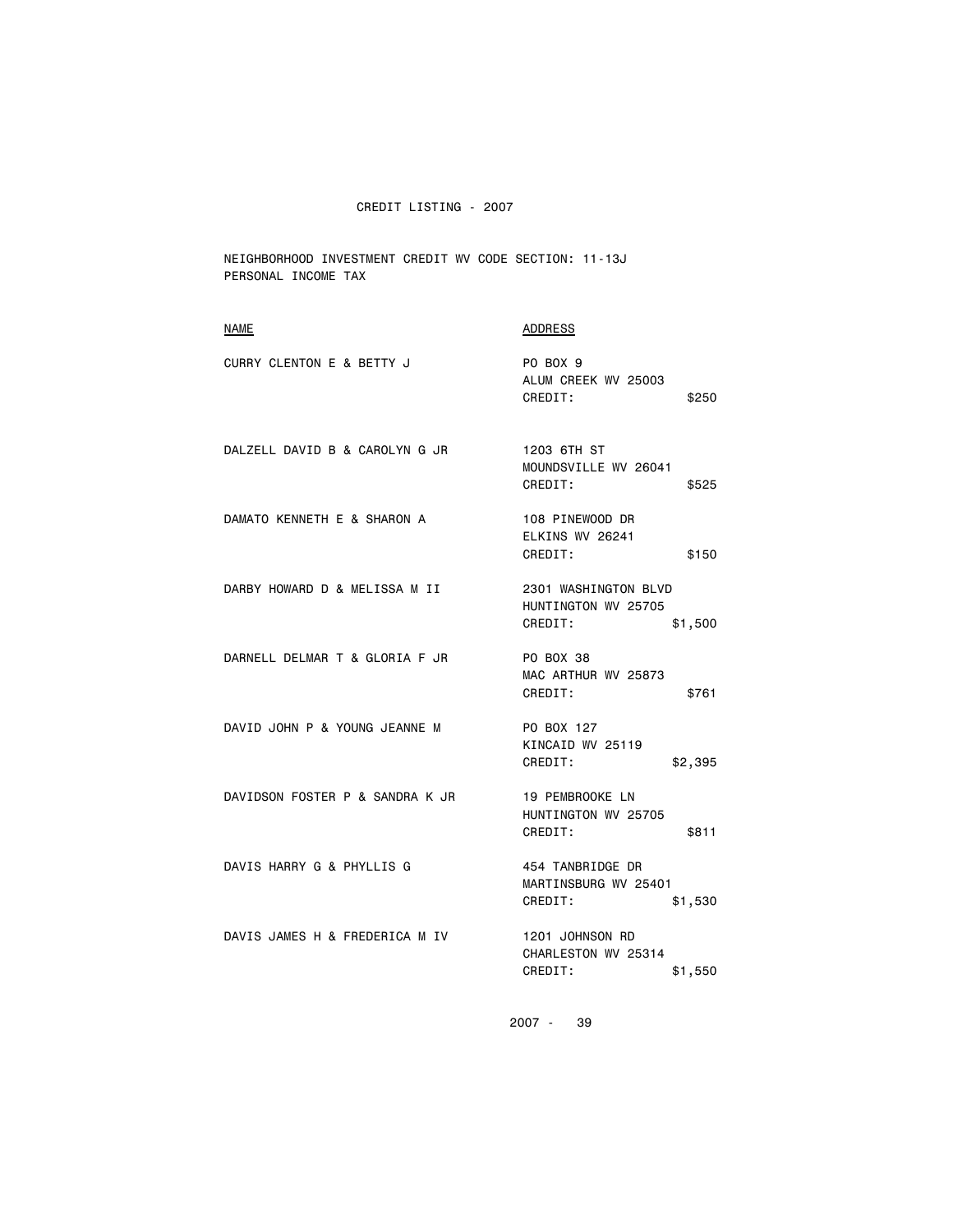CREDIT LISTING - 2007

NEIGHBORHOOD INVESTMENT CREDIT WV CODE SECTION: 11-13J
PERSONAL INCOME TAX

| NAME | ADDRESS |
|---|---|
| CURRY CLENTON E & BETTY J | PO BOX 9<br>ALUM CREEK WV 25003<br>CREDIT: $250 |
| DALZELL DAVID B & CAROLYN G JR | 1203 6TH ST<br>MOUNDSVILLE WV 26041<br>CREDIT: $525 |
| DAMATO KENNETH E & SHARON A | 108 PINEWOOD DR<br>ELKINS WV 26241<br>CREDIT: $150 |
| DARBY HOWARD D & MELISSA M II | 2301 WASHINGTON BLVD<br>HUNTINGTON WV 25705<br>CREDIT: $1,500 |
| DARNELL DELMAR T & GLORIA F JR | PO BOX 38<br>MAC ARTHUR WV 25873<br>CREDIT: $761 |
| DAVID JOHN P & YOUNG JEANNE M | PO BOX 127<br>KINCAID WV 25119<br>CREDIT: $2,395 |
| DAVIDSON FOSTER P & SANDRA K JR | 19 PEMBROOKE LN<br>HUNTINGTON WV 25705<br>CREDIT: $811 |
| DAVIS HARRY G & PHYLLIS G | 454 TANBRIDGE DR<br>MARTINSBURG WV 25401<br>CREDIT: $1,530 |
| DAVIS JAMES H & FREDERICA M IV | 1201 JOHNSON RD<br>CHARLESTON WV 25314<br>CREDIT: $1,550 |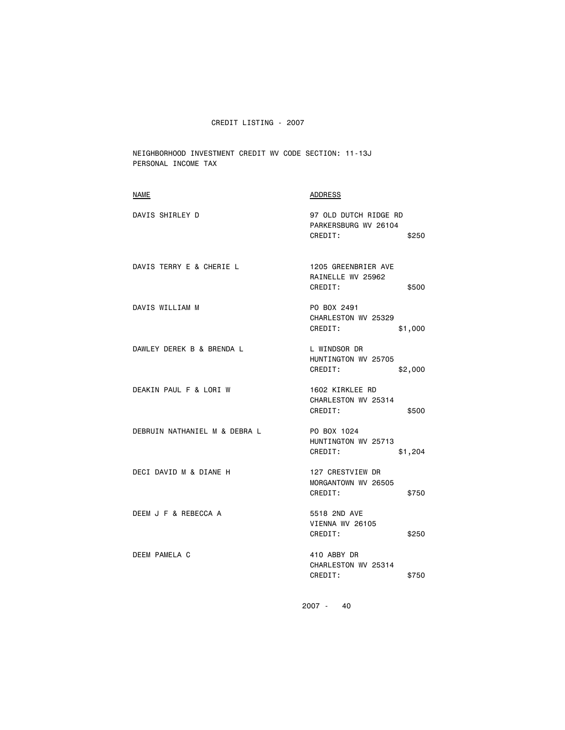CREDIT LISTING - 2007

NEIGHBORHOOD INVESTMENT CREDIT WV CODE SECTION: 11-13J
PERSONAL INCOME TAX

| NAME | ADDRESS |
|---|---|
| DAVIS SHIRLEY D | 97 OLD DUTCH RIDGE RD<br>PARKERSBURG WV 26104<br>CREDIT: $250 |
| DAVIS TERRY E & CHERIE L | 1205 GREENBRIER AVE<br>RAINELLE WV 25962<br>CREDIT: $500 |
| DAVIS WILLIAM M | PO BOX 2491<br>CHARLESTON WV 25329<br>CREDIT: $1,000 |
| DAWLEY DEREK B & BRENDA L | L WINDSOR DR<br>HUNTINGTON WV 25705<br>CREDIT: $2,000 |
| DEAKIN PAUL F & LORI W | 1602 KIRKLEE RD<br>CHARLESTON WV 25314<br>CREDIT: $500 |
| DEBRUIN NATHANIEL M & DEBRA L | PO BOX 1024<br>HUNTINGTON WV 25713<br>CREDIT: $1,204 |
| DECI DAVID M & DIANE H | 127 CRESTVIEW DR<br>MORGANTOWN WV 26505<br>CREDIT: $750 |
| DEEM J F & REBECCA A | 5518 2ND AVE<br>VIENNA WV 26105<br>CREDIT: $250 |
| DEEM PAMELA C | 410 ABBY DR<br>CHARLESTON WV 25314<br>CREDIT: $750 |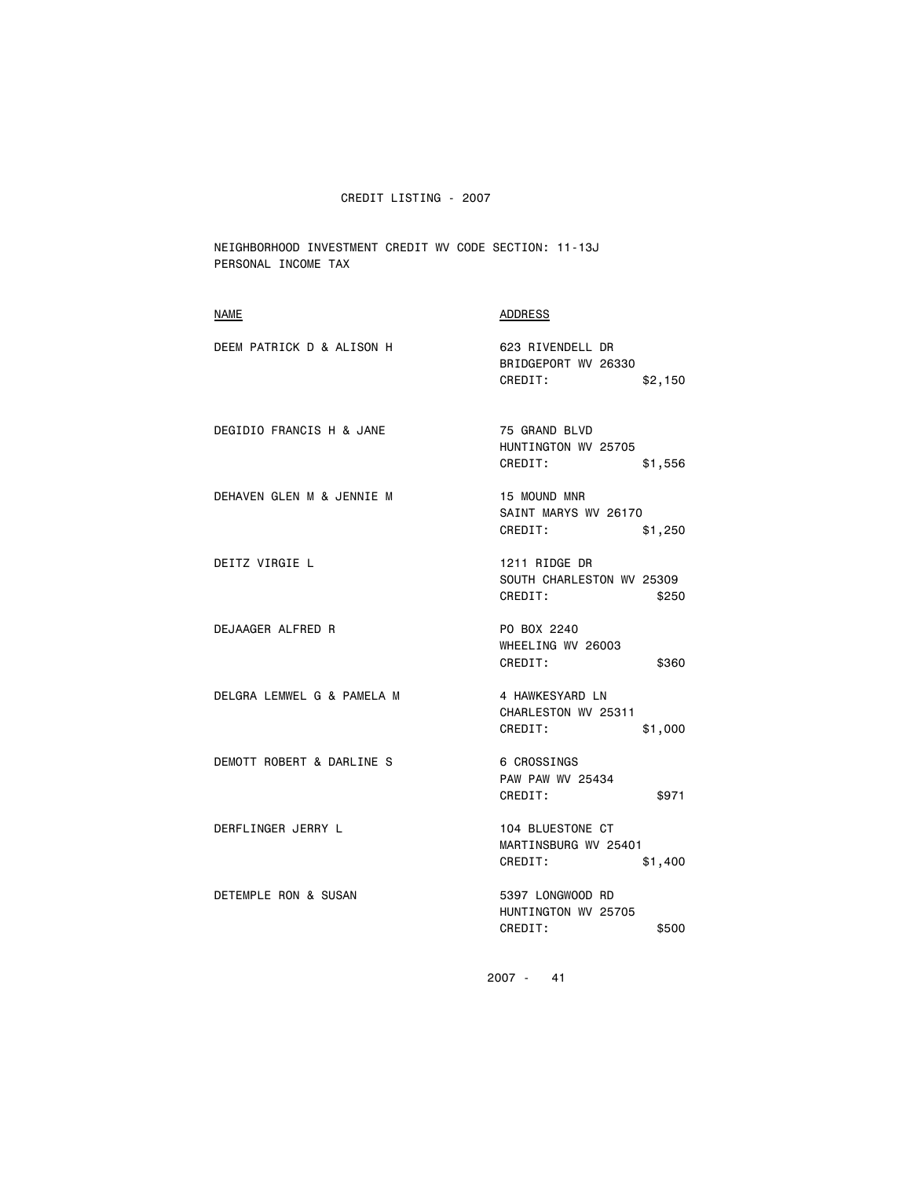CREDIT LISTING - 2007

NEIGHBORHOOD INVESTMENT CREDIT WV CODE SECTION: 11-13J
PERSONAL INCOME TAX

| NAME | ADDRESS |
|---|---|
| DEEM PATRICK D & ALISON H | 623 RIVENDELL DR<br>BRIDGEPORT WV 26330<br>CREDIT: $2,150 |
| DEGIDIO FRANCIS H & JANE | 75 GRAND BLVD<br>HUNTINGTON WV 25705<br>CREDIT: $1,556 |
| DEHAVEN GLEN M & JENNIE M | 15 MOUND MNR<br>SAINT MARYS WV 26170<br>CREDIT: $1,250 |
| DEITZ VIRGIE L | 1211 RIDGE DR<br>SOUTH CHARLESTON WV 25309<br>CREDIT: $250 |
| DEJAAGER ALFRED R | PO BOX 2240<br>WHEELING WV 26003<br>CREDIT: $360 |
| DELGRA LEMWEL G & PAMELA M | 4 HAWKESYARD LN<br>CHARLESTON WV 25311<br>CREDIT: $1,000 |
| DEMOTT ROBERT & DARLINE S | 6 CROSSINGS<br>PAW PAW WV 25434<br>CREDIT: $971 |
| DERFLINGER JERRY L | 104 BLUESTONE CT<br>MARTINSBURG WV 25401<br>CREDIT: $1,400 |
| DETEMPLE RON & SUSAN | 5397 LONGWOOD RD<br>HUNTINGTON WV 25705<br>CREDIT: $500 |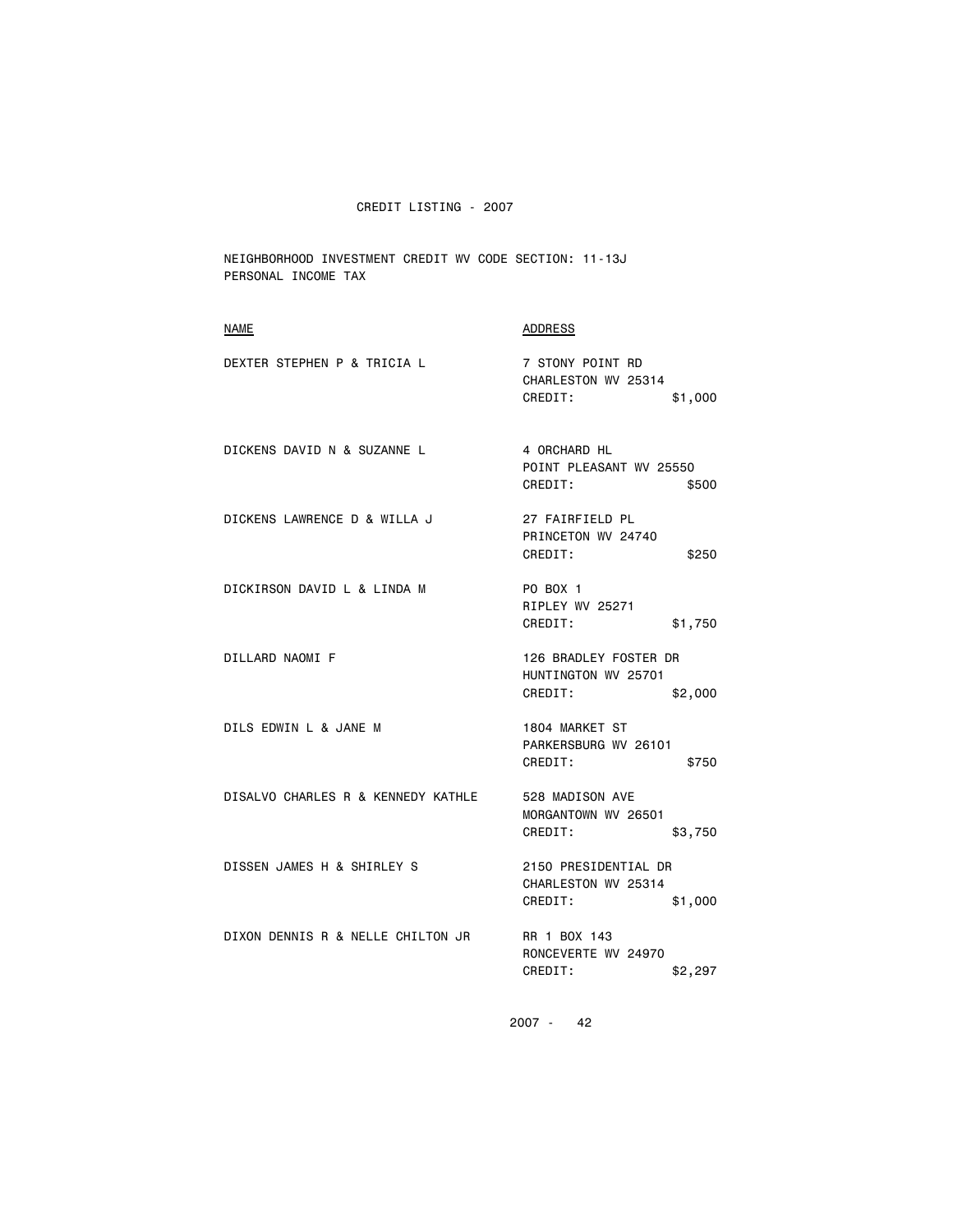CREDIT LISTING - 2007

NEIGHBORHOOD INVESTMENT CREDIT WV CODE SECTION: 11-13J
PERSONAL INCOME TAX

| NAME | ADDRESS |
|---|---|
| DEXTER STEPHEN P & TRICIA L | 7 STONY POINT RD<br>CHARLESTON WV 25314<br>CREDIT: $1,000 |
| DICKENS DAVID N & SUZANNE L | 4 ORCHARD HL<br>POINT PLEASANT WV 25550<br>CREDIT: $500 |
| DICKENS LAWRENCE D & WILLA J | 27 FAIRFIELD PL<br>PRINCETON WV 24740<br>CREDIT: $250 |
| DICKIRSON DAVID L & LINDA M | PO BOX 1<br>RIPLEY WV 25271<br>CREDIT: $1,750 |
| DILLARD NAOMI F | 126 BRADLEY FOSTER DR<br>HUNTINGTON WV 25701<br>CREDIT: $2,000 |
| DILS EDWIN L & JANE M | 1804 MARKET ST<br>PARKERSBURG WV 26101<br>CREDIT: $750 |
| DISALVO CHARLES R & KENNEDY KATHLE | 528 MADISON AVE<br>MORGANTOWN WV 26501<br>CREDIT: $3,750 |
| DISSEN JAMES H & SHIRLEY S | 2150 PRESIDENTIAL DR<br>CHARLESTON WV 25314<br>CREDIT: $1,000 |
| DIXON DENNIS R & NELLE CHILTON JR | RR 1 BOX 143<br>RONCEVERTE WV 24970<br>CREDIT: $2,297 |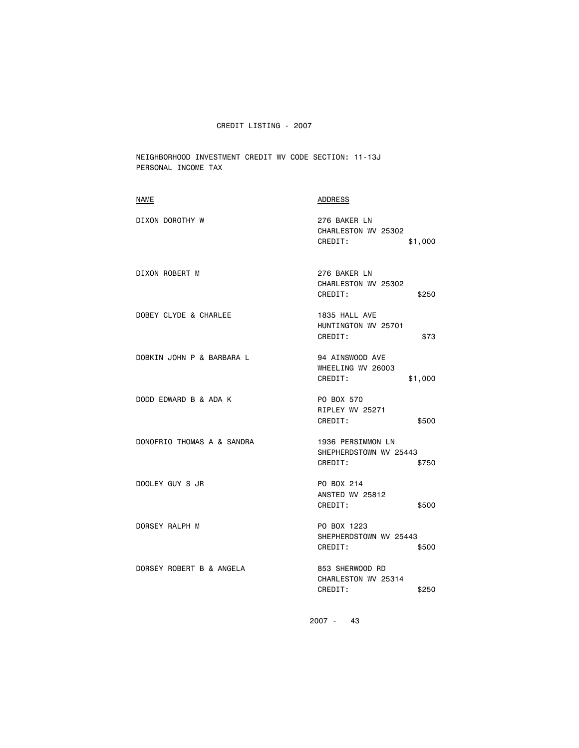CREDIT LISTING - 2007

NEIGHBORHOOD INVESTMENT CREDIT WV CODE SECTION: 11-13J
PERSONAL INCOME TAX

| NAME | ADDRESS |
|---|---|
| DIXON DOROTHY W | 276 BAKER LN<br>CHARLESTON WV 25302<br>CREDIT: $1,000 |
| DIXON ROBERT M | 276 BAKER LN<br>CHARLESTON WV 25302<br>CREDIT: $250 |
| DOBEY CLYDE & CHARLEE | 1835 HALL AVE<br>HUNTINGTON WV 25701<br>CREDIT: $73 |
| DOBKIN JOHN P & BARBARA L | 94 AINSWOOD AVE<br>WHEELING WV 26003<br>CREDIT: $1,000 |
| DODD EDWARD B & ADA K | PO BOX 570<br>RIPLEY WV 25271<br>CREDIT: $500 |
| DONOFRIO THOMAS A & SANDRA | 1936 PERSIMMON LN<br>SHEPHERDSTOWN WV 25443<br>CREDIT: $750 |
| DOOLEY GUY S JR | PO BOX 214<br>ANSTED WV 25812<br>CREDIT: $500 |
| DORSEY RALPH M | PO BOX 1223<br>SHEPHERDSTOWN WV 25443<br>CREDIT: $500 |
| DORSEY ROBERT B & ANGELA | 853 SHERWOOD RD<br>CHARLESTON WV 25314<br>CREDIT: $250 |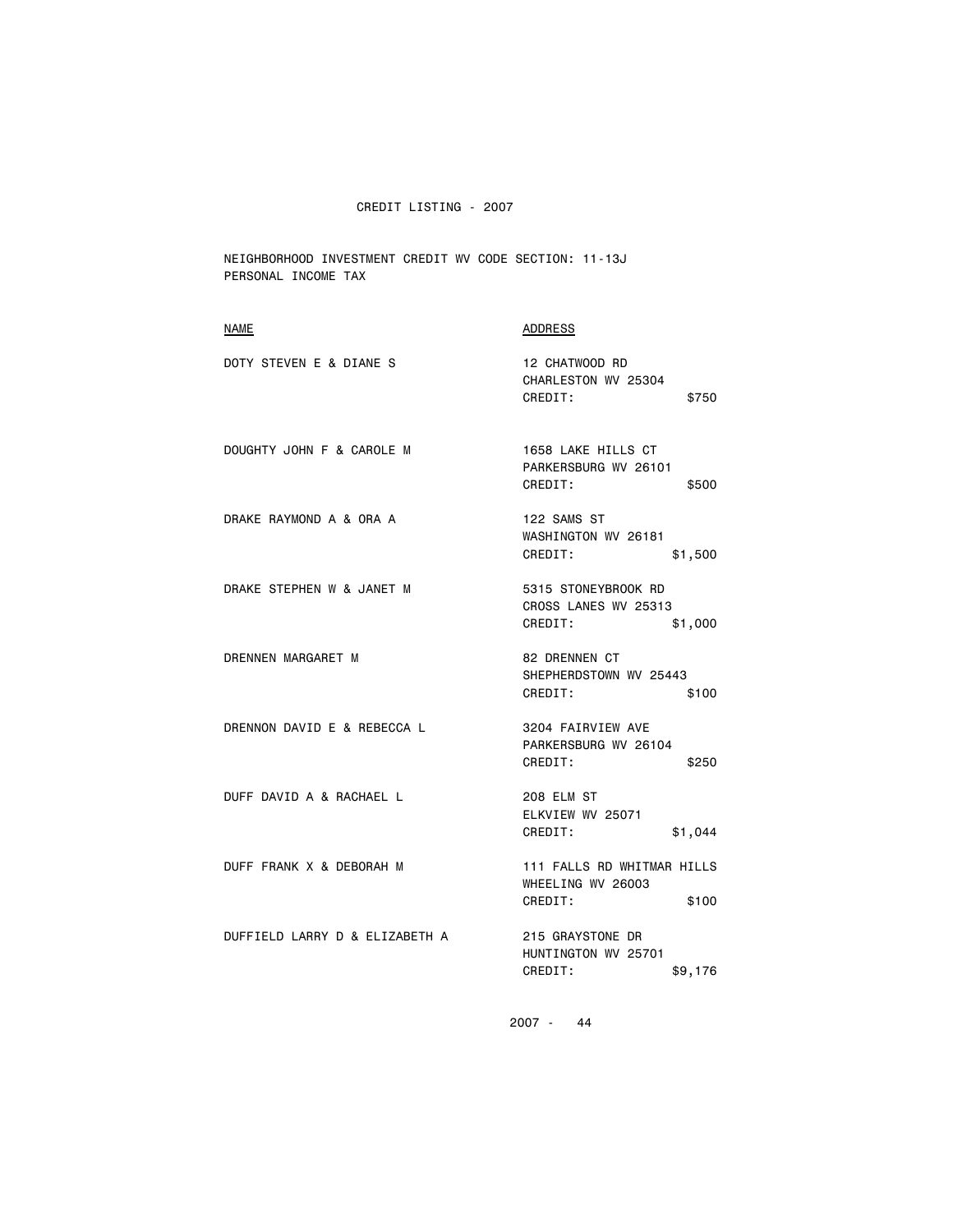CREDIT LISTING - 2007

NEIGHBORHOOD INVESTMENT CREDIT WV CODE SECTION: 11-13J
PERSONAL INCOME TAX

| NAME | ADDRESS |
| --- | --- |
| DOTY STEVEN E & DIANE S | 12 CHATWOOD RD<br>CHARLESTON WV 25304<br>CREDIT: $750 |
| DOUGHTY JOHN F & CAROLE M | 1658 LAKE HILLS CT<br>PARKERSBURG WV 26101<br>CREDIT: $500 |
| DRAKE RAYMOND A & ORA A | 122 SAMS ST<br>WASHINGTON WV 26181<br>CREDIT: $1,500 |
| DRAKE STEPHEN W & JANET M | 5315 STONEYBROOK RD<br>CROSS LANES WV 25313<br>CREDIT: $1,000 |
| DRENNEN MARGARET M | 82 DRENNEN CT<br>SHEPHERDSTOWN WV 25443<br>CREDIT: $100 |
| DRENNON DAVID E & REBECCA L | 3204 FAIRVIEW AVE<br>PARKERSBURG WV 26104<br>CREDIT: $250 |
| DUFF DAVID A & RACHAEL L | 208 ELM ST<br>ELKVIEW WV 25071<br>CREDIT: $1,044 |
| DUFF FRANK X & DEBORAH M | 111 FALLS RD WHITMAR HILLS<br>WHEELING WV 26003<br>CREDIT: $100 |
| DUFFIELD LARRY D & ELIZABETH A | 215 GRAYSTONE DR<br>HUNTINGTON WV 25701<br>CREDIT: $9,176 |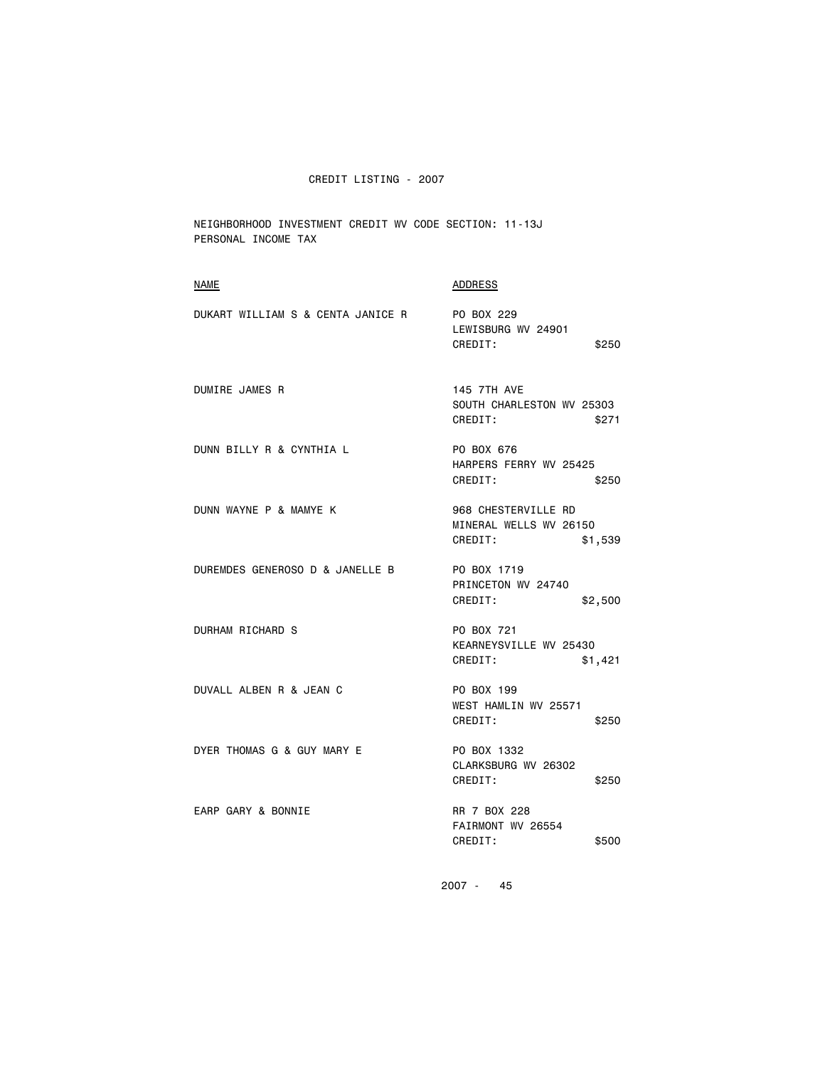CREDIT LISTING - 2007

NEIGHBORHOOD INVESTMENT CREDIT WV CODE SECTION: 11-13J
PERSONAL INCOME TAX

| NAME | ADDRESS | |
|---|---|---|
| DUKART WILLIAM S & CENTA JANICE R | PO BOX 229<br>LEWISBURG WV 24901<br>CREDIT: | $250 |
| DUMIRE JAMES R | 145 7TH AVE<br>SOUTH CHARLESTON WV 25303<br>CREDIT: | $271 |
| DUNN BILLY R & CYNTHIA L | PO BOX 676<br>HARPERS FERRY WV 25425<br>CREDIT: | $250 |
| DUNN WAYNE P & MAMYE K | 968 CHESTERVILLE RD<br>MINERAL WELLS WV 26150<br>CREDIT: | $1,539 |
| DUREMDES GENEROSO D & JANELLE B | PO BOX 1719<br>PRINCETON WV 24740<br>CREDIT: | $2,500 |
| DURHAM RICHARD S | PO BOX 721<br>KEARNEYSVILLE WV 25430<br>CREDIT: | $1,421 |
| DUVALL ALBEN R & JEAN C | PO BOX 199<br>WEST HAMLIN WV 25571<br>CREDIT: | $250 |
| DYER THOMAS G & GUY MARY E | PO BOX 1332<br>CLARKSBURG WV 26302<br>CREDIT: | $250 |
| EARP GARY & BONNIE | RR 7 BOX 228<br>FAIRMONT WV 26554<br>CREDIT: | $500 |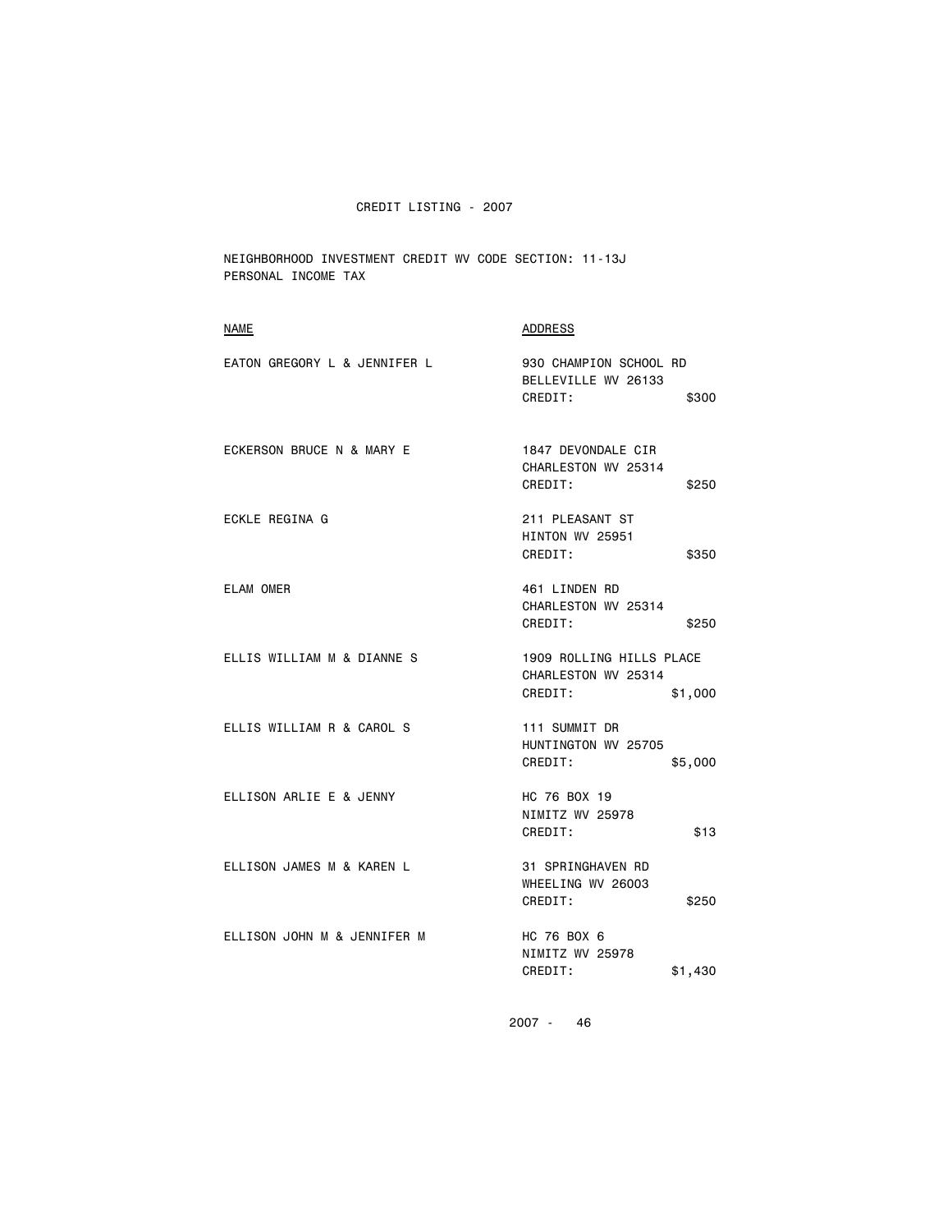# CREDIT LISTING - 2007

NEIGHBORHOOD INVESTMENT CREDIT WV CODE SECTION: 11-13J
PERSONAL INCOME TAX

| NAME | ADDRESS | CREDIT |
|---|---|---|
| EATON GREGORY L & JENNIFER L | 930 CHAMPION SCHOOL RD<br>BELLEVILLE WV 26133 | $300 |
| ECKERSON BRUCE N & MARY E | 1847 DEVONDALE CIR<br>CHARLESTON WV 25314 | $250 |
| ECKLE REGINA G | 211 PLEASANT ST<br>HINTON WV 25951 | $350 |
| ELAM OMER | 461 LINDEN RD<br>CHARLESTON WV 25314 | $250 |
| ELLIS WILLIAM M & DIANNE S | 1909 ROLLING HILLS PLACE<br>CHARLESTON WV 25314 | $1,000 |
| ELLIS WILLIAM R & CAROL S | 111 SUMMIT DR<br>HUNTINGTON WV 25705 | $5,000 |
| ELLISON ARLIE E & JENNY | HC 76 BOX 19<br>NIMITZ WV 25978 | $13 |
| ELLISON JAMES M & KAREN L | 31 SPRINGHAVEN RD<br>WHEELING WV 26003 | $250 |
| ELLISON JOHN M & JENNIFER M | HC 76 BOX 6<br>NIMITZ WV 25978 | $1,430 |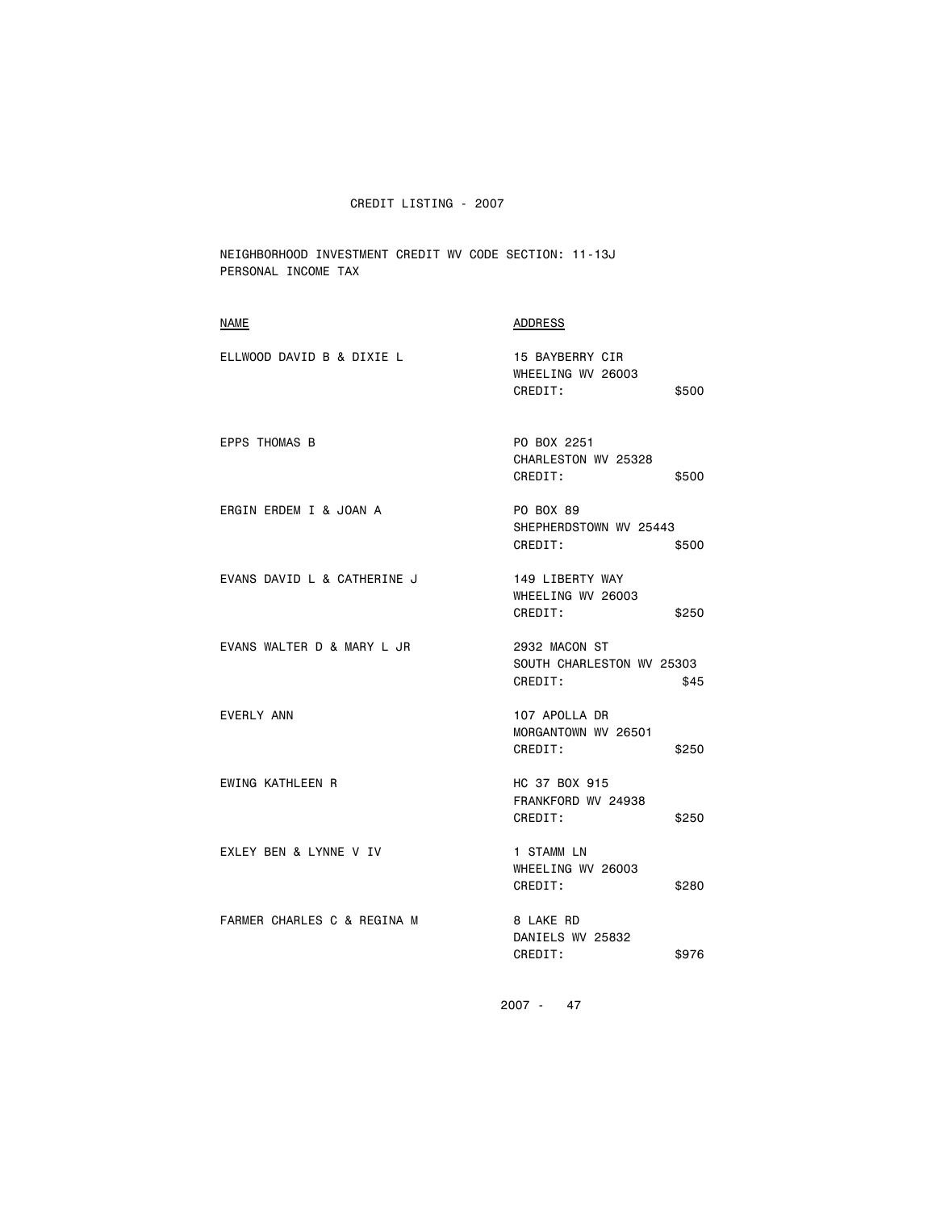CREDIT LISTING - 2007

NEIGHBORHOOD INVESTMENT CREDIT WV CODE SECTION: 11-13J
PERSONAL INCOME TAX

| NAME | ADDRESS | |
|---|---|---|
| ELLWOOD DAVID B & DIXIE L | 15 BAYBERRY CIR<br>WHEELING WV 26003<br>CREDIT: | $500 |
| EPPS THOMAS B | PO BOX 2251<br>CHARLESTON WV 25328<br>CREDIT: | $500 |
| ERGIN ERDEM I & JOAN A | PO BOX 89<br>SHEPHERDSTOWN WV 25443<br>CREDIT: | $500 |
| EVANS DAVID L & CATHERINE J | 149 LIBERTY WAY<br>WHEELING WV 26003<br>CREDIT: | $250 |
| EVANS WALTER D & MARY L JR | 2932 MACON ST<br>SOUTH CHARLESTON WV 25303<br>CREDIT: | $45 |
| EVERLY ANN | 107 APOLLA DR<br>MORGANTOWN WV 26501<br>CREDIT: | $250 |
| EWING KATHLEEN R | HC 37 BOX 915<br>FRANKFORD WV 24938<br>CREDIT: | $250 |
| EXLEY BEN & LYNNE V IV | 1 STAMM LN<br>WHEELING WV 26003<br>CREDIT: | $280 |
| FARMER CHARLES C & REGINA M | 8 LAKE RD<br>DANIELS WV 25832<br>CREDIT: | $976 |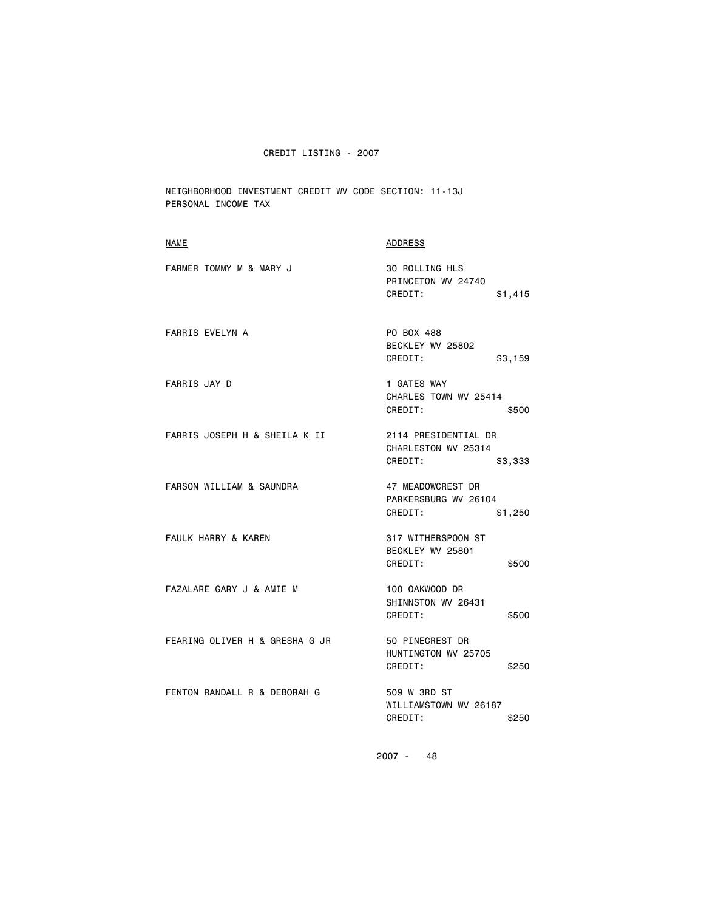CREDIT LISTING - 2007

NEIGHBORHOOD INVESTMENT CREDIT WV CODE SECTION: 11-13J
PERSONAL INCOME TAX

| NAME | ADDRESS | |
|---|---|---|
| FARMER TOMMY M & MARY J | 30 ROLLING HLS<br>PRINCETON WV 24740<br>CREDIT: | $1,415 |
| FARRIS EVELYN A | PO BOX 488<br>BECKLEY WV 25802<br>CREDIT: | $3,159 |
| FARRIS JAY D | 1 GATES WAY<br>CHARLES TOWN WV 25414<br>CREDIT: | $500 |
| FARRIS JOSEPH H & SHEILA K II | 2114 PRESIDENTIAL DR<br>CHARLESTON WV 25314<br>CREDIT: | $3,333 |
| FARSON WILLIAM & SAUNDRA | 47 MEADOWCREST DR<br>PARKERSBURG WV 26104<br>CREDIT: | $1,250 |
| FAULK HARRY & KAREN | 317 WITHERSPOON ST<br>BECKLEY WV 25801<br>CREDIT: | $500 |
| FAZALARE GARY J & AMIE M | 100 OAKWOOD DR<br>SHINNSTON WV 26431<br>CREDIT: | $500 |
| FEARING OLIVER H & GRESHA G JR | 50 PINECREST DR<br>HUNTINGTON WV 25705<br>CREDIT: | $250 |
| FENTON RANDALL R & DEBORAH G | 509 W 3RD ST<br>WILLIAMSTOWN WV 26187<br>CREDIT: | $250 |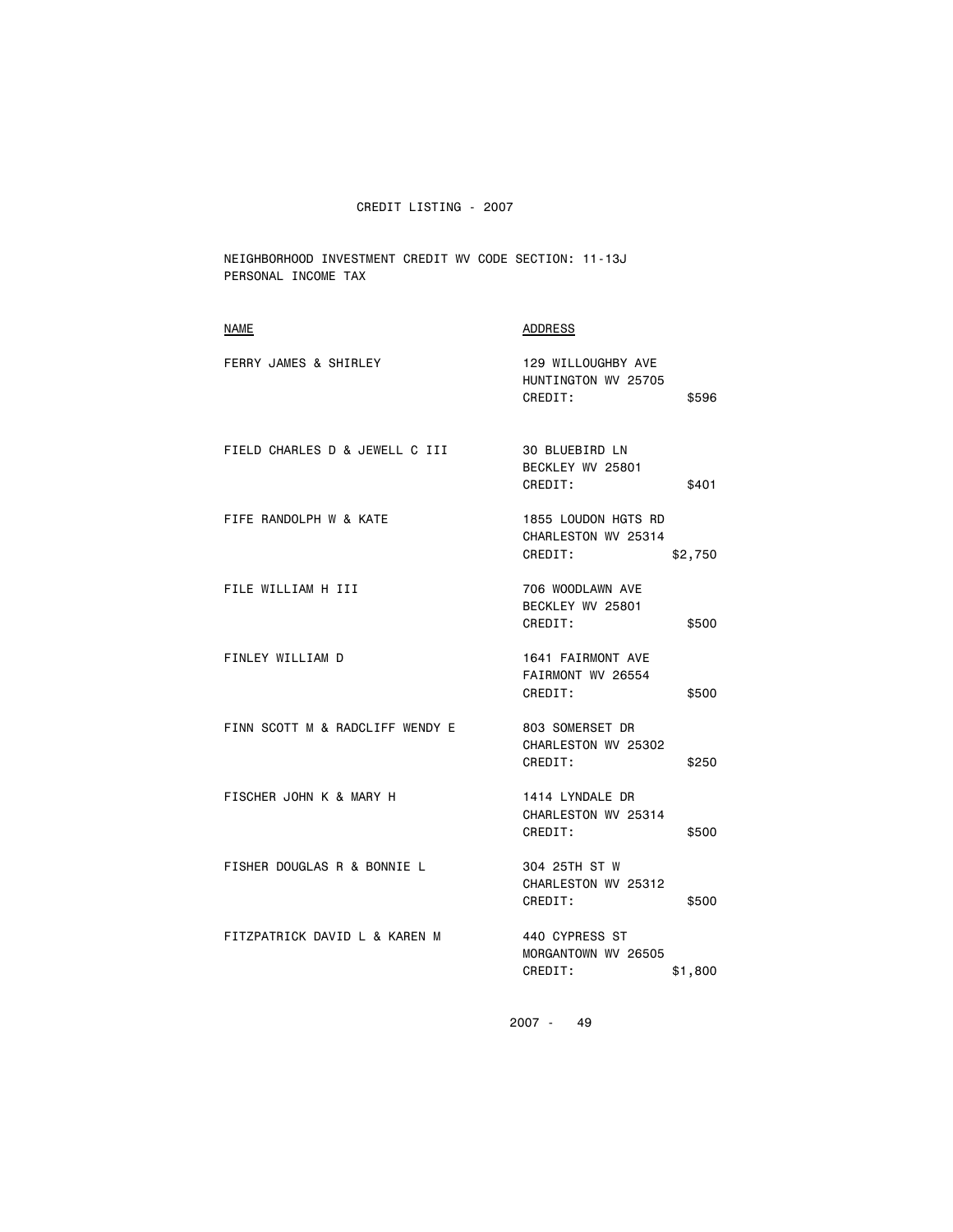CREDIT LISTING - 2007

NEIGHBORHOOD INVESTMENT CREDIT WV CODE SECTION: 11-13J
PERSONAL INCOME TAX

| NAME | ADDRESS | |
|---|---|---|
| FERRY JAMES & SHIRLEY | 129 WILLOUGHBY AVE<br>HUNTINGTON WV 25705<br>CREDIT: | $596 |
| FIELD CHARLES D & JEWELL C III | 30 BLUEBIRD LN<br>BECKLEY WV 25801<br>CREDIT: | $401 |
| FIFE RANDOLPH W & KATE | 1855 LOUDON HGTS RD<br>CHARLESTON WV 25314<br>CREDIT: | $2,750 |
| FILE WILLIAM H III | 706 WOODLAWN AVE<br>BECKLEY WV 25801<br>CREDIT: | $500 |
| FINLEY WILLIAM D | 1641 FAIRMONT AVE<br>FAIRMONT WV 26554<br>CREDIT: | $500 |
| FINN SCOTT M & RADCLIFF WENDY E | 803 SOMERSET DR<br>CHARLESTON WV 25302<br>CREDIT: | $250 |
| FISCHER JOHN K & MARY H | 1414 LYNDALE DR<br>CHARLESTON WV 25314<br>CREDIT: | $500 |
| FISHER DOUGLAS R & BONNIE L | 304 25TH ST W<br>CHARLESTON WV 25312<br>CREDIT: | $500 |
| FITZPATRICK DAVID L & KAREN M | 440 CYPRESS ST<br>MORGANTOWN WV 26505<br>CREDIT: | $1,800 |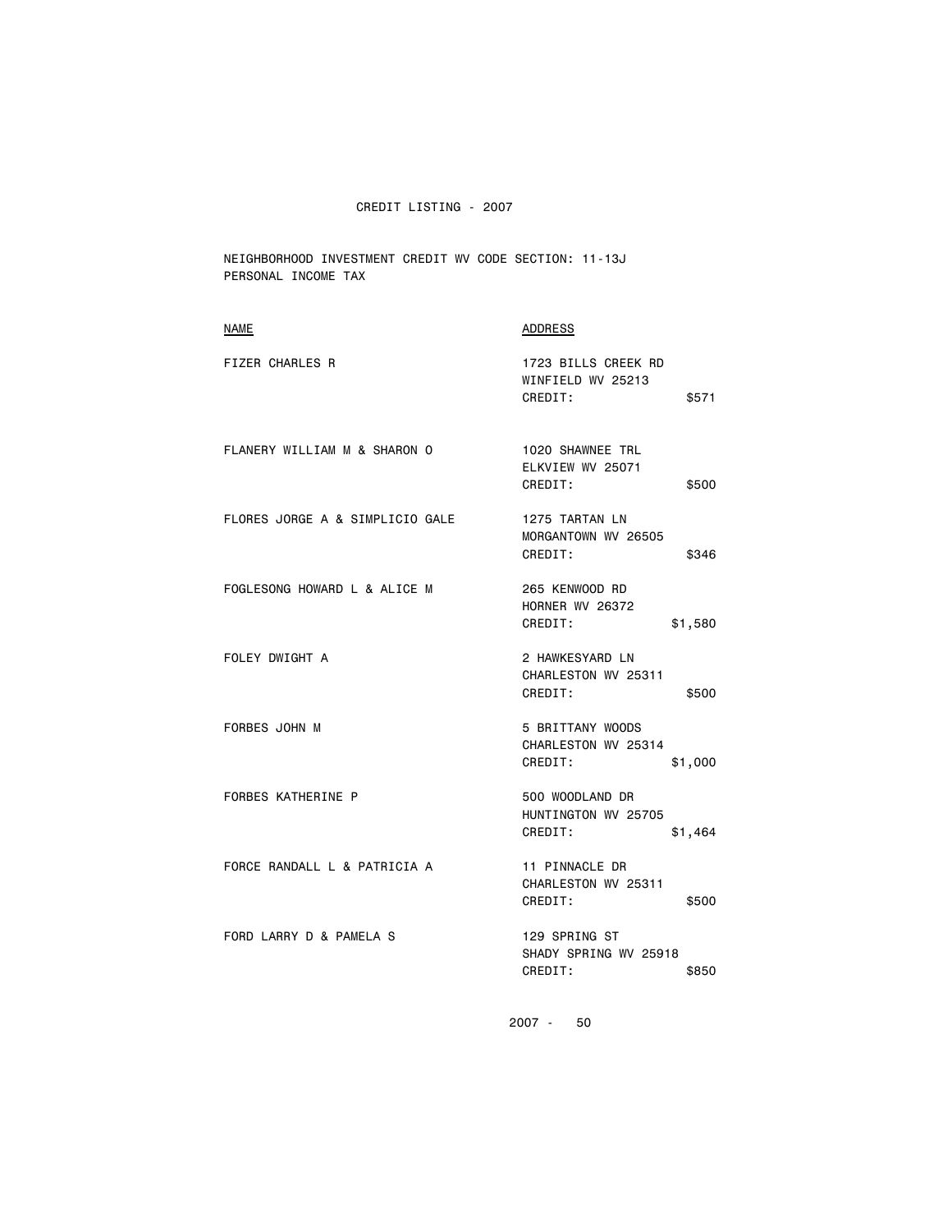CREDIT LISTING - 2007

NEIGHBORHOOD INVESTMENT CREDIT WV CODE SECTION: 11-13J
PERSONAL INCOME TAX

| NAME | ADDRESS | |
|---|---|---|
| FIZER CHARLES R | 1723 BILLS CREEK RD<br>WINFIELD WV 25213<br>CREDIT: | $571 |
| FLANERY WILLIAM M & SHARON O | 1020 SHAWNEE TRL<br>ELKVIEW WV 25071<br>CREDIT: | $500 |
| FLORES JORGE A & SIMPLICIO GALE | 1275 TARTAN LN<br>MORGANTOWN WV 26505<br>CREDIT: | $346 |
| FOGLESONG HOWARD L & ALICE M | 265 KENWOOD RD<br>HORNER WV 26372<br>CREDIT: | $1,580 |
| FOLEY DWIGHT A | 2 HAWKESYARD LN<br>CHARLESTON WV 25311<br>CREDIT: | $500 |
| FORBES JOHN M | 5 BRITTANY WOODS<br>CHARLESTON WV 25314<br>CREDIT: | $1,000 |
| FORBES KATHERINE P | 500 WOODLAND DR<br>HUNTINGTON WV 25705<br>CREDIT: | $1,464 |
| FORCE RANDALL L & PATRICIA A | 11 PINNACLE DR<br>CHARLESTON WV 25311<br>CREDIT: | $500 |
| FORD LARRY D & PAMELA S | 129 SPRING ST<br>SHADY SPRING WV 25918<br>CREDIT: | $850 |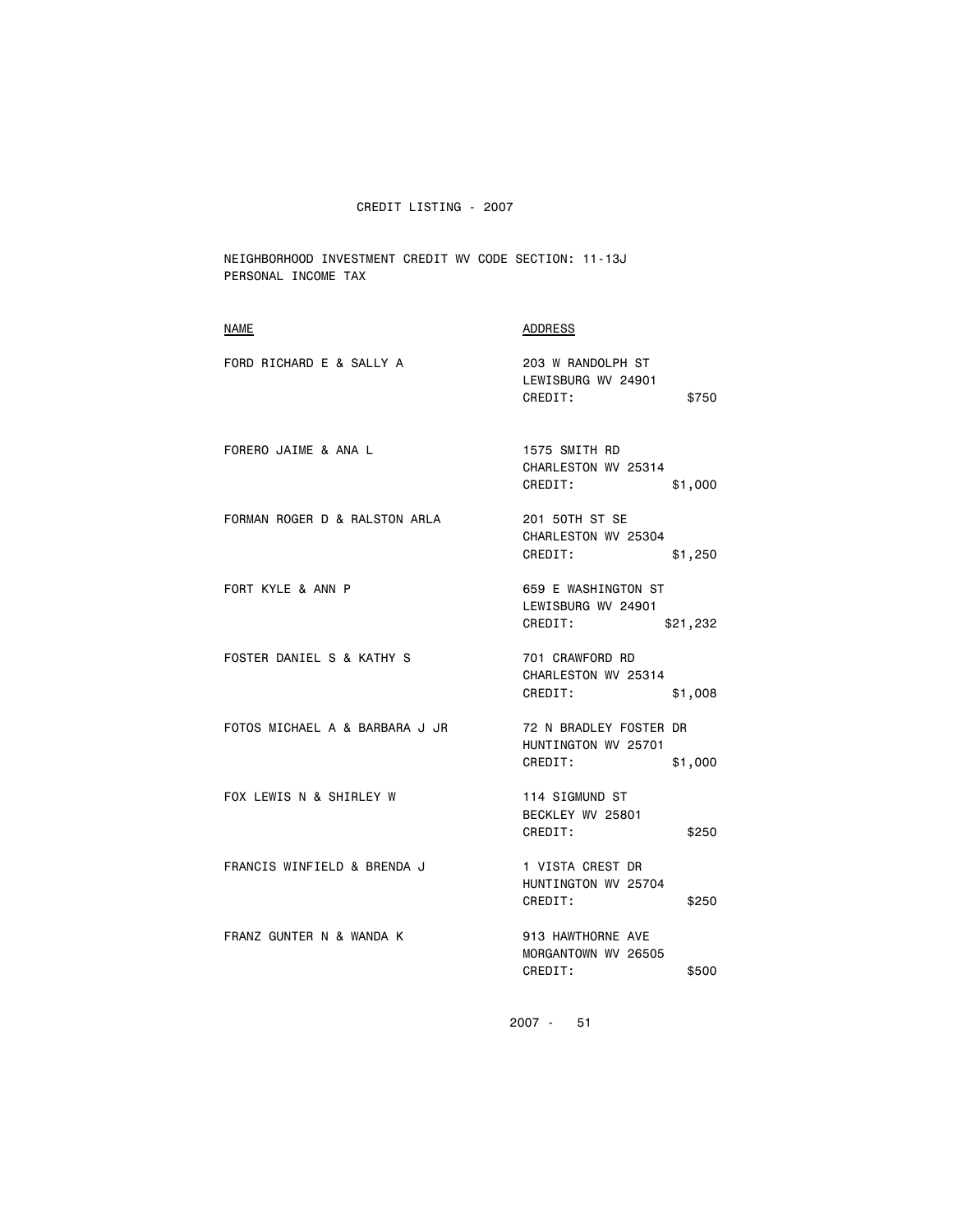CREDIT LISTING - 2007

NEIGHBORHOOD INVESTMENT CREDIT WV CODE SECTION: 11-13J
PERSONAL INCOME TAX

| NAME | ADDRESS | CREDIT |
| --- | --- | --- |
| FORD RICHARD E & SALLY A | 203 W RANDOLPH ST<br>LEWISBURG WV 24901 | $750 |
| FORERO JAIME & ANA L | 1575 SMITH RD<br>CHARLESTON WV 25314 | $1,000 |
| FORMAN ROGER D & RALSTON ARLA | 201 50TH ST SE<br>CHARLESTON WV 25304 | $1,250 |
| FORT KYLE & ANN P | 659 E WASHINGTON ST<br>LEWISBURG WV 24901 | $21,232 |
| FOSTER DANIEL S & KATHY S | 701 CRAWFORD RD<br>CHARLESTON WV 25314 | $1,008 |
| FOTOS MICHAEL A & BARBARA J JR | 72 N BRADLEY FOSTER DR<br>HUNTINGTON WV 25701 | $1,000 |
| FOX LEWIS N & SHIRLEY W | 114 SIGMUND ST<br>BECKLEY WV 25801 | $250 |
| FRANCIS WINFIELD & BRENDA J | 1 VISTA CREST DR<br>HUNTINGTON WV 25704 | $250 |
| FRANZ GUNTER N & WANDA K | 913 HAWTHORNE AVE<br>MORGANTOWN WV 26505 | $500 |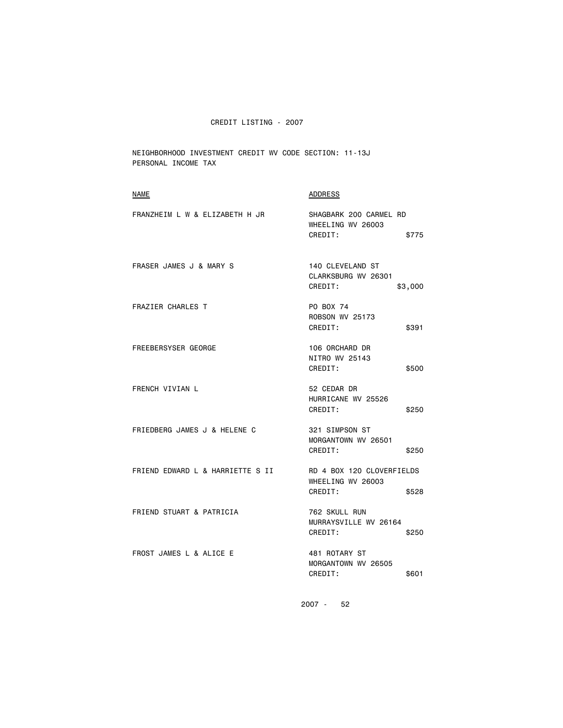CREDIT LISTING - 2007

NEIGHBORHOOD INVESTMENT CREDIT WV CODE SECTION: 11-13J
PERSONAL INCOME TAX

| NAME | ADDRESS |
| --- | --- |
| FRANZHEIM L W & ELIZABETH H JR | SHAGBARK 200 CARMEL RD<br>WHEELING WV 26003<br>CREDIT: $775 |
| FRASER JAMES J & MARY S | 140 CLEVELAND ST<br>CLARKSBURG WV 26301<br>CREDIT: $3,000 |
| FRAZIER CHARLES T | PO BOX 74<br>ROBSON WV 25173<br>CREDIT: $391 |
| FREEBERSYSER GEORGE | 106 ORCHARD DR<br>NITRO WV 25143<br>CREDIT: $500 |
| FRENCH VIVIAN L | 52 CEDAR DR<br>HURRICANE WV 25526<br>CREDIT: $250 |
| FRIEDBERG JAMES J & HELENE C | 321 SIMPSON ST<br>MORGANTOWN WV 26501<br>CREDIT: $250 |
| FRIEND EDWARD L & HARRIETTE S II | RD 4 BOX 120 CLOVERFIELDS<br>WHEELING WV 26003<br>CREDIT: $528 |
| FRIEND STUART & PATRICIA | 762 SKULL RUN<br>MURRAYSVILLE WV 26164<br>CREDIT: $250 |
| FROST JAMES L & ALICE E | 481 ROTARY ST<br>MORGANTOWN WV 26505<br>CREDIT: $601 |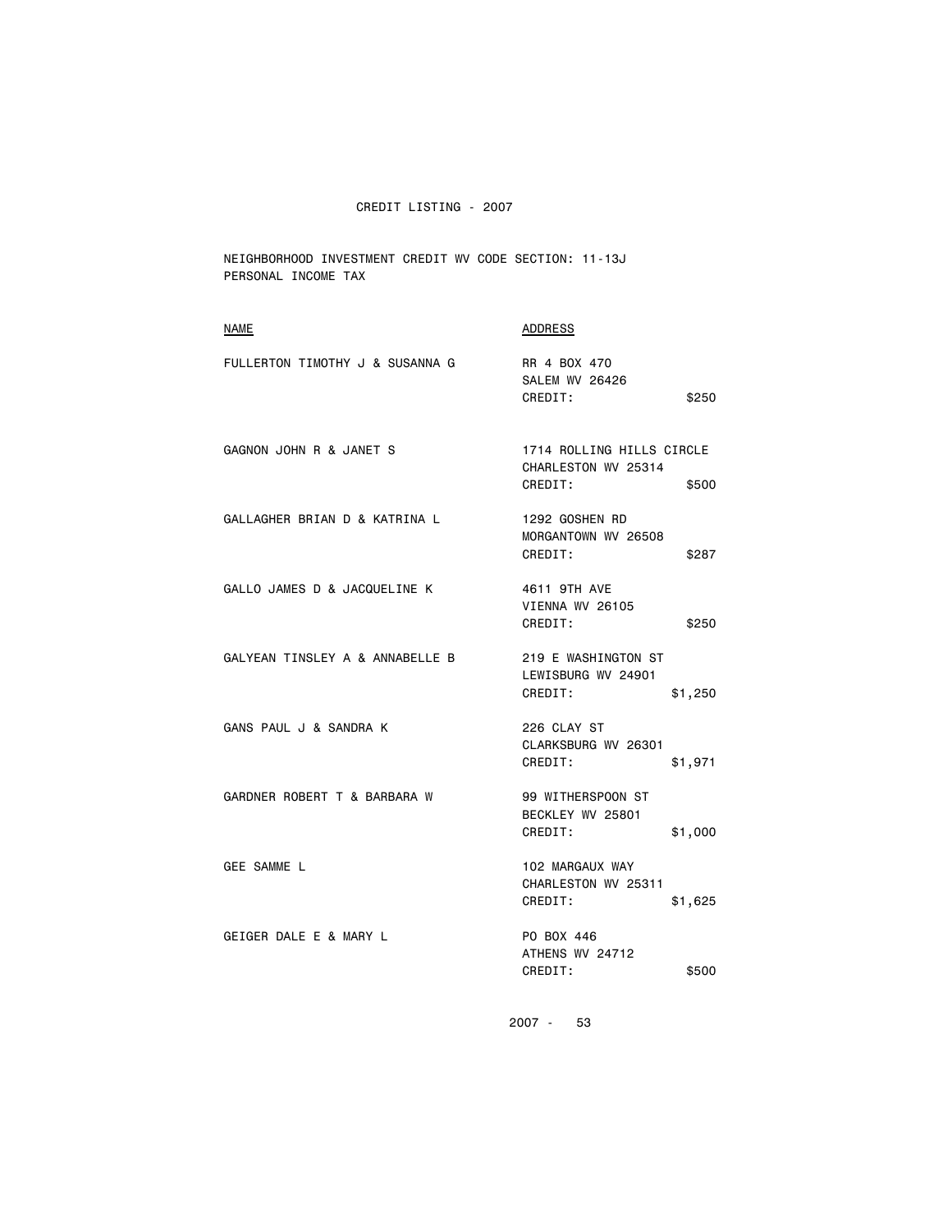CREDIT LISTING - 2007

NEIGHBORHOOD INVESTMENT CREDIT WV CODE SECTION: 11-13J
PERSONAL INCOME TAX

| NAME | ADDRESS | |
|---|---|---|
| FULLERTON TIMOTHY J & SUSANNA G | RR 4 BOX 470<br>SALEM WV 26426<br>CREDIT: | $250 |
| GAGNON JOHN R & JANET S | 1714 ROLLING HILLS CIRCLE<br>CHARLESTON WV 25314<br>CREDIT: | $500 |
| GALLAGHER BRIAN D & KATRINA L | 1292 GOSHEN RD<br>MORGANTOWN WV 26508<br>CREDIT: | $287 |
| GALLO JAMES D & JACQUELINE K | 4611 9TH AVE<br>VIENNA WV 26105<br>CREDIT: | $250 |
| GALYEAN TINSLEY A & ANNABELLE B | 219 E WASHINGTON ST<br>LEWISBURG WV 24901<br>CREDIT: | $1,250 |
| GANS PAUL J & SANDRA K | 226 CLAY ST<br>CLARKSBURG WV 26301<br>CREDIT: | $1,971 |
| GARDNER ROBERT T & BARBARA W | 99 WITHERSPOON ST<br>BECKLEY WV 25801<br>CREDIT: | $1,000 |
| GEE SAMME L | 102 MARGAUX WAY<br>CHARLESTON WV 25311<br>CREDIT: | $1,625 |
| GEIGER DALE E & MARY L | PO BOX 446<br>ATHENS WV 24712<br>CREDIT: | $500 |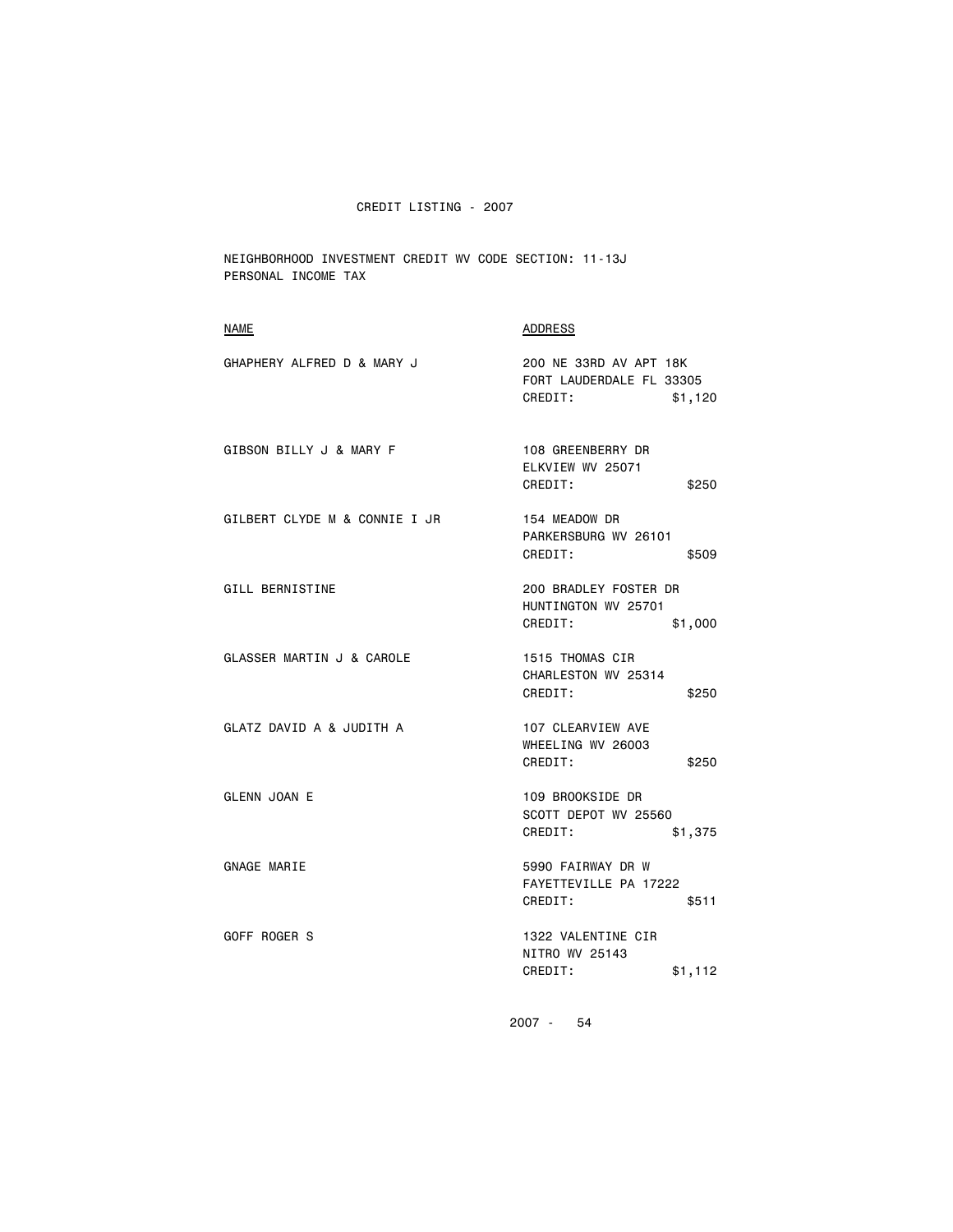CREDIT LISTING - 2007

NEIGHBORHOOD INVESTMENT CREDIT WV CODE SECTION: 11-13J
PERSONAL INCOME TAX

| NAME | ADDRESS |
| --- | --- |
| GHAPHERY ALFRED D & MARY J | 200 NE 33RD AV APT 18K<br>FORT LAUDERDALE FL 33305<br>CREDIT: $1,120 |
| GIBSON BILLY J & MARY F | 108 GREENBERRY DR<br>ELKVIEW WV 25071<br>CREDIT: $250 |
| GILBERT CLYDE M & CONNIE I JR | 154 MEADOW DR<br>PARKERSBURG WV 26101<br>CREDIT: $509 |
| GILL BERNISTINE | 200 BRADLEY FOSTER DR<br>HUNTINGTON WV 25701<br>CREDIT: $1,000 |
| GLASSER MARTIN J & CAROLE | 1515 THOMAS CIR<br>CHARLESTON WV 25314<br>CREDIT: $250 |
| GLATZ DAVID A & JUDITH A | 107 CLEARVIEW AVE<br>WHEELING WV 26003<br>CREDIT: $250 |
| GLENN JOAN E | 109 BROOKSIDE DR<br>SCOTT DEPOT WV 25560<br>CREDIT: $1,375 |
| GNAGE MARIE | 5990 FAIRWAY DR W<br>FAYETTEVILLE PA 17222<br>CREDIT: $511 |
| GOFF ROGER S | 1322 VALENTINE CIR<br>NITRO WV 25143<br>CREDIT: $1,112 |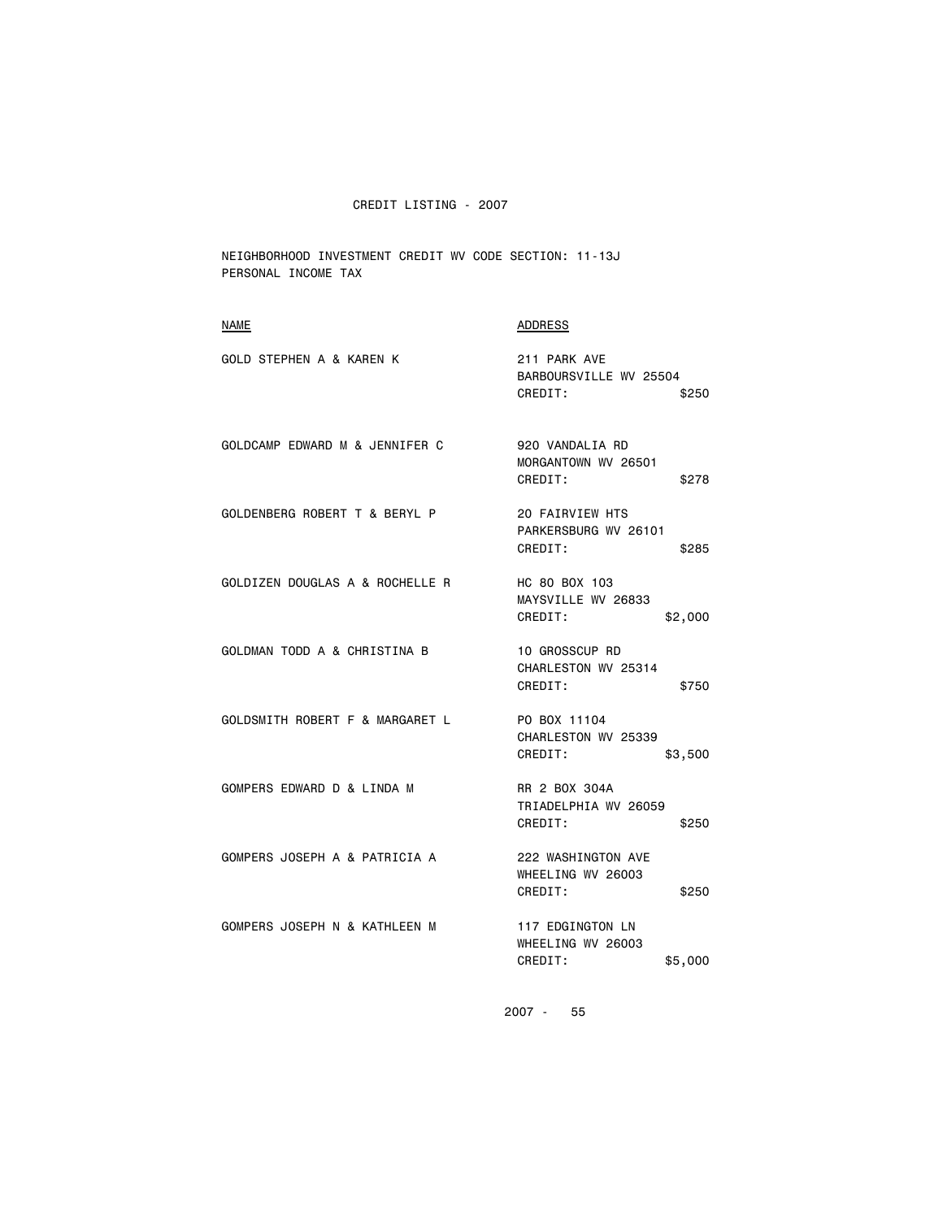# CREDIT LISTING - 2007

NEIGHBORHOOD INVESTMENT CREDIT WV CODE SECTION: 11-13J
PERSONAL INCOME TAX

| NAME | ADDRESS |
| --- | --- |
| GOLD STEPHEN A & KAREN K | 211 PARK AVE<br>BARBOURSVILLE WV 25504<br>CREDIT: $250 |
| GOLDCAMP EDWARD M & JENNIFER C | 920 VANDALIA RD<br>MORGANTOWN WV 26501<br>CREDIT: $278 |
| GOLDENBERG ROBERT T & BERYL P | 20 FAIRVIEW HTS<br>PARKERSBURG WV 26101<br>CREDIT: $285 |
| GOLDIZEN DOUGLAS A & ROCHELLE R | HC 80 BOX 103<br>MAYSVILLE WV 26833<br>CREDIT: $2,000 |
| GOLDMAN TODD A & CHRISTINA B | 10 GROSSCUP RD<br>CHARLESTON WV 25314<br>CREDIT: $750 |
| GOLDSMITH ROBERT F & MARGARET L | PO BOX 11104<br>CHARLESTON WV 25339<br>CREDIT: $3,500 |
| GOMPERS EDWARD D & LINDA M | RR 2 BOX 304A<br>TRIADELPHIA WV 26059<br>CREDIT: $250 |
| GOMPERS JOSEPH A & PATRICIA A | 222 WASHINGTON AVE<br>WHEELING WV 26003<br>CREDIT: $250 |
| GOMPERS JOSEPH N & KATHLEEN M | 117 EDGINGTON LN<br>WHEELING WV 26003<br>CREDIT: $5,000 |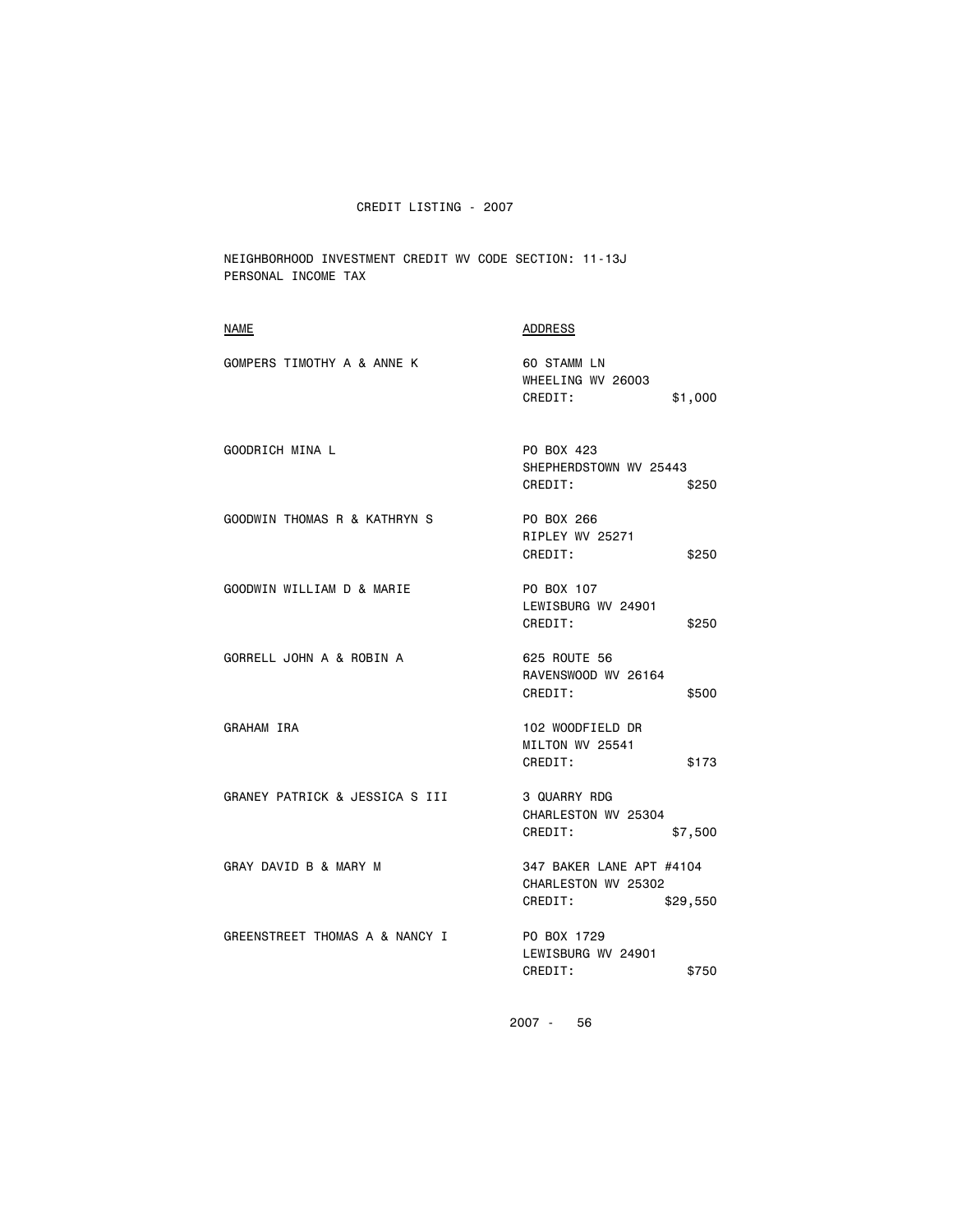CREDIT LISTING - 2007

NEIGHBORHOOD INVESTMENT CREDIT WV CODE SECTION: 11-13J
PERSONAL INCOME TAX

| NAME | ADDRESS |
| --- | --- |
| GOMPERS TIMOTHY A & ANNE K | 60 STAMM LN<br>WHEELING WV 26003<br>CREDIT: $1,000 |
| GOODRICH MINA L | PO BOX 423<br>SHEPHERDSTOWN WV 25443<br>CREDIT: $250 |
| GOODWIN THOMAS R & KATHRYN S | PO BOX 266<br>RIPLEY WV 25271<br>CREDIT: $250 |
| GOODWIN WILLIAM D & MARIE | PO BOX 107<br>LEWISBURG WV 24901<br>CREDIT: $250 |
| GORRELL JOHN A & ROBIN A | 625 ROUTE 56<br>RAVENSWOOD WV 26164<br>CREDIT: $500 |
| GRAHAM IRA | 102 WOODFIELD DR<br>MILTON WV 25541<br>CREDIT: $173 |
| GRANEY PATRICK & JESSICA S III | 3 QUARRY RDG<br>CHARLESTON WV 25304<br>CREDIT: $7,500 |
| GRAY DAVID B & MARY M | 347 BAKER LANE APT #4104<br>CHARLESTON WV 25302<br>CREDIT: $29,550 |
| GREENSTREET THOMAS A & NANCY I | PO BOX 1729<br>LEWISBURG WV 24901<br>CREDIT: $750 |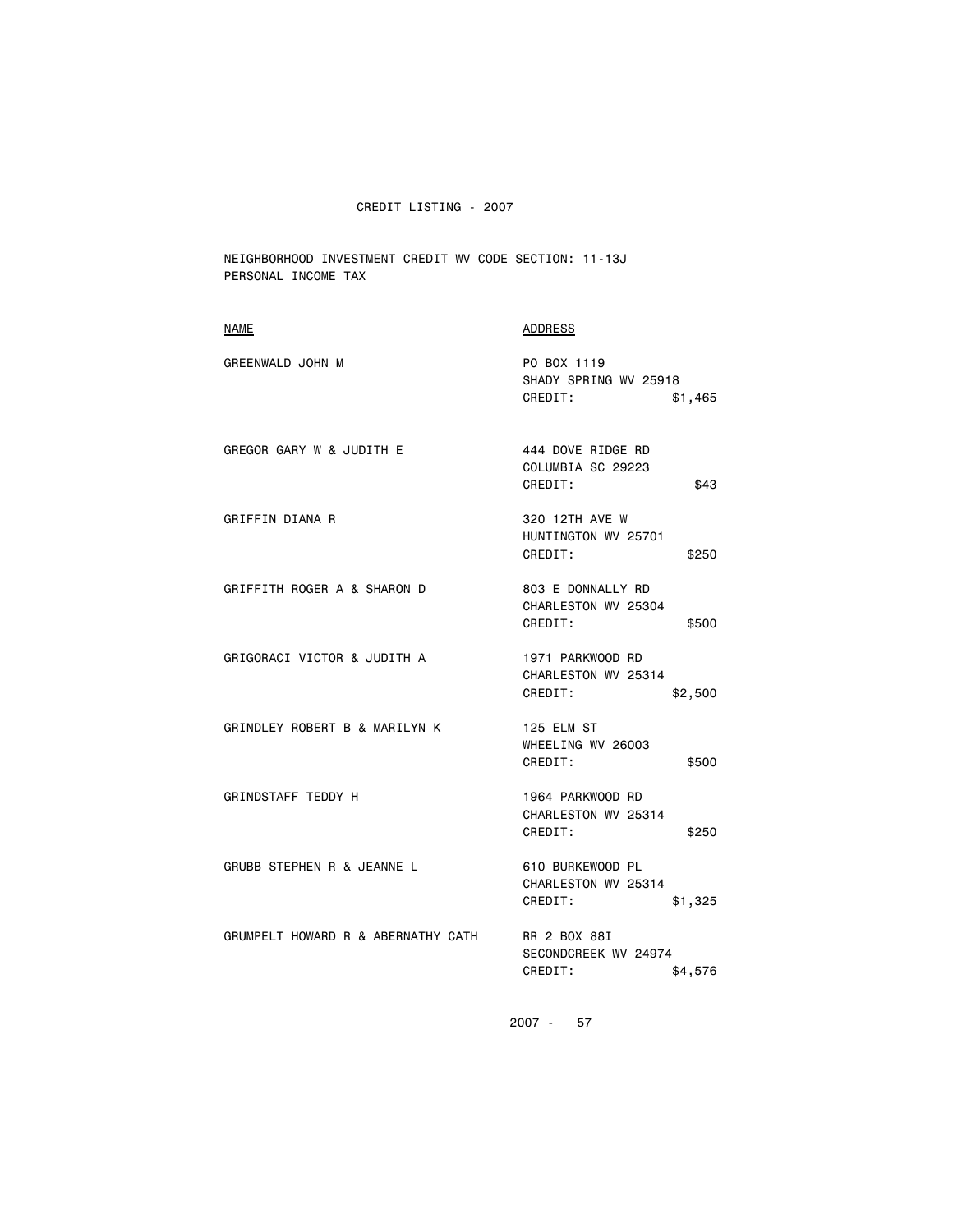CREDIT LISTING - 2007

NEIGHBORHOOD INVESTMENT CREDIT WV CODE SECTION: 11-13J
PERSONAL INCOME TAX

| NAME | ADDRESS |
|---|---|
| GREENWALD JOHN M | PO BOX 1119<br>SHADY SPRING WV 25918<br>CREDIT: $1,465 |
| GREGOR GARY W & JUDITH E | 444 DOVE RIDGE RD<br>COLUMBIA SC 29223<br>CREDIT: $43 |
| GRIFFIN DIANA R | 320 12TH AVE W<br>HUNTINGTON WV 25701<br>CREDIT: $250 |
| GRIFFITH ROGER A & SHARON D | 803 E DONNALLY RD<br>CHARLESTON WV 25304<br>CREDIT: $500 |
| GRIGORACI VICTOR & JUDITH A | 1971 PARKWOOD RD<br>CHARLESTON WV 25314<br>CREDIT: $2,500 |
| GRINDLEY ROBERT B & MARILYN K | 125 ELM ST<br>WHEELING WV 26003<br>CREDIT: $500 |
| GRINDSTAFF TEDDY H | 1964 PARKWOOD RD<br>CHARLESTON WV 25314<br>CREDIT: $250 |
| GRUBB STEPHEN R & JEANNE L | 610 BURKEWOOD PL<br>CHARLESTON WV 25314<br>CREDIT: $1,325 |
| GRUMPELT HOWARD R & ABERNATHY CATH | RR 2 BOX 88I<br>SECONDCREEK WV 24974<br>CREDIT: $4,576 |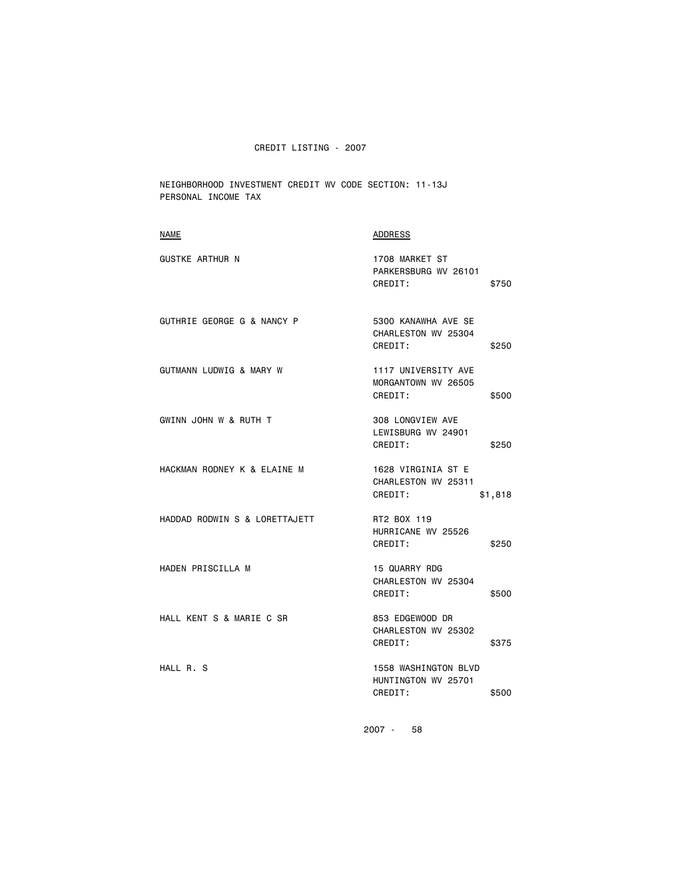# CREDIT LISTING - 2007

NEIGHBORHOOD INVESTMENT CREDIT WV CODE SECTION: 11-13J
PERSONAL INCOME TAX

| NAME | ADDRESS | |
|---|---|---|
| GUSTKE ARTHUR N | 1708 MARKET ST<br>PARKERSBURG WV 26101<br>CREDIT: | $750 |
| GUTHRIE GEORGE G & NANCY P | 5300 KANAWHA AVE SE<br>CHARLESTON WV 25304<br>CREDIT: | $250 |
| GUTMANN LUDWIG & MARY W | 1117 UNIVERSITY AVE<br>MORGANTOWN WV 26505<br>CREDIT: | $500 |
| GWINN JOHN W & RUTH T | 308 LONGVIEW AVE<br>LEWISBURG WV 24901<br>CREDIT: | $250 |
| HACKMAN RODNEY K & ELAINE M | 1628 VIRGINIA ST E<br>CHARLESTON WV 25311<br>CREDIT: | $1,818 |
| HADDAD RODWIN S & LORETTAJETT | RT2 BOX 119<br>HURRICANE WV 25526<br>CREDIT: | $250 |
| HADEN PRISCILLA M | 15 QUARRY RDG<br>CHARLESTON WV 25304<br>CREDIT: | $500 |
| HALL KENT S & MARIE C SR | 853 EDGEWOOD DR<br>CHARLESTON WV 25302<br>CREDIT: | $375 |
| HALL R. S | 1558 WASHINGTON BLVD<br>HUNTINGTON WV 25701<br>CREDIT: | $500 |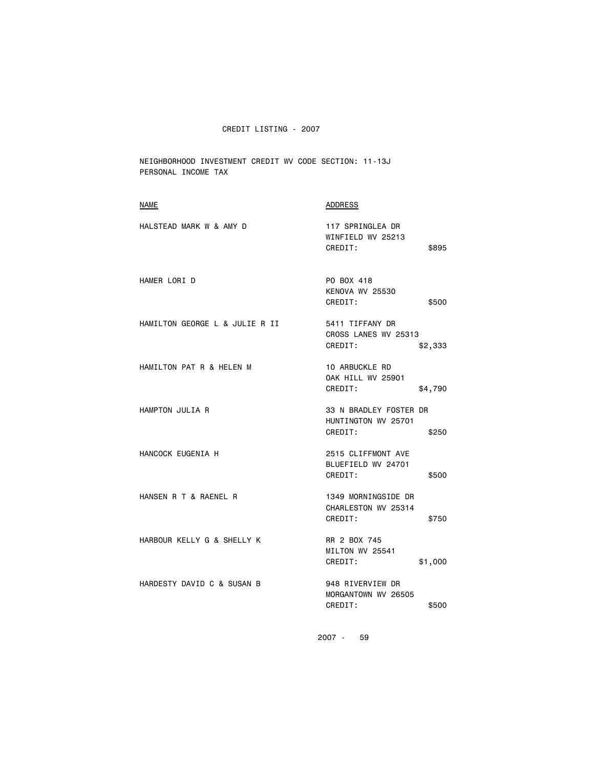# CREDIT LISTING - 2007

NEIGHBORHOOD INVESTMENT CREDIT WV CODE SECTION: 11-13J
PERSONAL INCOME TAX

| NAME | ADDRESS | CREDIT |
|---|---|---|
| HALSTEAD MARK W & AMY D | 117 SPRINGLEA DR<br>WINFIELD WV 25213 | $895 |
| HAMER LORI D | PO BOX 418<br>KENOVA WV 25530 | $500 |
| HAMILTON GEORGE L & JULIE R II | 5411 TIFFANY DR<br>CROSS LANES WV 25313 | $2,333 |
| HAMILTON PAT R & HELEN M | 10 ARBUCKLE RD<br>OAK HILL WV 25901 | $4,790 |
| HAMPTON JULIA R | 33 N BRADLEY FOSTER DR<br>HUNTINGTON WV 25701 | $250 |
| HANCOCK EUGENIA H | 2515 CLIFFMONT AVE<br>BLUEFIELD WV 24701 | $500 |
| HANSEN R T & RAENEL R | 1349 MORNINGSIDE DR<br>CHARLESTON WV 25314 | $750 |
| HARBOUR KELLY G & SHELLY K | RR 2 BOX 745<br>MILTON WV 25541 | $1,000 |
| HARDESTY DAVID C & SUSAN B | 948 RIVERVIEW DR<br>MORGANTOWN WV 26505 | $500 |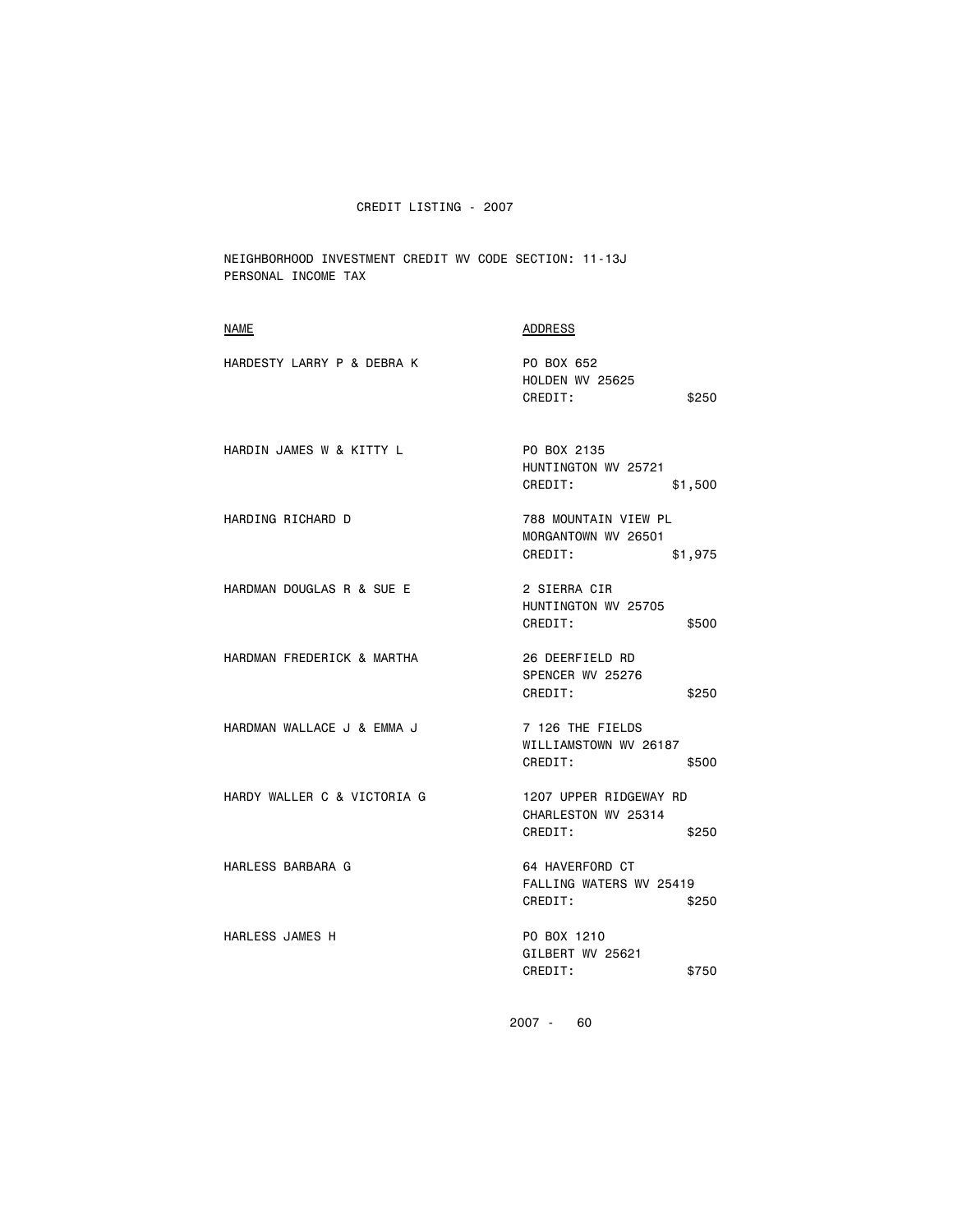CREDIT LISTING - 2007

NEIGHBORHOOD INVESTMENT CREDIT WV CODE SECTION: 11-13J
PERSONAL INCOME TAX

| NAME | ADDRESS | |
|---|---|---|
| HARDESTY LARRY P & DEBRA K | PO BOX 652<br>HOLDEN WV 25625<br>CREDIT: | $250 |
| HARDIN JAMES W & KITTY L | PO BOX 2135<br>HUNTINGTON WV 25721<br>CREDIT: | $1,500 |
| HARDING RICHARD D | 788 MOUNTAIN VIEW PL<br>MORGANTOWN WV 26501<br>CREDIT: | $1,975 |
| HARDMAN DOUGLAS R & SUE E | 2 SIERRA CIR<br>HUNTINGTON WV 25705<br>CREDIT: | $500 |
| HARDMAN FREDERICK & MARTHA | 26 DEERFIELD RD<br>SPENCER WV 25276<br>CREDIT: | $250 |
| HARDMAN WALLACE J & EMMA J | 7 126 THE FIELDS<br>WILLIAMSTOWN WV 26187<br>CREDIT: | $500 |
| HARDY WALLER C & VICTORIA G | 1207 UPPER RIDGEWAY RD<br>CHARLESTON WV 25314<br>CREDIT: | $250 |
| HARLESS BARBARA G | 64 HAVERFORD CT<br>FALLING WATERS WV 25419<br>CREDIT: | $250 |
| HARLESS JAMES H | PO BOX 1210<br>GILBERT WV 25621<br>CREDIT: | $750 |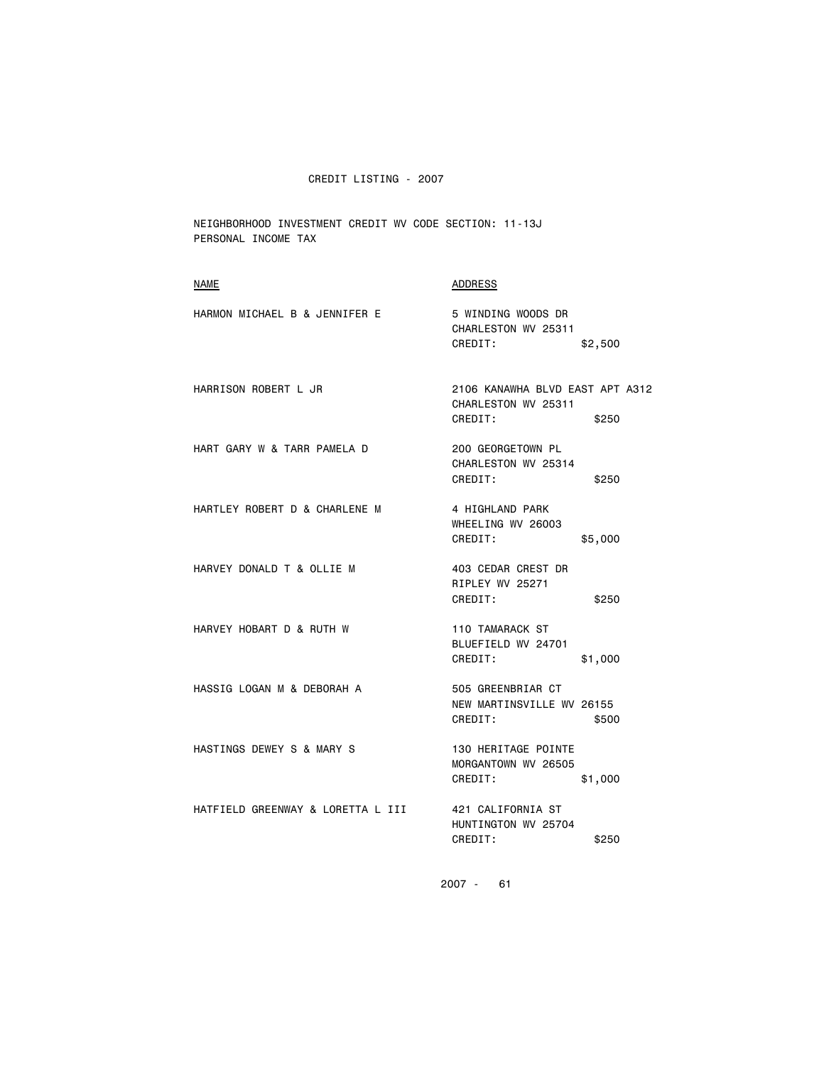CREDIT LISTING - 2007

NEIGHBORHOOD INVESTMENT CREDIT WV CODE SECTION: 11-13J
PERSONAL INCOME TAX

| NAME | ADDRESS |
|---|---|
| HARMON MICHAEL B & JENNIFER E | 5 WINDING WOODS DR<br>CHARLESTON WV 25311<br>CREDIT: $2,500 |
| HARRISON ROBERT L JR | 2106 KANAWHA BLVD EAST APT A312<br>CHARLESTON WV 25311<br>CREDIT: $250 |
| HART GARY W & TARR PAMELA D | 200 GEORGETOWN PL<br>CHARLESTON WV 25314<br>CREDIT: $250 |
| HARTLEY ROBERT D & CHARLENE M | 4 HIGHLAND PARK<br>WHEELING WV 26003<br>CREDIT: $5,000 |
| HARVEY DONALD T & OLLIE M | 403 CEDAR CREST DR<br>RIPLEY WV 25271<br>CREDIT: $250 |
| HARVEY HOBART D & RUTH W | 110 TAMARACK ST<br>BLUEFIELD WV 24701<br>CREDIT: $1,000 |
| HASSIG LOGAN M & DEBORAH A | 505 GREENBRIAR CT<br>NEW MARTINSVILLE WV 26155<br>CREDIT: $500 |
| HASTINGS DEWEY S & MARY S | 130 HERITAGE POINTE<br>MORGANTOWN WV 26505<br>CREDIT: $1,000 |
| HATFIELD GREENWAY & LORETTA L III | 421 CALIFORNIA ST<br>HUNTINGTON WV 25704<br>CREDIT: $250 |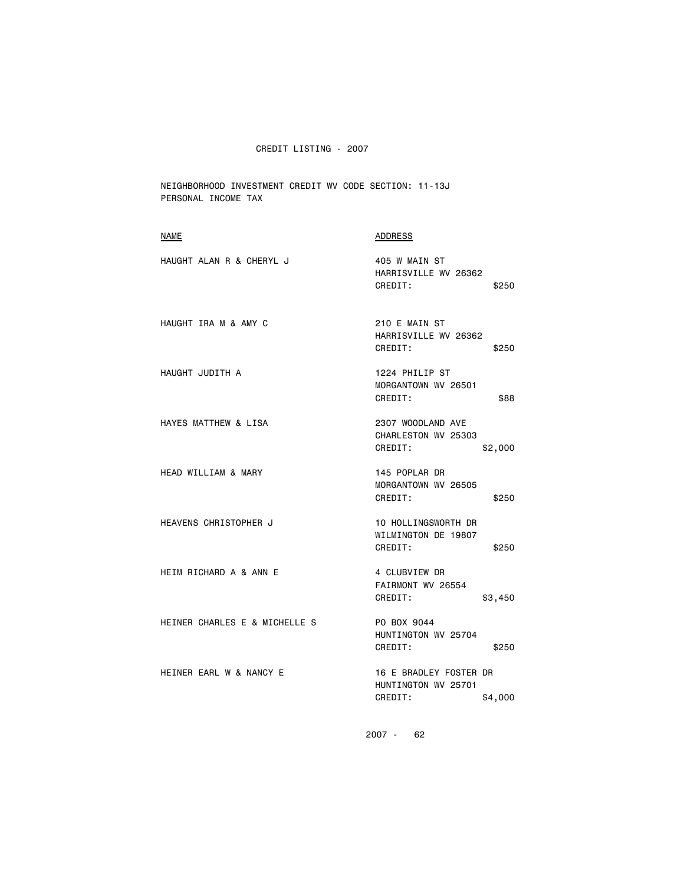CREDIT LISTING - 2007

NEIGHBORHOOD INVESTMENT CREDIT WV CODE SECTION: 11-13J
PERSONAL INCOME TAX

| NAME | ADDRESS |
|---|---|
| HAUGHT ALAN R & CHERYL J | 405 W MAIN ST<br>HARRISVILLE WV 26362<br>CREDIT: $250 |
| HAUGHT IRA M & AMY C | 210 E MAIN ST<br>HARRISVILLE WV 26362<br>CREDIT: $250 |
| HAUGHT JUDITH A | 1224 PHILIP ST<br>MORGANTOWN WV 26501<br>CREDIT: $88 |
| HAYES MATTHEW & LISA | 2307 WOODLAND AVE<br>CHARLESTON WV 25303<br>CREDIT: $2,000 |
| HEAD WILLIAM & MARY | 145 POPLAR DR<br>MORGANTOWN WV 26505<br>CREDIT: $250 |
| HEAVENS CHRISTOPHER J | 10 HOLLINGSWORTH DR<br>WILMINGTON DE 19807<br>CREDIT: $250 |
| HEIM RICHARD A & ANN E | 4 CLUBVIEW DR<br>FAIRMONT WV 26554<br>CREDIT: $3,450 |
| HEINER CHARLES E & MICHELLE S | PO BOX 9044<br>HUNTINGTON WV 25704<br>CREDIT: $250 |
| HEINER EARL W & NANCY E | 16 E BRADLEY FOSTER DR<br>HUNTINGTON WV 25701<br>CREDIT: $4,000 |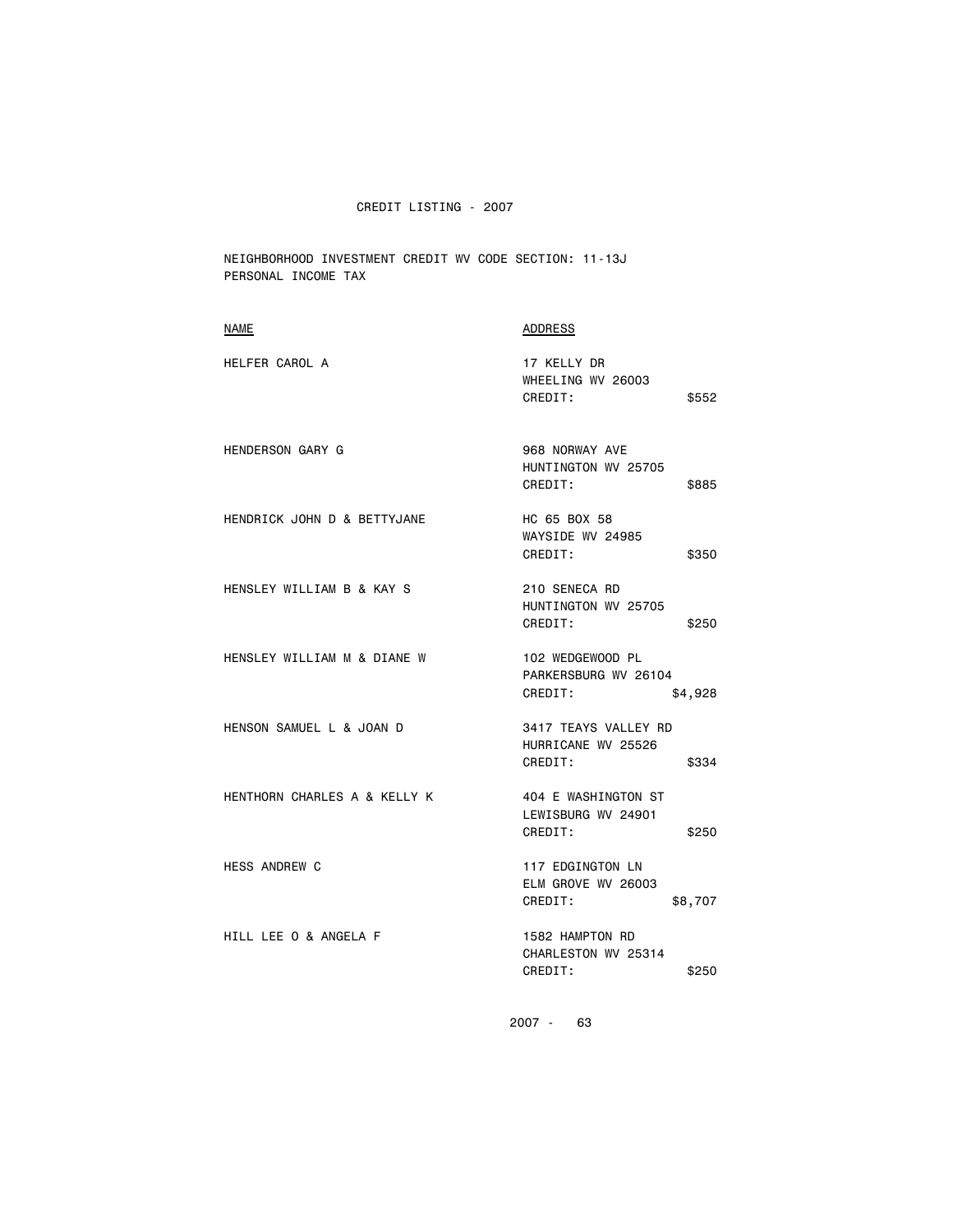# CREDIT LISTING - 2007

NEIGHBORHOOD INVESTMENT CREDIT WV CODE SECTION: 11-13J
PERSONAL INCOME TAX

| NAME | ADDRESS | CREDIT |
|---|---|---|
| HELFER CAROL A | 17 KELLY DR<br>WHEELING WV 26003 | $552 |
| HENDERSON GARY G | 968 NORWAY AVE<br>HUNTINGTON WV 25705 | $885 |
| HENDRICK JOHN D & BETTYJANE | HC 65 BOX 58<br>WAYSIDE WV 24985 | $350 |
| HENSLEY WILLIAM B & KAY S | 210 SENECA RD<br>HUNTINGTON WV 25705 | $250 |
| HENSLEY WILLIAM M & DIANE W | 102 WEDGEWOOD PL<br>PARKERSBURG WV 26104 | $4,928 |
| HENSON SAMUEL L & JOAN D | 3417 TEAYS VALLEY RD<br>HURRICANE WV 25526 | $334 |
| HENTHORN CHARLES A & KELLY K | 404 E WASHINGTON ST<br>LEWISBURG WV 24901 | $250 |
| HESS ANDREW C | 117 EDGINGTON LN<br>ELM GROVE WV 26003 | $8,707 |
| HILL LEE O & ANGELA F | 1582 HAMPTON RD<br>CHARLESTON WV 25314 | $250 |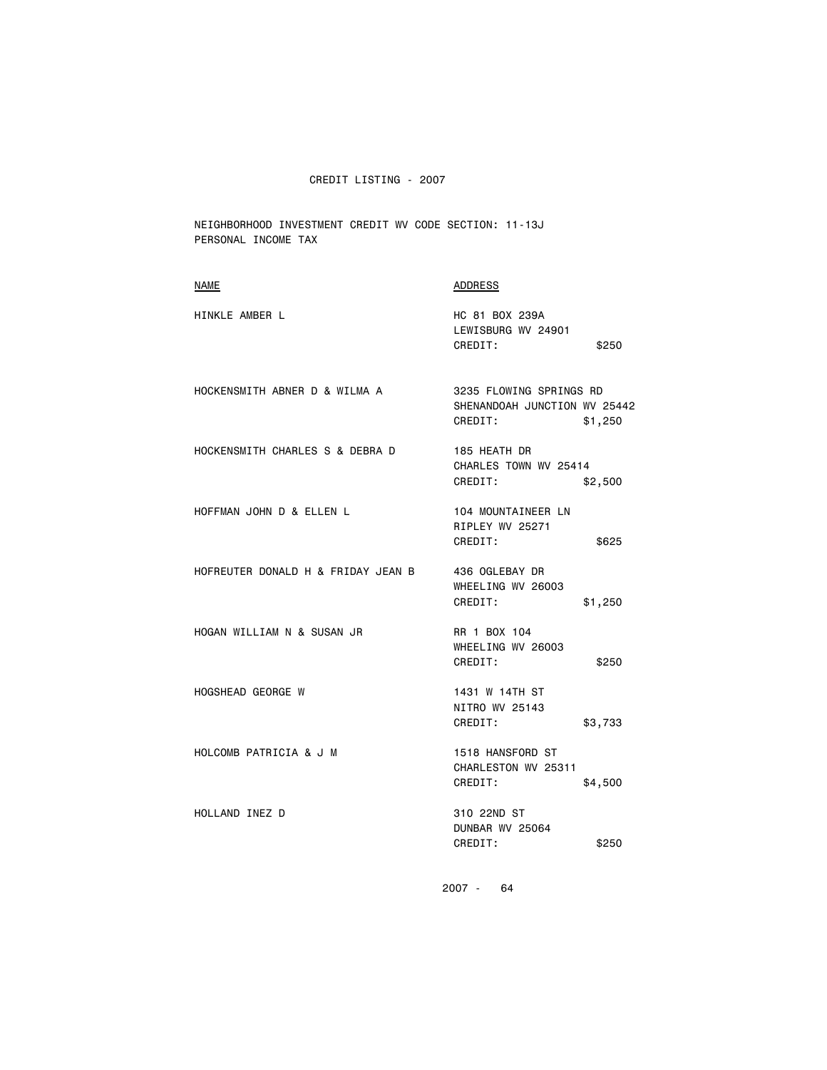CREDIT LISTING - 2007

NEIGHBORHOOD INVESTMENT CREDIT WV CODE SECTION: 11-13J
PERSONAL INCOME TAX

| NAME | ADDRESS | |
|---|---|---|
| HINKLE AMBER L | HC 81 BOX 239A<br>LEWISBURG WV 24901<br>CREDIT: | $250 |
| HOCKENSMITH ABNER D & WILMA A | 3235 FLOWING SPRINGS RD<br>SHENANDOAH JUNCTION WV 25442<br>CREDIT: | $1,250 |
| HOCKENSMITH CHARLES S & DEBRA D | 185 HEATH DR<br>CHARLES TOWN WV 25414<br>CREDIT: | $2,500 |
| HOFFMAN JOHN D & ELLEN L | 104 MOUNTAINEER LN<br>RIPLEY WV 25271<br>CREDIT: | $625 |
| HOFREUTER DONALD H & FRIDAY JEAN B | 436 OGLEBAY DR<br>WHEELING WV 26003<br>CREDIT: | $1,250 |
| HOGAN WILLIAM N & SUSAN JR | RR 1 BOX 104<br>WHEELING WV 26003<br>CREDIT: | $250 |
| HOGSHEAD GEORGE W | 1431 W 14TH ST<br>NITRO WV 25143<br>CREDIT: | $3,733 |
| HOLCOMB PATRICIA & J M | 1518 HANSFORD ST<br>CHARLESTON WV 25311<br>CREDIT: | $4,500 |
| HOLLAND INEZ D | 310 22ND ST<br>DUNBAR WV 25064<br>CREDIT: | $250 |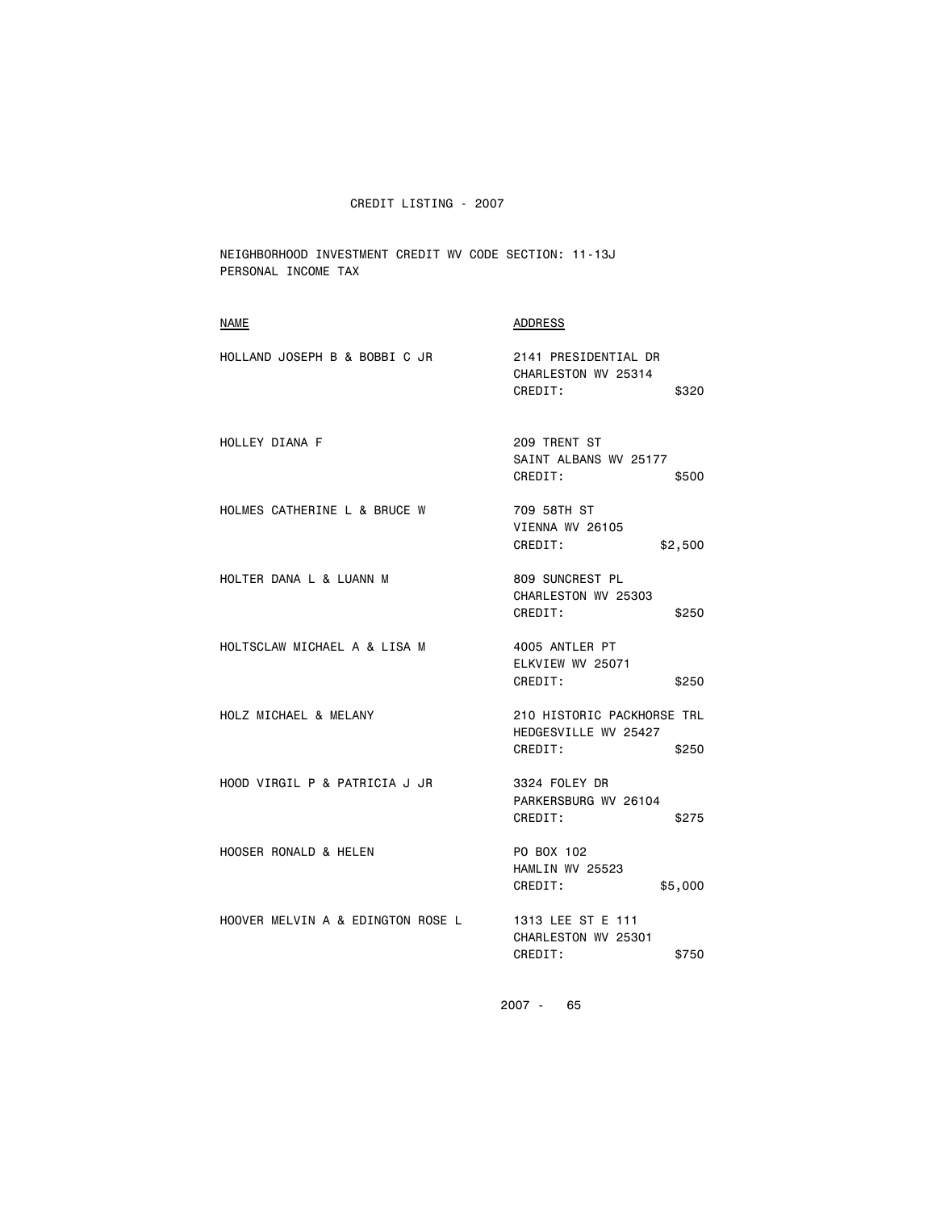CREDIT LISTING - 2007

NEIGHBORHOOD INVESTMENT CREDIT WV CODE SECTION: 11-13J
PERSONAL INCOME TAX

| NAME | ADDRESS |
|---|---|
| HOLLAND JOSEPH B & BOBBI C JR | 2141 PRESIDENTIAL DR<br>CHARLESTON WV 25314<br>CREDIT: $320 |
| HOLLEY DIANA F | 209 TRENT ST<br>SAINT ALBANS WV 25177<br>CREDIT: $500 |
| HOLMES CATHERINE L & BRUCE W | 709 58TH ST<br>VIENNA WV 26105<br>CREDIT: $2,500 |
| HOLTER DANA L & LUANN M | 809 SUNCREST PL<br>CHARLESTON WV 25303<br>CREDIT: $250 |
| HOLTSCLAW MICHAEL A & LISA M | 4005 ANTLER PT<br>ELKVIEW WV 25071<br>CREDIT: $250 |
| HOLZ MICHAEL & MELANY | 210 HISTORIC PACKHORSE TRL<br>HEDGESVILLE WV 25427<br>CREDIT: $250 |
| HOOD VIRGIL P & PATRICIA J JR | 3324 FOLEY DR<br>PARKERSBURG WV 26104<br>CREDIT: $275 |
| HOOSER RONALD & HELEN | PO BOX 102<br>HAMLIN WV 25523<br>CREDIT: $5,000 |
| HOOVER MELVIN A & EDINGTON ROSE L | 1313 LEE ST E 111<br>CHARLESTON WV 25301<br>CREDIT: $750 |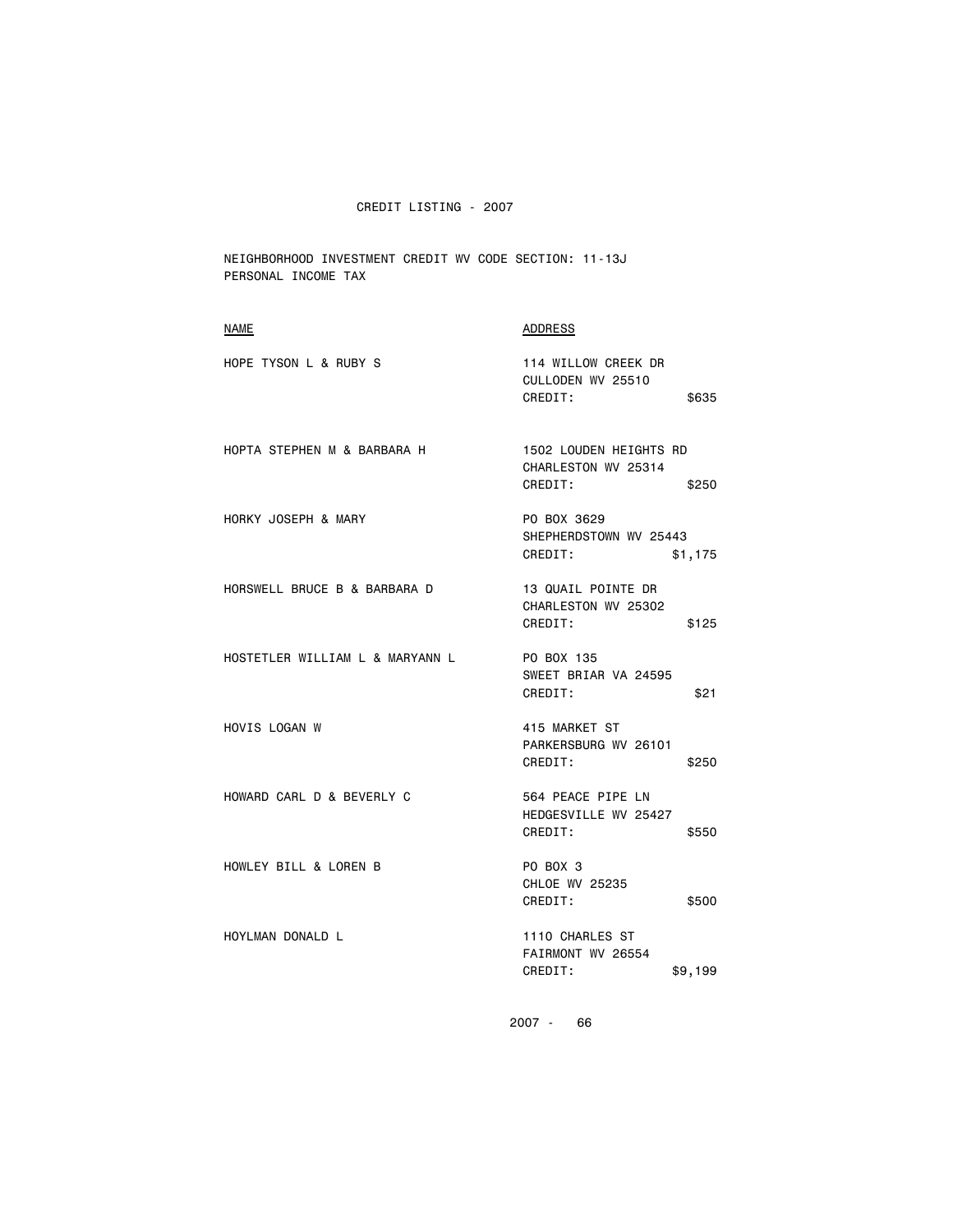CREDIT LISTING - 2007

NEIGHBORHOOD INVESTMENT CREDIT WV CODE SECTION: 11-13J
PERSONAL INCOME TAX

| NAME | ADDRESS |
| --- | --- |
| HOPE TYSON L & RUBY S | 114 WILLOW CREEK DR<br>CULLODEN WV 25510<br>CREDIT: $635 |
| HOPTA STEPHEN M & BARBARA H | 1502 LOUDEN HEIGHTS RD<br>CHARLESTON WV 25314<br>CREDIT: $250 |
| HORKY JOSEPH & MARY | PO BOX 3629<br>SHEPHERDSTOWN WV 25443<br>CREDIT: $1,175 |
| HORSWELL BRUCE B & BARBARA D | 13 QUAIL POINTE DR<br>CHARLESTON WV 25302<br>CREDIT: $125 |
| HOSTETLER WILLIAM L & MARYANN L | PO BOX 135<br>SWEET BRIAR VA 24595<br>CREDIT: $21 |
| HOVIS LOGAN W | 415 MARKET ST<br>PARKERSBURG WV 26101<br>CREDIT: $250 |
| HOWARD CARL D & BEVERLY C | 564 PEACE PIPE LN<br>HEDGESVILLE WV 25427<br>CREDIT: $550 |
| HOWLEY BILL & LOREN B | PO BOX 3<br>CHLOE WV 25235<br>CREDIT: $500 |
| HOYLMAN DONALD L | 1110 CHARLES ST<br>FAIRMONT WV 26554<br>CREDIT: $9,199 |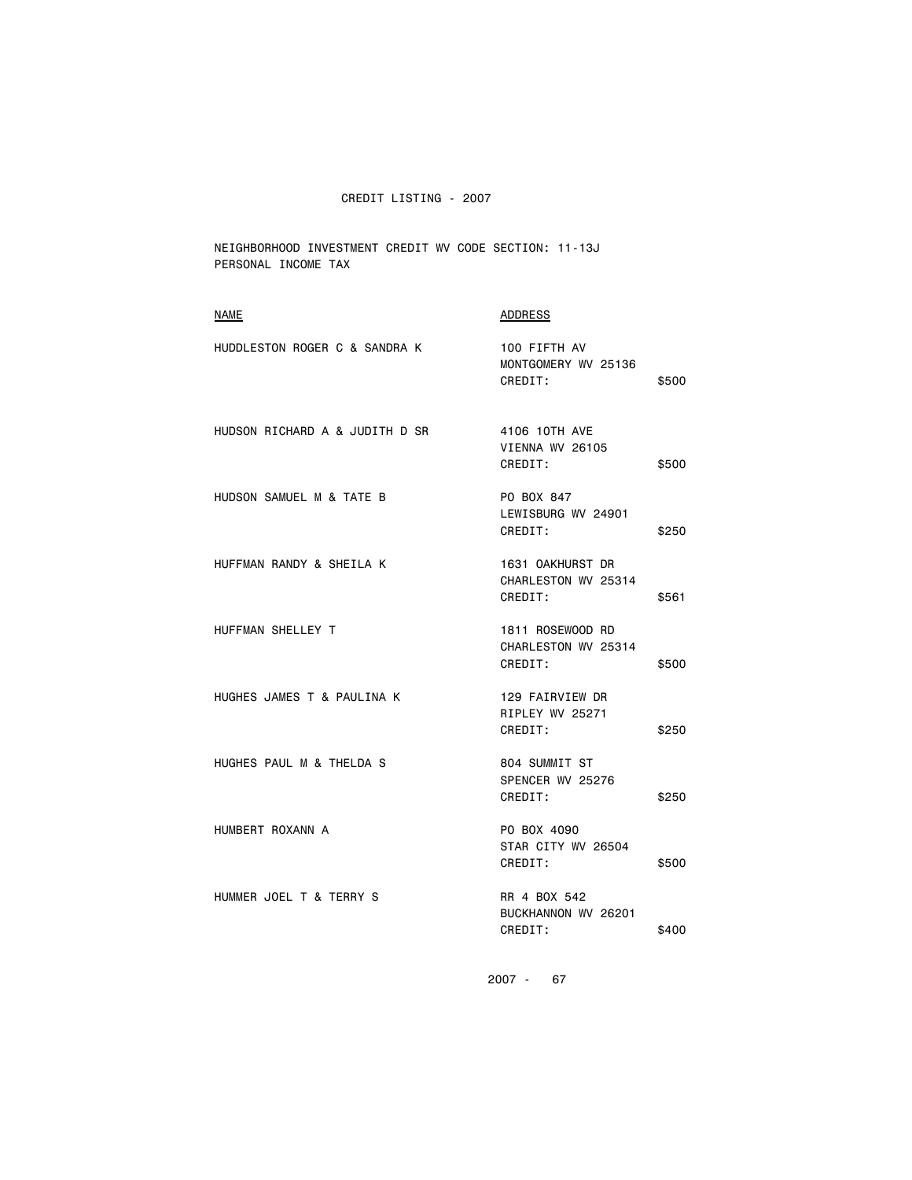# CREDIT LISTING - 2007

NEIGHBORHOOD INVESTMENT CREDIT WV CODE SECTION: 11-13J
PERSONAL INCOME TAX

| NAME | ADDRESS | |
|---|---|---|
| HUDDLESTON ROGER C & SANDRA K | 100 FIFTH AV<br>MONTGOMERY WV 25136<br>CREDIT: | $500 |
| HUDSON RICHARD A & JUDITH D SR | 4106 10TH AVE<br>VIENNA WV 26105<br>CREDIT: | $500 |
| HUDSON SAMUEL M & TATE B | PO BOX 847<br>LEWISBURG WV 24901<br>CREDIT: | $250 |
| HUFFMAN RANDY & SHEILA K | 1631 OAKHURST DR<br>CHARLESTON WV 25314<br>CREDIT: | $561 |
| HUFFMAN SHELLEY T | 1811 ROSEWOOD RD<br>CHARLESTON WV 25314<br>CREDIT: | $500 |
| HUGHES JAMES T & PAULINA K | 129 FAIRVIEW DR<br>RIPLEY WV 25271<br>CREDIT: | $250 |
| HUGHES PAUL M & THELDA S | 804 SUMMIT ST<br>SPENCER WV 25276<br>CREDIT: | $250 |
| HUMBERT ROXANN A | PO BOX 4090<br>STAR CITY WV 26504<br>CREDIT: | $500 |
| HUMMER JOEL T & TERRY S | RR 4 BOX 542<br>BUCKHANNON WV 26201<br>CREDIT: | $400 |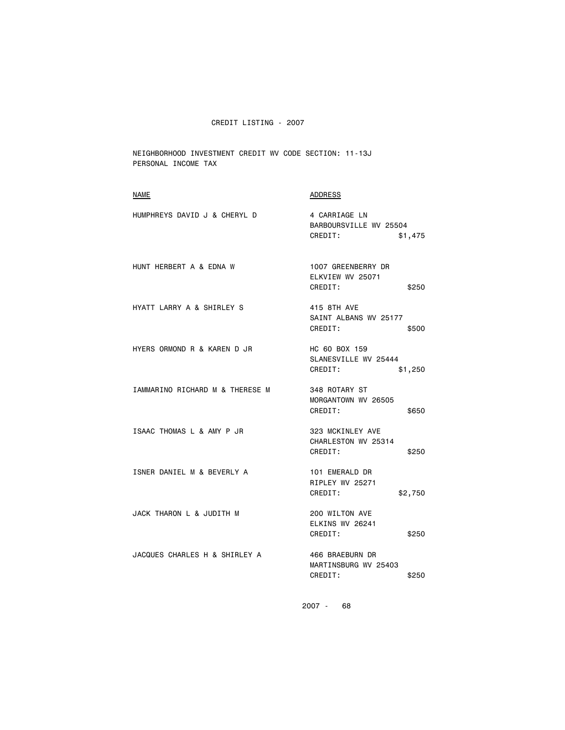CREDIT LISTING - 2007

NEIGHBORHOOD INVESTMENT CREDIT WV CODE SECTION: 11-13J
PERSONAL INCOME TAX

| NAME | ADDRESS |
|---|---|
| HUMPHREYS DAVID J & CHERYL D | 4 CARRIAGE LN<br>BARBOURSVILLE WV 25504<br>CREDIT: $1,475 |
| HUNT HERBERT A & EDNA W | 1007 GREENBERRY DR<br>ELKVIEW WV 25071<br>CREDIT: $250 |
| HYATT LARRY A & SHIRLEY S | 415 8TH AVE<br>SAINT ALBANS WV 25177<br>CREDIT: $500 |
| HYERS ORMOND R & KAREN D JR | HC 60 BOX 159<br>SLANESVILLE WV 25444<br>CREDIT: $1,250 |
| IAMMARINO RICHARD M & THERESE M | 348 ROTARY ST<br>MORGANTOWN WV 26505<br>CREDIT: $650 |
| ISAAC THOMAS L & AMY P JR | 323 MCKINLEY AVE<br>CHARLESTON WV 25314<br>CREDIT: $250 |
| ISNER DANIEL M & BEVERLY A | 101 EMERALD DR<br>RIPLEY WV 25271<br>CREDIT: $2,750 |
| JACK THARON L & JUDITH M | 200 WILTON AVE<br>ELKINS WV 26241<br>CREDIT: $250 |
| JACQUES CHARLES H & SHIRLEY A | 466 BRAEBURN DR<br>MARTINSBURG WV 25403<br>CREDIT: $250 |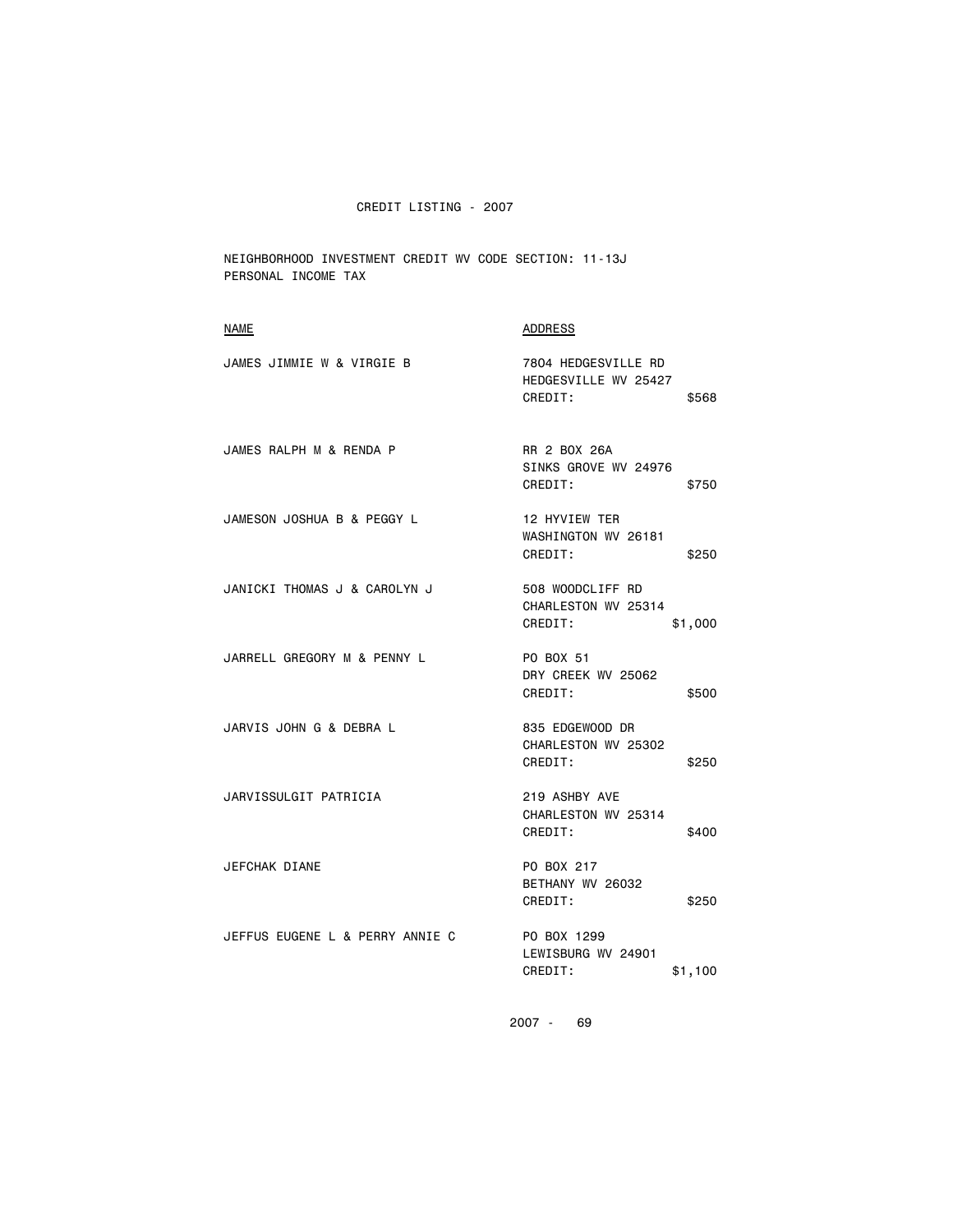CREDIT LISTING - 2007

NEIGHBORHOOD INVESTMENT CREDIT WV CODE SECTION: 11-13J
PERSONAL INCOME TAX

| NAME | ADDRESS | |
|---|---|---|
| JAMES JIMMIE W & VIRGIE B | 7804 HEDGESVILLE RD<br>HEDGESVILLE WV 25427<br>CREDIT: | $568 |
| JAMES RALPH M & RENDA P | RR 2 BOX 26A<br>SINKS GROVE WV 24976<br>CREDIT: | $750 |
| JAMESON JOSHUA B & PEGGY L | 12 HYVIEW TER<br>WASHINGTON WV 26181<br>CREDIT: | $250 |
| JANICKI THOMAS J & CAROLYN J | 508 WOODCLIFF RD<br>CHARLESTON WV 25314<br>CREDIT: | $1,000 |
| JARRELL GREGORY M & PENNY L | PO BOX 51<br>DRY CREEK WV 25062<br>CREDIT: | $500 |
| JARVIS JOHN G & DEBRA L | 835 EDGEWOOD DR<br>CHARLESTON WV 25302<br>CREDIT: | $250 |
| JARVISSULGIT PATRICIA | 219 ASHBY AVE<br>CHARLESTON WV 25314<br>CREDIT: | $400 |
| JEFCHAK DIANE | PO BOX 217<br>BETHANY WV 26032<br>CREDIT: | $250 |
| JEFFUS EUGENE L & PERRY ANNIE C | PO BOX 1299<br>LEWISBURG WV 24901<br>CREDIT: | $1,100 |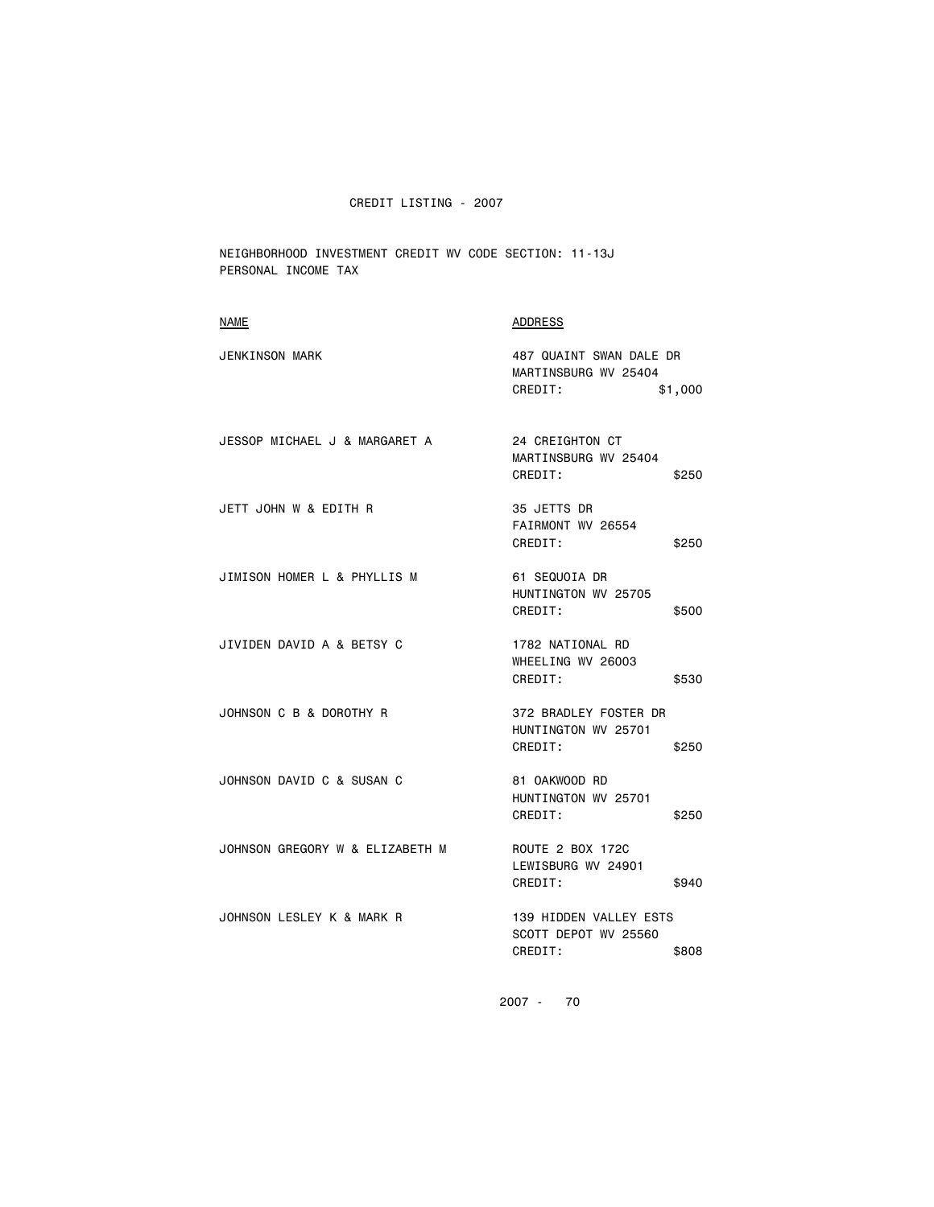CREDIT LISTING - 2007

NEIGHBORHOOD INVESTMENT CREDIT WV CODE SECTION: 11-13J
PERSONAL INCOME TAX

| NAME | ADDRESS |
| --- | --- |
| JENKINSON MARK | 487 QUAINT SWAN DALE DR<br>MARTINSBURG WV 25404<br>CREDIT: $1,000 |
| JESSOP MICHAEL J & MARGARET A | 24 CREIGHTON CT<br>MARTINSBURG WV 25404<br>CREDIT: $250 |
| JETT JOHN W & EDITH R | 35 JETTS DR<br>FAIRMONT WV 26554<br>CREDIT: $250 |
| JIMISON HOMER L & PHYLLIS M | 61 SEQUOIA DR<br>HUNTINGTON WV 25705<br>CREDIT: $500 |
| JIVIDEN DAVID A & BETSY C | 1782 NATIONAL RD<br>WHEELING WV 26003<br>CREDIT: $530 |
| JOHNSON C B & DOROTHY R | 372 BRADLEY FOSTER DR<br>HUNTINGTON WV 25701<br>CREDIT: $250 |
| JOHNSON DAVID C & SUSAN C | 81 OAKWOOD RD<br>HUNTINGTON WV 25701<br>CREDIT: $250 |
| JOHNSON GREGORY W & ELIZABETH M | ROUTE 2 BOX 172C<br>LEWISBURG WV 24901<br>CREDIT: $940 |
| JOHNSON LESLEY K & MARK R | 139 HIDDEN VALLEY ESTS<br>SCOTT DEPOT WV 25560<br>CREDIT: $808 |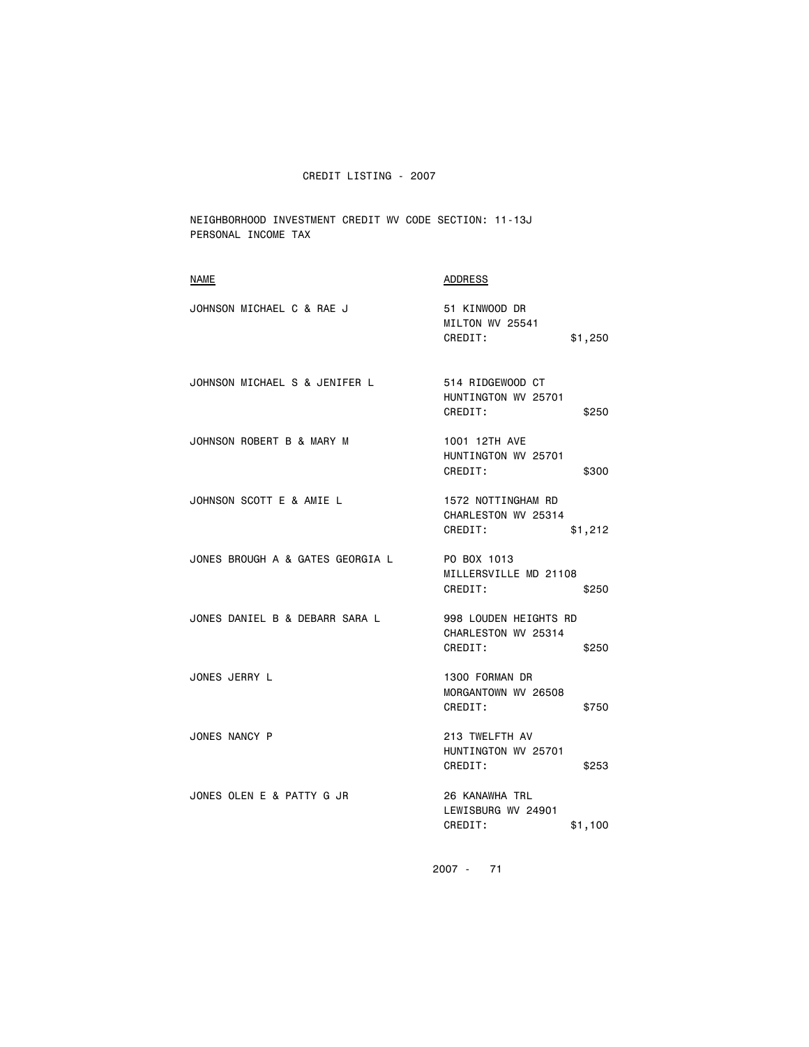CREDIT LISTING - 2007

NEIGHBORHOOD INVESTMENT CREDIT WV CODE SECTION: 11-13J
PERSONAL INCOME TAX

| NAME | ADDRESS |
|---|---|
| JOHNSON MICHAEL C & RAE J | 51 KINWOOD DR<br>MILTON WV 25541<br>CREDIT: $1,250 |
| JOHNSON MICHAEL S & JENIFER L | 514 RIDGEWOOD CT<br>HUNTINGTON WV 25701<br>CREDIT: $250 |
| JOHNSON ROBERT B & MARY M | 1001 12TH AVE<br>HUNTINGTON WV 25701<br>CREDIT: $300 |
| JOHNSON SCOTT E & AMIE L | 1572 NOTTINGHAM RD<br>CHARLESTON WV 25314<br>CREDIT: $1,212 |
| JONES BROUGH A & GATES GEORGIA L | PO BOX 1013<br>MILLERSVILLE MD 21108<br>CREDIT: $250 |
| JONES DANIEL B & DEBARR SARA L | 998 LOUDEN HEIGHTS RD<br>CHARLESTON WV 25314<br>CREDIT: $250 |
| JONES JERRY L | 1300 FORMAN DR<br>MORGANTOWN WV 26508<br>CREDIT: $750 |
| JONES NANCY P | 213 TWELFTH AV<br>HUNTINGTON WV 25701<br>CREDIT: $253 |
| JONES OLEN E & PATTY G JR | 26 KANAWHA TRL<br>LEWISBURG WV 24901<br>CREDIT: $1,100 |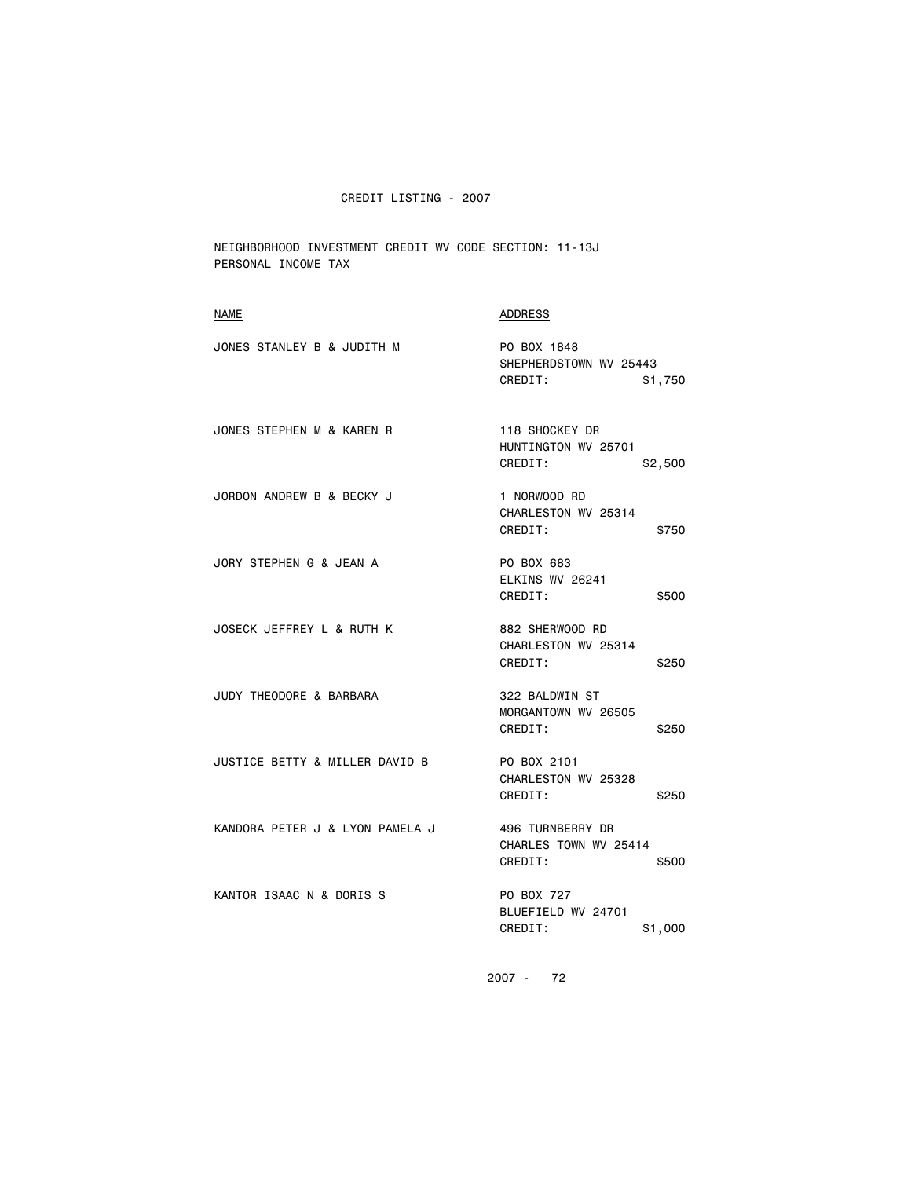CREDIT LISTING - 2007

NEIGHBORHOOD INVESTMENT CREDIT WV CODE SECTION: 11-13J
PERSONAL INCOME TAX

| NAME | ADDRESS |
|---|---|
| JONES STANLEY B & JUDITH M | PO BOX 1848<br>SHEPHERDSTOWN WV 25443<br>CREDIT: $1,750 |
| JONES STEPHEN M & KAREN R | 118 SHOCKEY DR<br>HUNTINGTON WV 25701<br>CREDIT: $2,500 |
| JORDON ANDREW B & BECKY J | 1 NORWOOD RD<br>CHARLESTON WV 25314<br>CREDIT: $750 |
| JORY STEPHEN G & JEAN A | PO BOX 683<br>ELKINS WV 26241<br>CREDIT: $500 |
| JOSECK JEFFREY L & RUTH K | 882 SHERWOOD RD<br>CHARLESTON WV 25314<br>CREDIT: $250 |
| JUDY THEODORE & BARBARA | 322 BALDWIN ST<br>MORGANTOWN WV 26505<br>CREDIT: $250 |
| JUSTICE BETTY & MILLER DAVID B | PO BOX 2101<br>CHARLESTON WV 25328<br>CREDIT: $250 |
| KANDORA PETER J & LYON PAMELA J | 496 TURNBERRY DR<br>CHARLES TOWN WV 25414<br>CREDIT: $500 |
| KANTOR ISAAC N & DORIS S | PO BOX 727<br>BLUEFIELD WV 24701<br>CREDIT: $1,000 |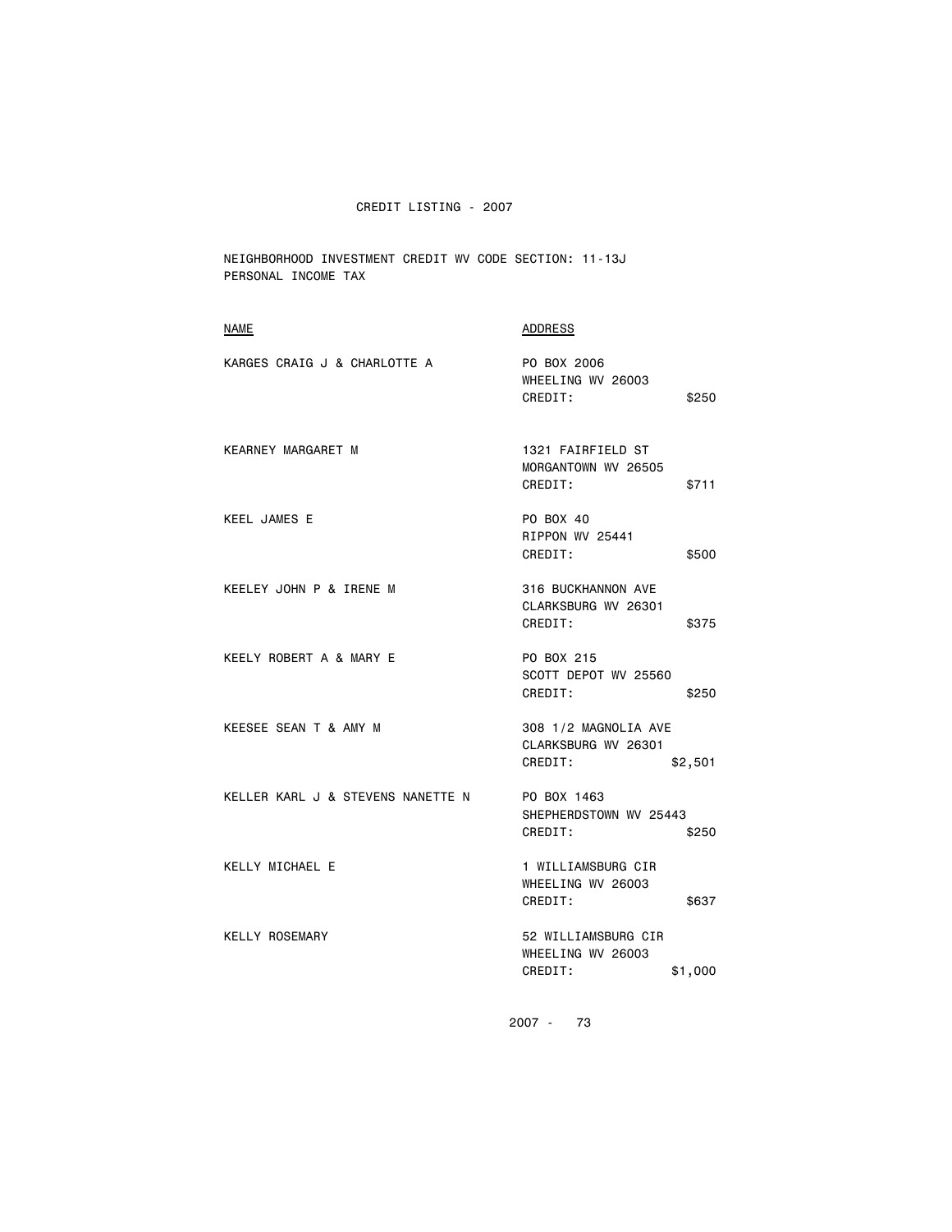# CREDIT LISTING - 2007

NEIGHBORHOOD INVESTMENT CREDIT WV CODE SECTION: 11-13J
PERSONAL INCOME TAX

| NAME | ADDRESS | CREDIT |
| --- | --- | --- |
| KARGES CRAIG J & CHARLOTTE A | PO BOX 2006<br>WHEELING WV 26003 | $250 |
| KEARNEY MARGARET M | 1321 FAIRFIELD ST<br>MORGANTOWN WV 26505 | $711 |
| KEEL JAMES E | PO BOX 40<br>RIPPON WV 25441 | $500 |
| KEELEY JOHN P & IRENE M | 316 BUCKHANNON AVE<br>CLARKSBURG WV 26301 | $375 |
| KEELY ROBERT A & MARY E | PO BOX 215<br>SCOTT DEPOT WV 25560 | $250 |
| KEESEE SEAN T & AMY M | 308 1/2 MAGNOLIA AVE<br>CLARKSBURG WV 26301 | $2,501 |
| KELLER KARL J & STEVENS NANETTE N | PO BOX 1463<br>SHEPHERDSTOWN WV 25443 | $250 |
| KELLY MICHAEL E | 1 WILLIAMSBURG CIR<br>WHEELING WV 26003 | $637 |
| KELLY ROSEMARY | 52 WILLIAMSBURG CIR<br>WHEELING WV 26003 | $1,000 |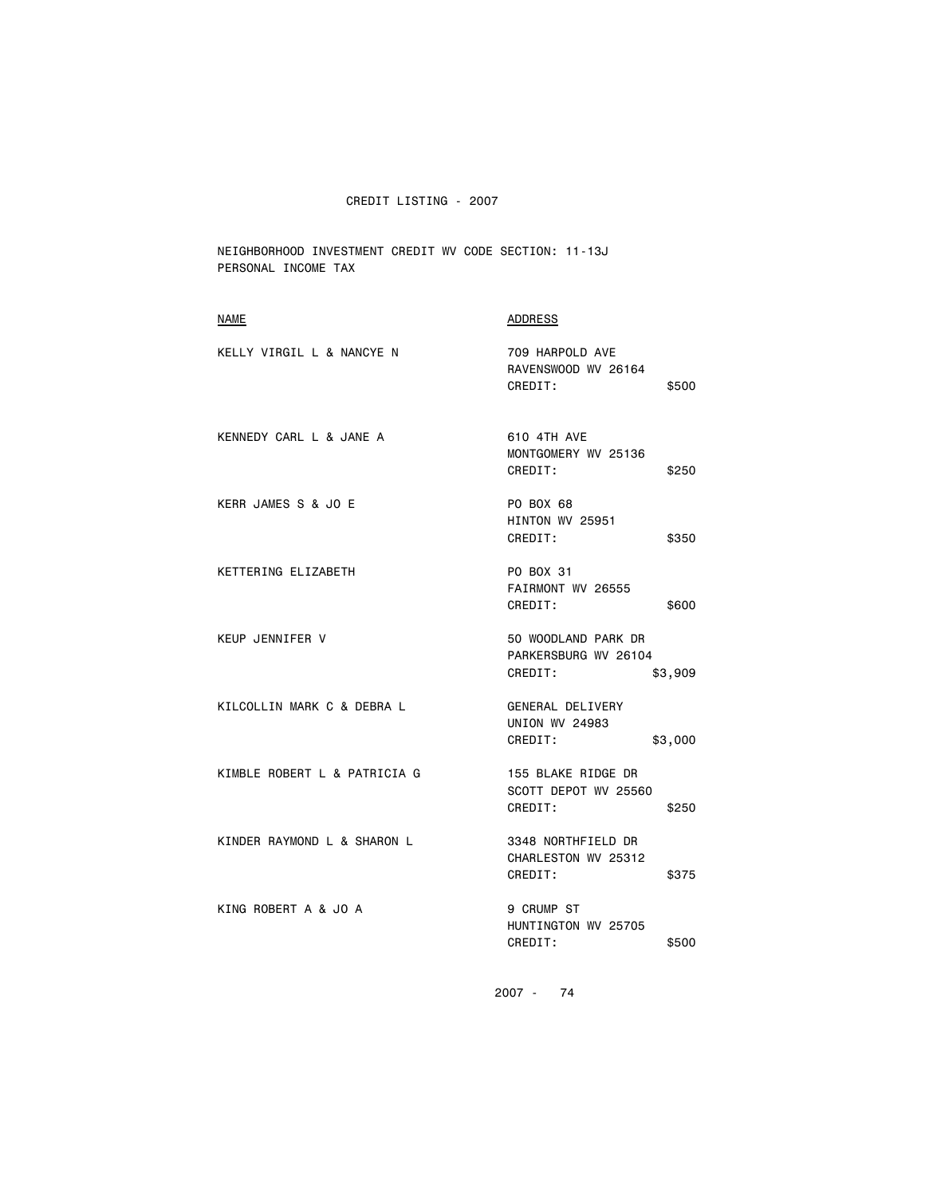# CREDIT LISTING - 2007

NEIGHBORHOOD INVESTMENT CREDIT WV CODE SECTION: 11-13J
PERSONAL INCOME TAX

| NAME | ADDRESS | |
|---|---|---|
| KELLY VIRGIL L & NANCYE N | 709 HARPOLD AVE<br>RAVENSWOOD WV 26164<br>CREDIT: | $500 |
| KENNEDY CARL L & JANE A | 610 4TH AVE<br>MONTGOMERY WV 25136<br>CREDIT: | $250 |
| KERR JAMES S & JO E | PO BOX 68<br>HINTON WV 25951<br>CREDIT: | $350 |
| KETTERING ELIZABETH | PO BOX 31<br>FAIRMONT WV 26555<br>CREDIT: | $600 |
| KEUP JENNIFER V | 50 WOODLAND PARK DR<br>PARKERSBURG WV 26104<br>CREDIT: | $3,909 |
| KILCOLLIN MARK C & DEBRA L | GENERAL DELIVERY<br>UNION WV 24983<br>CREDIT: | $3,000 |
| KIMBLE ROBERT L & PATRICIA G | 155 BLAKE RIDGE DR<br>SCOTT DEPOT WV 25560<br>CREDIT: | $250 |
| KINDER RAYMOND L & SHARON L | 3348 NORTHFIELD DR<br>CHARLESTON WV 25312<br>CREDIT: | $375 |
| KING ROBERT A & JO A | 9 CRUMP ST<br>HUNTINGTON WV 25705<br>CREDIT: | $500 |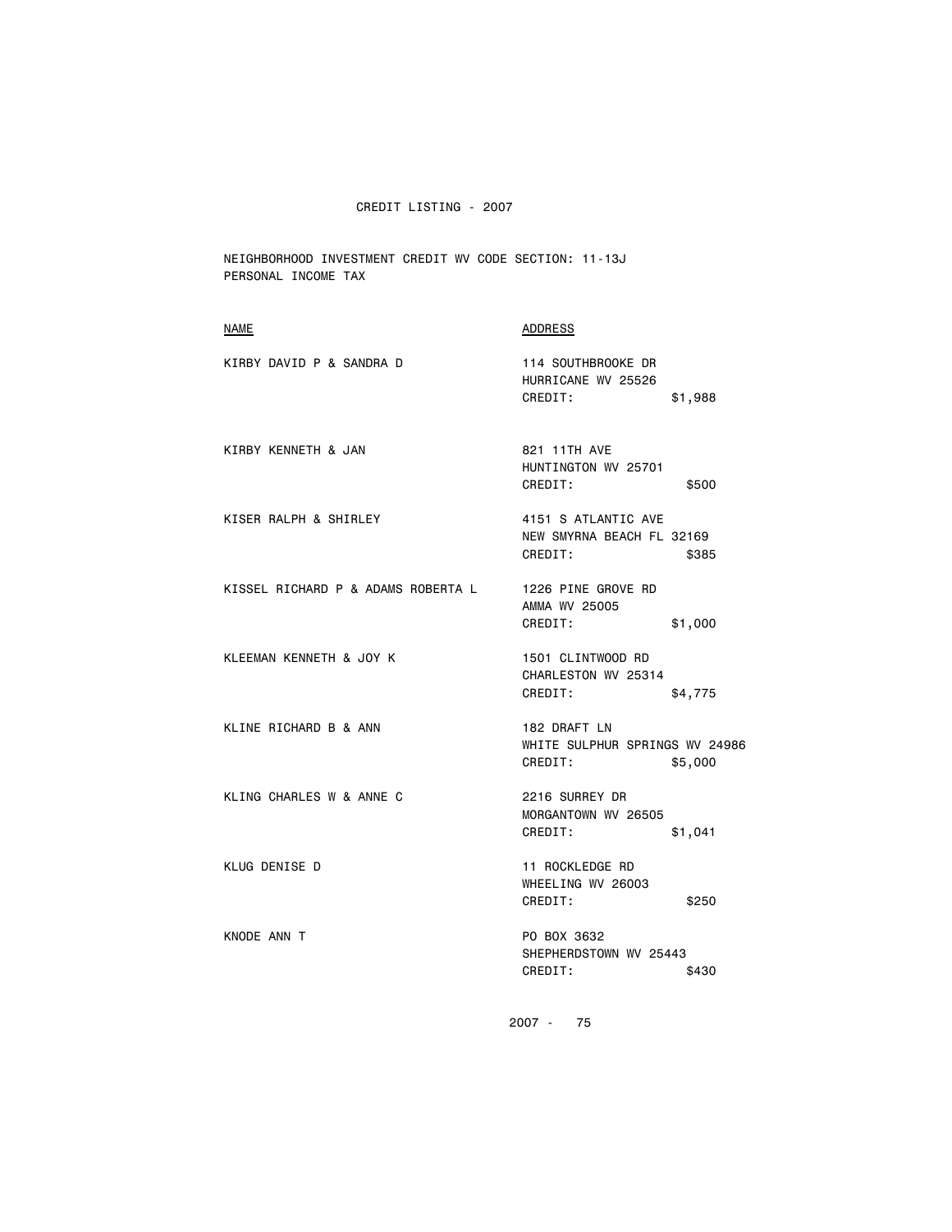CREDIT LISTING - 2007

NEIGHBORHOOD INVESTMENT CREDIT WV CODE SECTION: 11-13J
PERSONAL INCOME TAX

| NAME | ADDRESS |
|---|---|
| KIRBY DAVID P & SANDRA D | 114 SOUTHBROOKE DR<br>HURRICANE WV 25526<br>CREDIT: $1,988 |
| KIRBY KENNETH & JAN | 821 11TH AVE<br>HUNTINGTON WV 25701<br>CREDIT: $500 |
| KISER RALPH & SHIRLEY | 4151 S ATLANTIC AVE<br>NEW SMYRNA BEACH FL 32169<br>CREDIT: $385 |
| KISSEL RICHARD P & ADAMS ROBERTA L | 1226 PINE GROVE RD<br>AMMA WV 25005<br>CREDIT: $1,000 |
| KLEEMAN KENNETH & JOY K | 1501 CLINTWOOD RD<br>CHARLESTON WV 25314<br>CREDIT: $4,775 |
| KLINE RICHARD B & ANN | 182 DRAFT LN<br>WHITE SULPHUR SPRINGS WV 24986<br>CREDIT: $5,000 |
| KLING CHARLES W & ANNE C | 2216 SURREY DR<br>MORGANTOWN WV 26505<br>CREDIT: $1,041 |
| KLUG DENISE D | 11 ROCKLEDGE RD<br>WHEELING WV 26003<br>CREDIT: $250 |
| KNODE ANN T | PO BOX 3632<br>SHEPHERDSTOWN WV 25443<br>CREDIT: $430 |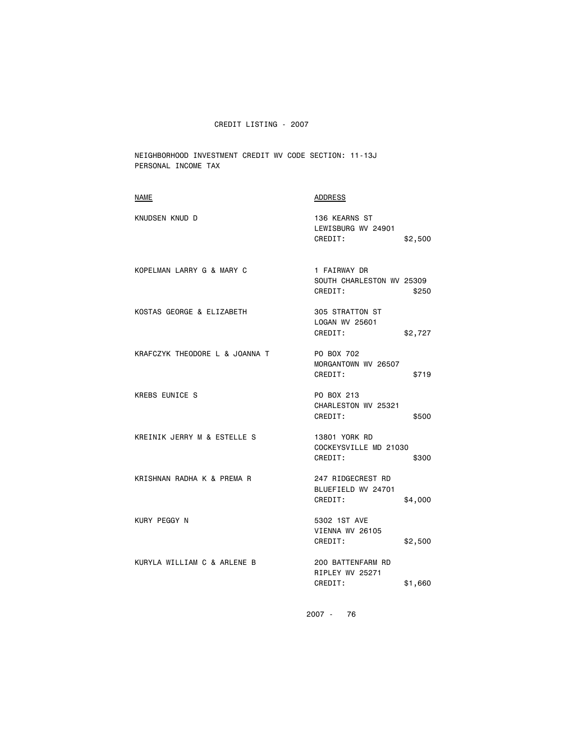# CREDIT LISTING - 2007

NEIGHBORHOOD INVESTMENT CREDIT WV CODE SECTION: 11-13J
PERSONAL INCOME TAX

| NAME | ADDRESS |
|---|---|
| KNUDSEN KNUD D | 136 KEARNS ST<br>LEWISBURG WV 24901<br>CREDIT: $2,500 |
| KOPELMAN LARRY G & MARY C | 1 FAIRWAY DR<br>SOUTH CHARLESTON WV 25309<br>CREDIT: $250 |
| KOSTAS GEORGE & ELIZABETH | 305 STRATTON ST<br>LOGAN WV 25601<br>CREDIT: $2,727 |
| KRAFCZYK THEODORE L & JOANNA T | PO BOX 702<br>MORGANTOWN WV 26507<br>CREDIT: $719 |
| KREBS EUNICE S | PO BOX 213<br>CHARLESTON WV 25321<br>CREDIT: $500 |
| KREINIK JERRY M & ESTELLE S | 13801 YORK RD<br>COCKEYSVILLE MD 21030<br>CREDIT: $300 |
| KRISHNAN RADHA K & PREMA R | 247 RIDGECREST RD<br>BLUEFIELD WV 24701<br>CREDIT: $4,000 |
| KURY PEGGY N | 5302 1ST AVE<br>VIENNA WV 26105<br>CREDIT: $2,500 |
| KURYLA WILLIAM C & ARLENE B | 200 BATTENFARM RD<br>RIPLEY WV 25271<br>CREDIT: $1,660 |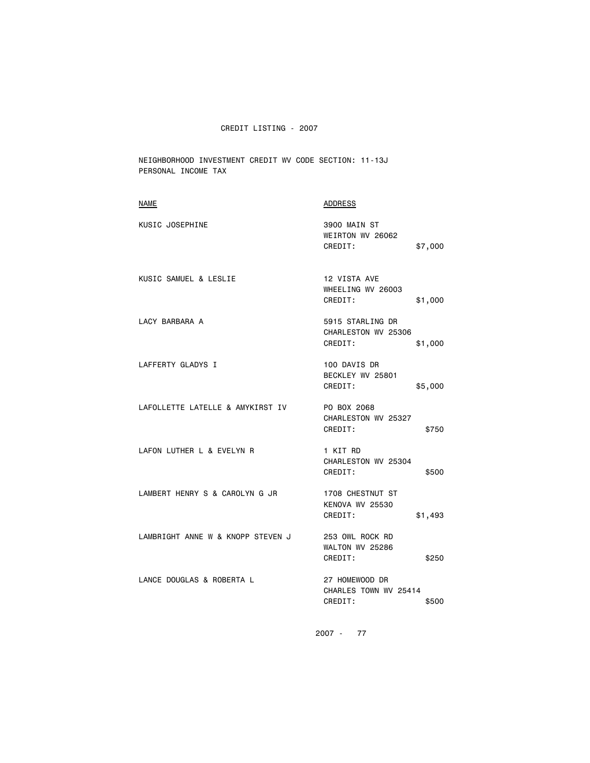CREDIT LISTING - 2007

NEIGHBORHOOD INVESTMENT CREDIT WV CODE SECTION: 11-13J
PERSONAL INCOME TAX

| NAME | ADDRESS | |
|---|---|---|
| KUSIC JOSEPHINE | 3900 MAIN ST<br>WEIRTON WV 26062<br>CREDIT: | $7,000 |
| KUSIC SAMUEL & LESLIE | 12 VISTA AVE<br>WHEELING WV 26003<br>CREDIT: | $1,000 |
| LACY BARBARA A | 5915 STARLING DR<br>CHARLESTON WV 25306<br>CREDIT: | $1,000 |
| LAFFERTY GLADYS I | 100 DAVIS DR<br>BECKLEY WV 25801<br>CREDIT: | $5,000 |
| LAFOLLETTE LATELLE & AMYKIRST IV | PO BOX 2068<br>CHARLESTON WV 25327<br>CREDIT: | $750 |
| LAFON LUTHER L & EVELYN R | 1 KIT RD<br>CHARLESTON WV 25304<br>CREDIT: | $500 |
| LAMBERT HENRY S & CAROLYN G JR | 1708 CHESTNUT ST<br>KENOVA WV 25530<br>CREDIT: | $1,493 |
| LAMBRIGHT ANNE W & KNOPP STEVEN J | 253 OWL ROCK RD<br>WALTON WV 25286<br>CREDIT: | $250 |
| LANCE DOUGLAS & ROBERTA L | 27 HOMEWOOD DR<br>CHARLES TOWN WV 25414<br>CREDIT: | $500 |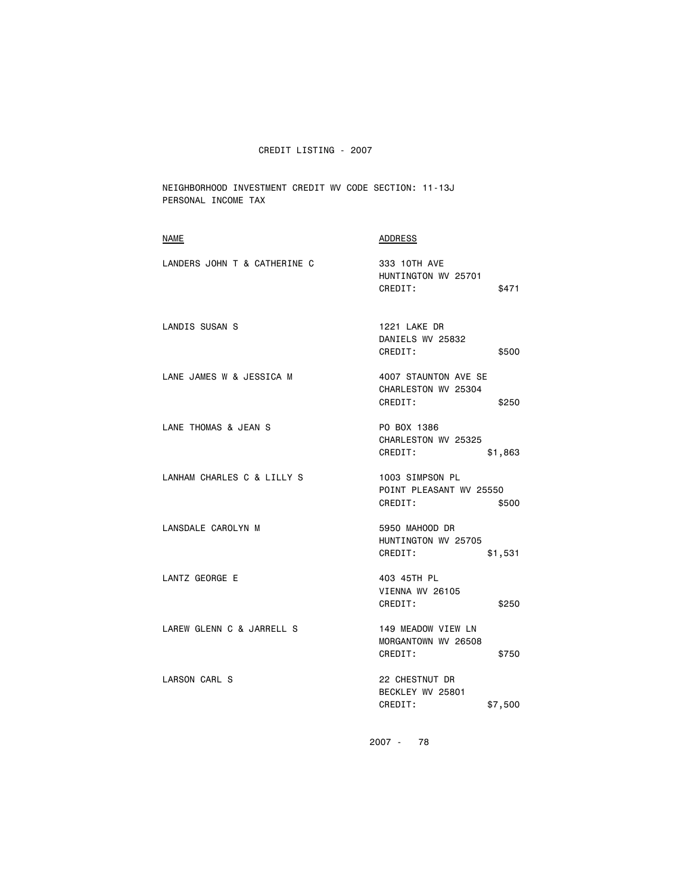CREDIT LISTING - 2007

NEIGHBORHOOD INVESTMENT CREDIT WV CODE SECTION: 11-13J
PERSONAL INCOME TAX

| NAME | ADDRESS |
|---|---|
| LANDERS JOHN T & CATHERINE C | 333 10TH AVE<br>HUNTINGTON WV 25701<br>CREDIT: $471 |
| LANDIS SUSAN S | 1221 LAKE DR<br>DANIELS WV 25832<br>CREDIT: $500 |
| LANE JAMES W & JESSICA M | 4007 STAUNTON AVE SE<br>CHARLESTON WV 25304<br>CREDIT: $250 |
| LANE THOMAS & JEAN S | PO BOX 1386<br>CHARLESTON WV 25325<br>CREDIT: $1,863 |
| LANHAM CHARLES C & LILLY S | 1003 SIMPSON PL<br>POINT PLEASANT WV 25550<br>CREDIT: $500 |
| LANSDALE CAROLYN M | 5950 MAHOOD DR<br>HUNTINGTON WV 25705<br>CREDIT: $1,531 |
| LANTZ GEORGE E | 403 45TH PL<br>VIENNA WV 26105<br>CREDIT: $250 |
| LAREW GLENN C & JARRELL S | 149 MEADOW VIEW LN<br>MORGANTOWN WV 26508<br>CREDIT: $750 |
| LARSON CARL S | 22 CHESTNUT DR<br>BECKLEY WV 25801<br>CREDIT: $7,500 |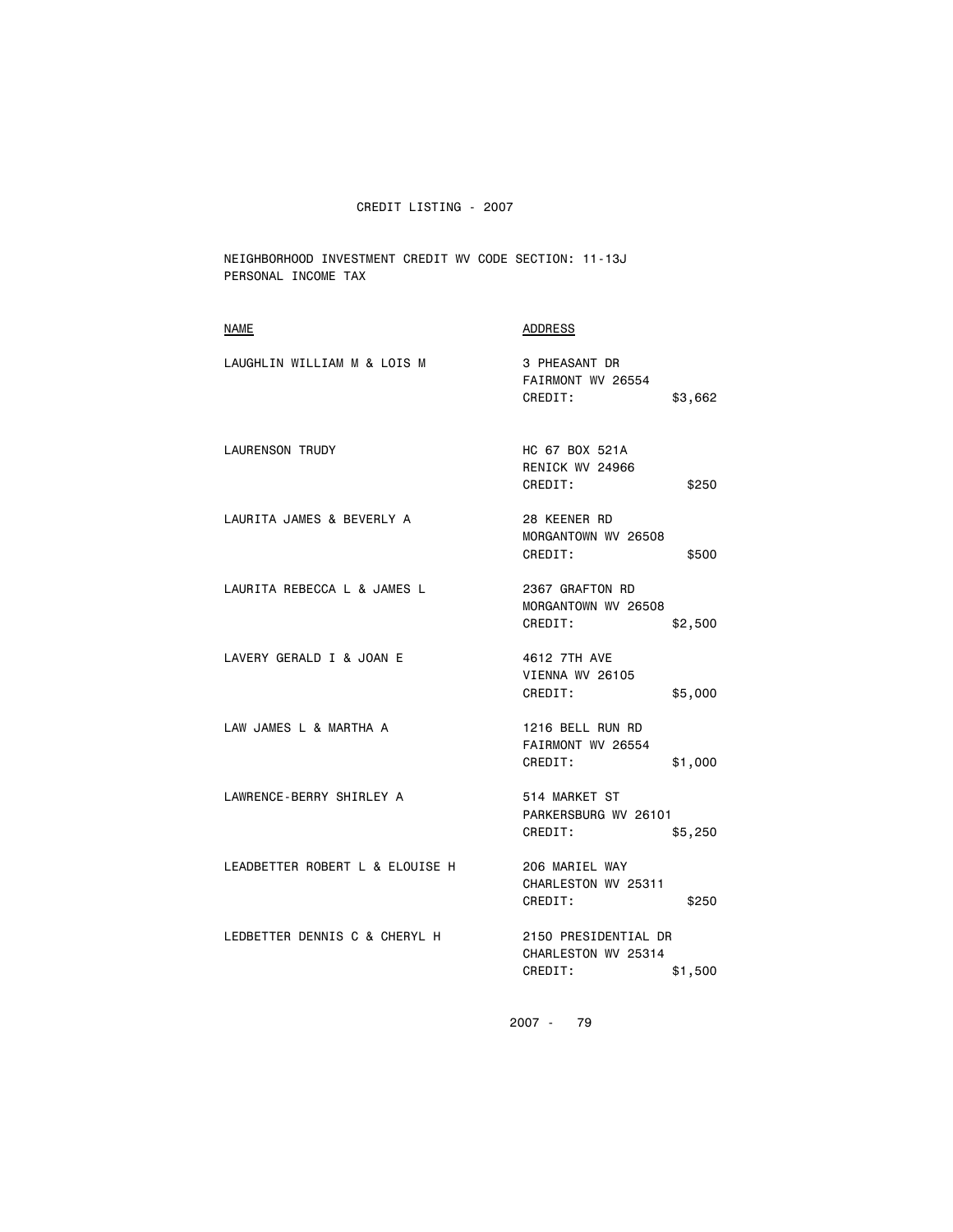CREDIT LISTING - 2007

NEIGHBORHOOD INVESTMENT CREDIT WV CODE SECTION: 11-13J
PERSONAL INCOME TAX

| NAME | ADDRESS | |
|---|---|---|
| LAUGHLIN WILLIAM M & LOIS M | 3 PHEASANT DR<br>FAIRMONT WV 26554<br>CREDIT: | $3,662 |
| LAURENSON TRUDY | HC 67 BOX 521A<br>RENICK WV 24966<br>CREDIT: | $250 |
| LAURITA JAMES & BEVERLY A | 28 KEENER RD<br>MORGANTOWN WV 26508<br>CREDIT: | $500 |
| LAURITA REBECCA L & JAMES L | 2367 GRAFTON RD<br>MORGANTOWN WV 26508<br>CREDIT: | $2,500 |
| LAVERY GERALD I & JOAN E | 4612 7TH AVE<br>VIENNA WV 26105<br>CREDIT: | $5,000 |
| LAW JAMES L & MARTHA A | 1216 BELL RUN RD<br>FAIRMONT WV 26554<br>CREDIT: | $1,000 |
| LAWRENCE-BERRY SHIRLEY A | 514 MARKET ST<br>PARKERSBURG WV 26101<br>CREDIT: | $5,250 |
| LEADBETTER ROBERT L & ELOUISE H | 206 MARIEL WAY<br>CHARLESTON WV 25311<br>CREDIT: | $250 |
| LEDBETTER DENNIS C & CHERYL H | 2150 PRESIDENTIAL DR<br>CHARLESTON WV 25314<br>CREDIT: | $1,500 |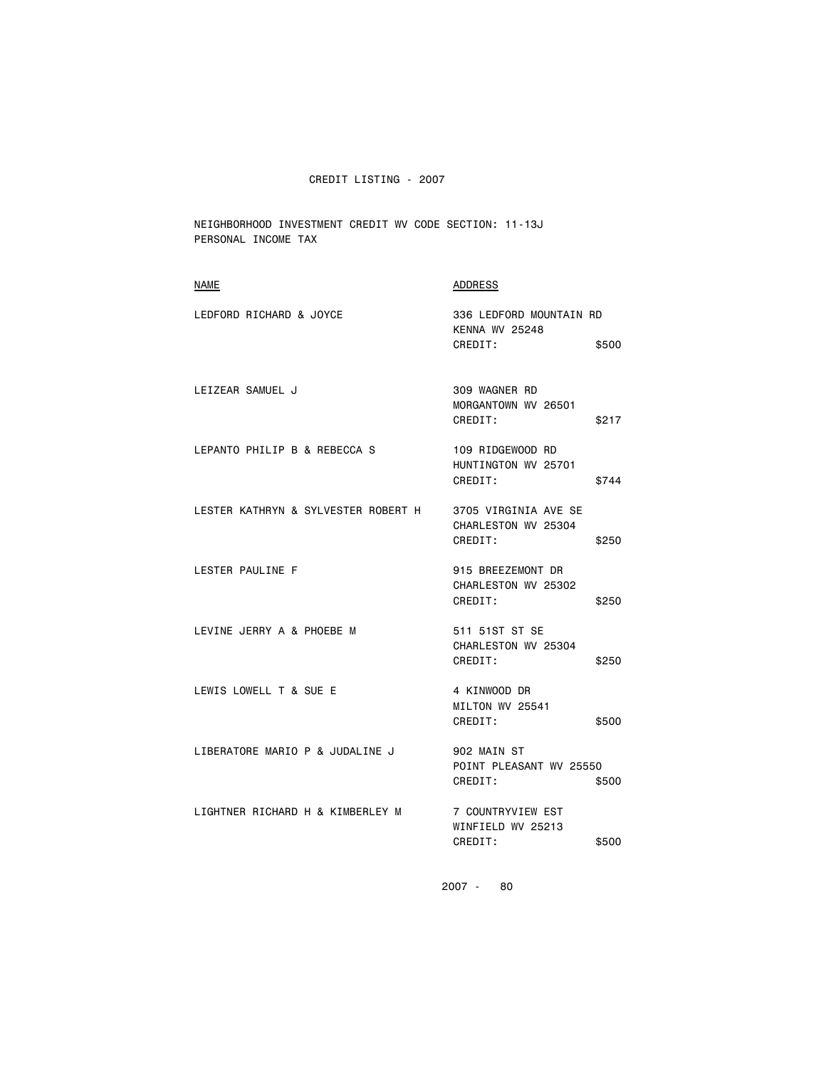CREDIT LISTING - 2007

NEIGHBORHOOD INVESTMENT CREDIT WV CODE SECTION: 11-13J
PERSONAL INCOME TAX

| NAME | ADDRESS | |
|---|---|---|
| LEDFORD RICHARD & JOYCE | 336 LEDFORD MOUNTAIN RD<br>KENNA WV 25248<br>CREDIT: | $500 |
| LEIZEAR SAMUEL J | 309 WAGNER RD<br>MORGANTOWN WV 26501<br>CREDIT: | $217 |
| LEPANTO PHILIP B & REBECCA S | 109 RIDGEWOOD RD<br>HUNTINGTON WV 25701<br>CREDIT: | $744 |
| LESTER KATHRYN & SYLVESTER ROBERT H | 3705 VIRGINIA AVE SE<br>CHARLESTON WV 25304<br>CREDIT: | $250 |
| LESTER PAULINE F | 915 BREEZEMONT DR<br>CHARLESTON WV 25302<br>CREDIT: | $250 |
| LEVINE JERRY A & PHOEBE M | 511 51ST ST SE<br>CHARLESTON WV 25304<br>CREDIT: | $250 |
| LEWIS LOWELL T & SUE E | 4 KINWOOD DR<br>MILTON WV 25541<br>CREDIT: | $500 |
| LIBERATORE MARIO P & JUDALINE J | 902 MAIN ST<br>POINT PLEASANT WV 25550<br>CREDIT: | $500 |
| LIGHTNER RICHARD H & KIMBERLEY M | 7 COUNTRYVIEW EST<br>WINFIELD WV 25213<br>CREDIT: | $500 |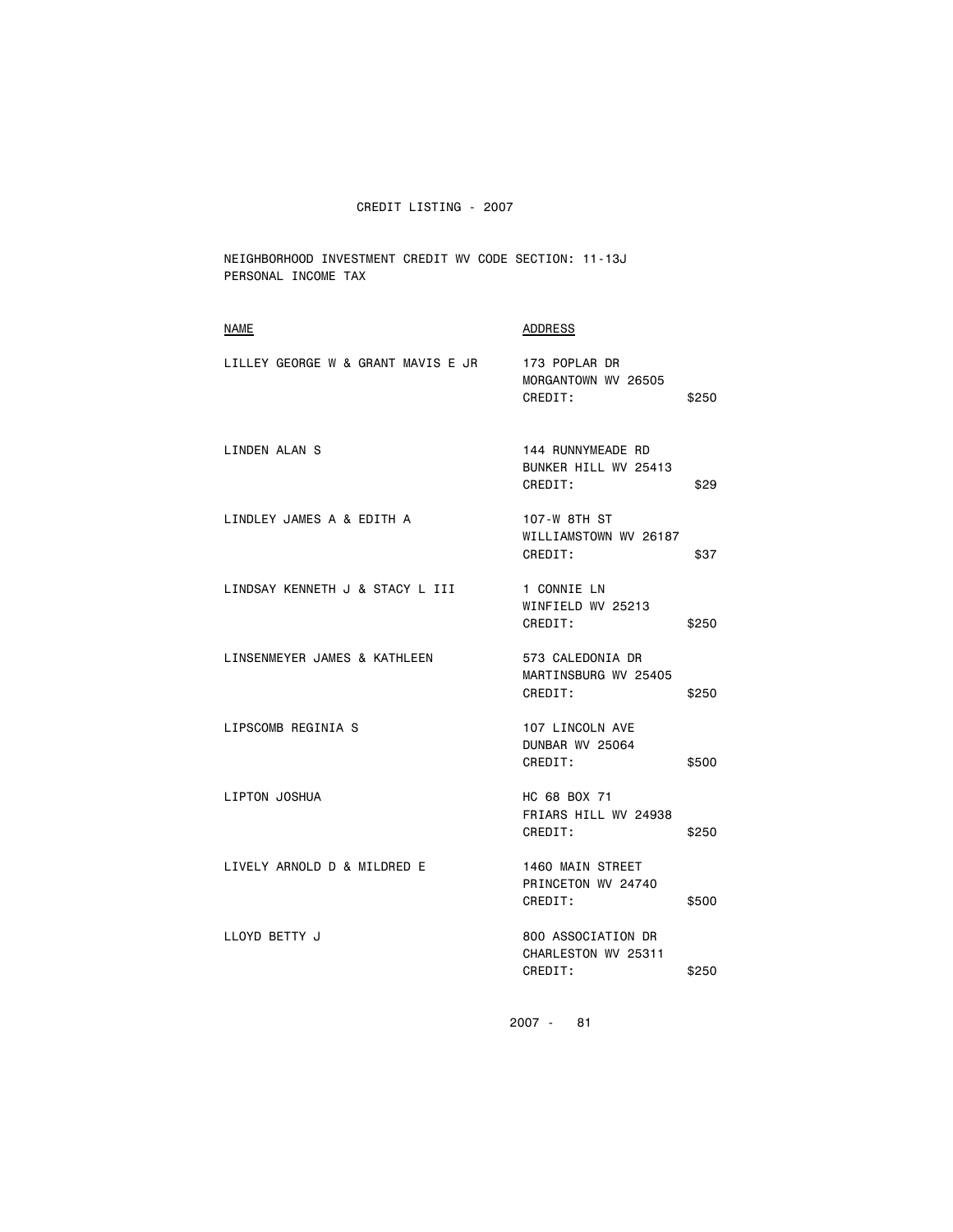CREDIT LISTING - 2007

NEIGHBORHOOD INVESTMENT CREDIT WV CODE SECTION: 11-13J
PERSONAL INCOME TAX

| NAME | ADDRESS | |
|---|---|---|
| LILLEY GEORGE W & GRANT MAVIS E JR | 173 POPLAR DR<br>MORGANTOWN WV 26505<br>CREDIT: | $250 |
| LINDEN ALAN S | 144 RUNNYMEADE RD<br>BUNKER HILL WV 25413<br>CREDIT: | $29 |
| LINDLEY JAMES A & EDITH A | 107-W 8TH ST<br>WILLIAMSTOWN WV 26187<br>CREDIT: | $37 |
| LINDSAY KENNETH J & STACY L III | 1 CONNIE LN<br>WINFIELD WV 25213<br>CREDIT: | $250 |
| LINSENMEYER JAMES & KATHLEEN | 573 CALEDONIA DR<br>MARTINSBURG WV 25405<br>CREDIT: | $250 |
| LIPSCOMB REGINIA S | 107 LINCOLN AVE<br>DUNBAR WV 25064<br>CREDIT: | $500 |
| LIPTON JOSHUA | HC 68 BOX 71<br>FRIARS HILL WV 24938<br>CREDIT: | $250 |
| LIVELY ARNOLD D & MILDRED E | 1460 MAIN STREET<br>PRINCETON WV 24740<br>CREDIT: | $500 |
| LLOYD BETTY J | 800 ASSOCIATION DR<br>CHARLESTON WV 25311<br>CREDIT: | $250 |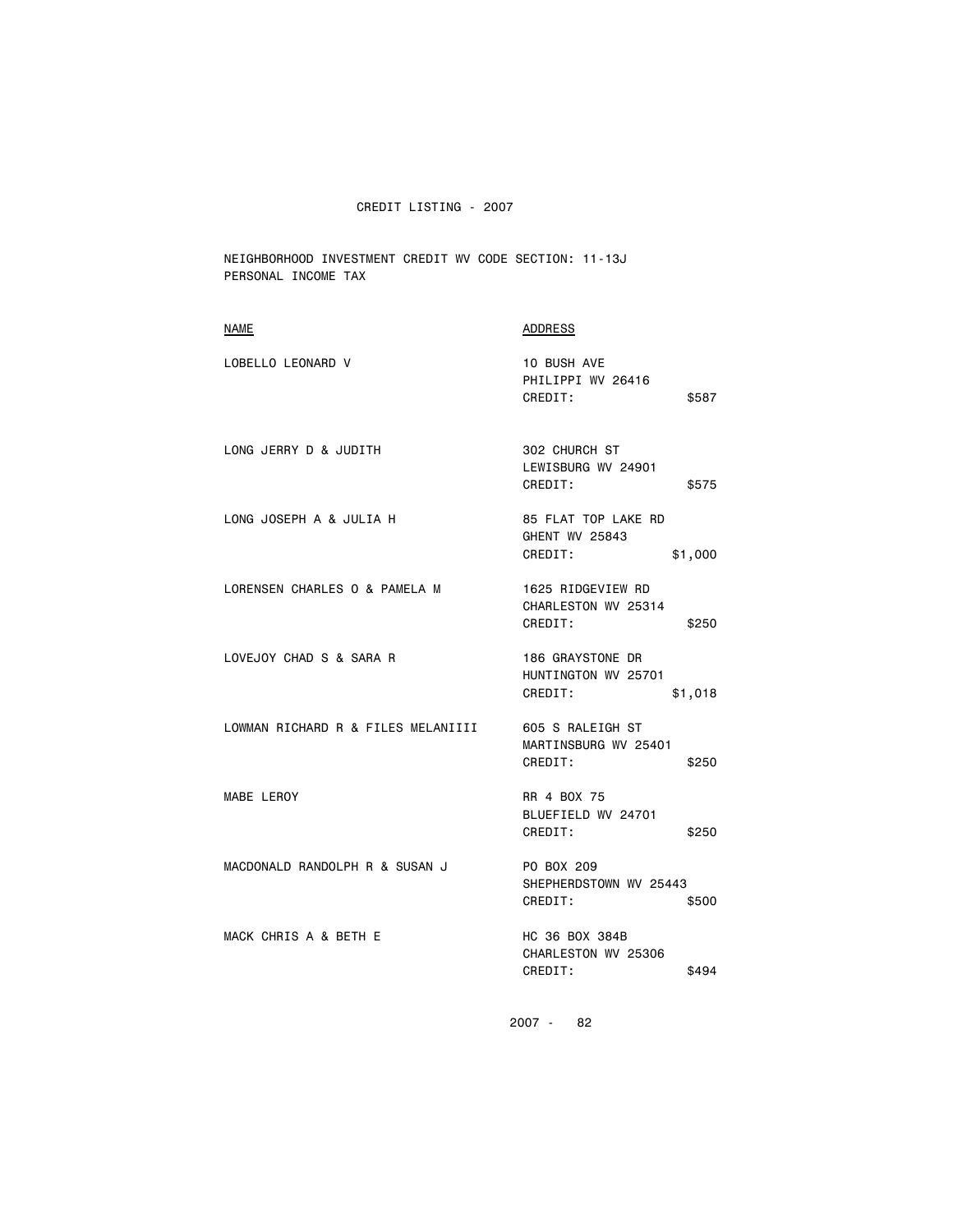# CREDIT LISTING - 2007

NEIGHBORHOOD INVESTMENT CREDIT WV CODE SECTION: 11-13J
PERSONAL INCOME TAX

| NAME | ADDRESS | |
|---|---|---|
| LOBELLO LEONARD V | 10 BUSH AVE<br>PHILIPPI WV 26416<br>CREDIT: | $587 |
| LONG JERRY D & JUDITH | 302 CHURCH ST<br>LEWISBURG WV 24901<br>CREDIT: | $575 |
| LONG JOSEPH A & JULIA H | 85 FLAT TOP LAKE RD<br>GHENT WV 25843<br>CREDIT: | $1,000 |
| LORENSEN CHARLES O & PAMELA M | 1625 RIDGEVIEW RD<br>CHARLESTON WV 25314<br>CREDIT: | $250 |
| LOVEJOY CHAD S & SARA R | 186 GRAYSTONE DR<br>HUNTINGTON WV 25701<br>CREDIT: | $1,018 |
| LOWMAN RICHARD R & FILES MELANIIII | 605 S RALEIGH ST<br>MARTINSBURG WV 25401<br>CREDIT: | $250 |
| MABE LEROY | RR 4 BOX 75<br>BLUEFIELD WV 24701<br>CREDIT: | $250 |
| MACDONALD RANDOLPH R & SUSAN J | PO BOX 209<br>SHEPHERDSTOWN WV 25443<br>CREDIT: | $500 |
| MACK CHRIS A & BETH E | HC 36 BOX 384B<br>CHARLESTON WV 25306<br>CREDIT: | $494 |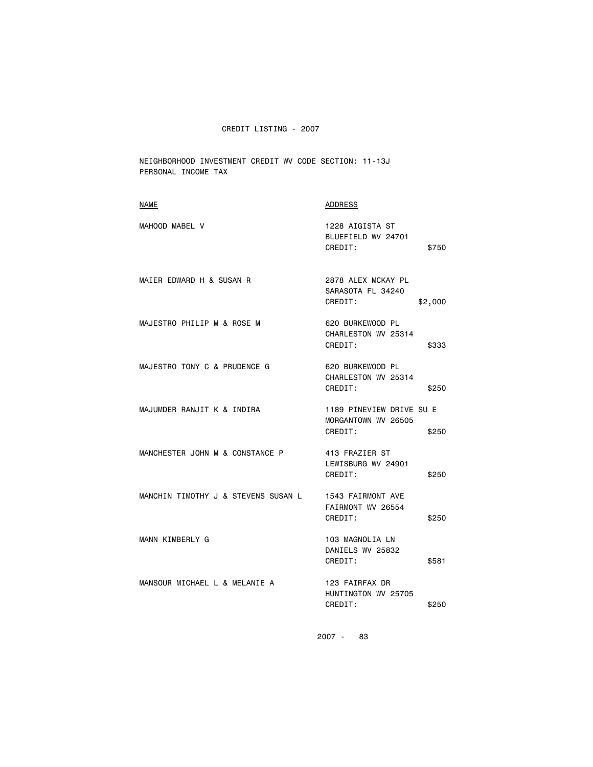# CREDIT LISTING - 2007

NEIGHBORHOOD INVESTMENT CREDIT WV CODE SECTION: 11-13J
PERSONAL INCOME TAX

| NAME | ADDRESS | |
|---|---|---|
| MAHOOD MABEL V | 1228 AIGISTA ST<br>BLUEFIELD WV 24701<br>CREDIT: | $750 |
| MAIER EDWARD H & SUSAN R | 2878 ALEX MCKAY PL<br>SARASOTA FL 34240<br>CREDIT: | $2,000 |
| MAJESTRO PHILIP M & ROSE M | 620 BURKEWOOD PL<br>CHARLESTON WV 25314<br>CREDIT: | $333 |
| MAJESTRO TONY C & PRUDENCE G | 620 BURKEWOOD PL<br>CHARLESTON WV 25314<br>CREDIT: | $250 |
| MAJUMDER RANJIT K & INDIRA | 1189 PINEVIEW DRIVE SU E<br>MORGANTOWN WV 26505<br>CREDIT: | $250 |
| MANCHESTER JOHN M & CONSTANCE P | 413 FRAZIER ST<br>LEWISBURG WV 24901<br>CREDIT: | $250 |
| MANCHIN TIMOTHY J & STEVENS SUSAN L | 1543 FAIRMONT AVE<br>FAIRMONT WV 26554<br>CREDIT: | $250 |
| MANN KIMBERLY G | 103 MAGNOLIA LN<br>DANIELS WV 25832<br>CREDIT: | $581 |
| MANSOUR MICHAEL L & MELANIE A | 123 FAIRFAX DR<br>HUNTINGTON WV 25705<br>CREDIT: | $250 |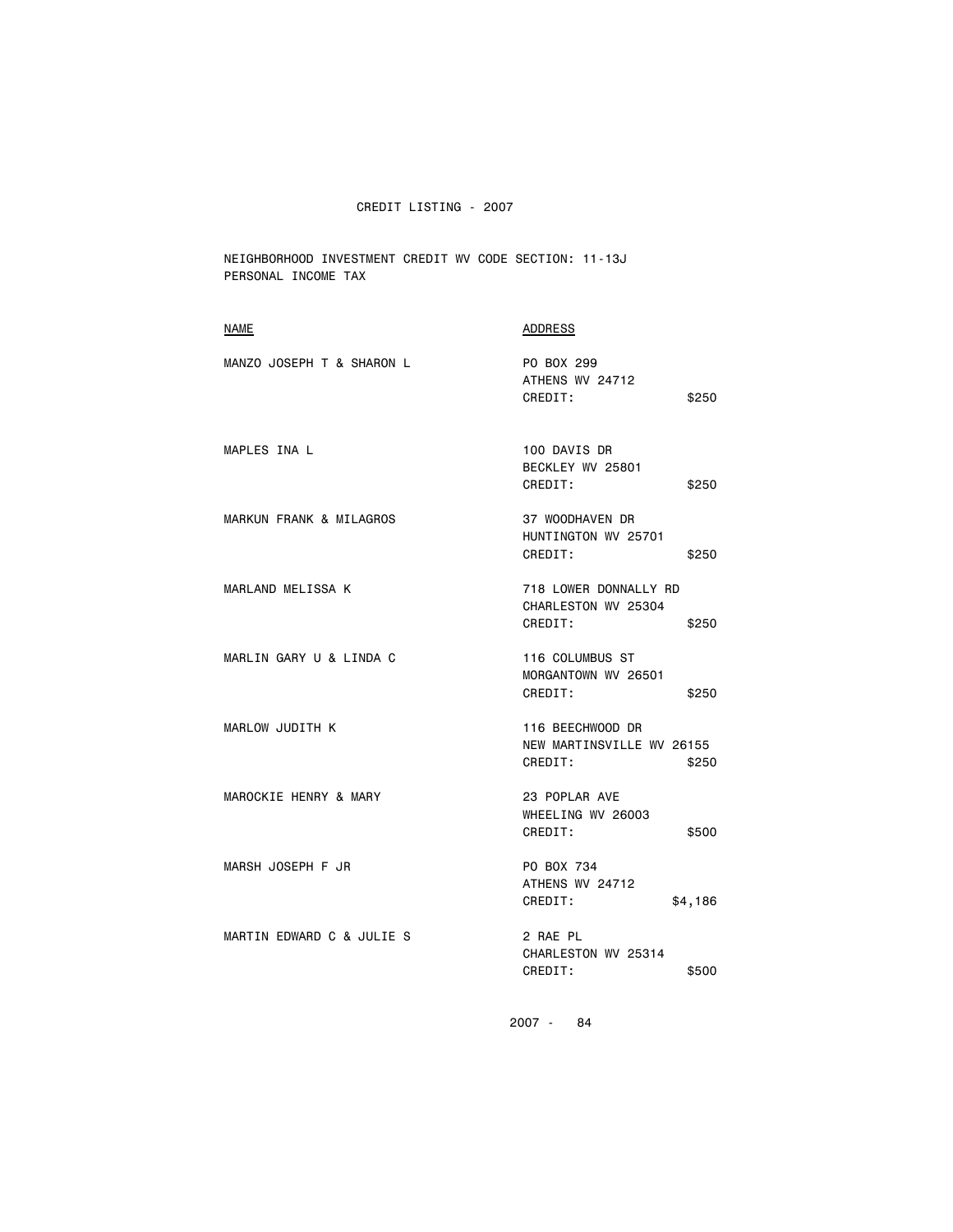CREDIT LISTING - 2007

NEIGHBORHOOD INVESTMENT CREDIT WV CODE SECTION: 11-13J
PERSONAL INCOME TAX

| NAME | ADDRESS | |
|---|---|---|
| MANZO JOSEPH T & SHARON L | PO BOX 299<br>ATHENS WV 24712<br>CREDIT: | $250 |
| MAPLES INA L | 100 DAVIS DR<br>BECKLEY WV 25801<br>CREDIT: | $250 |
| MARKUN FRANK & MILAGROS | 37 WOODHAVEN DR<br>HUNTINGTON WV 25701<br>CREDIT: | $250 |
| MARLAND MELISSA K | 718 LOWER DONNALLY RD<br>CHARLESTON WV 25304<br>CREDIT: | $250 |
| MARLIN GARY U & LINDA C | 116 COLUMBUS ST<br>MORGANTOWN WV 26501<br>CREDIT: | $250 |
| MARLOW JUDITH K | 116 BEECHWOOD DR<br>NEW MARTINSVILLE WV 26155<br>CREDIT: | $250 |
| MAROCKIE HENRY & MARY | 23 POPLAR AVE<br>WHEELING WV 26003<br>CREDIT: | $500 |
| MARSH JOSEPH F JR | PO BOX 734<br>ATHENS WV 24712<br>CREDIT: | $4,186 |
| MARTIN EDWARD C & JULIE S | 2 RAE PL<br>CHARLESTON WV 25314<br>CREDIT: | $500 |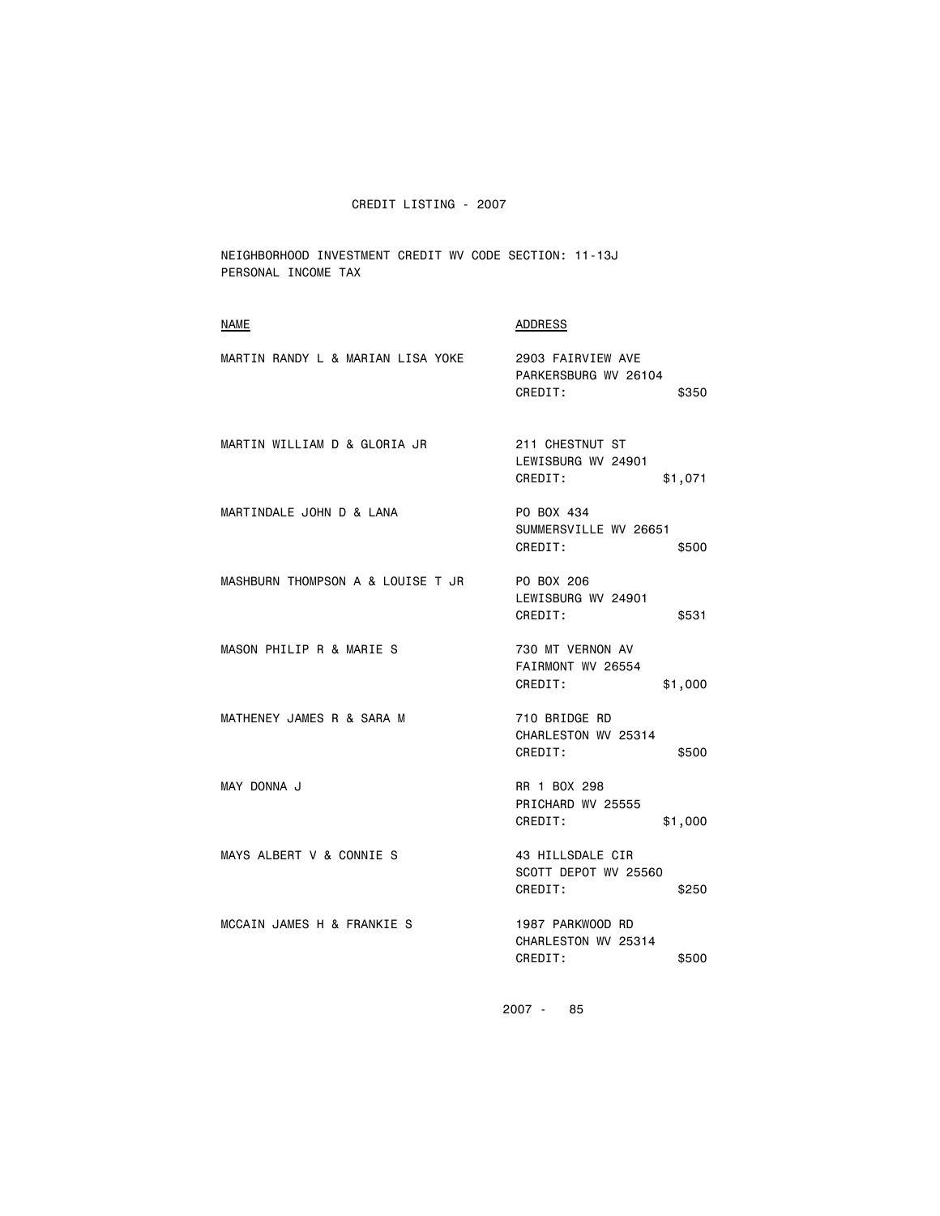CREDIT LISTING - 2007

NEIGHBORHOOD INVESTMENT CREDIT WV CODE SECTION: 11-13J
PERSONAL INCOME TAX

| NAME | ADDRESS | |
|---|---|---|
| MARTIN RANDY L & MARIAN LISA YOKE | 2903 FAIRVIEW AVE<br>PARKERSBURG WV 26104<br>CREDIT: | $350 |
| MARTIN WILLIAM D & GLORIA JR | 211 CHESTNUT ST<br>LEWISBURG WV 24901<br>CREDIT: | $1,071 |
| MARTINDALE JOHN D & LANA | PO BOX 434<br>SUMMERSVILLE WV 26651<br>CREDIT: | $500 |
| MASHBURN THOMPSON A & LOUISE T JR | PO BOX 206<br>LEWISBURG WV 24901<br>CREDIT: | $531 |
| MASON PHILIP R & MARIE S | 730 MT VERNON AV<br>FAIRMONT WV 26554<br>CREDIT: | $1,000 |
| MATHENEY JAMES R & SARA M | 710 BRIDGE RD<br>CHARLESTON WV 25314<br>CREDIT: | $500 |
| MAY DONNA J | RR 1 BOX 298<br>PRICHARD WV 25555<br>CREDIT: | $1,000 |
| MAYS ALBERT V & CONNIE S | 43 HILLSDALE CIR<br>SCOTT DEPOT WV 25560<br>CREDIT: | $250 |
| MCCAIN JAMES H & FRANKIE S | 1987 PARKWOOD RD<br>CHARLESTON WV 25314<br>CREDIT: | $500 |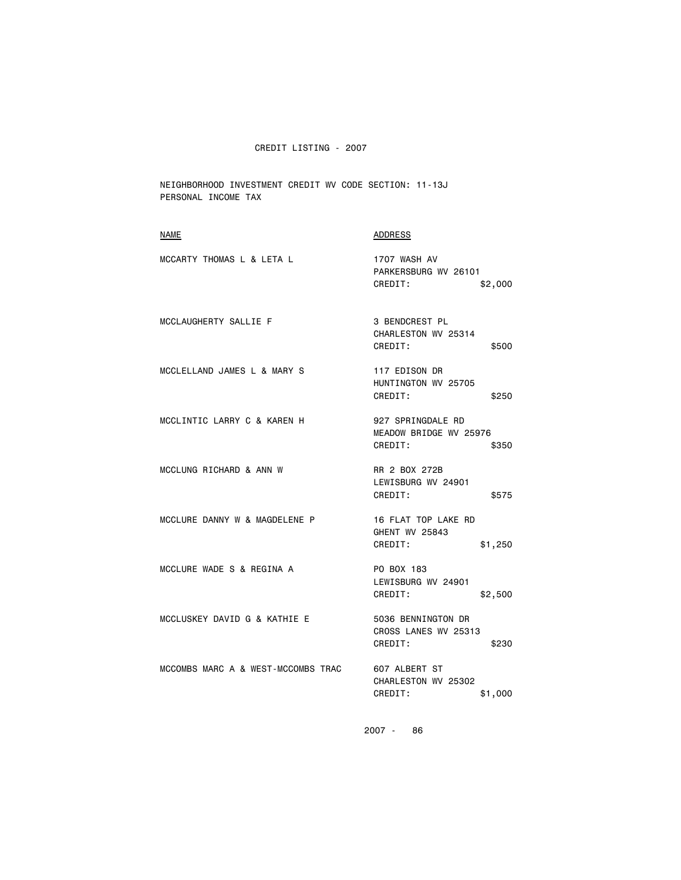# CREDIT LISTING - 2007

NEIGHBORHOOD INVESTMENT CREDIT WV CODE SECTION: 11-13J
PERSONAL INCOME TAX

| NAME | ADDRESS |
|---|---|
| MCCARTY THOMAS L & LETA L | 1707 WASH AV<br>PARKERSBURG WV 26101<br>CREDIT: $2,000 |
| MCCLAUGHERTY SALLIE F | 3 BENDCREST PL<br>CHARLESTON WV 25314<br>CREDIT: $500 |
| MCCLELLAND JAMES L & MARY S | 117 EDISON DR<br>HUNTINGTON WV 25705<br>CREDIT: $250 |
| MCCLINTIC LARRY C & KAREN H | 927 SPRINGDALE RD<br>MEADOW BRIDGE WV 25976<br>CREDIT: $350 |
| MCCLUNG RICHARD & ANN W | RR 2 BOX 272B<br>LEWISBURG WV 24901<br>CREDIT: $575 |
| MCCLURE DANNY W & MAGDELENE P | 16 FLAT TOP LAKE RD<br>GHENT WV 25843<br>CREDIT: $1,250 |
| MCCLURE WADE S & REGINA A | PO BOX 183<br>LEWISBURG WV 24901<br>CREDIT: $2,500 |
| MCCLUSKEY DAVID G & KATHIE E | 5036 BENNINGTON DR<br>CROSS LANES WV 25313<br>CREDIT: $230 |
| MCCOMBS MARC A & WEST-MCCOMBS TRAC | 607 ALBERT ST<br>CHARLESTON WV 25302<br>CREDIT: $1,000 |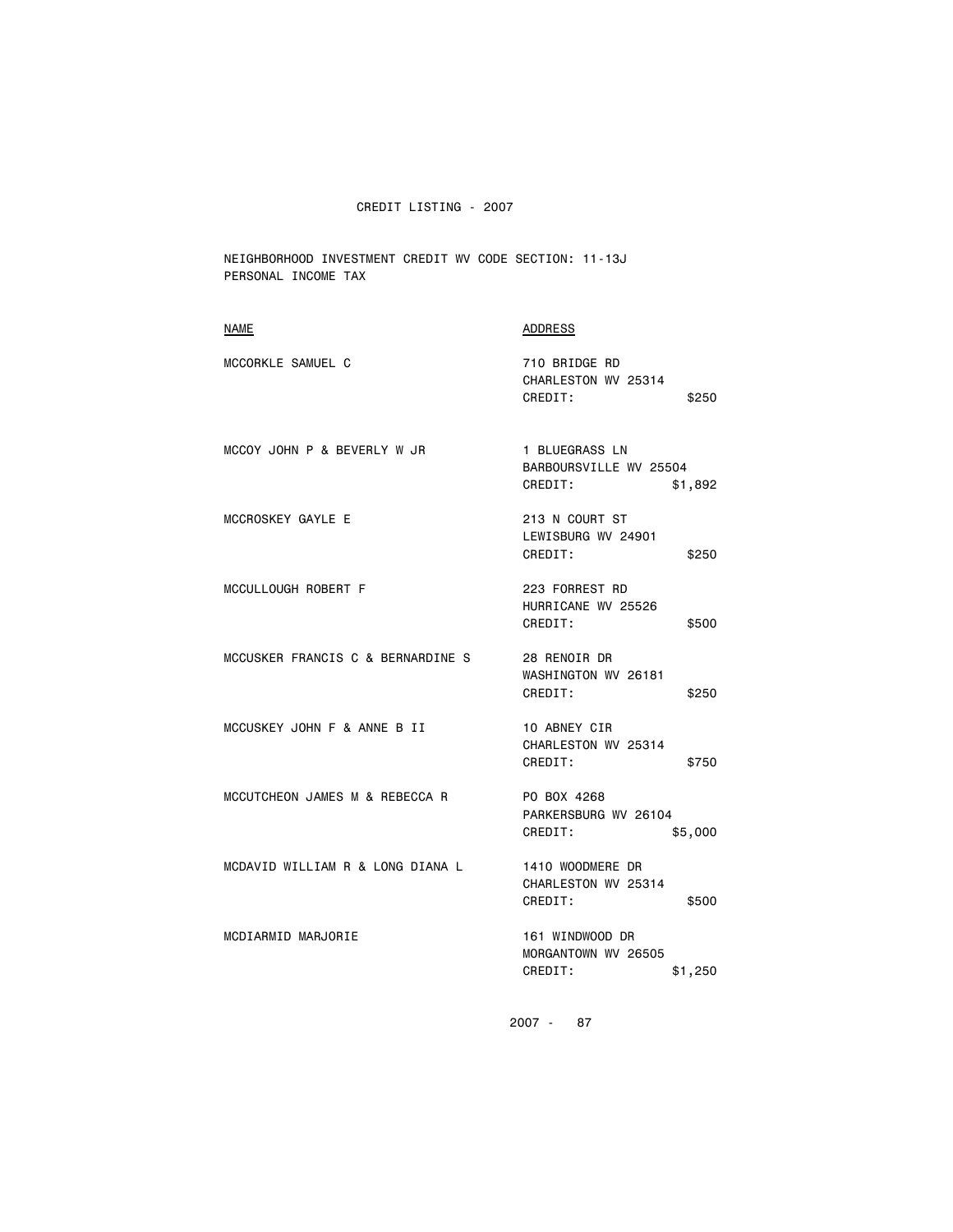CREDIT LISTING - 2007

NEIGHBORHOOD INVESTMENT CREDIT WV CODE SECTION: 11-13J
PERSONAL INCOME TAX

| NAME | ADDRESS |
|---|---|
| MCCORKLE SAMUEL C | 710 BRIDGE RD<br>CHARLESTON WV 25314<br>CREDIT: $250 |
| MCCOY JOHN P & BEVERLY W JR | 1 BLUEGRASS LN<br>BARBOURSVILLE WV 25504<br>CREDIT: $1,892 |
| MCCROSKEY GAYLE E | 213 N COURT ST<br>LEWISBURG WV 24901<br>CREDIT: $250 |
| MCCULLOUGH ROBERT F | 223 FORREST RD<br>HURRICANE WV 25526<br>CREDIT: $500 |
| MCCUSKER FRANCIS C & BERNARDINE S | 28 RENOIR DR<br>WASHINGTON WV 26181<br>CREDIT: $250 |
| MCCUSKEY JOHN F & ANNE B II | 10 ABNEY CIR<br>CHARLESTON WV 25314<br>CREDIT: $750 |
| MCCUTCHEON JAMES M & REBECCA R | PO BOX 4268<br>PARKERSBURG WV 26104<br>CREDIT: $5,000 |
| MCDAVID WILLIAM R & LONG DIANA L | 1410 WOODMERE DR<br>CHARLESTON WV 25314<br>CREDIT: $500 |
| MCDIARMID MARJORIE | 161 WINDWOOD DR<br>MORGANTOWN WV 26505<br>CREDIT: $1,250 |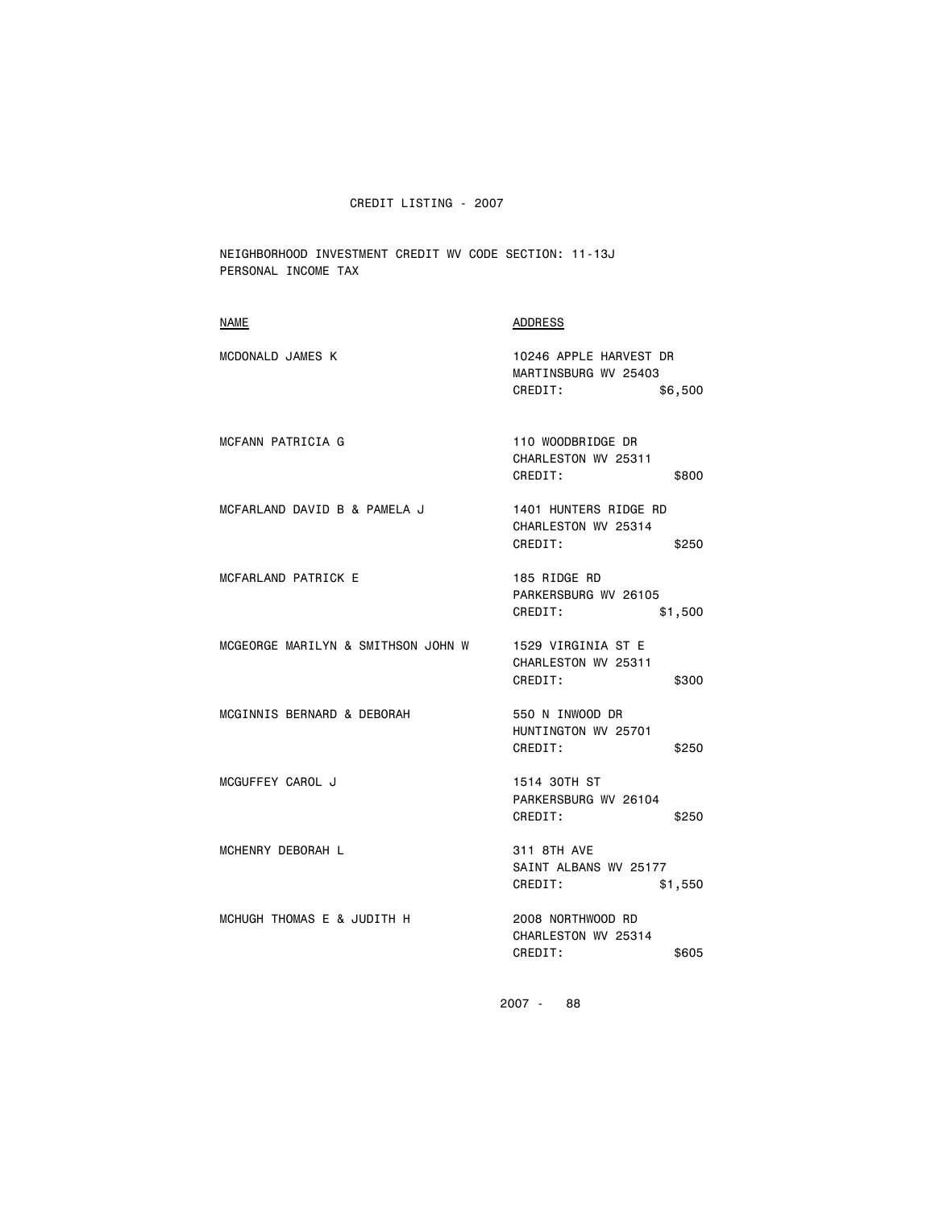CREDIT LISTING - 2007

NEIGHBORHOOD INVESTMENT CREDIT WV CODE SECTION: 11-13J
PERSONAL INCOME TAX

| NAME | ADDRESS |
| --- | --- |
| MCDONALD JAMES K | 10246 APPLE HARVEST DR<br>MARTINSBURG WV 25403<br>CREDIT: $6,500 |
| MCFANN PATRICIA G | 110 WOODBRIDGE DR<br>CHARLESTON WV 25311<br>CREDIT: $800 |
| MCFARLAND DAVID B & PAMELA J | 1401 HUNTERS RIDGE RD<br>CHARLESTON WV 25314<br>CREDIT: $250 |
| MCFARLAND PATRICK E | 185 RIDGE RD<br>PARKERSBURG WV 26105<br>CREDIT: $1,500 |
| MCGEORGE MARILYN & SMITHSON JOHN W | 1529 VIRGINIA ST E<br>CHARLESTON WV 25311<br>CREDIT: $300 |
| MCGINNIS BERNARD & DEBORAH | 550 N INWOOD DR<br>HUNTINGTON WV 25701<br>CREDIT: $250 |
| MCGUFFEY CAROL J | 1514 30TH ST<br>PARKERSBURG WV 26104<br>CREDIT: $250 |
| MCHENRY DEBORAH L | 311 8TH AVE<br>SAINT ALBANS WV 25177<br>CREDIT: $1,550 |
| MCHUGH THOMAS E & JUDITH H | 2008 NORTHWOOD RD<br>CHARLESTON WV 25314<br>CREDIT: $605 |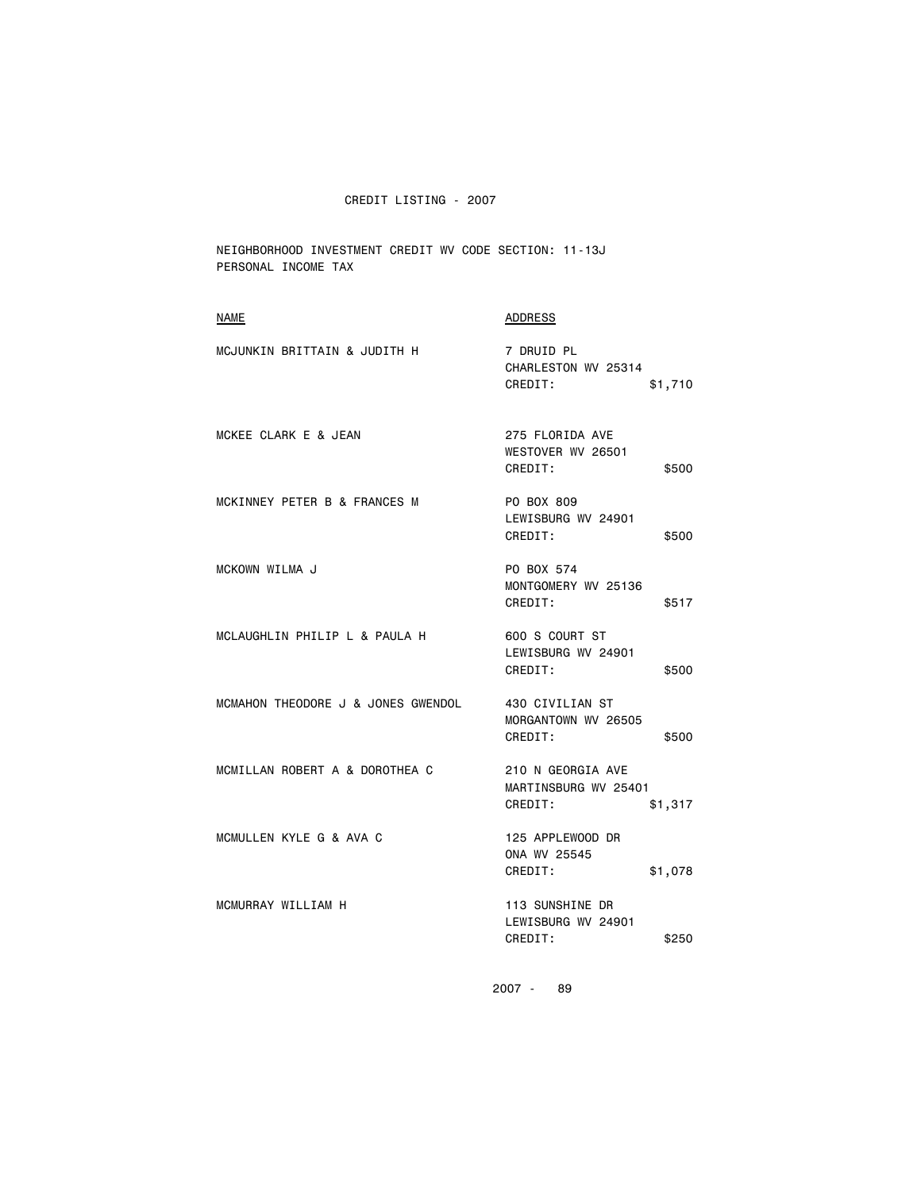CREDIT LISTING - 2007

NEIGHBORHOOD INVESTMENT CREDIT WV CODE SECTION: 11-13J
PERSONAL INCOME TAX

| NAME | ADDRESS |
|---|---|
| MCJUNKIN BRITTAIN & JUDITH H | 7 DRUID PL<br>CHARLESTON WV 25314<br>CREDIT: $1,710 |
| MCKEE CLARK E & JEAN | 275 FLORIDA AVE<br>WESTOVER WV 26501<br>CREDIT: $500 |
| MCKINNEY PETER B & FRANCES M | PO BOX 809<br>LEWISBURG WV 24901<br>CREDIT: $500 |
| MCKOWN WILMA J | PO BOX 574<br>MONTGOMERY WV 25136<br>CREDIT: $517 |
| MCLAUGHLIN PHILIP L & PAULA H | 600 S COURT ST<br>LEWISBURG WV 24901<br>CREDIT: $500 |
| MCMAHON THEODORE J & JONES GWENDOL | 430 CIVILIAN ST<br>MORGANTOWN WV 26505<br>CREDIT: $500 |
| MCMILLAN ROBERT A & DOROTHEA C | 210 N GEORGIA AVE<br>MARTINSBURG WV 25401<br>CREDIT: $1,317 |
| MCMULLEN KYLE G & AVA C | 125 APPLEWOOD DR<br>ONA WV 25545<br>CREDIT: $1,078 |
| MCMURRAY WILLIAM H | 113 SUNSHINE DR<br>LEWISBURG WV 24901<br>CREDIT: $250 |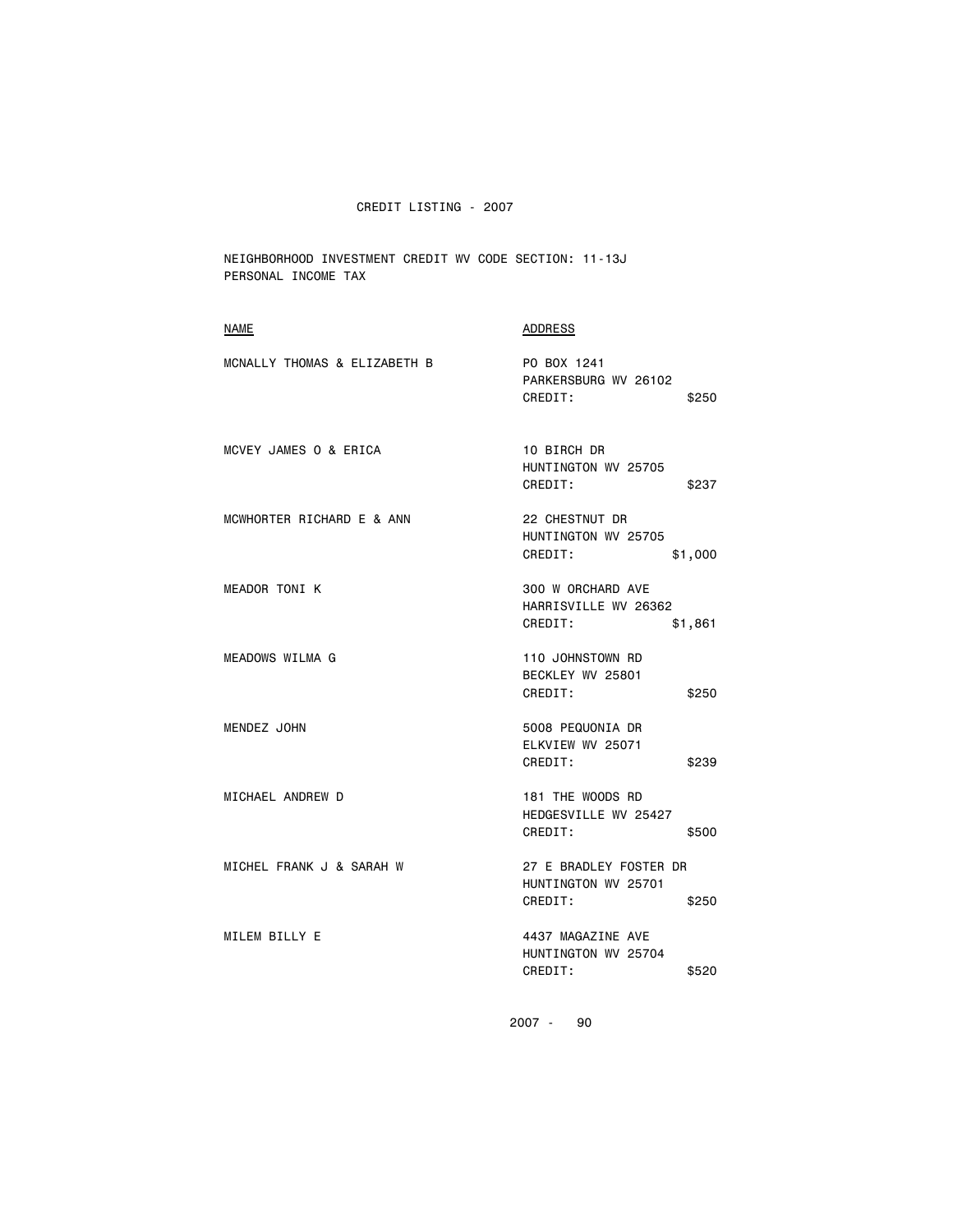CREDIT LISTING - 2007

NEIGHBORHOOD INVESTMENT CREDIT WV CODE SECTION: 11-13J
PERSONAL INCOME TAX

| NAME | ADDRESS |
|---|---|
| MCNALLY THOMAS & ELIZABETH B | PO BOX 1241<br>PARKERSBURG WV 26102<br>CREDIT: $250 |
| MCVEY JAMES O & ERICA | 10 BIRCH DR<br>HUNTINGTON WV 25705<br>CREDIT: $237 |
| MCWHORTER RICHARD E & ANN | 22 CHESTNUT DR<br>HUNTINGTON WV 25705<br>CREDIT: $1,000 |
| MEADOR TONI K | 300 W ORCHARD AVE<br>HARRISVILLE WV 26362<br>CREDIT: $1,861 |
| MEADOWS WILMA G | 110 JOHNSTOWN RD<br>BECKLEY WV 25801<br>CREDIT: $250 |
| MENDEZ JOHN | 5008 PEQUONIA DR<br>ELKVIEW WV 25071<br>CREDIT: $239 |
| MICHAEL ANDREW D | 181 THE WOODS RD<br>HEDGESVILLE WV 25427<br>CREDIT: $500 |
| MICHEL FRANK J & SARAH W | 27 E BRADLEY FOSTER DR<br>HUNTINGTON WV 25701<br>CREDIT: $250 |
| MILEM BILLY E | 4437 MAGAZINE AVE<br>HUNTINGTON WV 25704<br>CREDIT: $520 |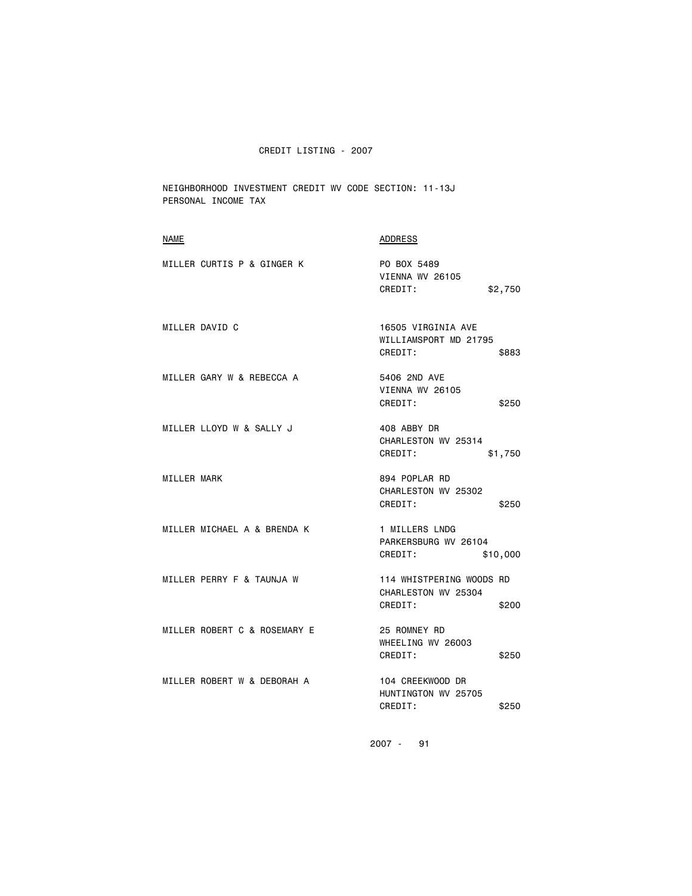CREDIT LISTING - 2007

NEIGHBORHOOD INVESTMENT CREDIT WV CODE SECTION: 11-13J
PERSONAL INCOME TAX

| NAME | ADDRESS |
|---|---|
| MILLER CURTIS P & GINGER K | PO BOX 5489<br>VIENNA WV 26105<br>CREDIT: $2,750 |
| MILLER DAVID C | 16505 VIRGINIA AVE<br>WILLIAMSPORT MD 21795<br>CREDIT: $883 |
| MILLER GARY W & REBECCA A | 5406 2ND AVE<br>VIENNA WV 26105<br>CREDIT: $250 |
| MILLER LLOYD W & SALLY J | 408 ABBY DR<br>CHARLESTON WV 25314<br>CREDIT: $1,750 |
| MILLER MARK | 894 POPLAR RD<br>CHARLESTON WV 25302<br>CREDIT: $250 |
| MILLER MICHAEL A & BRENDA K | 1 MILLERS LNDG<br>PARKERSBURG WV 26104<br>CREDIT: $10,000 |
| MILLER PERRY F & TAUNJA W | 114 WHISTPERING WOODS RD<br>CHARLESTON WV 25304<br>CREDIT: $200 |
| MILLER ROBERT C & ROSEMARY E | 25 ROMNEY RD<br>WHEELING WV 26003<br>CREDIT: $250 |
| MILLER ROBERT W & DEBORAH A | 104 CREEKWOOD DR<br>HUNTINGTON WV 25705<br>CREDIT: $250 |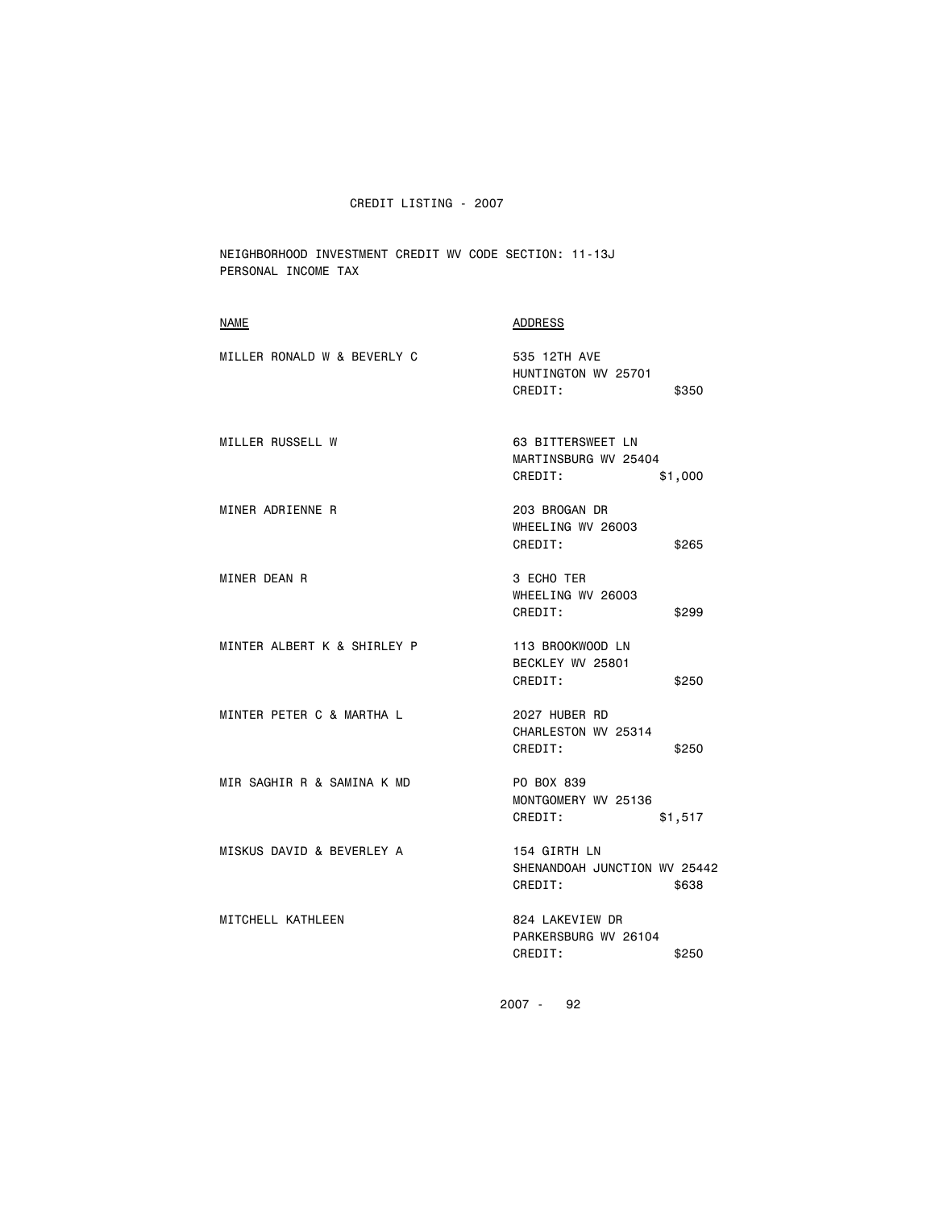CREDIT LISTING - 2007

NEIGHBORHOOD INVESTMENT CREDIT WV CODE SECTION: 11-13J
PERSONAL INCOME TAX

| NAME | ADDRESS | |
|---|---|---|
| MILLER RONALD W & BEVERLY C | 535 12TH AVE<br>HUNTINGTON WV 25701<br>CREDIT: | $350 |
| MILLER RUSSELL W | 63 BITTERSWEET LN<br>MARTINSBURG WV 25404<br>CREDIT: | $1,000 |
| MINER ADRIENNE R | 203 BROGAN DR<br>WHEELING WV 26003<br>CREDIT: | $265 |
| MINER DEAN R | 3 ECHO TER<br>WHEELING WV 26003<br>CREDIT: | $299 |
| MINTER ALBERT K & SHIRLEY P | 113 BROOKWOOD LN<br>BECKLEY WV 25801<br>CREDIT: | $250 |
| MINTER PETER C & MARTHA L | 2027 HUBER RD<br>CHARLESTON WV 25314<br>CREDIT: | $250 |
| MIR SAGHIR R & SAMINA K MD | PO BOX 839<br>MONTGOMERY WV 25136<br>CREDIT: | $1,517 |
| MISKUS DAVID & BEVERLEY A | 154 GIRTH LN<br>SHENANDOAH JUNCTION WV 25442<br>CREDIT: | $638 |
| MITCHELL KATHLEEN | 824 LAKEVIEW DR<br>PARKERSBURG WV 26104<br>CREDIT: | $250 |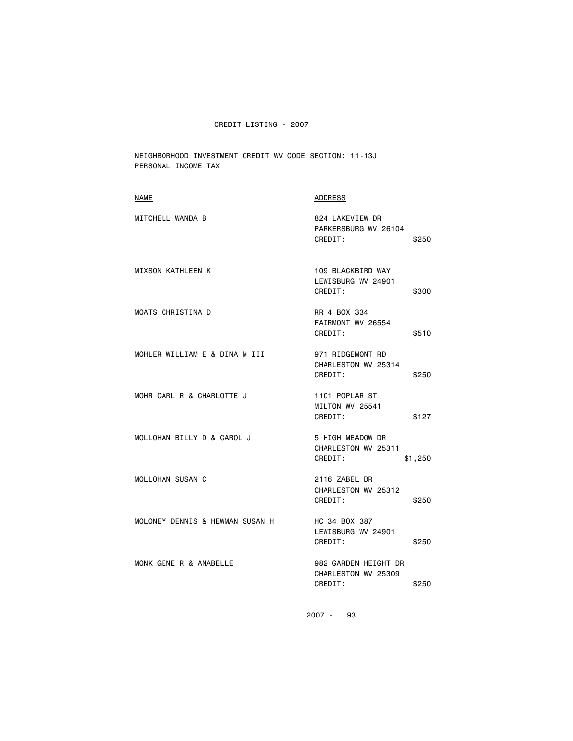CREDIT LISTING - 2007

NEIGHBORHOOD INVESTMENT CREDIT WV CODE SECTION: 11-13J
PERSONAL INCOME TAX

| NAME | ADDRESS | |
|---|---|---|
| MITCHELL WANDA B | 824 LAKEVIEW DR<br>PARKERSBURG WV 26104<br>CREDIT: | $250 |
| MIXSON KATHLEEN K | 109 BLACKBIRD WAY<br>LEWISBURG WV 24901<br>CREDIT: | $300 |
| MOATS CHRISTINA D | RR 4 BOX 334<br>FAIRMONT WV 26554<br>CREDIT: | $510 |
| MOHLER WILLIAM E & DINA M III | 971 RIDGEMONT RD<br>CHARLESTON WV 25314<br>CREDIT: | $250 |
| MOHR CARL R & CHARLOTTE J | 1101 POPLAR ST<br>MILTON WV 25541<br>CREDIT: | $127 |
| MOLLOHAN BILLY D & CAROL J | 5 HIGH MEADOW DR<br>CHARLESTON WV 25311<br>CREDIT: | $1,250 |
| MOLLOHAN SUSAN C | 2116 ZABEL DR<br>CHARLESTON WV 25312<br>CREDIT: | $250 |
| MOLONEY DENNIS & HEWMAN SUSAN H | HC 34 BOX 387<br>LEWISBURG WV 24901<br>CREDIT: | $250 |
| MONK GENE R & ANABELLE | 982 GARDEN HEIGHT DR<br>CHARLESTON WV 25309<br>CREDIT: | $250 |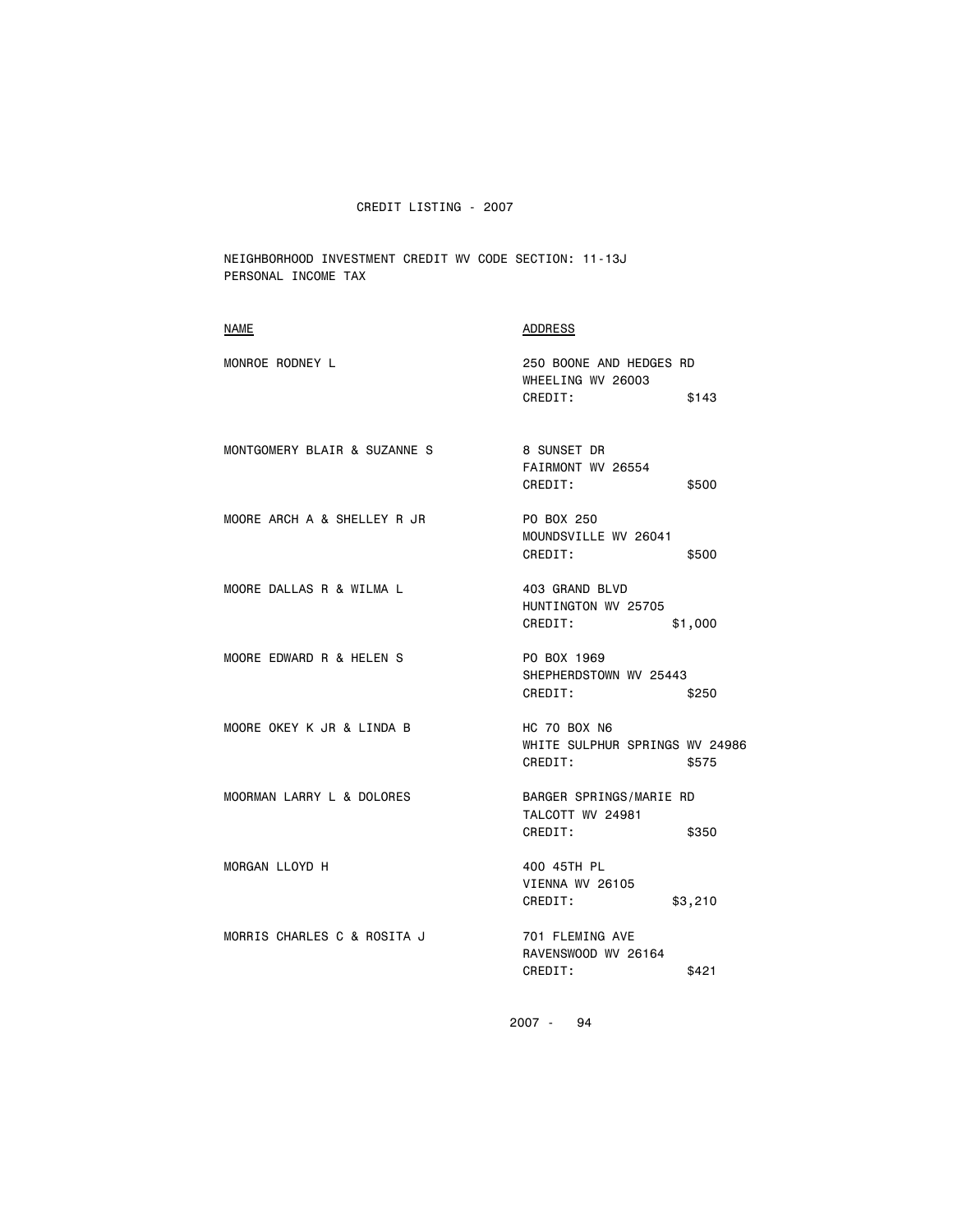CREDIT LISTING - 2007

NEIGHBORHOOD INVESTMENT CREDIT WV CODE SECTION: 11-13J
PERSONAL INCOME TAX

| NAME | ADDRESS |
|---|---|
| MONROE RODNEY L | 250 BOONE AND HEDGES RD<br>WHEELING WV 26003<br>CREDIT: $143 |
| MONTGOMERY BLAIR & SUZANNE S | 8 SUNSET DR<br>FAIRMONT WV 26554<br>CREDIT: $500 |
| MOORE ARCH A & SHELLEY R JR | PO BOX 250<br>MOUNDSVILLE WV 26041<br>CREDIT: $500 |
| MOORE DALLAS R & WILMA L | 403 GRAND BLVD<br>HUNTINGTON WV 25705<br>CREDIT: $1,000 |
| MOORE EDWARD R & HELEN S | PO BOX 1969<br>SHEPHERDSTOWN WV 25443<br>CREDIT: $250 |
| MOORE OKEY K JR & LINDA B | HC 70 BOX N6<br>WHITE SULPHUR SPRINGS WV 24986<br>CREDIT: $575 |
| MOORMAN LARRY L & DOLORES | BARGER SPRINGS/MARIE RD<br>TALCOTT WV 24981<br>CREDIT: $350 |
| MORGAN LLOYD H | 400 45TH PL<br>VIENNA WV 26105<br>CREDIT: $3,210 |
| MORRIS CHARLES C & ROSITA J | 701 FLEMING AVE<br>RAVENSWOOD WV 26164<br>CREDIT: $421 |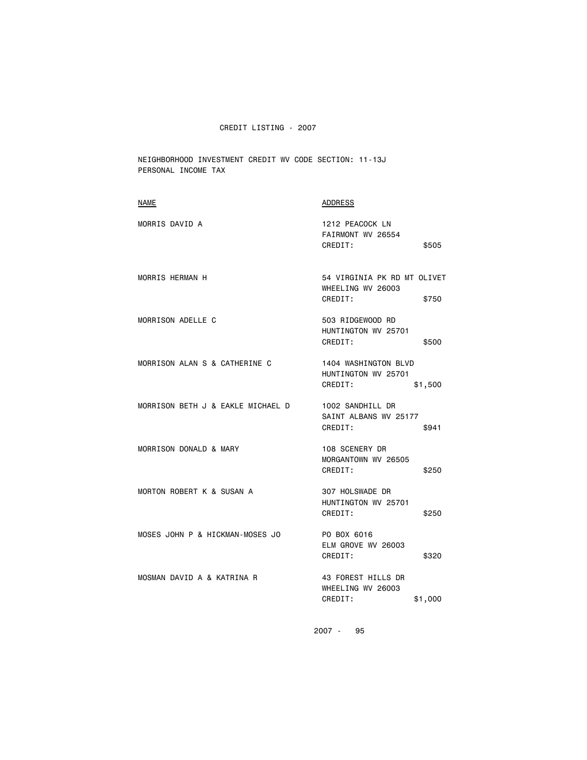CREDIT LISTING - 2007

NEIGHBORHOOD INVESTMENT CREDIT WV CODE SECTION: 11-13J
PERSONAL INCOME TAX

| NAME | ADDRESS |
|---|---|
| MORRIS DAVID A | 1212 PEACOCK LN<br>FAIRMONT WV 26554<br>CREDIT: $505 |
| MORRIS HERMAN H | 54 VIRGINIA PK RD MT OLIVET<br>WHEELING WV 26003<br>CREDIT: $750 |
| MORRISON ADELLE C | 503 RIDGEWOOD RD<br>HUNTINGTON WV 25701<br>CREDIT: $500 |
| MORRISON ALAN S & CATHERINE C | 1404 WASHINGTON BLVD<br>HUNTINGTON WV 25701<br>CREDIT: $1,500 |
| MORRISON BETH J & EAKLE MICHAEL D | 1002 SANDHILL DR<br>SAINT ALBANS WV 25177<br>CREDIT: $941 |
| MORRISON DONALD & MARY | 108 SCENERY DR<br>MORGANTOWN WV 26505<br>CREDIT: $250 |
| MORTON ROBERT K & SUSAN A | 307 HOLSWADE DR<br>HUNTINGTON WV 25701<br>CREDIT: $250 |
| MOSES JOHN P & HICKMAN-MOSES JO | PO BOX 6016<br>ELM GROVE WV 26003<br>CREDIT: $320 |
| MOSMAN DAVID A & KATRINA R | 43 FOREST HILLS DR<br>WHEELING WV 26003<br>CREDIT: $1,000 |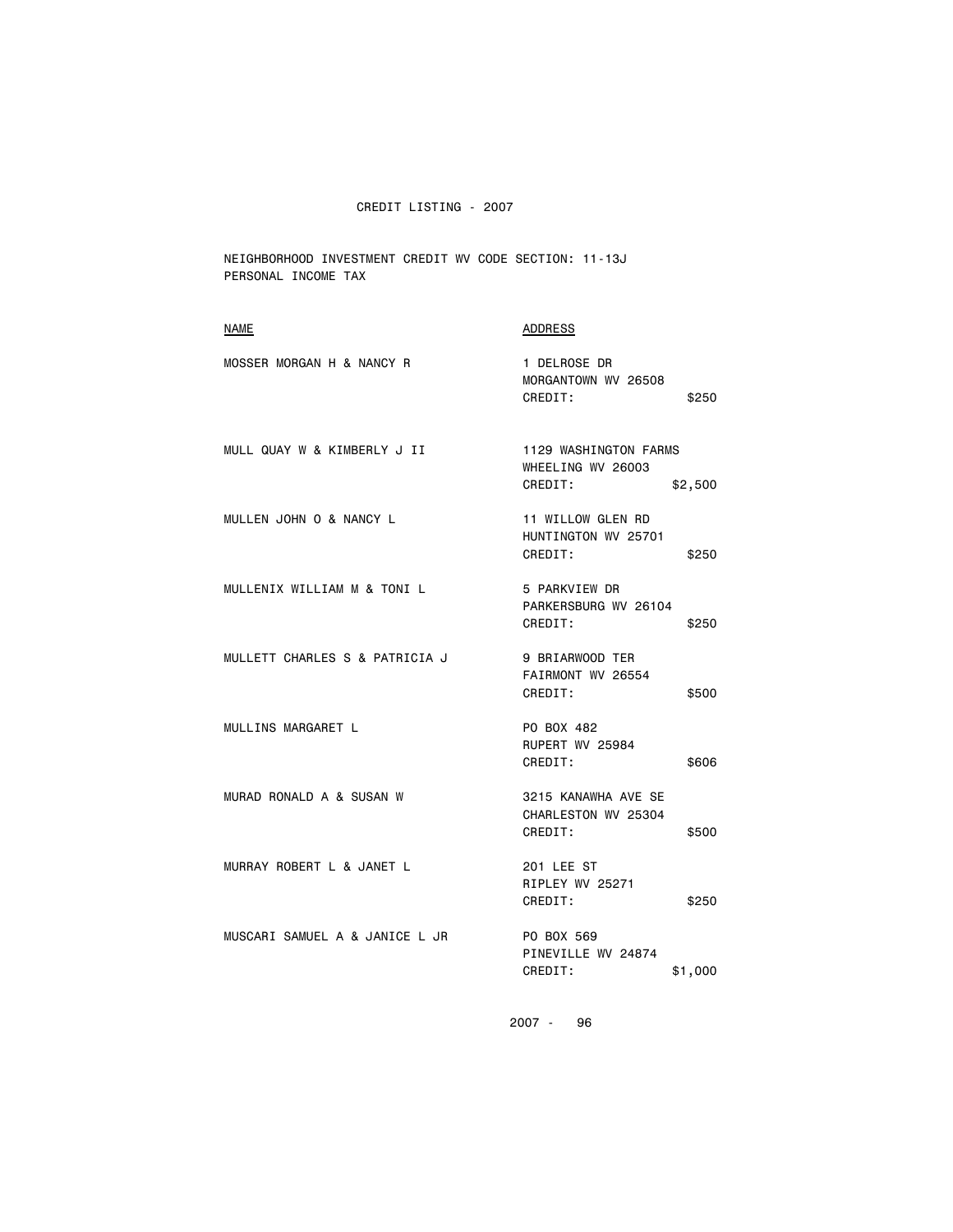# CREDIT LISTING - 2007

NEIGHBORHOOD INVESTMENT CREDIT WV CODE SECTION: 11-13J
PERSONAL INCOME TAX

| NAME | ADDRESS |
|---|---|
| MOSSER MORGAN H & NANCY R | 1 DELROSE DR<br>MORGANTOWN WV 26508<br>CREDIT: $250 |
| MULL QUAY W & KIMBERLY J II | 1129 WASHINGTON FARMS<br>WHEELING WV 26003<br>CREDIT: $2,500 |
| MULLEN JOHN O & NANCY L | 11 WILLOW GLEN RD<br>HUNTINGTON WV 25701<br>CREDIT: $250 |
| MULLENIX WILLIAM M & TONI L | 5 PARKVIEW DR<br>PARKERSBURG WV 26104<br>CREDIT: $250 |
| MULLETT CHARLES S & PATRICIA J | 9 BRIARWOOD TER<br>FAIRMONT WV 26554<br>CREDIT: $500 |
| MULLINS MARGARET L | PO BOX 482<br>RUPERT WV 25984<br>CREDIT: $606 |
| MURAD RONALD A & SUSAN W | 3215 KANAWHA AVE SE<br>CHARLESTON WV 25304<br>CREDIT: $500 |
| MURRAY ROBERT L & JANET L | 201 LEE ST<br>RIPLEY WV 25271<br>CREDIT: $250 |
| MUSCARI SAMUEL A & JANICE L JR | PO BOX 569<br>PINEVILLE WV 24874<br>CREDIT: $1,000 |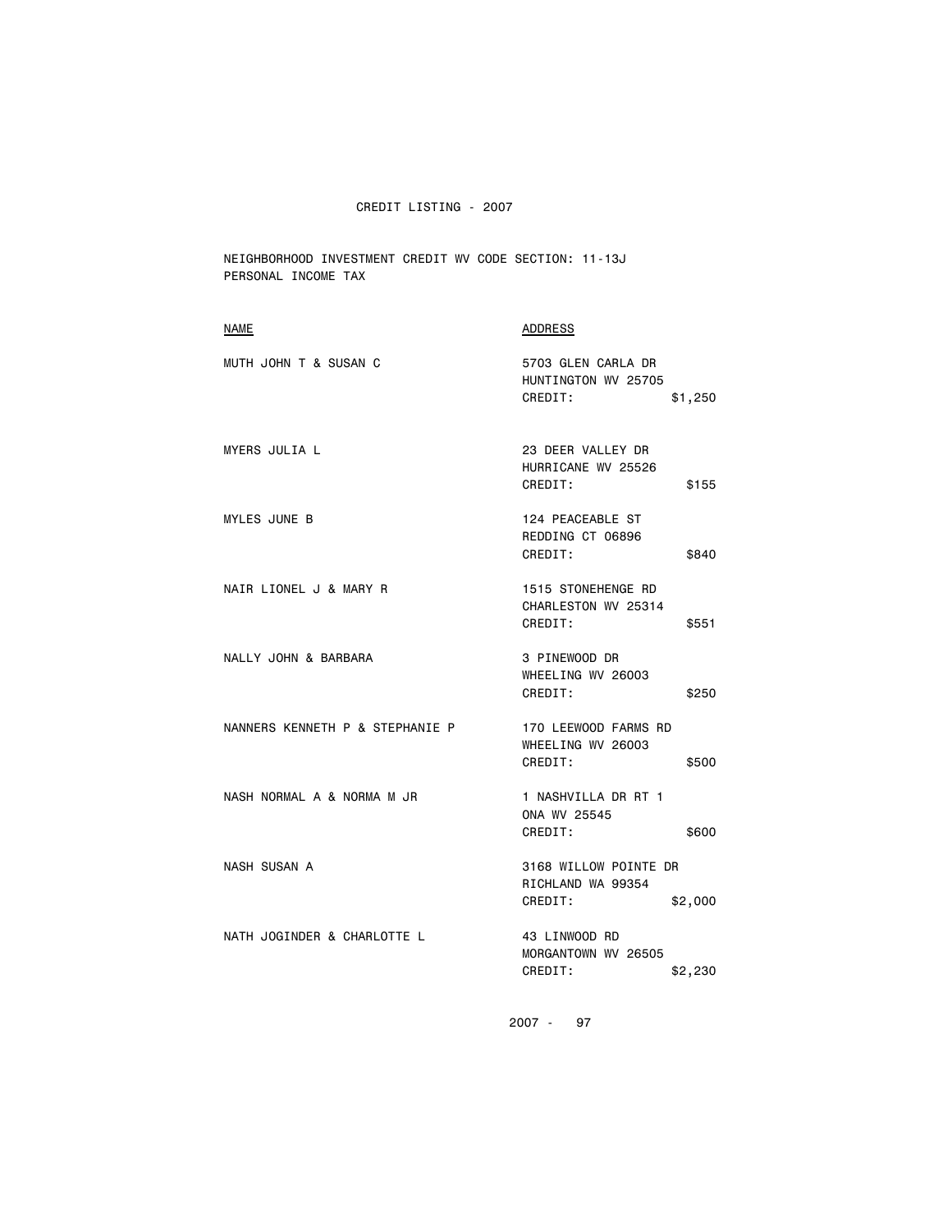CREDIT LISTING - 2007

NEIGHBORHOOD INVESTMENT CREDIT WV CODE SECTION: 11-13J
PERSONAL INCOME TAX

| NAME | ADDRESS |
|---|---|
| MUTH JOHN T & SUSAN C | 5703 GLEN CARLA DR<br>HUNTINGTON WV 25705<br>CREDIT: $1,250 |
| MYERS JULIA L | 23 DEER VALLEY DR<br>HURRICANE WV 25526<br>CREDIT: $155 |
| MYLES JUNE B | 124 PEACEABLE ST<br>REDDING CT 06896<br>CREDIT: $840 |
| NAIR LIONEL J & MARY R | 1515 STONEHENGE RD<br>CHARLESTON WV 25314<br>CREDIT: $551 |
| NALLY JOHN & BARBARA | 3 PINEWOOD DR<br>WHEELING WV 26003<br>CREDIT: $250 |
| NANNERS KENNETH P & STEPHANIE P | 170 LEEWOOD FARMS RD<br>WHEELING WV 26003<br>CREDIT: $500 |
| NASH NORMAL A & NORMA M JR | 1 NASHVILLA DR RT 1<br>ONA WV 25545<br>CREDIT: $600 |
| NASH SUSAN A | 3168 WILLOW POINTE DR<br>RICHLAND WA 99354<br>CREDIT: $2,000 |
| NATH JOGINDER & CHARLOTTE L | 43 LINWOOD RD<br>MORGANTOWN WV 26505<br>CREDIT: $2,230 |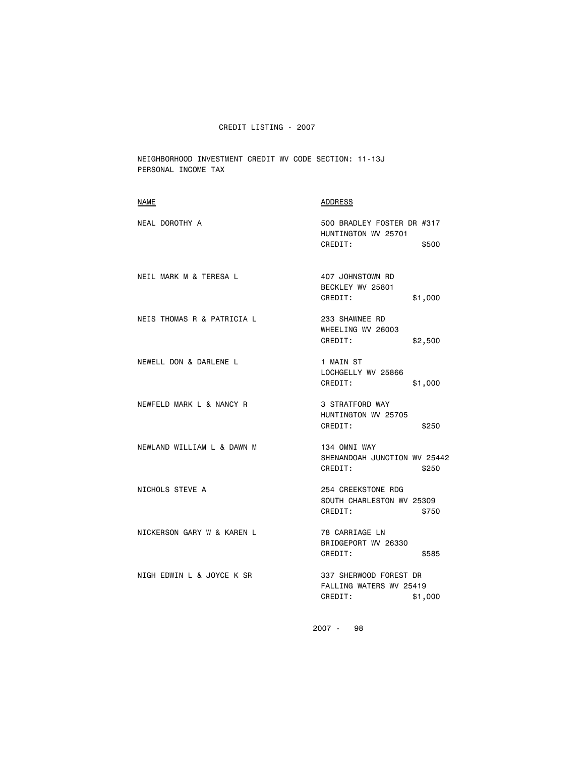# CREDIT LISTING - 2007

NEIGHBORHOOD INVESTMENT CREDIT WV CODE SECTION: 11-13J
PERSONAL INCOME TAX

| NAME | ADDRESS |
|---|---|
| NEAL DOROTHY A | 500 BRADLEY FOSTER DR #317<br>HUNTINGTON WV 25701<br>CREDIT: $500 |
| NEIL MARK M & TERESA L | 407 JOHNSTOWN RD<br>BECKLEY WV 25801<br>CREDIT: $1,000 |
| NEIS THOMAS R & PATRICIA L | 233 SHAWNEE RD<br>WHEELING WV 26003<br>CREDIT: $2,500 |
| NEWELL DON & DARLENE L | 1 MAIN ST<br>LOCHGELLY WV 25866<br>CREDIT: $1,000 |
| NEWFELD MARK L & NANCY R | 3 STRATFORD WAY<br>HUNTINGTON WV 25705<br>CREDIT: $250 |
| NEWLAND WILLIAM L & DAWN M | 134 OMNI WAY<br>SHENANDOAH JUNCTION WV 25442<br>CREDIT: $250 |
| NICHOLS STEVE A | 254 CREEKSTONE RDG<br>SOUTH CHARLESTON WV 25309<br>CREDIT: $750 |
| NICKERSON GARY W & KAREN L | 78 CARRIAGE LN<br>BRIDGEPORT WV 26330<br>CREDIT: $585 |
| NIGH EDWIN L & JOYCE K SR | 337 SHERWOOD FOREST DR<br>FALLING WATERS WV 25419<br>CREDIT: $1,000 |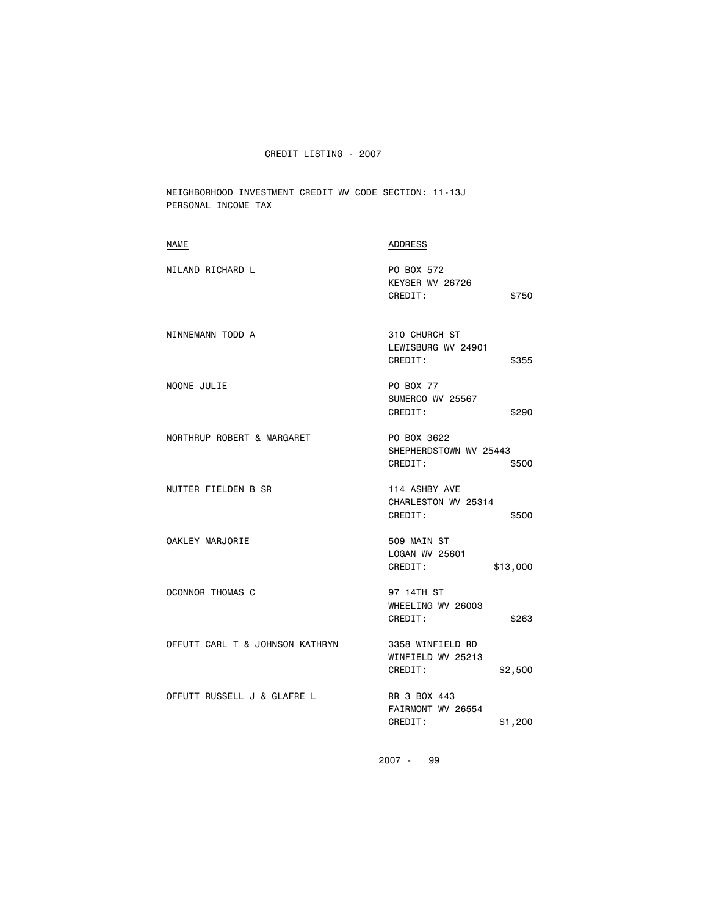CREDIT LISTING - 2007

NEIGHBORHOOD INVESTMENT CREDIT WV CODE SECTION: 11-13J
PERSONAL INCOME TAX

| NAME | ADDRESS | |
|---|---|---|
| NILAND RICHARD L | PO BOX 572<br>KEYSER WV 26726<br>CREDIT: | $750 |
| NINNEMANN TODD A | 310 CHURCH ST<br>LEWISBURG WV 24901<br>CREDIT: | $355 |
| NOONE JULIE | PO BOX 77<br>SUMERCO WV 25567<br>CREDIT: | $290 |
| NORTHRUP ROBERT & MARGARET | PO BOX 3622<br>SHEPHERDSTOWN WV 25443<br>CREDIT: | $500 |
| NUTTER FIELDEN B SR | 114 ASHBY AVE<br>CHARLESTON WV 25314<br>CREDIT: | $500 |
| OAKLEY MARJORIE | 509 MAIN ST<br>LOGAN WV 25601<br>CREDIT: | $13,000 |
| OCONNOR THOMAS C | 97 14TH ST<br>WHEELING WV 26003<br>CREDIT: | $263 |
| OFFUTT CARL T & JOHNSON KATHRYN | 3358 WINFIELD RD<br>WINFIELD WV 25213<br>CREDIT: | $2,500 |
| OFFUTT RUSSELL J & GLAFRE L | RR 3 BOX 443<br>FAIRMONT WV 26554<br>CREDIT: | $1,200 |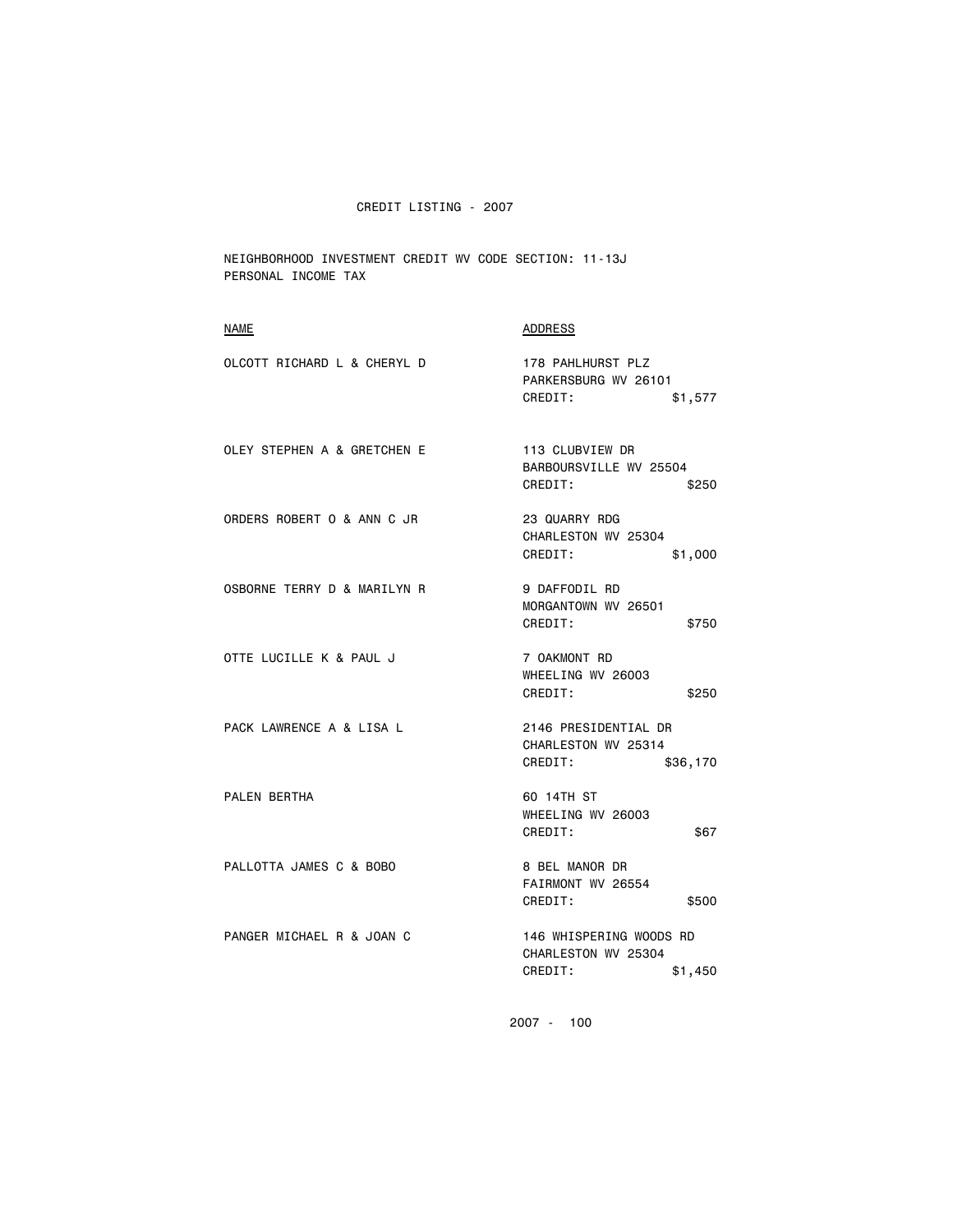# CREDIT LISTING - 2007

NEIGHBORHOOD INVESTMENT CREDIT WV CODE SECTION: 11-13J
PERSONAL INCOME TAX

| NAME | ADDRESS |
|---|---|
| OLCOTT RICHARD L & CHERYL D | 178 PAHLHURST PLZ<br>PARKERSBURG WV 26101<br>CREDIT: $1,577 |
| OLEY STEPHEN A & GRETCHEN E | 113 CLUBVIEW DR<br>BARBOURSVILLE WV 25504<br>CREDIT: $250 |
| ORDERS ROBERT O & ANN C JR | 23 QUARRY RDG<br>CHARLESTON WV 25304<br>CREDIT: $1,000 |
| OSBORNE TERRY D & MARILYN R | 9 DAFFODIL RD<br>MORGANTOWN WV 26501<br>CREDIT: $750 |
| OTTE LUCILLE K & PAUL J | 7 OAKMONT RD<br>WHEELING WV 26003<br>CREDIT: $250 |
| PACK LAWRENCE A & LISA L | 2146 PRESIDENTIAL DR<br>CHARLESTON WV 25314<br>CREDIT: $36,170 |
| PALEN BERTHA | 60 14TH ST<br>WHEELING WV 26003<br>CREDIT: $67 |
| PALLOTTA JAMES C & BOBO | 8 BEL MANOR DR<br>FAIRMONT WV 26554<br>CREDIT: $500 |
| PANGER MICHAEL R & JOAN C | 146 WHISPERING WOODS RD<br>CHARLESTON WV 25304<br>CREDIT: $1,450 |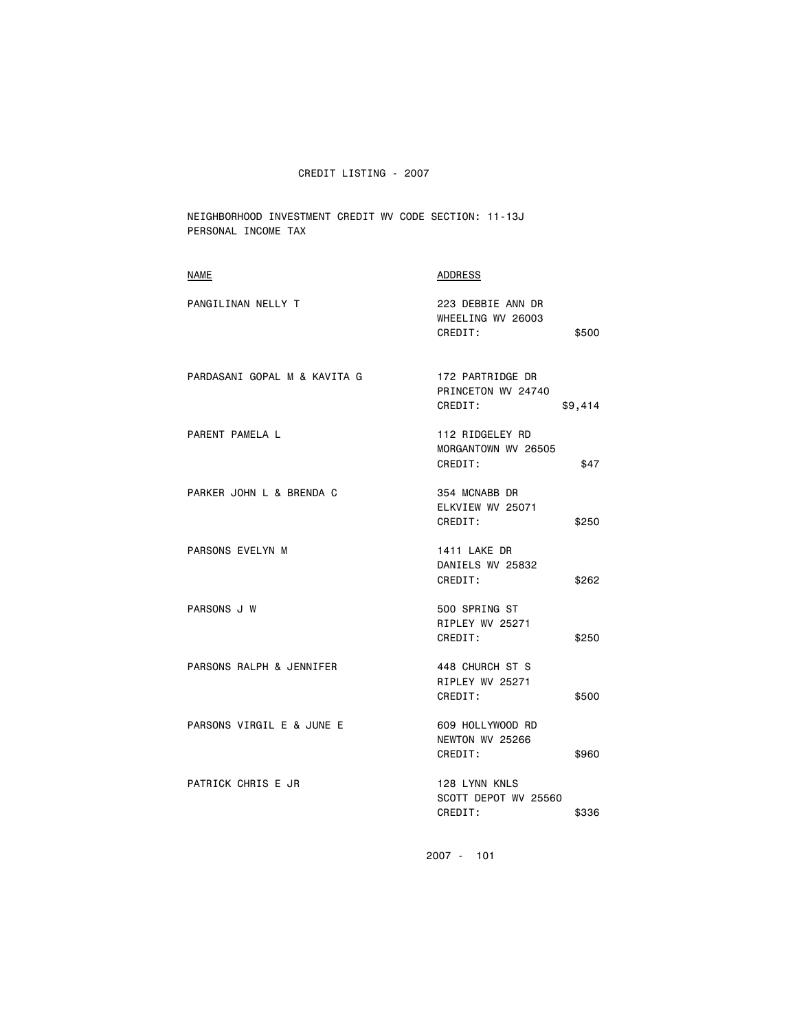CREDIT LISTING - 2007

NEIGHBORHOOD INVESTMENT CREDIT WV CODE SECTION: 11-13J
PERSONAL INCOME TAX

| NAME | ADDRESS | |
|---|---|---|
| PANGILINAN NELLY T | 223 DEBBIE ANN DR<br>WHEELING WV 26003<br>CREDIT: | $500 |
| PARDASANI GOPAL M & KAVITA G | 172 PARTRIDGE DR<br>PRINCETON WV 24740<br>CREDIT: | $9,414 |
| PARENT PAMELA L | 112 RIDGELEY RD<br>MORGANTOWN WV 26505<br>CREDIT: | $47 |
| PARKER JOHN L & BRENDA C | 354 MCNABB DR<br>ELKVIEW WV 25071<br>CREDIT: | $250 |
| PARSONS EVELYN M | 1411 LAKE DR<br>DANIELS WV 25832<br>CREDIT: | $262 |
| PARSONS J W | 500 SPRING ST<br>RIPLEY WV 25271<br>CREDIT: | $250 |
| PARSONS RALPH & JENNIFER | 448 CHURCH ST S<br>RIPLEY WV 25271<br>CREDIT: | $500 |
| PARSONS VIRGIL E & JUNE E | 609 HOLLYWOOD RD<br>NEWTON WV 25266<br>CREDIT: | $960 |
| PATRICK CHRIS E JR | 128 LYNN KNLS<br>SCOTT DEPOT WV 25560<br>CREDIT: | $336 |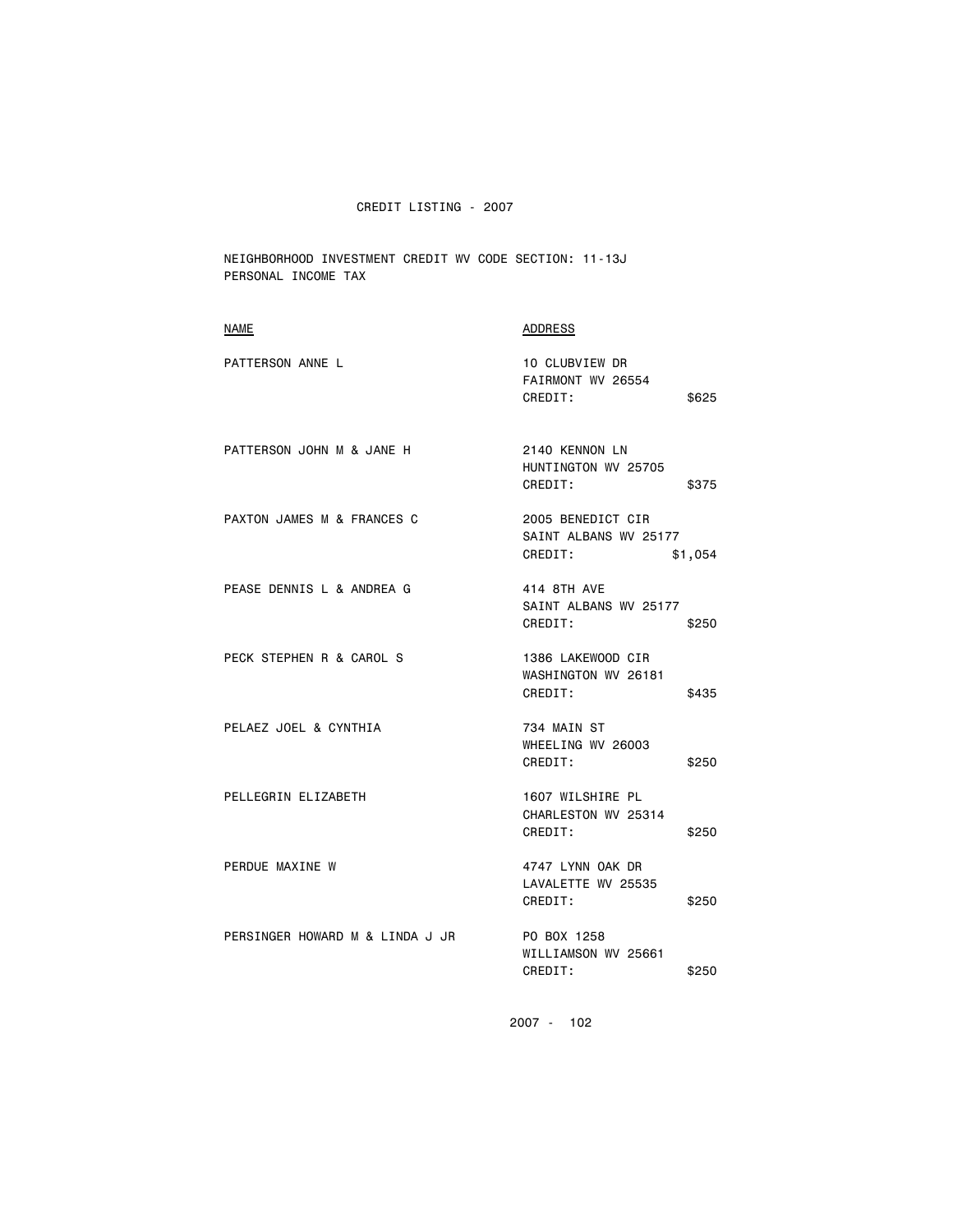# CREDIT LISTING - 2007

NEIGHBORHOOD INVESTMENT CREDIT WV CODE SECTION: 11-13J
PERSONAL INCOME TAX

| NAME | ADDRESS | |
|---|---|---|
| PATTERSON ANNE L | 10 CLUBVIEW DR<br>FAIRMONT WV 26554<br>CREDIT: | $625 |
| PATTERSON JOHN M & JANE H | 2140 KENNON LN<br>HUNTINGTON WV 25705<br>CREDIT: | $375 |
| PAXTON JAMES M & FRANCES C | 2005 BENEDICT CIR<br>SAINT ALBANS WV 25177<br>CREDIT: | $1,054 |
| PEASE DENNIS L & ANDREA G | 414 8TH AVE<br>SAINT ALBANS WV 25177<br>CREDIT: | $250 |
| PECK STEPHEN R & CAROL S | 1386 LAKEWOOD CIR<br>WASHINGTON WV 26181<br>CREDIT: | $435 |
| PELAEZ JOEL & CYNTHIA | 734 MAIN ST<br>WHEELING WV 26003<br>CREDIT: | $250 |
| PELLEGRIN ELIZABETH | 1607 WILSHIRE PL<br>CHARLESTON WV 25314<br>CREDIT: | $250 |
| PERDUE MAXINE W | 4747 LYNN OAK DR<br>LAVALETTE WV 25535<br>CREDIT: | $250 |
| PERSINGER HOWARD M & LINDA J JR | PO BOX 1258<br>WILLIAMSON WV 25661<br>CREDIT: | $250 |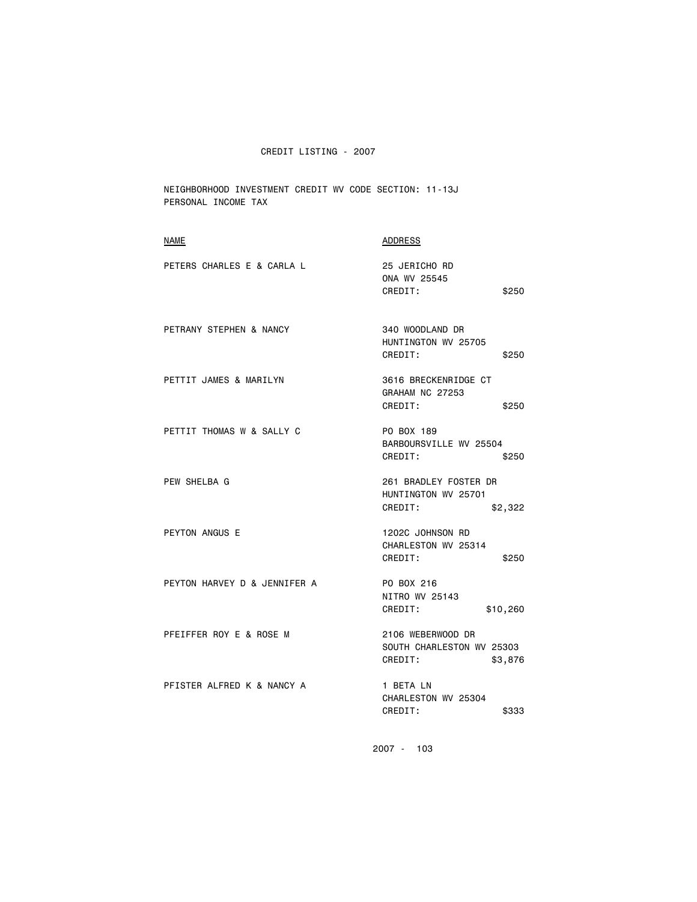# CREDIT LISTING - 2007

NEIGHBORHOOD INVESTMENT CREDIT WV CODE SECTION: 11-13J
PERSONAL INCOME TAX

| NAME | ADDRESS |
| --- | --- |
| PETERS CHARLES E & CARLA L | 25 JERICHO RD<br>ONA WV 25545<br>CREDIT: $250 |
| PETRANY STEPHEN & NANCY | 340 WOODLAND DR<br>HUNTINGTON WV 25705<br>CREDIT: $250 |
| PETTIT JAMES & MARILYN | 3616 BRECKENRIDGE CT<br>GRAHAM NC 27253<br>CREDIT: $250 |
| PETTIT THOMAS W & SALLY C | PO BOX 189<br>BARBOURSVILLE WV 25504<br>CREDIT: $250 |
| PEW SHELBA G | 261 BRADLEY FOSTER DR<br>HUNTINGTON WV 25701<br>CREDIT: $2,322 |
| PEYTON ANGUS E | 1202C JOHNSON RD<br>CHARLESTON WV 25314<br>CREDIT: $250 |
| PEYTON HARVEY D & JENNIFER A | PO BOX 216<br>NITRO WV 25143<br>CREDIT: $10,260 |
| PFEIFFER ROY E & ROSE M | 2106 WEBERWOOD DR<br>SOUTH CHARLESTON WV 25303<br>CREDIT: $3,876 |
| PFISTER ALFRED K & NANCY A | 1 BETA LN<br>CHARLESTON WV 25304<br>CREDIT: $333 |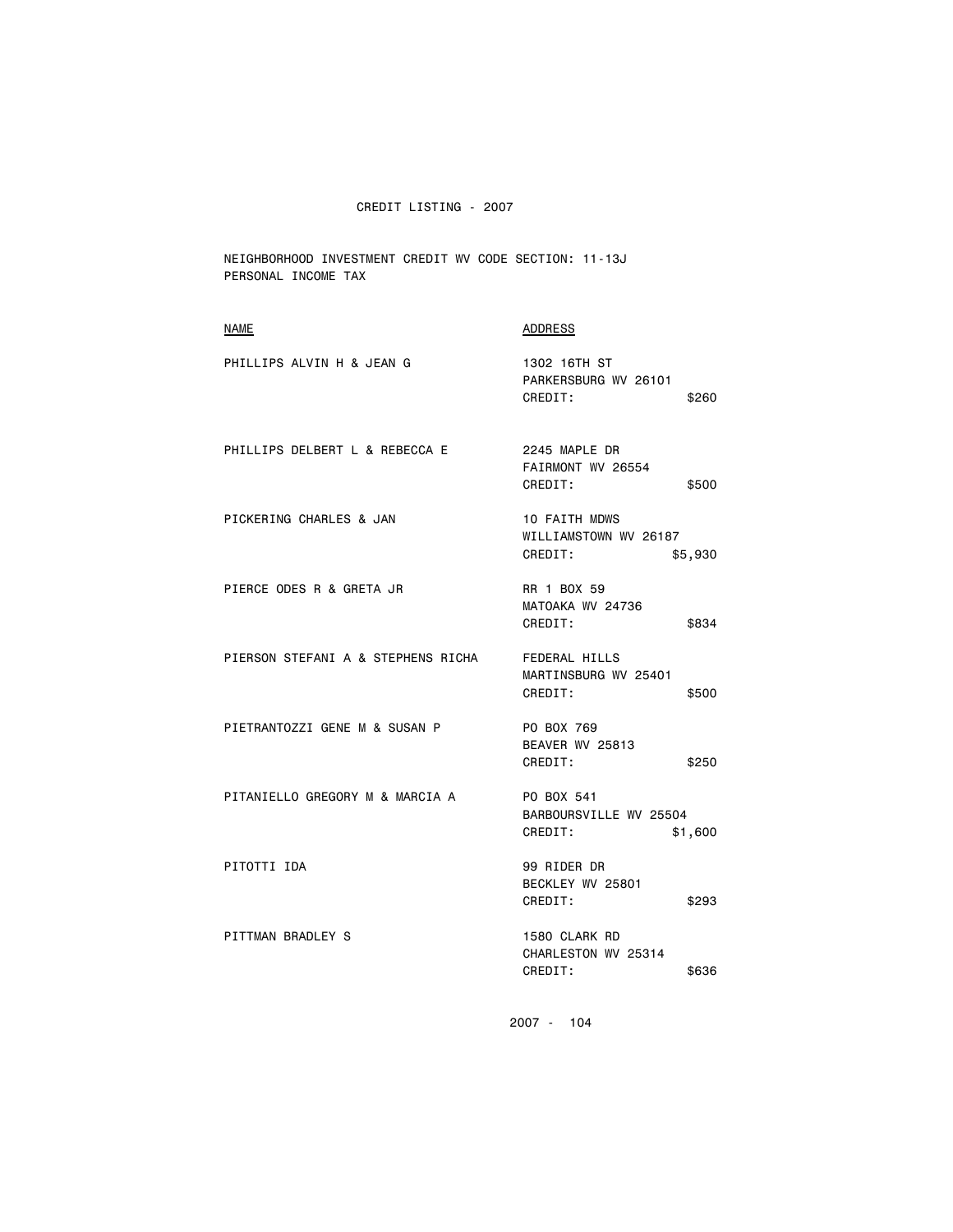CREDIT LISTING - 2007

NEIGHBORHOOD INVESTMENT CREDIT WV CODE SECTION: 11-13J
PERSONAL INCOME TAX

| NAME | ADDRESS | CREDIT |
|---|---|---|
| PHILLIPS ALVIN H & JEAN G | 1302 16TH ST<br>PARKERSBURG WV 26101 | $260 |
| PHILLIPS DELBERT L & REBECCA E | 2245 MAPLE DR<br>FAIRMONT WV 26554 | $500 |
| PICKERING CHARLES & JAN | 10 FAITH MDWS<br>WILLIAMSTOWN WV 26187 | $5,930 |
| PIERCE ODES R & GRETA JR | RR 1 BOX 59<br>MATOAKA WV 24736 | $834 |
| PIERSON STEFANI A & STEPHENS RICHA | FEDERAL HILLS<br>MARTINSBURG WV 25401 | $500 |
| PIETRANTOZZI GENE M & SUSAN P | PO BOX 769<br>BEAVER WV 25813 | $250 |
| PITANIELLO GREGORY M & MARCIA A | PO BOX 541<br>BARBOURSVILLE WV 25504 | $1,600 |
| PITOTTI IDA | 99 RIDER DR<br>BECKLEY WV 25801 | $293 |
| PITTMAN BRADLEY S | 1580 CLARK RD<br>CHARLESTON WV 25314 | $636 |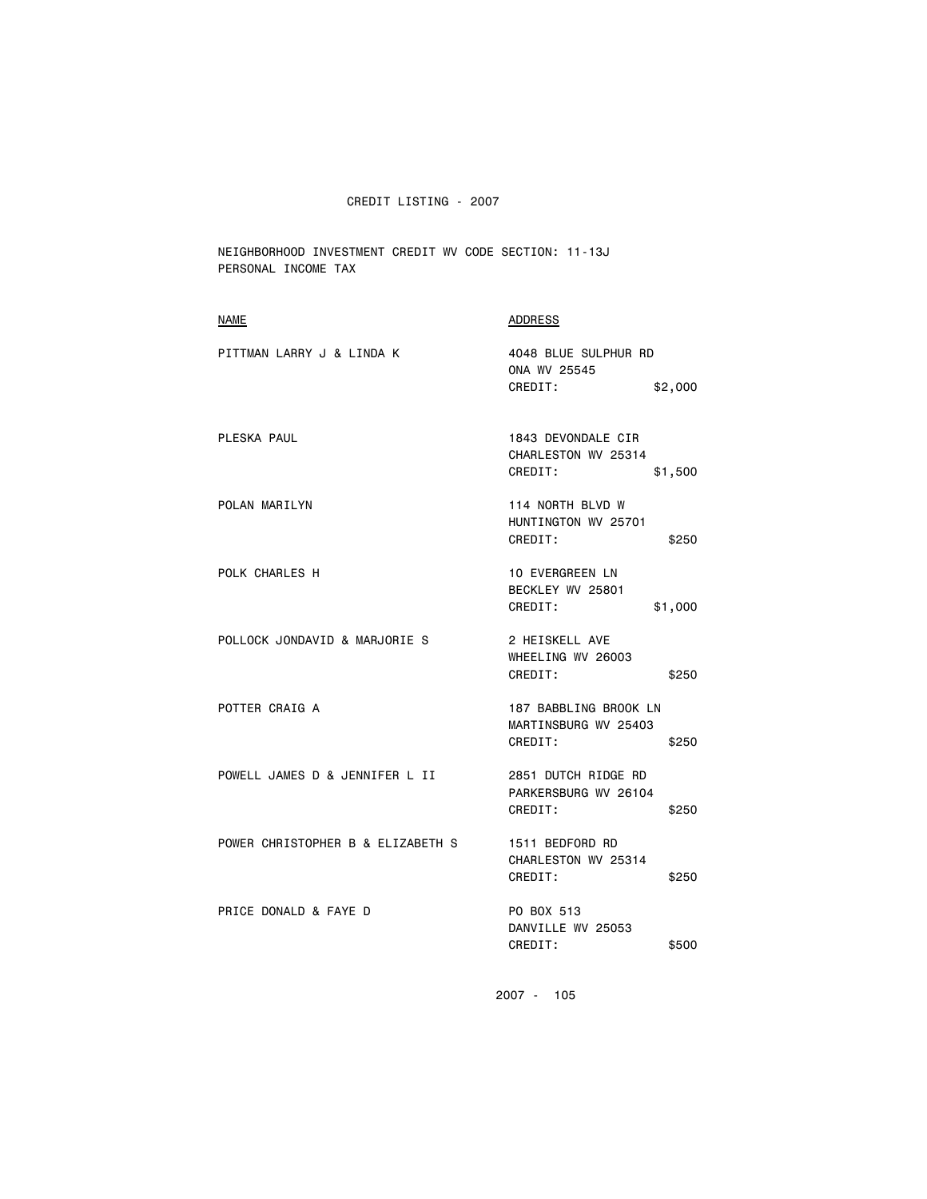CREDIT LISTING - 2007

NEIGHBORHOOD INVESTMENT CREDIT WV CODE SECTION: 11-13J
PERSONAL INCOME TAX

| NAME | ADDRESS |
|---|---|
| PITTMAN LARRY J & LINDA K | 4048 BLUE SULPHUR RD<br>ONA WV 25545<br>CREDIT: $2,000 |
| PLESKA PAUL | 1843 DEVONDALE CIR<br>CHARLESTON WV 25314<br>CREDIT: $1,500 |
| POLAN MARILYN | 114 NORTH BLVD W<br>HUNTINGTON WV 25701<br>CREDIT: $250 |
| POLK CHARLES H | 10 EVERGREEN LN<br>BECKLEY WV 25801<br>CREDIT: $1,000 |
| POLLOCK JONDAVID & MARJORIE S | 2 HEISKELL AVE<br>WHEELING WV 26003<br>CREDIT: $250 |
| POTTER CRAIG A | 187 BABBLING BROOK LN<br>MARTINSBURG WV 25403<br>CREDIT: $250 |
| POWELL JAMES D & JENNIFER L II | 2851 DUTCH RIDGE RD<br>PARKERSBURG WV 26104<br>CREDIT: $250 |
| POWER CHRISTOPHER B & ELIZABETH S | 1511 BEDFORD RD<br>CHARLESTON WV 25314<br>CREDIT: $250 |
| PRICE DONALD & FAYE D | PO BOX 513<br>DANVILLE WV 25053<br>CREDIT: $500 |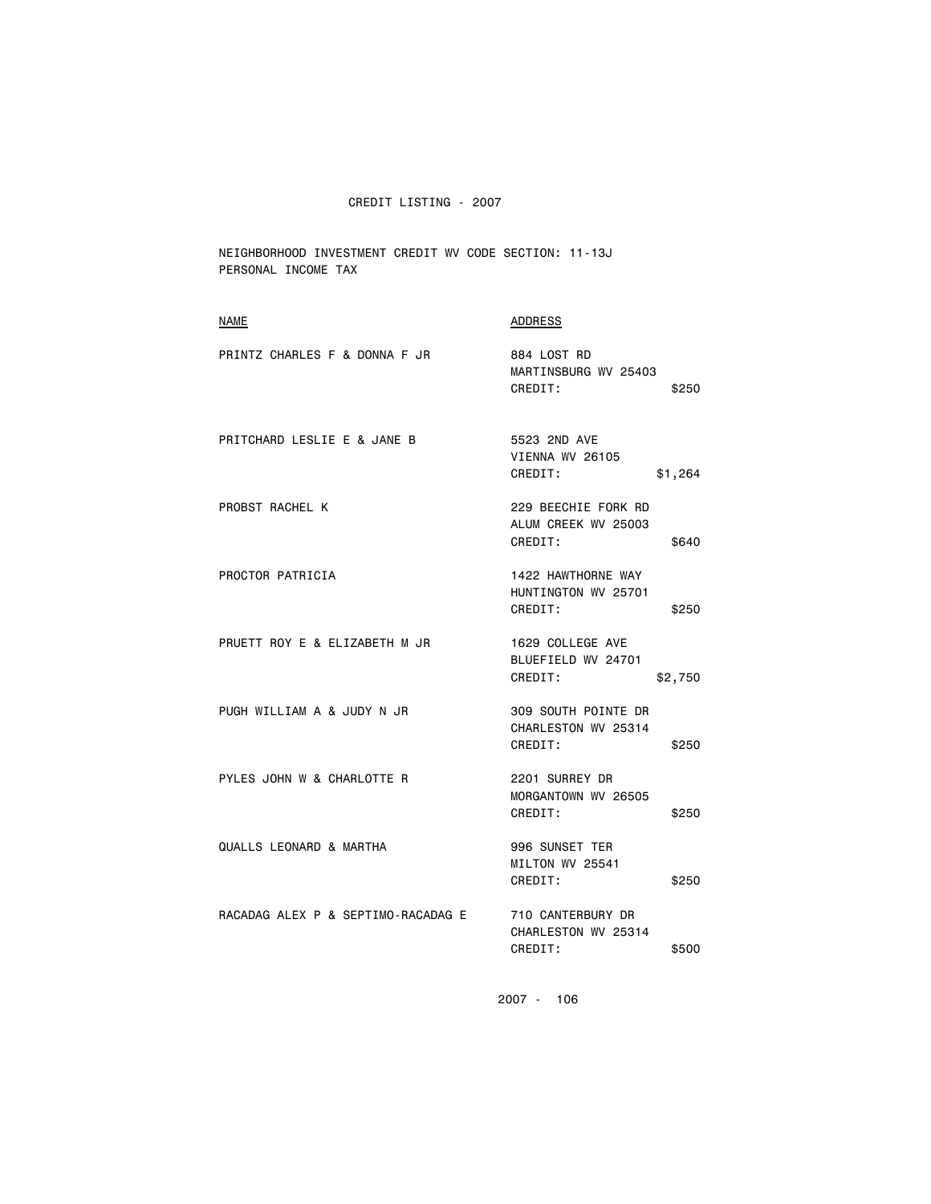CREDIT LISTING - 2007

NEIGHBORHOOD INVESTMENT CREDIT WV CODE SECTION: 11-13J
PERSONAL INCOME TAX

| NAME | ADDRESS | |
|---|---|---|
| PRINTZ CHARLES F & DONNA F JR | 884 LOST RD<br>MARTINSBURG WV 25403<br>CREDIT: | $250 |
| PRITCHARD LESLIE E & JANE B | 5523 2ND AVE<br>VIENNA WV 26105<br>CREDIT: | $1,264 |
| PROBST RACHEL K | 229 BEECHIE FORK RD<br>ALUM CREEK WV 25003<br>CREDIT: | $640 |
| PROCTOR PATRICIA | 1422 HAWTHORNE WAY<br>HUNTINGTON WV 25701<br>CREDIT: | $250 |
| PRUETT ROY E & ELIZABETH M JR | 1629 COLLEGE AVE<br>BLUEFIELD WV 24701<br>CREDIT: | $2,750 |
| PUGH WILLIAM A & JUDY N JR | 309 SOUTH POINTE DR<br>CHARLESTON WV 25314<br>CREDIT: | $250 |
| PYLES JOHN W & CHARLOTTE R | 2201 SURREY DR<br>MORGANTOWN WV 26505<br>CREDIT: | $250 |
| QUALLS LEONARD & MARTHA | 996 SUNSET TER<br>MILTON WV 25541<br>CREDIT: | $250 |
| RACADAG ALEX P & SEPTIMO-RACADAG E | 710 CANTERBURY DR<br>CHARLESTON WV 25314<br>CREDIT: | $500 |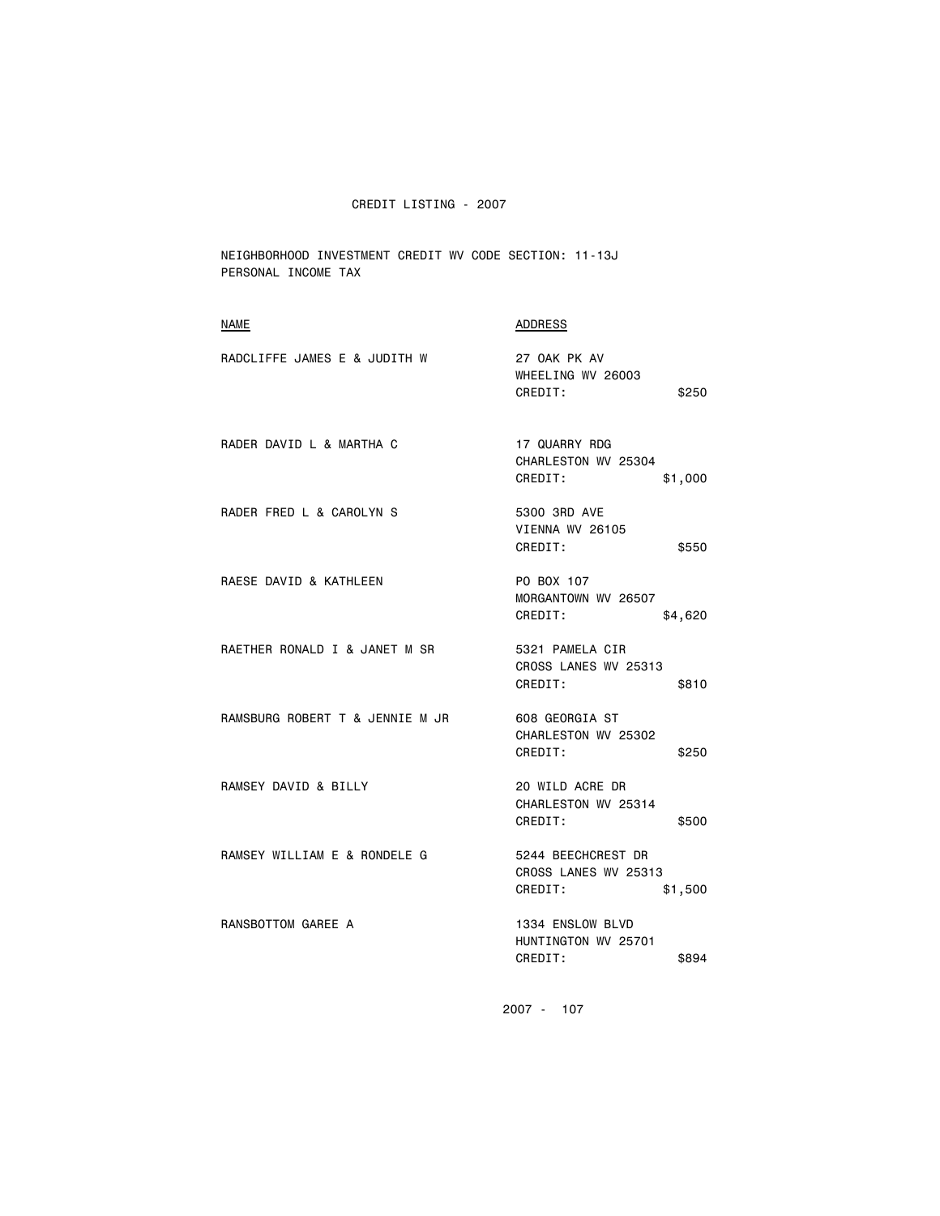CREDIT LISTING - 2007

NEIGHBORHOOD INVESTMENT CREDIT WV CODE SECTION: 11-13J
PERSONAL INCOME TAX

| NAME | ADDRESS |
|---|---|
| RADCLIFFE JAMES E & JUDITH W | 27 OAK PK AV<br>WHEELING WV 26003<br>CREDIT: $250 |
| RADER DAVID L & MARTHA C | 17 QUARRY RDG<br>CHARLESTON WV 25304<br>CREDIT: $1,000 |
| RADER FRED L & CAROLYN S | 5300 3RD AVE<br>VIENNA WV 26105<br>CREDIT: $550 |
| RAESE DAVID & KATHLEEN | PO BOX 107<br>MORGANTOWN WV 26507<br>CREDIT: $4,620 |
| RAETHER RONALD I & JANET M SR | 5321 PAMELA CIR<br>CROSS LANES WV 25313<br>CREDIT: $810 |
| RAMSBURG ROBERT T & JENNIE M JR | 608 GEORGIA ST<br>CHARLESTON WV 25302<br>CREDIT: $250 |
| RAMSEY DAVID & BILLY | 20 WILD ACRE DR<br>CHARLESTON WV 25314<br>CREDIT: $500 |
| RAMSEY WILLIAM E & RONDELE G | 5244 BEECHCREST DR<br>CROSS LANES WV 25313<br>CREDIT: $1,500 |
| RANSBOTTOM GAREE A | 1334 ENSLOW BLVD<br>HUNTINGTON WV 25701<br>CREDIT: $894 |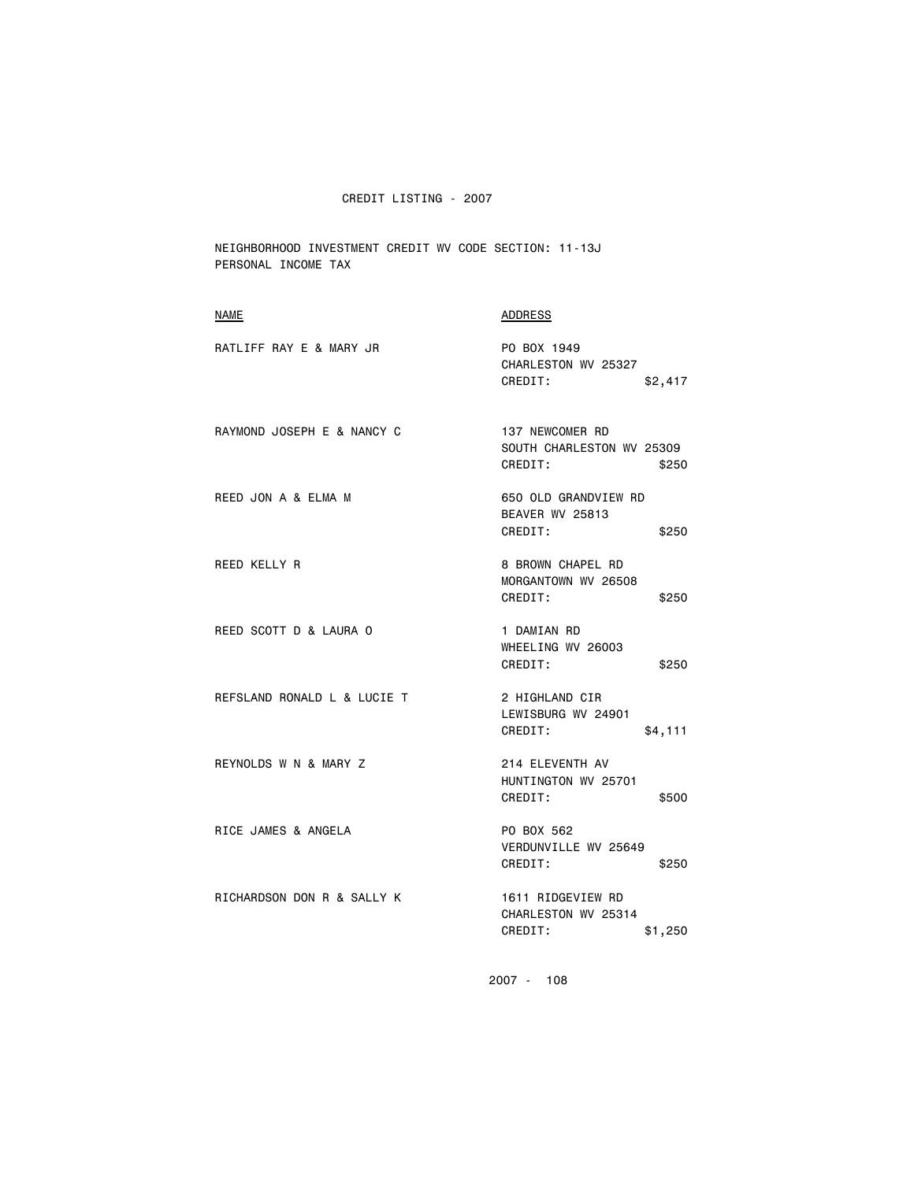CREDIT LISTING - 2007

NEIGHBORHOOD INVESTMENT CREDIT WV CODE SECTION: 11-13J
PERSONAL INCOME TAX

| NAME | ADDRESS |
|---|---|
| RATLIFF RAY E & MARY JR | PO BOX 1949<br>CHARLESTON WV 25327<br>CREDIT: $2,417 |
| RAYMOND JOSEPH E & NANCY C | 137 NEWCOMER RD<br>SOUTH CHARLESTON WV 25309<br>CREDIT: $250 |
| REED JON A & ELMA M | 650 OLD GRANDVIEW RD<br>BEAVER WV 25813<br>CREDIT: $250 |
| REED KELLY R | 8 BROWN CHAPEL RD<br>MORGANTOWN WV 26508<br>CREDIT: $250 |
| REED SCOTT D & LAURA O | 1 DAMIAN RD<br>WHEELING WV 26003<br>CREDIT: $250 |
| REFSLAND RONALD L & LUCIE T | 2 HIGHLAND CIR<br>LEWISBURG WV 24901<br>CREDIT: $4,111 |
| REYNOLDS W N & MARY Z | 214 ELEVENTH AV<br>HUNTINGTON WV 25701<br>CREDIT: $500 |
| RICE JAMES & ANGELA | PO BOX 562<br>VERDUNVILLE WV 25649<br>CREDIT: $250 |
| RICHARDSON DON R & SALLY K | 1611 RIDGEVIEW RD<br>CHARLESTON WV 25314<br>CREDIT: $1,250 |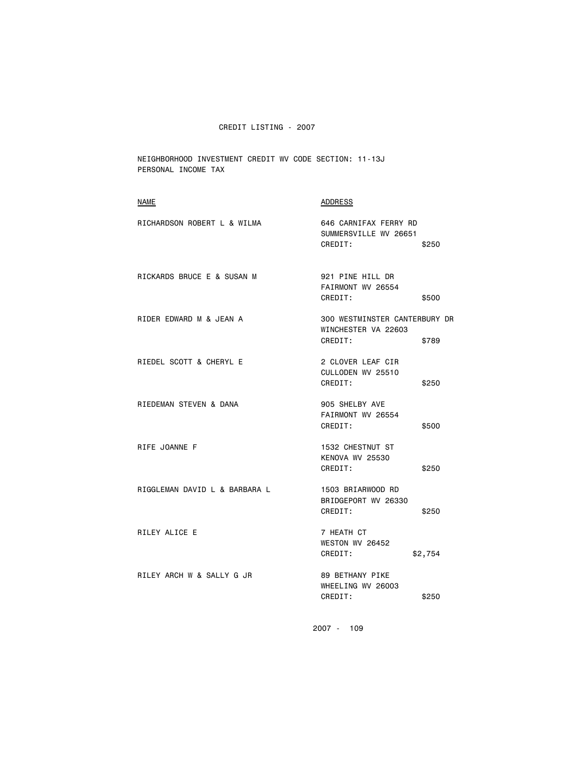CREDIT LISTING - 2007

NEIGHBORHOOD INVESTMENT CREDIT WV CODE SECTION: 11-13J
PERSONAL INCOME TAX

| NAME | ADDRESS |
| --- | --- |
| RICHARDSON ROBERT L & WILMA | 646 CARNIFAX FERRY RD<br>SUMMERSVILLE WV 26651<br>CREDIT: $250 |
| RICKARDS BRUCE E & SUSAN M | 921 PINE HILL DR<br>FAIRMONT WV 26554<br>CREDIT: $500 |
| RIDER EDWARD M & JEAN A | 300 WESTMINSTER CANTERBURY DR<br>WINCHESTER VA 22603<br>CREDIT: $789 |
| RIEDEL SCOTT & CHERYL E | 2 CLOVER LEAF CIR<br>CULLODEN WV 25510<br>CREDIT: $250 |
| RIEDEMAN STEVEN & DANA | 905 SHELBY AVE<br>FAIRMONT WV 26554<br>CREDIT: $500 |
| RIFE JOANNE F | 1532 CHESTNUT ST<br>KENOVA WV 25530<br>CREDIT: $250 |
| RIGGLEMAN DAVID L & BARBARA L | 1503 BRIARWOOD RD<br>BRIDGEPORT WV 26330<br>CREDIT: $250 |
| RILEY ALICE E | 7 HEATH CT<br>WESTON WV 26452<br>CREDIT: $2,754 |
| RILEY ARCH W & SALLY G JR | 89 BETHANY PIKE<br>WHEELING WV 26003<br>CREDIT: $250 |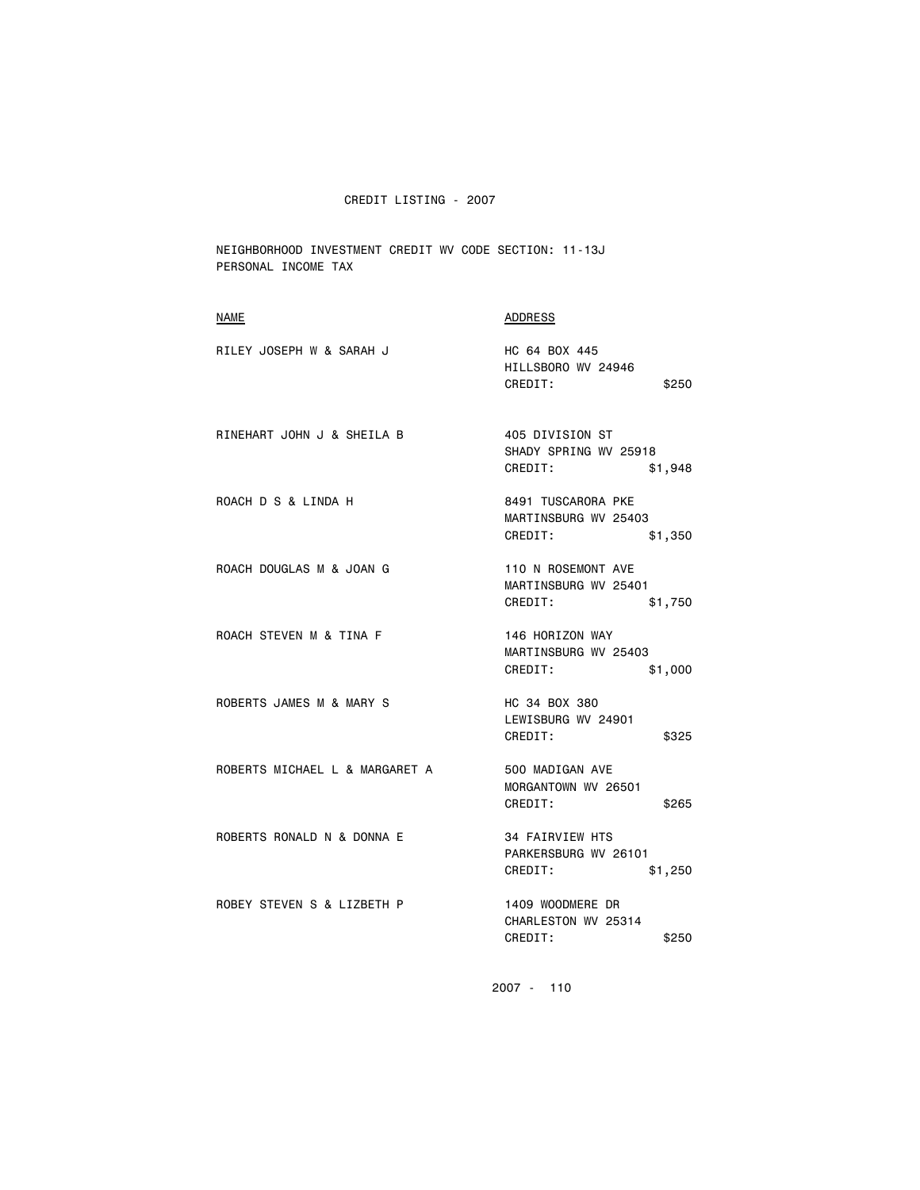# CREDIT LISTING - 2007

NEIGHBORHOOD INVESTMENT CREDIT WV CODE SECTION: 11-13J
PERSONAL INCOME TAX

| NAME | ADDRESS |
|---|---|
| RILEY JOSEPH W & SARAH J | HC 64 BOX 445<br>HILLSBORO WV 24946<br>CREDIT: $250 |
| RINEHART JOHN J & SHEILA B | 405 DIVISION ST<br>SHADY SPRING WV 25918<br>CREDIT: $1,948 |
| ROACH D S & LINDA H | 8491 TUSCARORA PKE<br>MARTINSBURG WV 25403<br>CREDIT: $1,350 |
| ROACH DOUGLAS M & JOAN G | 110 N ROSEMONT AVE<br>MARTINSBURG WV 25401<br>CREDIT: $1,750 |
| ROACH STEVEN M & TINA F | 146 HORIZON WAY<br>MARTINSBURG WV 25403<br>CREDIT: $1,000 |
| ROBERTS JAMES M & MARY S | HC 34 BOX 380<br>LEWISBURG WV 24901<br>CREDIT: $325 |
| ROBERTS MICHAEL L & MARGARET A | 500 MADIGAN AVE<br>MORGANTOWN WV 26501<br>CREDIT: $265 |
| ROBERTS RONALD N & DONNA E | 34 FAIRVIEW HTS<br>PARKERSBURG WV 26101<br>CREDIT: $1,250 |
| ROBEY STEVEN S & LIZBETH P | 1409 WOODMERE DR<br>CHARLESTON WV 25314<br>CREDIT: $250 |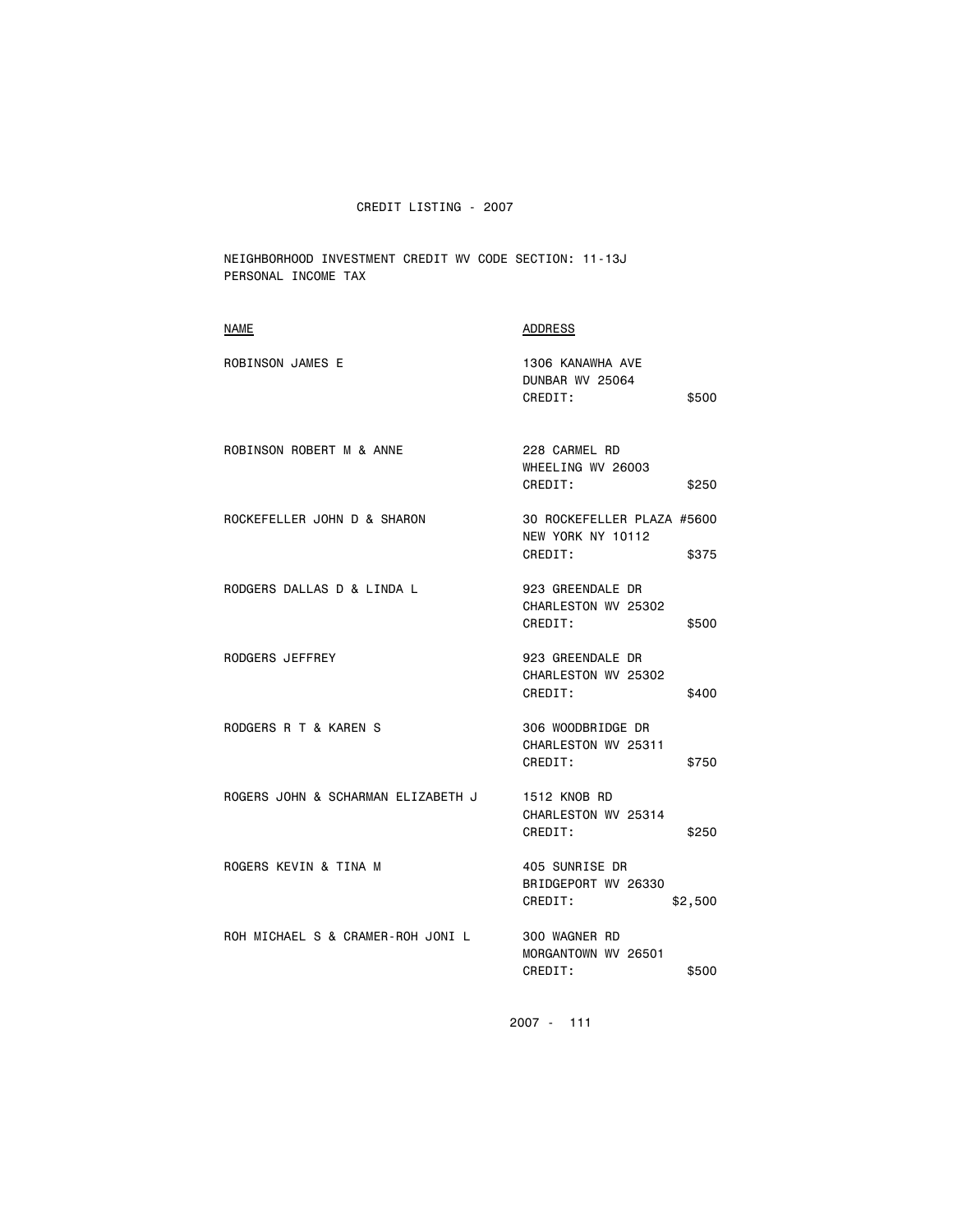CREDIT LISTING - 2007

NEIGHBORHOOD INVESTMENT CREDIT WV CODE SECTION: 11-13J
PERSONAL INCOME TAX

| NAME | ADDRESS | |
|---|---|---|
| ROBINSON JAMES E | 1306 KANAWHA AVE<br>DUNBAR WV 25064<br>CREDIT: | $500 |
| ROBINSON ROBERT M & ANNE | 228 CARMEL RD<br>WHEELING WV 26003<br>CREDIT: | $250 |
| ROCKEFELLER JOHN D & SHARON | 30 ROCKEFELLER PLAZA #5600<br>NEW YORK NY 10112<br>CREDIT: | $375 |
| RODGERS DALLAS D & LINDA L | 923 GREENDALE DR<br>CHARLESTON WV 25302<br>CREDIT: | $500 |
| RODGERS JEFFREY | 923 GREENDALE DR<br>CHARLESTON WV 25302<br>CREDIT: | $400 |
| RODGERS R T & KAREN S | 306 WOODBRIDGE DR<br>CHARLESTON WV 25311<br>CREDIT: | $750 |
| ROGERS JOHN & SCHARMAN ELIZABETH J | 1512 KNOB RD<br>CHARLESTON WV 25314<br>CREDIT: | $250 |
| ROGERS KEVIN & TINA M | 405 SUNRISE DR<br>BRIDGEPORT WV 26330<br>CREDIT: | $2,500 |
| ROH MICHAEL S & CRAMER-ROH JONI L | 300 WAGNER RD<br>MORGANTOWN WV 26501<br>CREDIT: | $500 |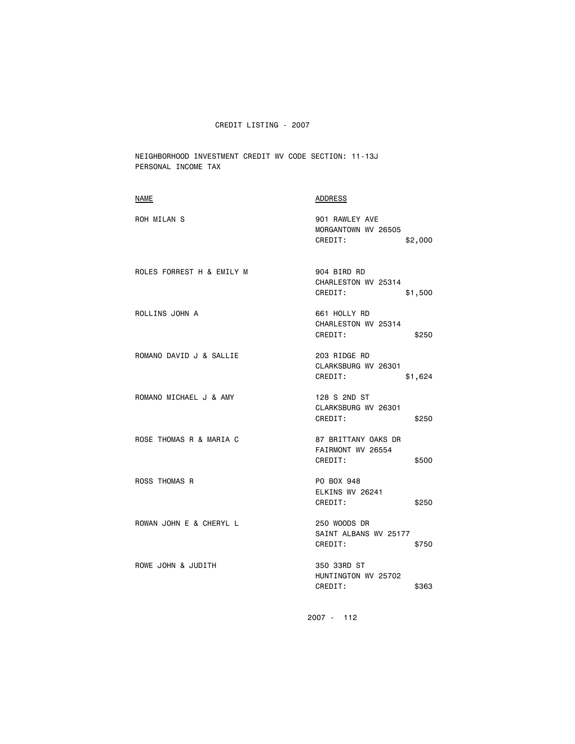# CREDIT LISTING - 2007

NEIGHBORHOOD INVESTMENT CREDIT WV CODE SECTION: 11-13J
PERSONAL INCOME TAX

| NAME | ADDRESS |
| --- | --- |
| ROH MILAN S | 901 RAWLEY AVE<br>MORGANTOWN WV 26505<br>CREDIT: $2,000 |
| ROLES FORREST H & EMILY M | 904 BIRD RD<br>CHARLESTON WV 25314<br>CREDIT: $1,500 |
| ROLLINS JOHN A | 661 HOLLY RD<br>CHARLESTON WV 25314<br>CREDIT: $250 |
| ROMANO DAVID J & SALLIE | 203 RIDGE RD<br>CLARKSBURG WV 26301<br>CREDIT: $1,624 |
| ROMANO MICHAEL J & AMY | 128 S 2ND ST<br>CLARKSBURG WV 26301<br>CREDIT: $250 |
| ROSE THOMAS R & MARIA C | 87 BRITTANY OAKS DR<br>FAIRMONT WV 26554<br>CREDIT: $500 |
| ROSS THOMAS R | PO BOX 948<br>ELKINS WV 26241<br>CREDIT: $250 |
| ROWAN JOHN E & CHERYL L | 250 WOODS DR<br>SAINT ALBANS WV 25177<br>CREDIT: $750 |
| ROWE JOHN & JUDITH | 350 33RD ST<br>HUNTINGTON WV 25702<br>CREDIT: $363 |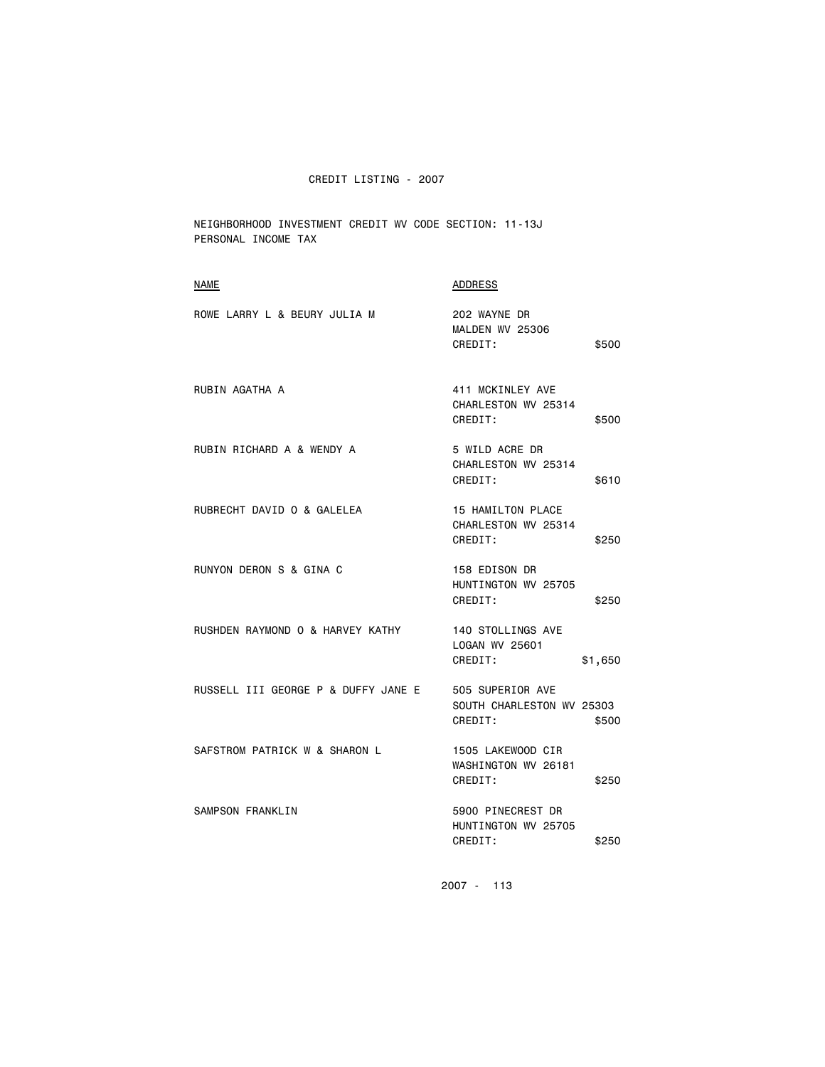CREDIT LISTING - 2007

NEIGHBORHOOD INVESTMENT CREDIT WV CODE SECTION: 11-13J
PERSONAL INCOME TAX

| NAME | ADDRESS | |
|---|---|---|
| ROWE LARRY L & BEURY JULIA M | 202 WAYNE DR<br>MALDEN WV 25306<br>CREDIT: | $500 |
| RUBIN AGATHA A | 411 MCKINLEY AVE<br>CHARLESTON WV 25314<br>CREDIT: | $500 |
| RUBIN RICHARD A & WENDY A | 5 WILD ACRE DR<br>CHARLESTON WV 25314<br>CREDIT: | $610 |
| RUBRECHT DAVID O & GALELEA | 15 HAMILTON PLACE<br>CHARLESTON WV 25314<br>CREDIT: | $250 |
| RUNYON DERON S & GINA C | 158 EDISON DR<br>HUNTINGTON WV 25705<br>CREDIT: | $250 |
| RUSHDEN RAYMOND O & HARVEY KATHY | 140 STOLLINGS AVE<br>LOGAN WV 25601<br>CREDIT: | $1,650 |
| RUSSELL III GEORGE P & DUFFY JANE E | 505 SUPERIOR AVE<br>SOUTH CHARLESTON WV 25303<br>CREDIT: | $500 |
| SAFSTROM PATRICK W & SHARON L | 1505 LAKEWOOD CIR<br>WASHINGTON WV 26181<br>CREDIT: | $250 |
| SAMPSON FRANKLIN | 5900 PINECREST DR<br>HUNTINGTON WV 25705<br>CREDIT: | $250 |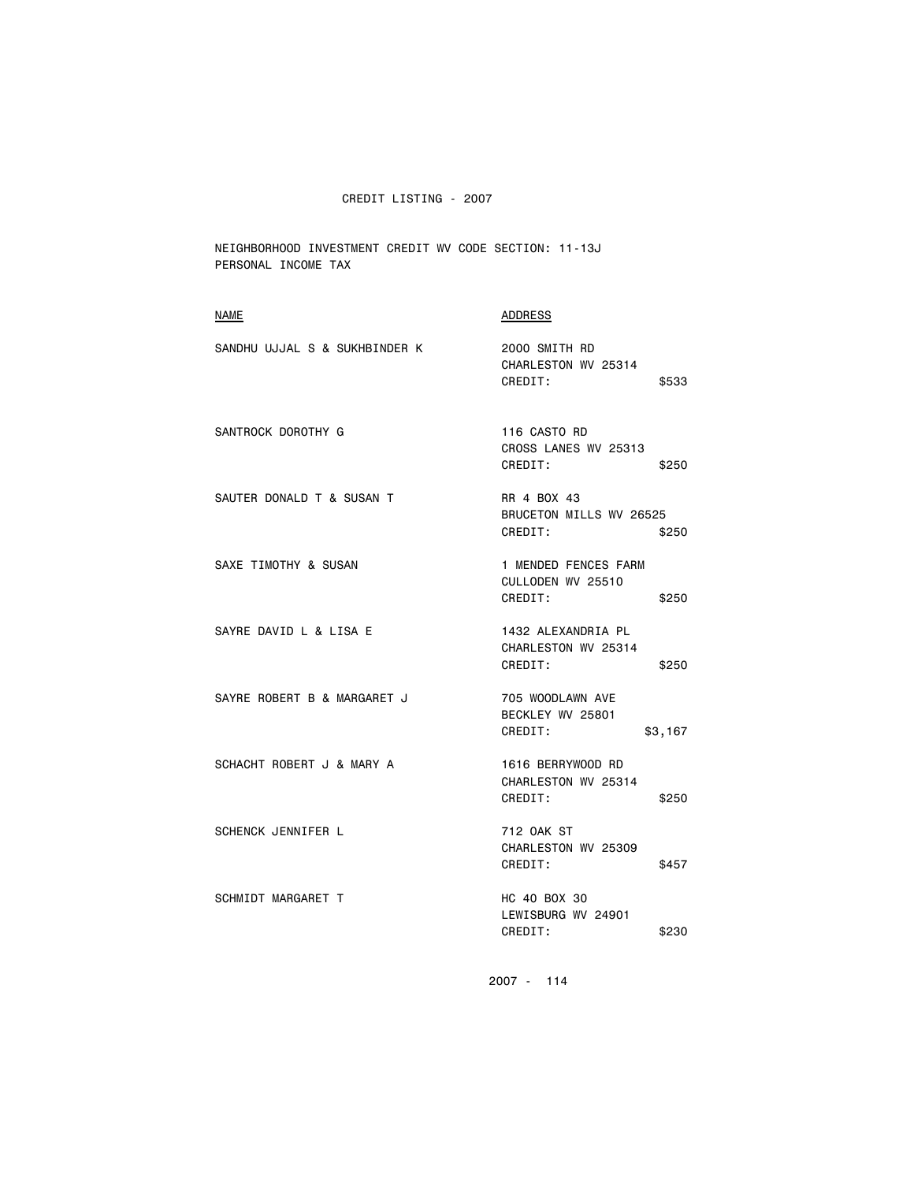CREDIT LISTING - 2007

NEIGHBORHOOD INVESTMENT CREDIT WV CODE SECTION: 11-13J
PERSONAL INCOME TAX

| NAME | ADDRESS |
|---|---|
| SANDHU UJJAL S & SUKHBINDER K | 2000 SMITH RD<br>CHARLESTON WV 25314<br>CREDIT: $533 |
| SANTROCK DOROTHY G | 116 CASTO RD<br>CROSS LANES WV 25313<br>CREDIT: $250 |
| SAUTER DONALD T & SUSAN T | RR 4 BOX 43<br>BRUCETON MILLS WV 26525<br>CREDIT: $250 |
| SAXE TIMOTHY & SUSAN | 1 MENDED FENCES FARM<br>CULLODEN WV 25510<br>CREDIT: $250 |
| SAYRE DAVID L & LISA E | 1432 ALEXANDRIA PL<br>CHARLESTON WV 25314<br>CREDIT: $250 |
| SAYRE ROBERT B & MARGARET J | 705 WOODLAWN AVE<br>BECKLEY WV 25801<br>CREDIT: $3,167 |
| SCHACHT ROBERT J & MARY A | 1616 BERRYWOOD RD<br>CHARLESTON WV 25314<br>CREDIT: $250 |
| SCHENCK JENNIFER L | 712 OAK ST<br>CHARLESTON WV 25309<br>CREDIT: $457 |
| SCHMIDT MARGARET T | HC 40 BOX 30<br>LEWISBURG WV 24901<br>CREDIT: $230 |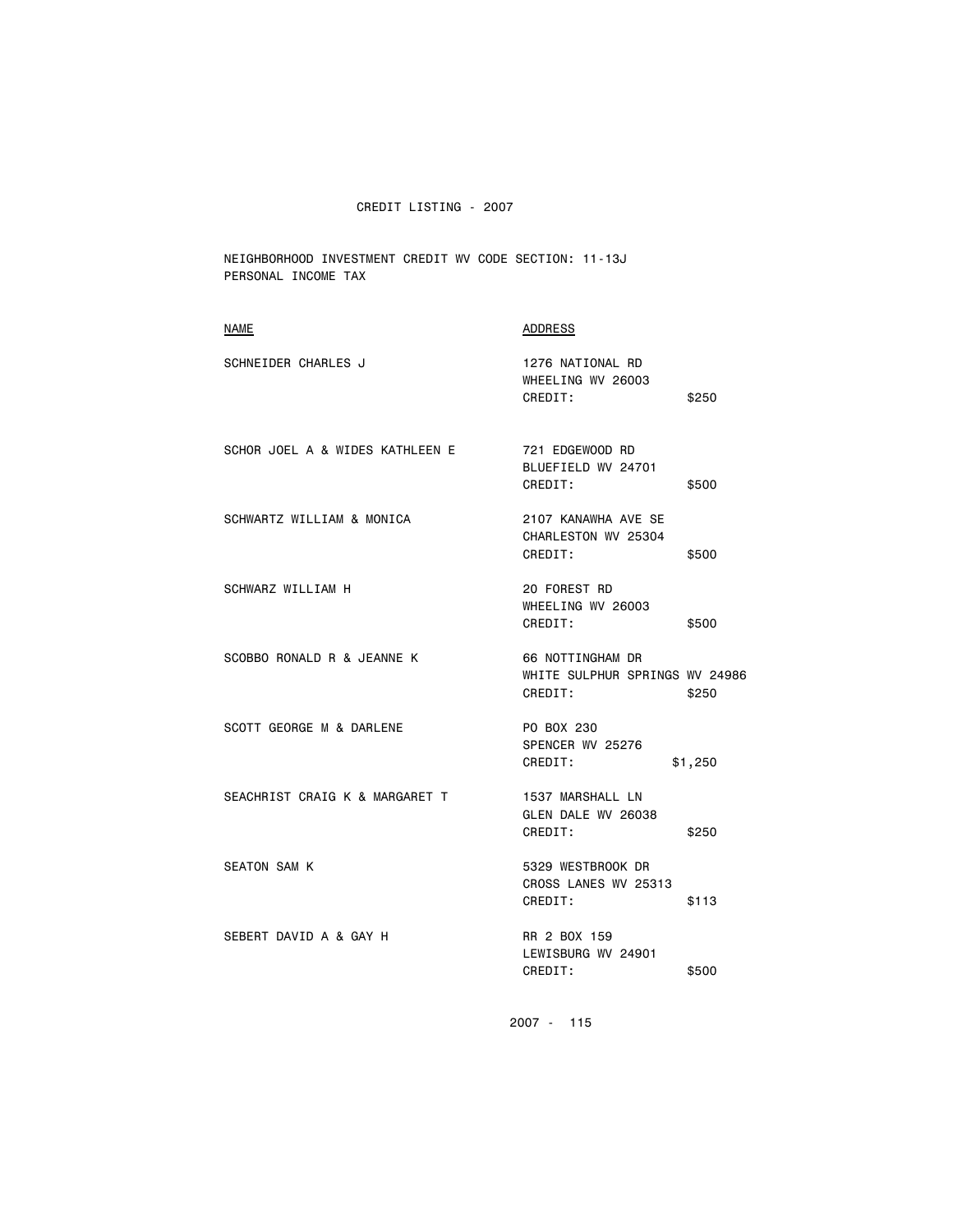CREDIT LISTING - 2007

NEIGHBORHOOD INVESTMENT CREDIT WV CODE SECTION: 11-13J
PERSONAL INCOME TAX

| NAME | ADDRESS | |
|---|---|---|
| SCHNEIDER CHARLES J | 1276 NATIONAL RD<br>WHEELING WV 26003<br>CREDIT: | $250 |
| SCHOR JOEL A & WIDES KATHLEEN E | 721 EDGEWOOD RD<br>BLUEFIELD WV 24701<br>CREDIT: | $500 |
| SCHWARTZ WILLIAM & MONICA | 2107 KANAWHA AVE SE<br>CHARLESTON WV 25304<br>CREDIT: | $500 |
| SCHWARZ WILLIAM H | 20 FOREST RD<br>WHEELING WV 26003<br>CREDIT: | $500 |
| SCOBBO RONALD R & JEANNE K | 66 NOTTINGHAM DR<br>WHITE SULPHUR SPRINGS WV 24986<br>CREDIT: | $250 |
| SCOTT GEORGE M & DARLENE | PO BOX 230<br>SPENCER WV 25276<br>CREDIT: | $1,250 |
| SEACHRIST CRAIG K & MARGARET T | 1537 MARSHALL LN<br>GLEN DALE WV 26038<br>CREDIT: | $250 |
| SEATON SAM K | 5329 WESTBROOK DR<br>CROSS LANES WV 25313<br>CREDIT: | $113 |
| SEBERT DAVID A & GAY H | RR 2 BOX 159<br>LEWISBURG WV 24901<br>CREDIT: | $500 |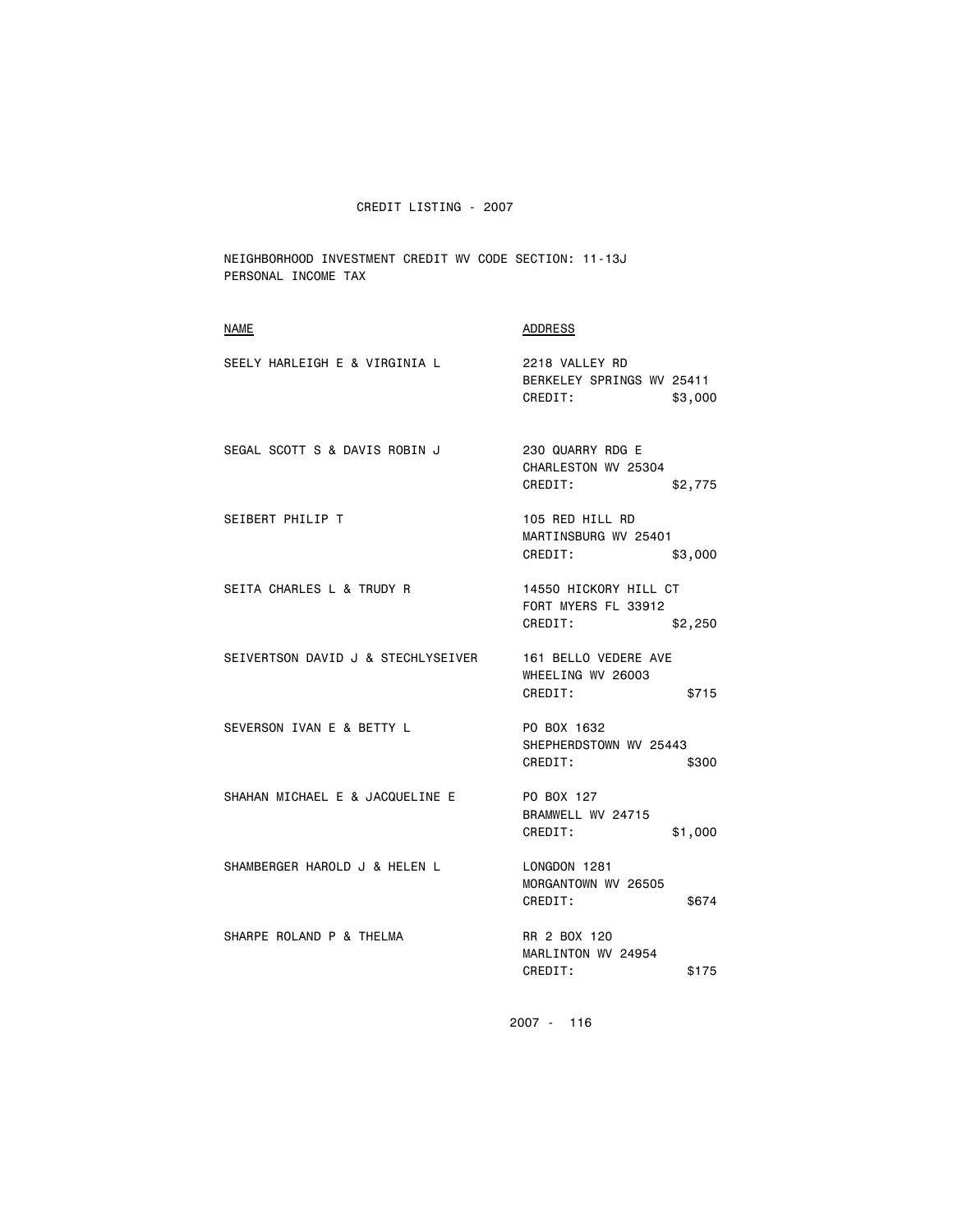CREDIT LISTING - 2007

NEIGHBORHOOD INVESTMENT CREDIT WV CODE SECTION: 11-13J
PERSONAL INCOME TAX

| NAME | ADDRESS |
|---|---|
| SEELY HARLEIGH E & VIRGINIA L | 2218 VALLEY RD<br>BERKELEY SPRINGS WV 25411<br>CREDIT: $3,000 |
| SEGAL SCOTT S & DAVIS ROBIN J | 230 QUARRY RDG E<br>CHARLESTON WV 25304<br>CREDIT: $2,775 |
| SEIBERT PHILIP T | 105 RED HILL RD<br>MARTINSBURG WV 25401<br>CREDIT: $3,000 |
| SEITA CHARLES L & TRUDY R | 14550 HICKORY HILL CT<br>FORT MYERS FL 33912<br>CREDIT: $2,250 |
| SEIVERTSON DAVID J & STECHLYSEIVER | 161 BELLO VEDERE AVE<br>WHEELING WV 26003<br>CREDIT: $715 |
| SEVERSON IVAN E & BETTY L | PO BOX 1632<br>SHEPHERDSTOWN WV 25443<br>CREDIT: $300 |
| SHAHAN MICHAEL E & JACQUELINE E | PO BOX 127<br>BRAMWELL WV 24715<br>CREDIT: $1,000 |
| SHAMBERGER HAROLD J & HELEN L | LONGDON 1281<br>MORGANTOWN WV 26505<br>CREDIT: $674 |
| SHARPE ROLAND P & THELMA | RR 2 BOX 120<br>MARLINTON WV 24954<br>CREDIT: $175 |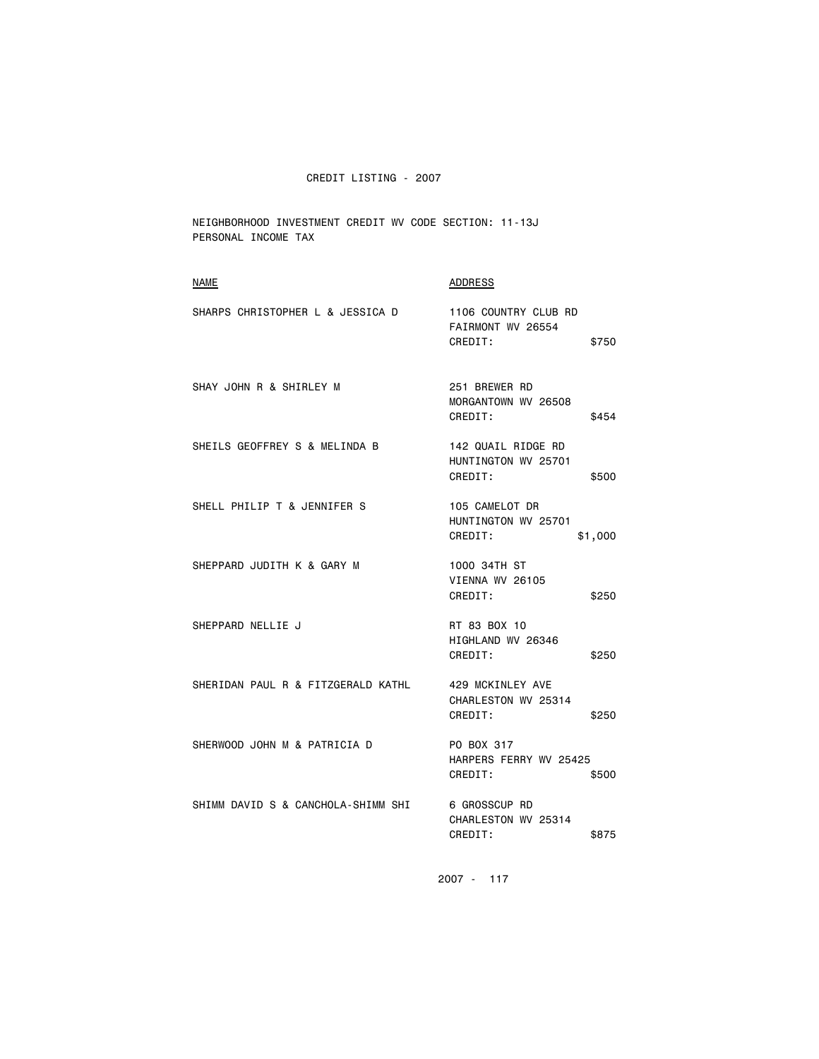CREDIT LISTING - 2007

NEIGHBORHOOD INVESTMENT CREDIT WV CODE SECTION: 11-13J
PERSONAL INCOME TAX

| NAME | ADDRESS | |
|---|---|---|
| SHARPS CHRISTOPHER L & JESSICA D | 1106 COUNTRY CLUB RD<br>FAIRMONT WV 26554<br>CREDIT: | $750 |
| SHAY JOHN R & SHIRLEY M | 251 BREWER RD<br>MORGANTOWN WV 26508<br>CREDIT: | $454 |
| SHEILS GEOFFREY S & MELINDA B | 142 QUAIL RIDGE RD<br>HUNTINGTON WV 25701<br>CREDIT: | $500 |
| SHELL PHILIP T & JENNIFER S | 105 CAMELOT DR<br>HUNTINGTON WV 25701<br>CREDIT: | $1,000 |
| SHEPPARD JUDITH K & GARY M | 1000 34TH ST<br>VIENNA WV 26105<br>CREDIT: | $250 |
| SHEPPARD NELLIE J | RT 83 BOX 10<br>HIGHLAND WV 26346<br>CREDIT: | $250 |
| SHERIDAN PAUL R & FITZGERALD KATHL | 429 MCKINLEY AVE<br>CHARLESTON WV 25314<br>CREDIT: | $250 |
| SHERWOOD JOHN M & PATRICIA D | PO BOX 317<br>HARPERS FERRY WV 25425<br>CREDIT: | $500 |
| SHIMM DAVID S & CANCHOLA-SHIMM SHI | 6 GROSSCUP RD<br>CHARLESTON WV 25314<br>CREDIT: | $875 |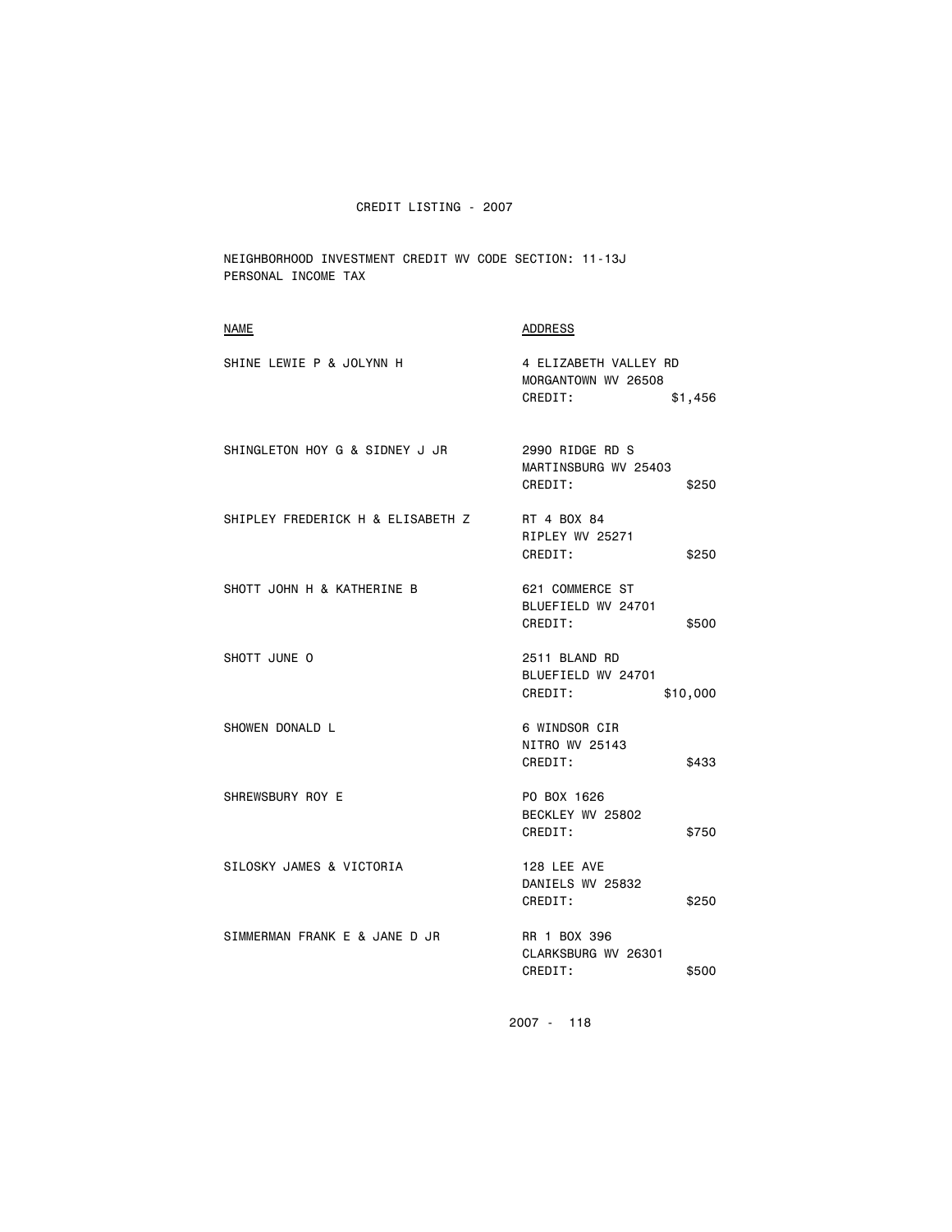CREDIT LISTING - 2007

NEIGHBORHOOD INVESTMENT CREDIT WV CODE SECTION: 11-13J
PERSONAL INCOME TAX

| NAME | ADDRESS |
| --- | --- |
| SHINE LEWIE P & JOLYNN H | 4 ELIZABETH VALLEY RD<br>MORGANTOWN WV 26508<br>CREDIT: $1,456 |
| SHINGLETON HOY G & SIDNEY J JR | 2990 RIDGE RD S<br>MARTINSBURG WV 25403<br>CREDIT: $250 |
| SHIPLEY FREDERICK H & ELISABETH Z | RT 4 BOX 84<br>RIPLEY WV 25271<br>CREDIT: $250 |
| SHOTT JOHN H & KATHERINE B | 621 COMMERCE ST<br>BLUEFIELD WV 24701<br>CREDIT: $500 |
| SHOTT JUNE O | 2511 BLAND RD<br>BLUEFIELD WV 24701<br>CREDIT: $10,000 |
| SHOWEN DONALD L | 6 WINDSOR CIR<br>NITRO WV 25143<br>CREDIT: $433 |
| SHREWSBURY ROY E | PO BOX 1626<br>BECKLEY WV 25802<br>CREDIT: $750 |
| SILOSKY JAMES & VICTORIA | 128 LEE AVE<br>DANIELS WV 25832<br>CREDIT: $250 |
| SIMMERMAN FRANK E & JANE D JR | RR 1 BOX 396<br>CLARKSBURG WV 26301<br>CREDIT: $500 |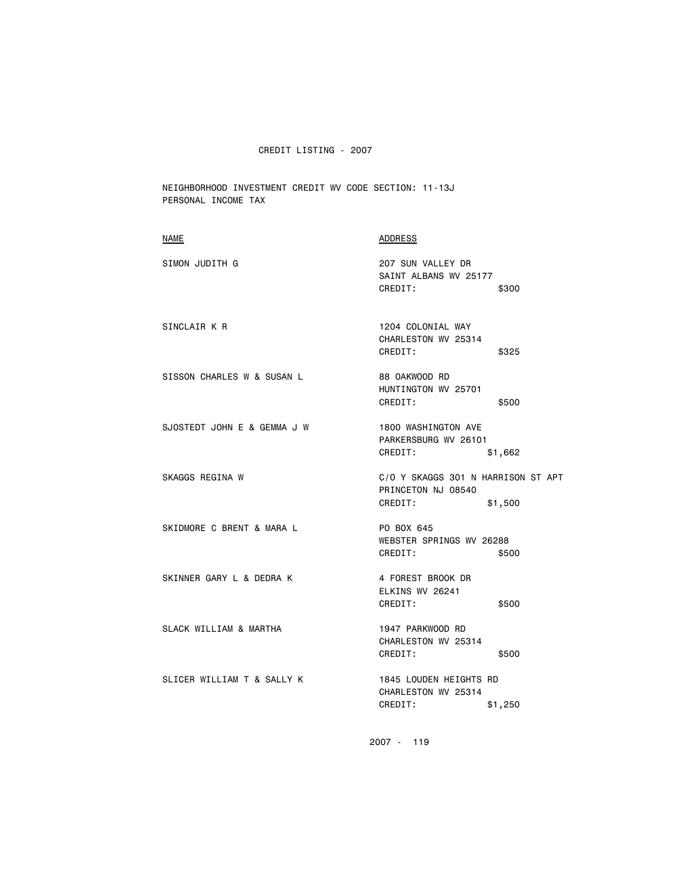CREDIT LISTING - 2007

NEIGHBORHOOD INVESTMENT CREDIT WV CODE SECTION: 11-13J
PERSONAL INCOME TAX

| NAME | ADDRESS |
| --- | --- |
| SIMON JUDITH G | 207 SUN VALLEY DR<br>SAINT ALBANS WV 25177<br>CREDIT: $300 |
| SINCLAIR K R | 1204 COLONIAL WAY<br>CHARLESTON WV 25314<br>CREDIT: $325 |
| SISSON CHARLES W & SUSAN L | 88 OAKWOOD RD<br>HUNTINGTON WV 25701<br>CREDIT: $500 |
| SJOSTEDT JOHN E & GEMMA J W | 1800 WASHINGTON AVE<br>PARKERSBURG WV 26101<br>CREDIT: $1,662 |
| SKAGGS REGINA W | C/O Y SKAGGS 301 N HARRISON ST APT<br>PRINCETON NJ 08540<br>CREDIT: $1,500 |
| SKIDMORE C BRENT & MARA L | PO BOX 645<br>WEBSTER SPRINGS WV 26288<br>CREDIT: $500 |
| SKINNER GARY L & DEDRA K | 4 FOREST BROOK DR<br>ELKINS WV 26241<br>CREDIT: $500 |
| SLACK WILLIAM & MARTHA | 1947 PARKWOOD RD<br>CHARLESTON WV 25314<br>CREDIT: $500 |
| SLICER WILLIAM T & SALLY K | 1845 LOUDEN HEIGHTS RD<br>CHARLESTON WV 25314<br>CREDIT: $1,250 |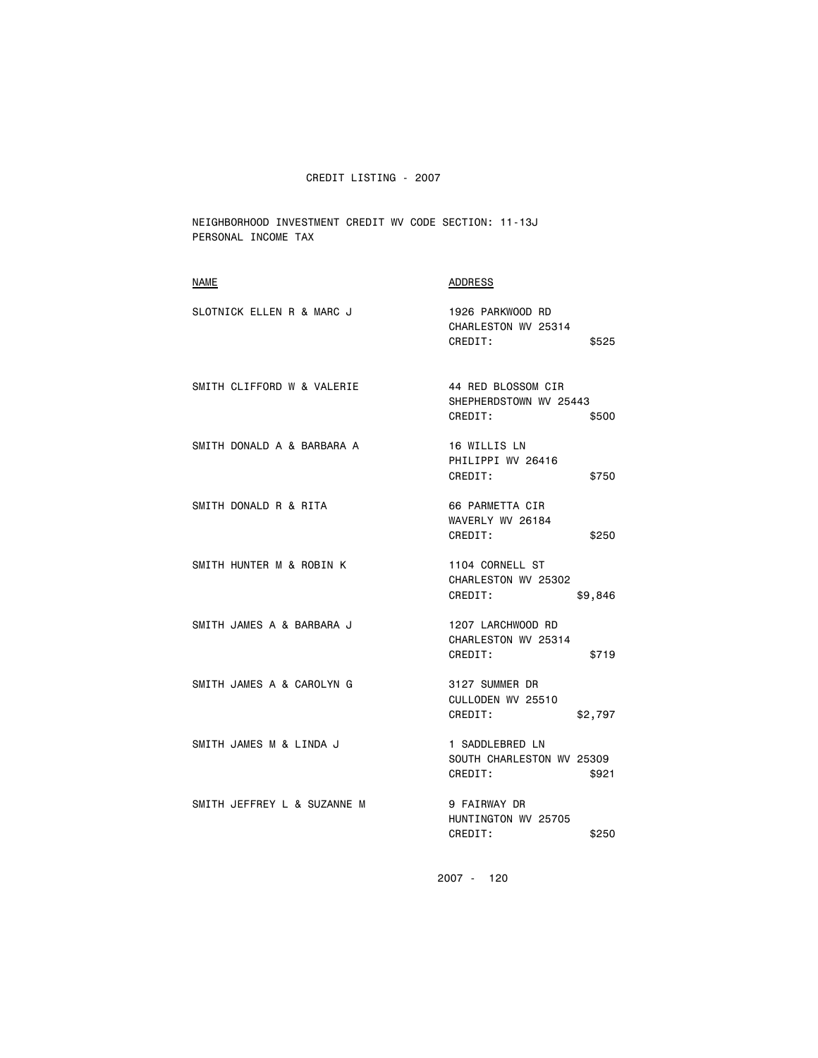CREDIT LISTING - 2007

NEIGHBORHOOD INVESTMENT CREDIT WV CODE SECTION: 11-13J
PERSONAL INCOME TAX

| NAME | ADDRESS | CREDIT |
|---|---|---|
| SLOTNICK ELLEN R & MARC J | 1926 PARKWOOD RD, CHARLESTON WV 25314 | $525 |
| SMITH CLIFFORD W & VALERIE | 44 RED BLOSSOM CIR, SHEPHERDSTOWN WV 25443 | $500 |
| SMITH DONALD A & BARBARA A | 16 WILLIS LN, PHILIPPI WV 26416 | $750 |
| SMITH DONALD R & RITA | 66 PARMETTA CIR, WAVERLY WV 26184 | $250 |
| SMITH HUNTER M & ROBIN K | 1104 CORNELL ST, CHARLESTON WV 25302 | $9,846 |
| SMITH JAMES A & BARBARA J | 1207 LARCHWOOD RD, CHARLESTON WV 25314 | $719 |
| SMITH JAMES A & CAROLYN G | 3127 SUMMER DR, CULLODEN WV 25510 | $2,797 |
| SMITH JAMES M & LINDA J | 1 SADDLEBRED LN, SOUTH CHARLESTON WV 25309 | $921 |
| SMITH JEFFREY L & SUZANNE M | 9 FAIRWAY DR, HUNTINGTON WV 25705 | $250 |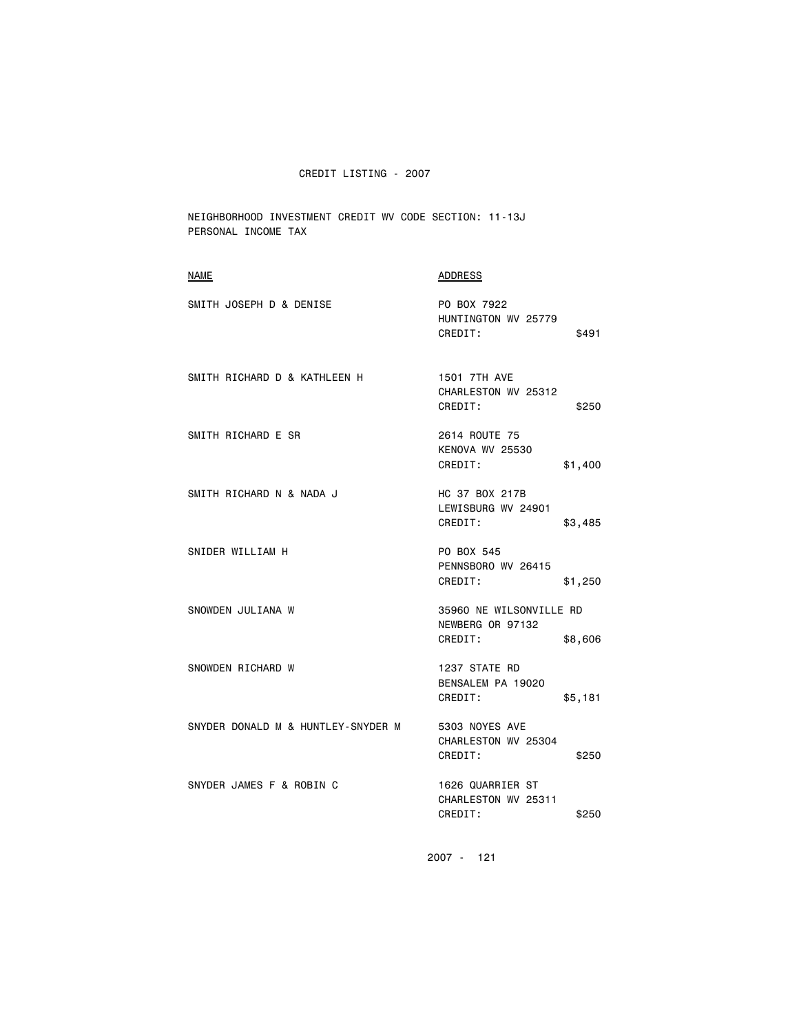CREDIT LISTING - 2007

NEIGHBORHOOD INVESTMENT CREDIT WV CODE SECTION: 11-13J
PERSONAL INCOME TAX

| NAME | ADDRESS | CREDIT |
|---|---|---|
| SMITH JOSEPH D & DENISE | PO BOX 7922<br>HUNTINGTON WV 25779 | $491 |
| SMITH RICHARD D & KATHLEEN H | 1501 7TH AVE<br>CHARLESTON WV 25312 | $250 |
| SMITH RICHARD E SR | 2614 ROUTE 75<br>KENOVA WV 25530 | $1,400 |
| SMITH RICHARD N & NADA J | HC 37 BOX 217B<br>LEWISBURG WV 24901 | $3,485 |
| SNIDER WILLIAM H | PO BOX 545<br>PENNSBORO WV 26415 | $1,250 |
| SNOWDEN JULIANA W | 35960 NE WILSONVILLE RD<br>NEWBERG OR 97132 | $8,606 |
| SNOWDEN RICHARD W | 1237 STATE RD<br>BENSALEM PA 19020 | $5,181 |
| SNYDER DONALD M & HUNTLEY-SNYDER M | 5303 NOYES AVE<br>CHARLESTON WV 25304 | $250 |
| SNYDER JAMES F & ROBIN C | 1626 QUARRIER ST<br>CHARLESTON WV 25311 | $250 |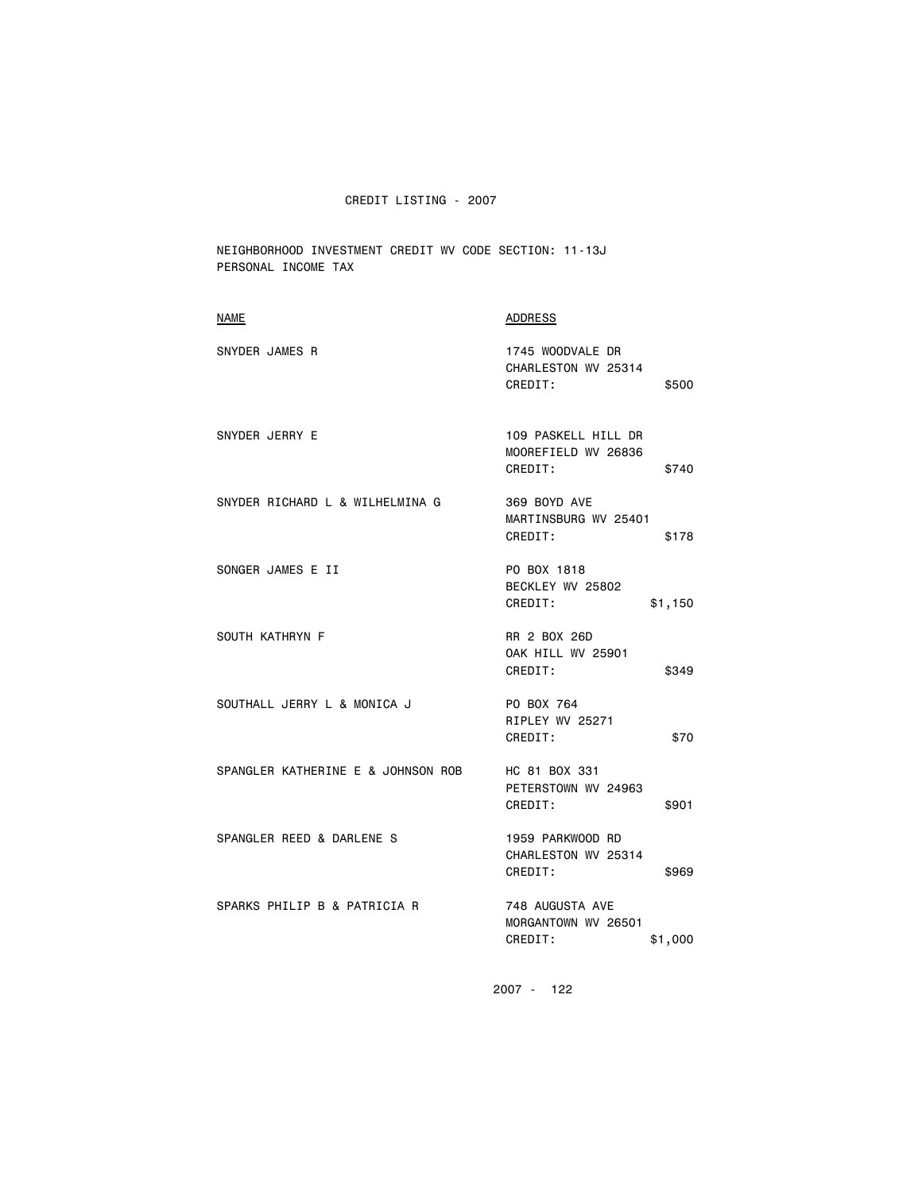CREDIT LISTING - 2007

NEIGHBORHOOD INVESTMENT CREDIT WV CODE SECTION: 11-13J
PERSONAL INCOME TAX

| NAME | ADDRESS | |
|---|---|---|
| SNYDER JAMES R | 1745 WOODVALE DR<br>CHARLESTON WV 25314<br>CREDIT: | $500 |
| SNYDER JERRY E | 109 PASKELL HILL DR<br>MOOREFIELD WV 26836<br>CREDIT: | $740 |
| SNYDER RICHARD L & WILHELMINA G | 369 BOYD AVE<br>MARTINSBURG WV 25401<br>CREDIT: | $178 |
| SONGER JAMES E II | PO BOX 1818<br>BECKLEY WV 25802<br>CREDIT: | $1,150 |
| SOUTH KATHRYN F | RR 2 BOX 26D<br>OAK HILL WV 25901<br>CREDIT: | $349 |
| SOUTHALL JERRY L & MONICA J | PO BOX 764<br>RIPLEY WV 25271<br>CREDIT: | $70 |
| SPANGLER KATHERINE E & JOHNSON ROB | HC 81 BOX 331<br>PETERSTOWN WV 24963<br>CREDIT: | $901 |
| SPANGLER REED & DARLENE S | 1959 PARKWOOD RD<br>CHARLESTON WV 25314<br>CREDIT: | $969 |
| SPARKS PHILIP B & PATRICIA R | 748 AUGUSTA AVE<br>MORGANTOWN WV 26501<br>CREDIT: | $1,000 |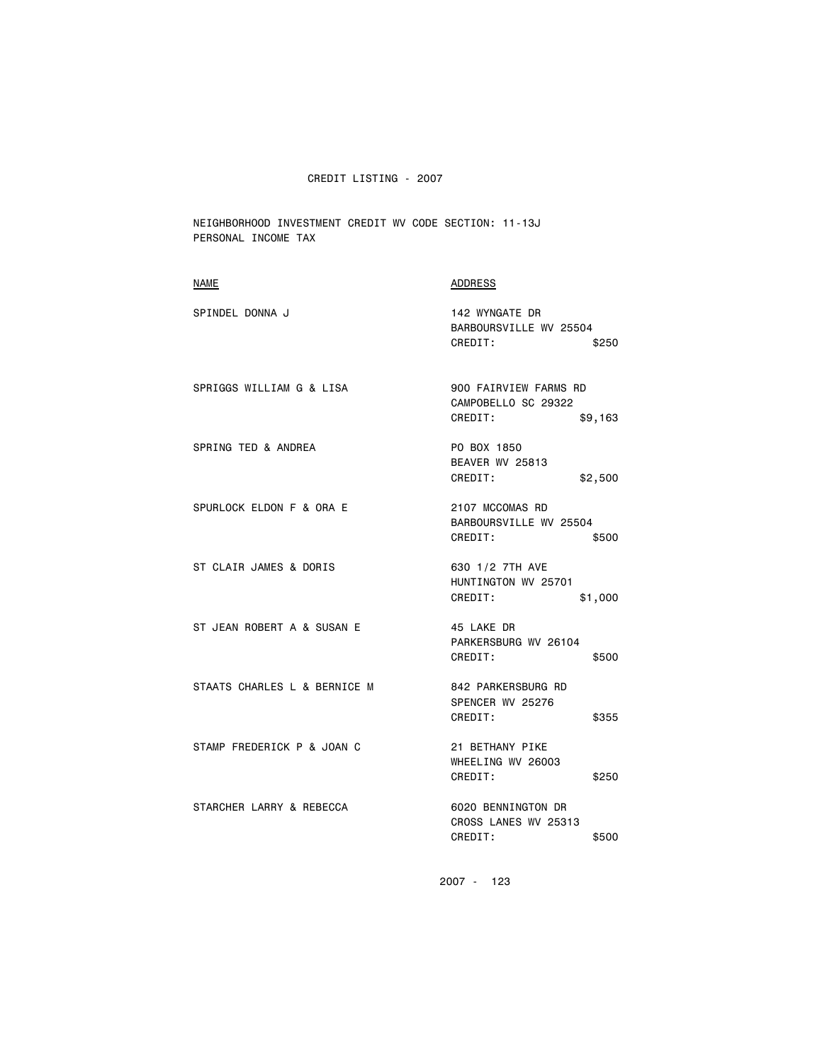CREDIT LISTING - 2007

NEIGHBORHOOD INVESTMENT CREDIT WV CODE SECTION: 11-13J
PERSONAL INCOME TAX

| NAME | ADDRESS |
| --- | --- |
| SPINDEL DONNA J | 142 WYNGATE DR<br>BARBOURSVILLE WV 25504<br>CREDIT: $250 |
| SPRIGGS WILLIAM G & LISA | 900 FAIRVIEW FARMS RD<br>CAMPOBELLO SC 29322<br>CREDIT: $9,163 |
| SPRING TED & ANDREA | PO BOX 1850<br>BEAVER WV 25813<br>CREDIT: $2,500 |
| SPURLOCK ELDON F & ORA E | 2107 MCCOMAS RD<br>BARBOURSVILLE WV 25504<br>CREDIT: $500 |
| ST CLAIR JAMES & DORIS | 630 1/2 7TH AVE<br>HUNTINGTON WV 25701<br>CREDIT: $1,000 |
| ST JEAN ROBERT A & SUSAN E | 45 LAKE DR<br>PARKERSBURG WV 26104<br>CREDIT: $500 |
| STAATS CHARLES L & BERNICE M | 842 PARKERSBURG RD<br>SPENCER WV 25276<br>CREDIT: $355 |
| STAMP FREDERICK P & JOAN C | 21 BETHANY PIKE<br>WHEELING WV 26003<br>CREDIT: $250 |
| STARCHER LARRY & REBECCA | 6020 BENNINGTON DR<br>CROSS LANES WV 25313<br>CREDIT: $500 |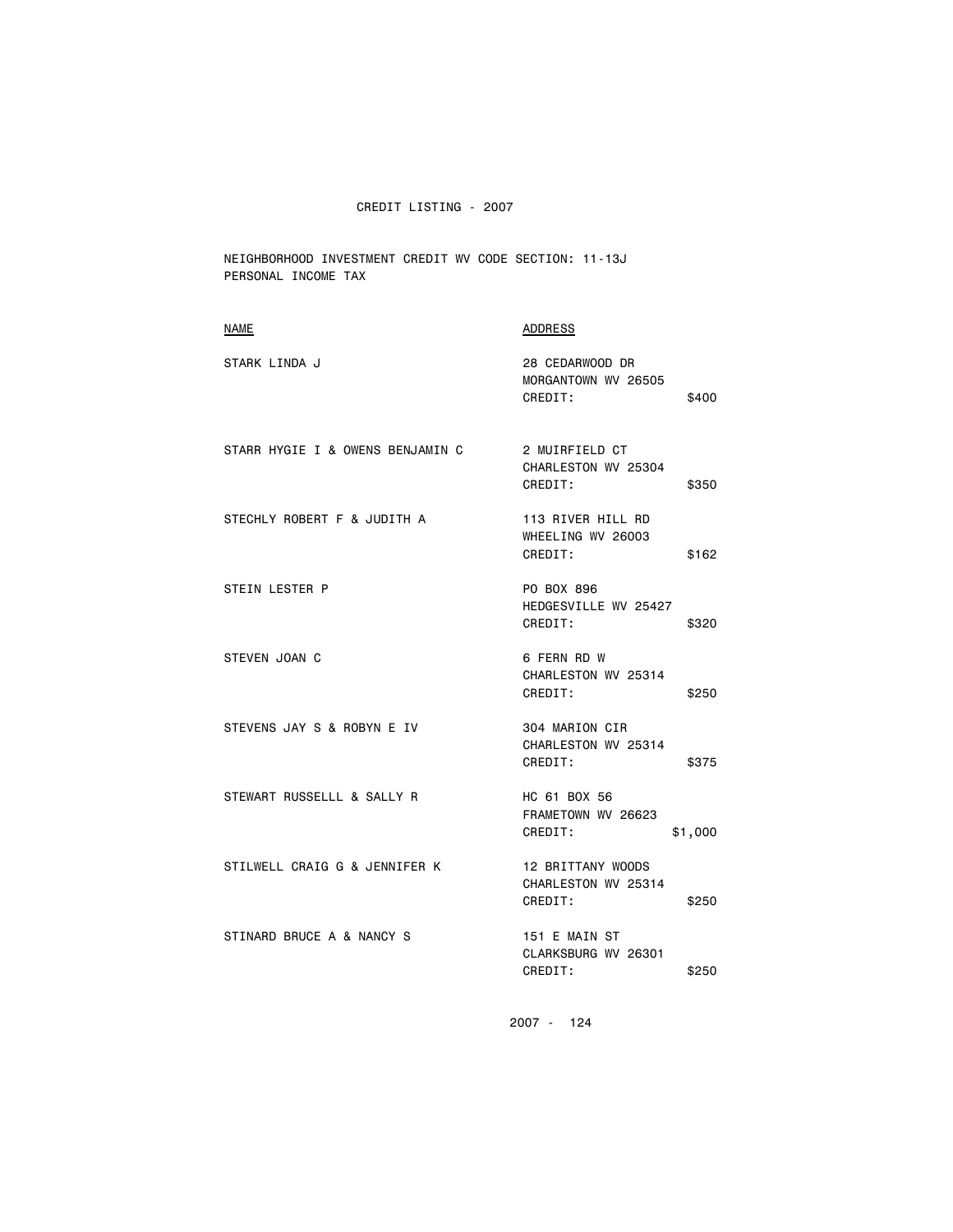CREDIT LISTING - 2007

NEIGHBORHOOD INVESTMENT CREDIT WV CODE SECTION: 11-13J
PERSONAL INCOME TAX

| NAME | ADDRESS | |
|---|---|---|
| STARK LINDA J | 28 CEDARWOOD DR<br>MORGANTOWN WV 26505<br>CREDIT: | $400 |
| STARR HYGIE I & OWENS BENJAMIN C | 2 MUIRFIELD CT<br>CHARLESTON WV 25304<br>CREDIT: | $350 |
| STECHLY ROBERT F & JUDITH A | 113 RIVER HILL RD<br>WHEELING WV 26003<br>CREDIT: | $162 |
| STEIN LESTER P | PO BOX 896<br>HEDGESVILLE WV 25427<br>CREDIT: | $320 |
| STEVEN JOAN C | 6 FERN RD W<br>CHARLESTON WV 25314<br>CREDIT: | $250 |
| STEVENS JAY S & ROBYN E IV | 304 MARION CIR<br>CHARLESTON WV 25314<br>CREDIT: | $375 |
| STEWART RUSSELLL & SALLY R | HC 61 BOX 56<br>FRAMETOWN WV 26623<br>CREDIT: | $1,000 |
| STILWELL CRAIG G & JENNIFER K | 12 BRITTANY WOODS<br>CHARLESTON WV 25314<br>CREDIT: | $250 |
| STINARD BRUCE A & NANCY S | 151 E MAIN ST<br>CLARKSBURG WV 26301<br>CREDIT: | $250 |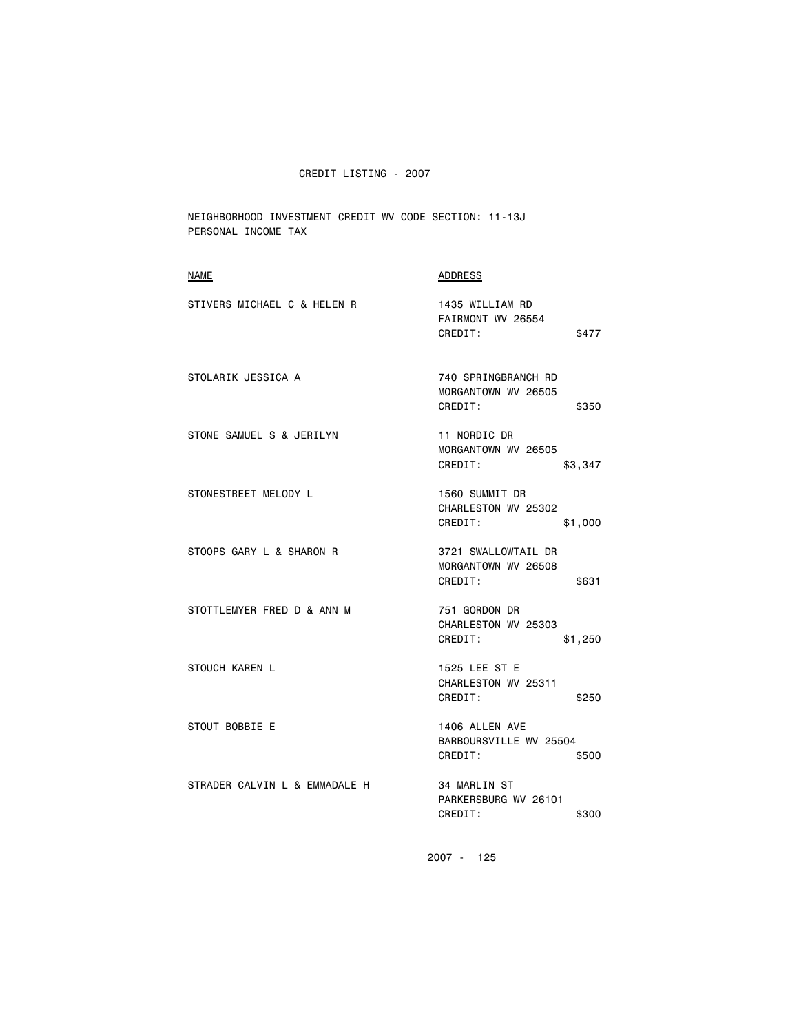CREDIT LISTING - 2007

NEIGHBORHOOD INVESTMENT CREDIT WV CODE SECTION: 11-13J
PERSONAL INCOME TAX

| NAME | ADDRESS |
| --- | --- |
| STIVERS MICHAEL C & HELEN R | 1435 WILLIAM RD<br>FAIRMONT WV 26554<br>CREDIT: $477 |
| STOLARIK JESSICA A | 740 SPRINGBRANCH RD<br>MORGANTOWN WV 26505<br>CREDIT: $350 |
| STONE SAMUEL S & JERILYN | 11 NORDIC DR<br>MORGANTOWN WV 26505<br>CREDIT: $3,347 |
| STONESTREET MELODY L | 1560 SUMMIT DR<br>CHARLESTON WV 25302<br>CREDIT: $1,000 |
| STOOPS GARY L & SHARON R | 3721 SWALLOWTAIL DR<br>MORGANTOWN WV 26508<br>CREDIT: $631 |
| STOTTLEMYER FRED D & ANN M | 751 GORDON DR<br>CHARLESTON WV 25303<br>CREDIT: $1,250 |
| STOUCH KAREN L | 1525 LEE ST E<br>CHARLESTON WV 25311<br>CREDIT: $250 |
| STOUT BOBBIE E | 1406 ALLEN AVE<br>BARBOURSVILLE WV 25504<br>CREDIT: $500 |
| STRADER CALVIN L & EMMADALE H | 34 MARLIN ST<br>PARKERSBURG WV 26101<br>CREDIT: $300 |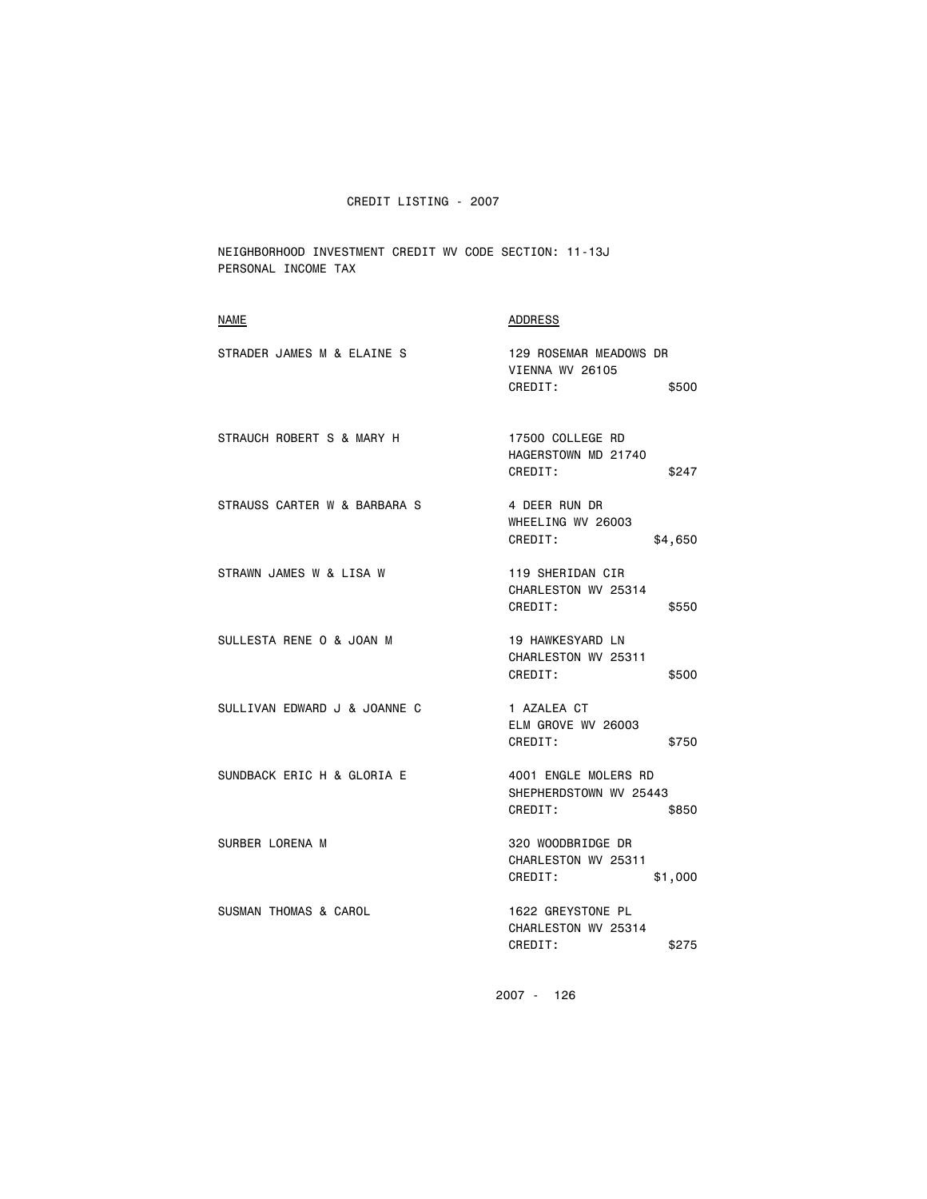CREDIT LISTING - 2007

NEIGHBORHOOD INVESTMENT CREDIT WV CODE SECTION: 11-13J
PERSONAL INCOME TAX

| NAME | ADDRESS |
|---|---|
| STRADER JAMES M & ELAINE S | 129 ROSEMAR MEADOWS DR<br>VIENNA WV 26105<br>CREDIT: $500 |
| STRAUCH ROBERT S & MARY H | 17500 COLLEGE RD<br>HAGERSTOWN MD 21740<br>CREDIT: $247 |
| STRAUSS CARTER W & BARBARA S | 4 DEER RUN DR<br>WHEELING WV 26003<br>CREDIT: $4,650 |
| STRAWN JAMES W & LISA W | 119 SHERIDAN CIR<br>CHARLESTON WV 25314<br>CREDIT: $550 |
| SULLESTA RENE O & JOAN M | 19 HAWKESYARD LN<br>CHARLESTON WV 25311<br>CREDIT: $500 |
| SULLIVAN EDWARD J & JOANNE C | 1 AZALEA CT<br>ELM GROVE WV 26003<br>CREDIT: $750 |
| SUNDBACK ERIC H & GLORIA E | 4001 ENGLE MOLERS RD<br>SHEPHERDSTOWN WV 25443<br>CREDIT: $850 |
| SURBER LORENA M | 320 WOODBRIDGE DR<br>CHARLESTON WV 25311<br>CREDIT: $1,000 |
| SUSMAN THOMAS & CAROL | 1622 GREYSTONE PL<br>CHARLESTON WV 25314<br>CREDIT: $275 |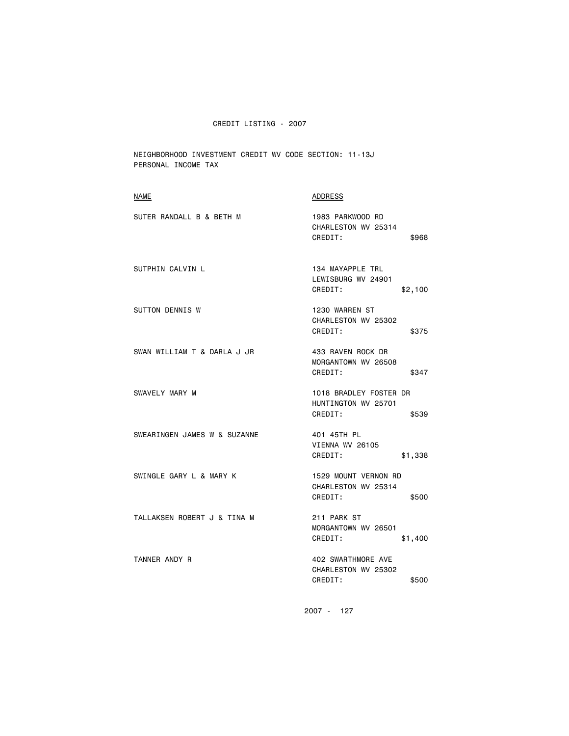CREDIT LISTING - 2007

NEIGHBORHOOD INVESTMENT CREDIT WV CODE SECTION: 11-13J
PERSONAL INCOME TAX

| NAME | ADDRESS |
| --- | --- |
| SUTER RANDALL B & BETH M | 1983 PARKWOOD RD<br>CHARLESTON WV 25314<br>CREDIT: $968 |
| SUTPHIN CALVIN L | 134 MAYAPPLE TRL<br>LEWISBURG WV 24901<br>CREDIT: $2,100 |
| SUTTON DENNIS W | 1230 WARREN ST<br>CHARLESTON WV 25302<br>CREDIT: $375 |
| SWAN WILLIAM T & DARLA J JR | 433 RAVEN ROCK DR<br>MORGANTOWN WV 26508<br>CREDIT: $347 |
| SWAVELY MARY M | 1018 BRADLEY FOSTER DR<br>HUNTINGTON WV 25701<br>CREDIT: $539 |
| SWEARINGEN JAMES W & SUZANNE | 401 45TH PL<br>VIENNA WV 26105<br>CREDIT: $1,338 |
| SWINGLE GARY L & MARY K | 1529 MOUNT VERNON RD<br>CHARLESTON WV 25314<br>CREDIT: $500 |
| TALLAKSEN ROBERT J & TINA M | 211 PARK ST<br>MORGANTOWN WV 26501<br>CREDIT: $1,400 |
| TANNER ANDY R | 402 SWARTHMORE AVE<br>CHARLESTON WV 25302<br>CREDIT: $500 |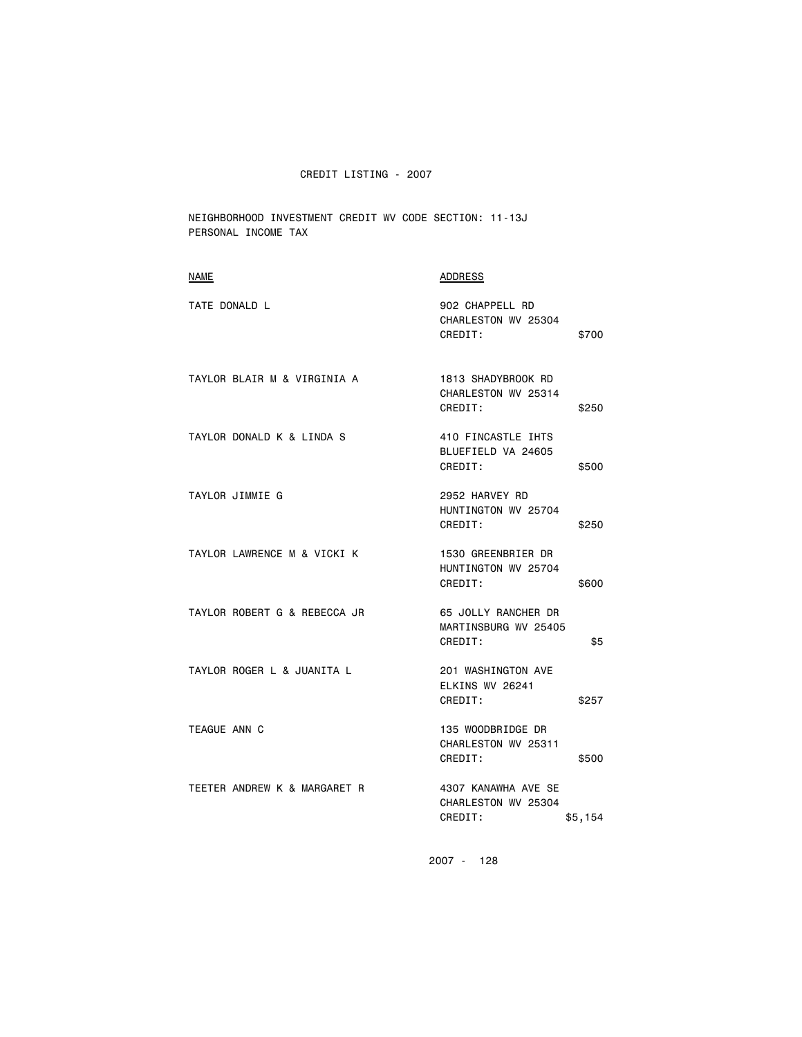# CREDIT LISTING - 2007

NEIGHBORHOOD INVESTMENT CREDIT WV CODE SECTION: 11-13J
PERSONAL INCOME TAX

| NAME | ADDRESS | CREDIT |
|---|---|---|
| TATE DONALD L | 902 CHAPPELL RD<br>CHARLESTON WV 25304 | $700 |
| TAYLOR BLAIR M & VIRGINIA A | 1813 SHADYBROOK RD<br>CHARLESTON WV 25314 | $250 |
| TAYLOR DONALD K & LINDA S | 410 FINCASTLE IHTS<br>BLUEFIELD VA 24605 | $500 |
| TAYLOR JIMMIE G | 2952 HARVEY RD<br>HUNTINGTON WV 25704 | $250 |
| TAYLOR LAWRENCE M & VICKI K | 1530 GREENBRIER DR<br>HUNTINGTON WV 25704 | $600 |
| TAYLOR ROBERT G & REBECCA JR | 65 JOLLY RANCHER DR<br>MARTINSBURG WV 25405 | $5 |
| TAYLOR ROGER L & JUANITA L | 201 WASHINGTON AVE<br>ELKINS WV 26241 | $257 |
| TEAGUE ANN C | 135 WOODBRIDGE DR<br>CHARLESTON WV 25311 | $500 |
| TEETER ANDREW K & MARGARET R | 4307 KANAWHA AVE SE<br>CHARLESTON WV 25304 | $5,154 |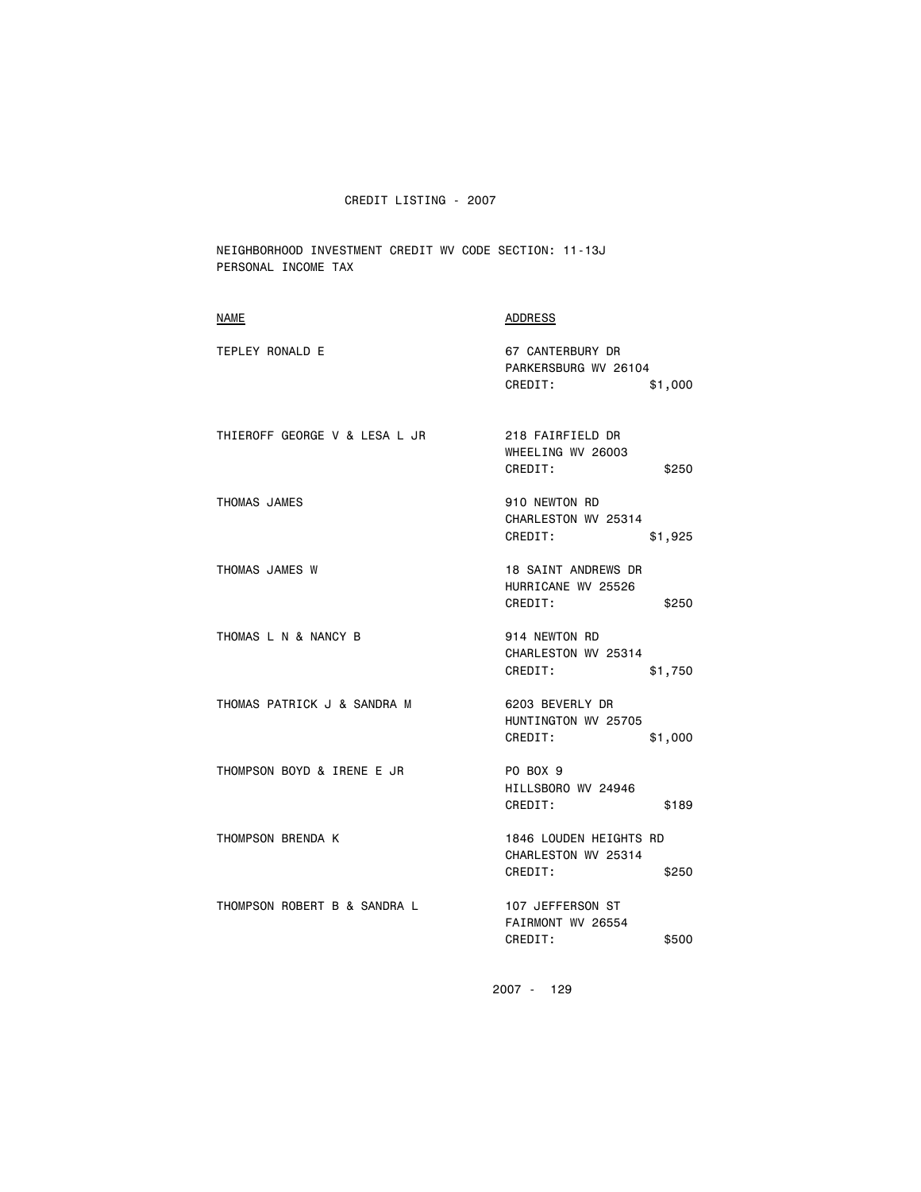CREDIT LISTING - 2007

NEIGHBORHOOD INVESTMENT CREDIT WV CODE SECTION: 11-13J
PERSONAL INCOME TAX

| NAME | ADDRESS |
|---|---|
| TEPLEY RONALD E | 67 CANTERBURY DR<br>PARKERSBURG WV 26104<br>CREDIT: $1,000 |
| THIEROFF GEORGE V & LESA L JR | 218 FAIRFIELD DR<br>WHEELING WV 26003<br>CREDIT: $250 |
| THOMAS JAMES | 910 NEWTON RD<br>CHARLESTON WV 25314<br>CREDIT: $1,925 |
| THOMAS JAMES W | 18 SAINT ANDREWS DR<br>HURRICANE WV 25526<br>CREDIT: $250 |
| THOMAS L N & NANCY B | 914 NEWTON RD<br>CHARLESTON WV 25314<br>CREDIT: $1,750 |
| THOMAS PATRICK J & SANDRA M | 6203 BEVERLY DR<br>HUNTINGTON WV 25705<br>CREDIT: $1,000 |
| THOMPSON BOYD & IRENE E JR | PO BOX 9<br>HILLSBORO WV 24946<br>CREDIT: $189 |
| THOMPSON BRENDA K | 1846 LOUDEN HEIGHTS RD<br>CHARLESTON WV 25314<br>CREDIT: $250 |
| THOMPSON ROBERT B & SANDRA L | 107 JEFFERSON ST<br>FAIRMONT WV 26554<br>CREDIT: $500 |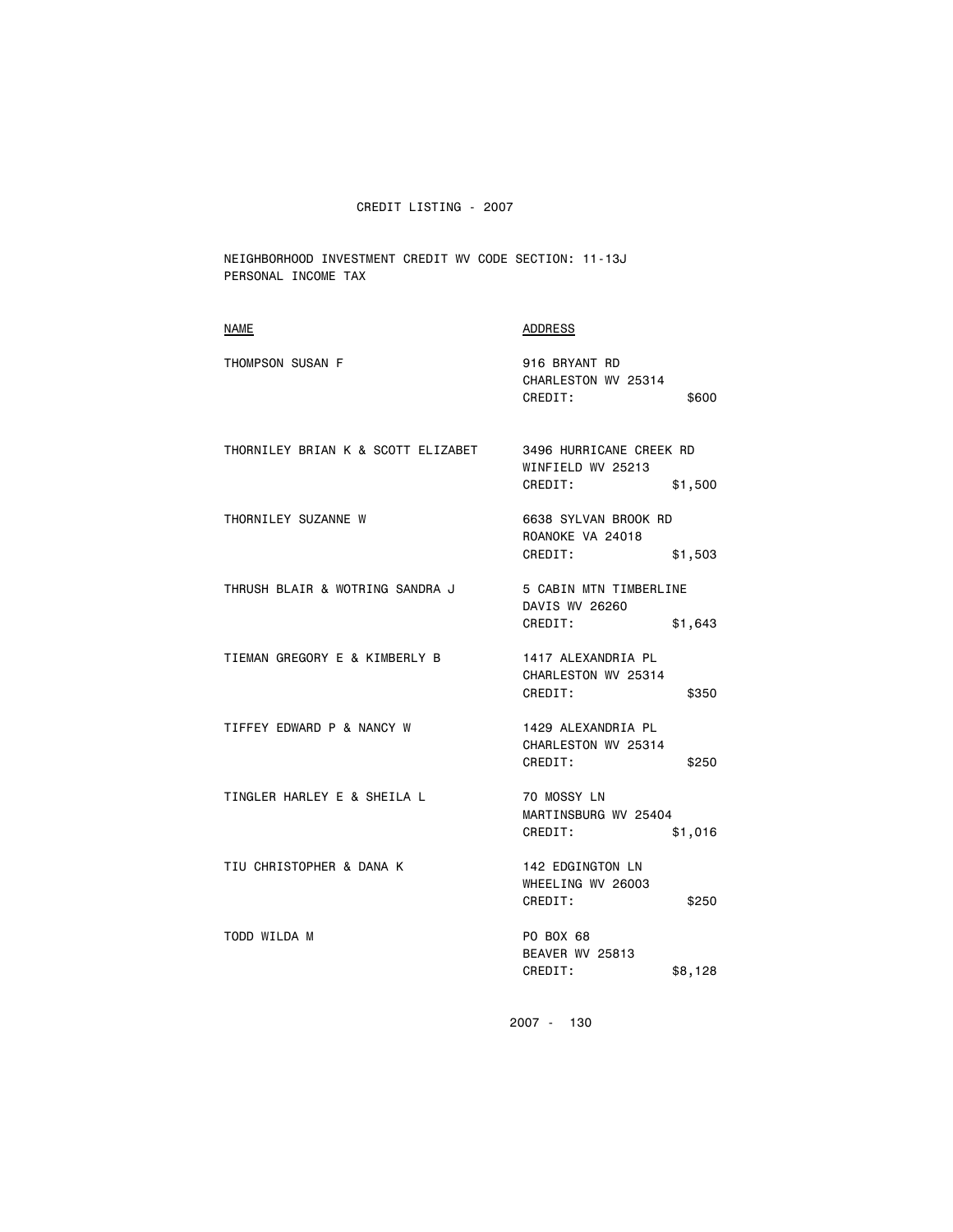CREDIT LISTING - 2007

NEIGHBORHOOD INVESTMENT CREDIT WV CODE SECTION: 11-13J
PERSONAL INCOME TAX

| NAME | ADDRESS |
|---|---|
| THOMPSON SUSAN F | 916 BRYANT RD<br>CHARLESTON WV 25314<br>CREDIT: $600 |
| THORNILEY BRIAN K & SCOTT ELIZABET | 3496 HURRICANE CREEK RD<br>WINFIELD WV 25213<br>CREDIT: $1,500 |
| THORNILEY SUZANNE W | 6638 SYLVAN BROOK RD<br>ROANOKE VA 24018<br>CREDIT: $1,503 |
| THRUSH BLAIR & WOTRING SANDRA J | 5 CABIN MTN TIMBERLINE<br>DAVIS WV 26260<br>CREDIT: $1,643 |
| TIEMAN GREGORY E & KIMBERLY B | 1417 ALEXANDRIA PL<br>CHARLESTON WV 25314<br>CREDIT: $350 |
| TIFFEY EDWARD P & NANCY W | 1429 ALEXANDRIA PL<br>CHARLESTON WV 25314<br>CREDIT: $250 |
| TINGLER HARLEY E & SHEILA L | 70 MOSSY LN<br>MARTINSBURG WV 25404<br>CREDIT: $1,016 |
| TIU CHRISTOPHER & DANA K | 142 EDGINGTON LN<br>WHEELING WV 26003<br>CREDIT: $250 |
| TODD WILDA M | PO BOX 68<br>BEAVER WV 25813<br>CREDIT: $8,128 |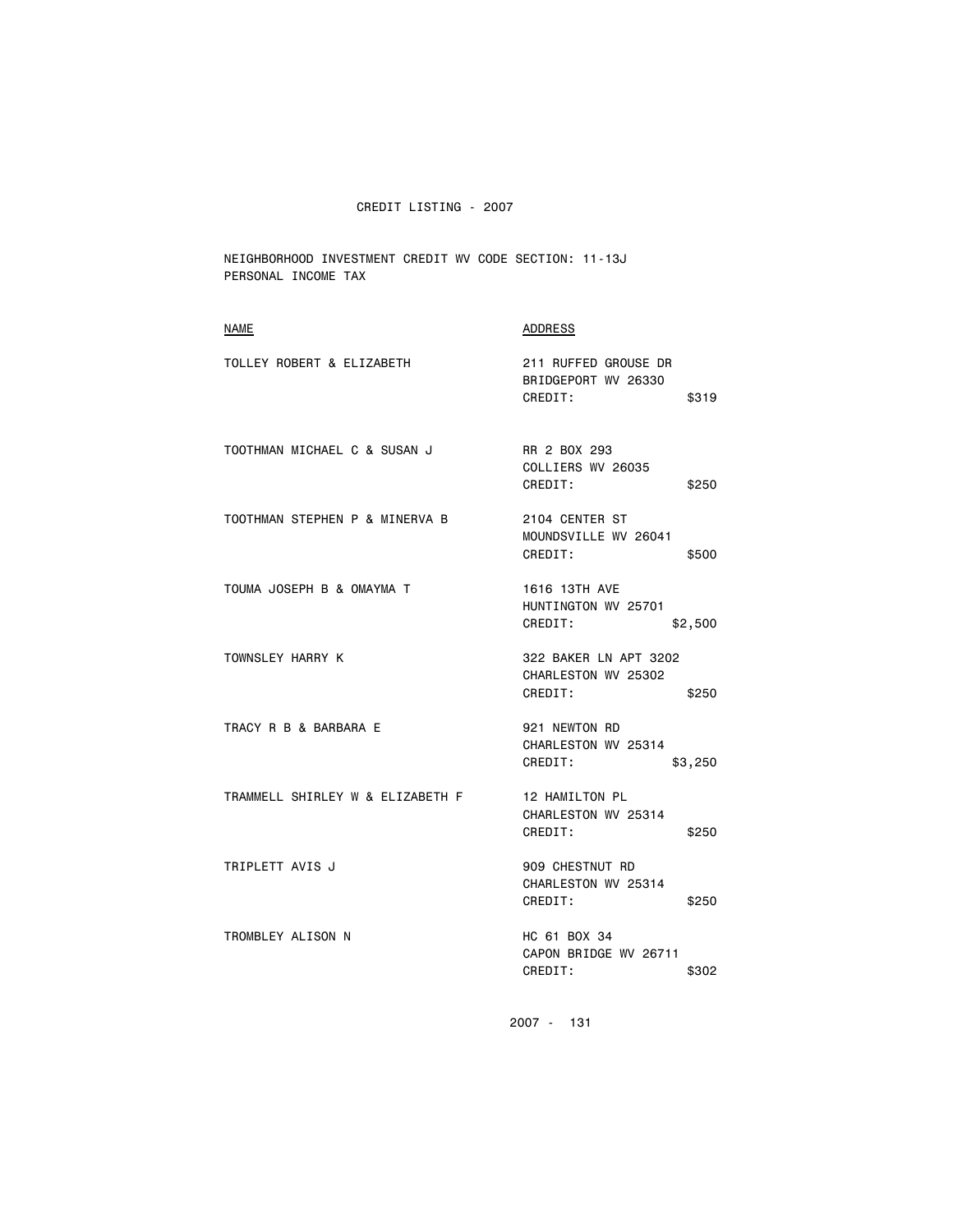CREDIT LISTING - 2007

NEIGHBORHOOD INVESTMENT CREDIT WV CODE SECTION: 11-13J
PERSONAL INCOME TAX

| NAME | ADDRESS |
|---|---|
| TOLLEY ROBERT & ELIZABETH | 211 RUFFED GROUSE DR<br>BRIDGEPORT WV 26330<br>CREDIT: $319 |
| TOOTHMAN MICHAEL C & SUSAN J | RR 2 BOX 293<br>COLLIERS WV 26035<br>CREDIT: $250 |
| TOOTHMAN STEPHEN P & MINERVA B | 2104 CENTER ST<br>MOUNDSVILLE WV 26041<br>CREDIT: $500 |
| TOUMA JOSEPH B & OMAYMA T | 1616 13TH AVE<br>HUNTINGTON WV 25701<br>CREDIT: $2,500 |
| TOWNSLEY HARRY K | 322 BAKER LN APT 3202<br>CHARLESTON WV 25302<br>CREDIT: $250 |
| TRACY R B & BARBARA E | 921 NEWTON RD<br>CHARLESTON WV 25314<br>CREDIT: $3,250 |
| TRAMMELL SHIRLEY W & ELIZABETH F | 12 HAMILTON PL<br>CHARLESTON WV 25314<br>CREDIT: $250 |
| TRIPLETT AVIS J | 909 CHESTNUT RD<br>CHARLESTON WV 25314<br>CREDIT: $250 |
| TROMBLEY ALISON N | HC 61 BOX 34<br>CAPON BRIDGE WV 26711<br>CREDIT: $302 |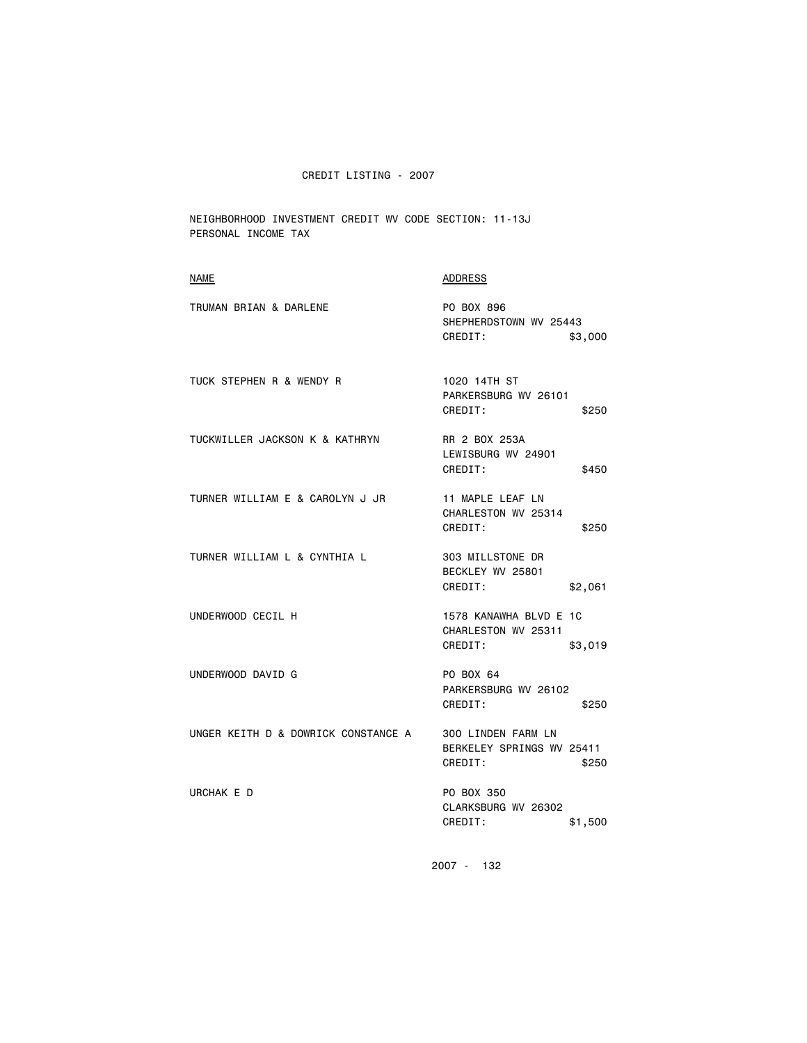# CREDIT LISTING - 2007

NEIGHBORHOOD INVESTMENT CREDIT WV CODE SECTION: 11-13J
PERSONAL INCOME TAX

| NAME | ADDRESS |
| --- | --- |
| TRUMAN BRIAN & DARLENE | PO BOX 896<br>SHEPHERDSTOWN WV 25443<br>CREDIT: $3,000 |
| TUCK STEPHEN R & WENDY R | 1020 14TH ST<br>PARKERSBURG WV 26101<br>CREDIT: $250 |
| TUCKWILLER JACKSON K & KATHRYN | RR 2 BOX 253A<br>LEWISBURG WV 24901<br>CREDIT: $450 |
| TURNER WILLIAM E & CAROLYN J JR | 11 MAPLE LEAF LN<br>CHARLESTON WV 25314<br>CREDIT: $250 |
| TURNER WILLIAM L & CYNTHIA L | 303 MILLSTONE DR<br>BECKLEY WV 25801<br>CREDIT: $2,061 |
| UNDERWOOD CECIL H | 1578 KANAWHA BLVD E 1C<br>CHARLESTON WV 25311<br>CREDIT: $3,019 |
| UNDERWOOD DAVID G | PO BOX 64<br>PARKERSBURG WV 26102<br>CREDIT: $250 |
| UNGER KEITH D & DOWRICK CONSTANCE A | 300 LINDEN FARM LN<br>BERKELEY SPRINGS WV 25411<br>CREDIT: $250 |
| URCHAK E D | PO BOX 350<br>CLARKSBURG WV 26302<br>CREDIT: $1,500 |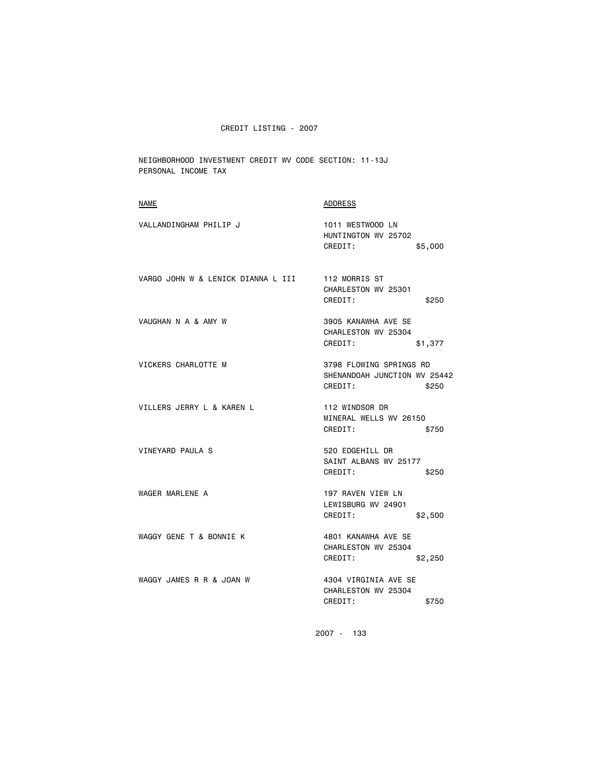CREDIT LISTING - 2007

NEIGHBORHOOD INVESTMENT CREDIT WV CODE SECTION: 11-13J
PERSONAL INCOME TAX

| NAME | ADDRESS |
|---|---|
| VALLANDINGHAM PHILIP J | 1011 WESTWOOD LN<br>HUNTINGTON WV 25702<br>CREDIT: $5,000 |
| VARGO JOHN W & LENICK DIANNA L III | 112 MORRIS ST<br>CHARLESTON WV 25301<br>CREDIT: $250 |
| VAUGHAN N A & AMY W | 3905 KANAWHA AVE SE<br>CHARLESTON WV 25304<br>CREDIT: $1,377 |
| VICKERS CHARLOTTE M | 3798 FLOWING SPRINGS RD<br>SHENANDOAH JUNCTION WV 25442<br>CREDIT: $250 |
| VILLERS JERRY L & KAREN L | 112 WINDSOR DR<br>MINERAL WELLS WV 26150<br>CREDIT: $750 |
| VINEYARD PAULA S | 520 EDGEHILL DR<br>SAINT ALBANS WV 25177<br>CREDIT: $250 |
| WAGER MARLENE A | 197 RAVEN VIEW LN<br>LEWISBURG WV 24901<br>CREDIT: $2,500 |
| WAGGY GENE T & BONNIE K | 4801 KANAWHA AVE SE<br>CHARLESTON WV 25304<br>CREDIT: $2,250 |
| WAGGY JAMES R R & JOAN W | 4304 VIRGINIA AVE SE<br>CHARLESTON WV 25304<br>CREDIT: $750 |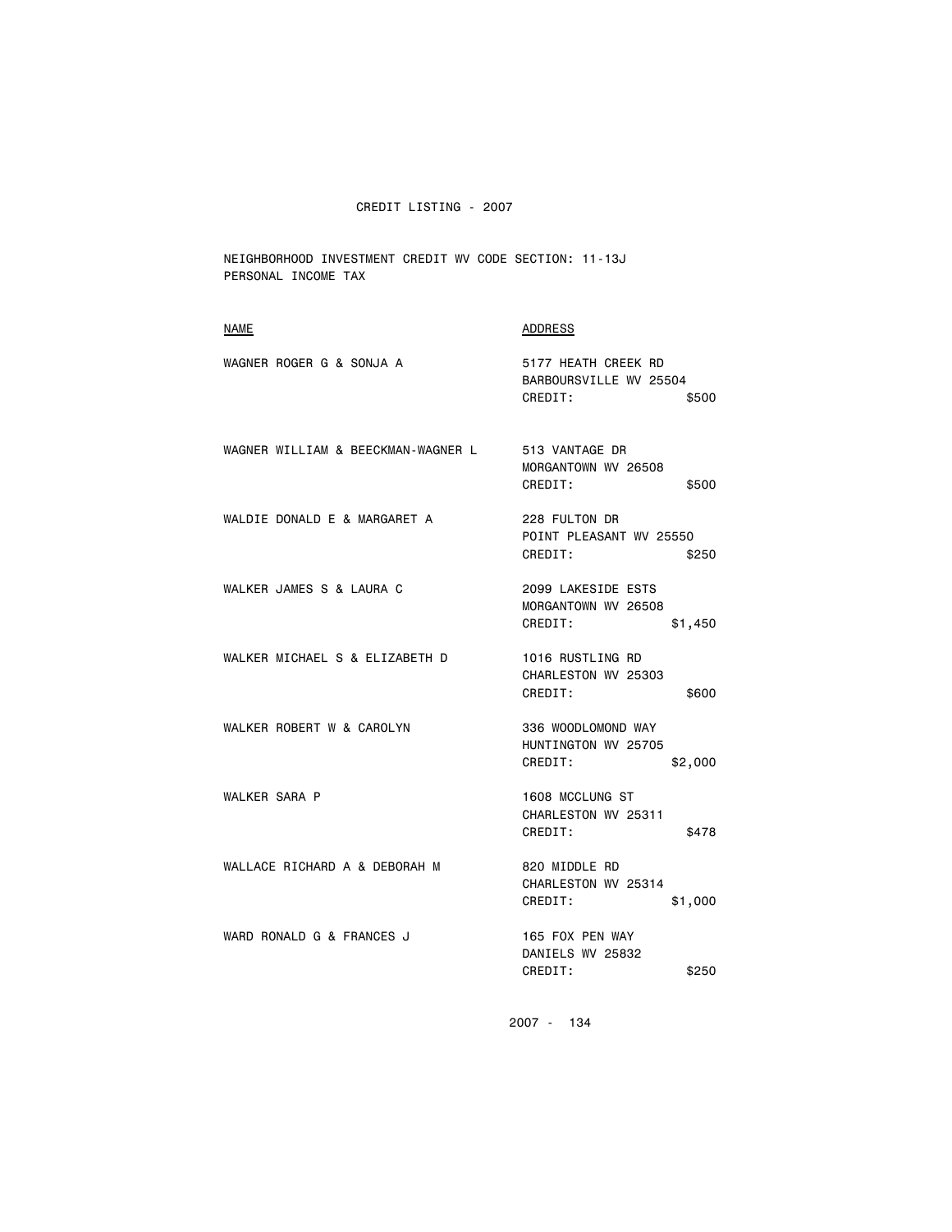CREDIT LISTING - 2007

NEIGHBORHOOD INVESTMENT CREDIT WV CODE SECTION: 11-13J
PERSONAL INCOME TAX

| NAME | ADDRESS |
| --- | --- |
| WAGNER ROGER G & SONJA A | 5177 HEATH CREEK RD<br>BARBOURSVILLE WV 25504<br>CREDIT: $500 |
| WAGNER WILLIAM & BEECKMAN-WAGNER L | 513 VANTAGE DR<br>MORGANTOWN WV 26508<br>CREDIT: $500 |
| WALDIE DONALD E & MARGARET A | 228 FULTON DR<br>POINT PLEASANT WV 25550<br>CREDIT: $250 |
| WALKER JAMES S & LAURA C | 2099 LAKESIDE ESTS<br>MORGANTOWN WV 26508<br>CREDIT: $1,450 |
| WALKER MICHAEL S & ELIZABETH D | 1016 RUSTLING RD<br>CHARLESTON WV 25303<br>CREDIT: $600 |
| WALKER ROBERT W & CAROLYN | 336 WOODLOMOND WAY<br>HUNTINGTON WV 25705<br>CREDIT: $2,000 |
| WALKER SARA P | 1608 MCCLUNG ST<br>CHARLESTON WV 25311<br>CREDIT: $478 |
| WALLACE RICHARD A & DEBORAH M | 820 MIDDLE RD<br>CHARLESTON WV 25314<br>CREDIT: $1,000 |
| WARD RONALD G & FRANCES J | 165 FOX PEN WAY<br>DANIELS WV 25832<br>CREDIT: $250 |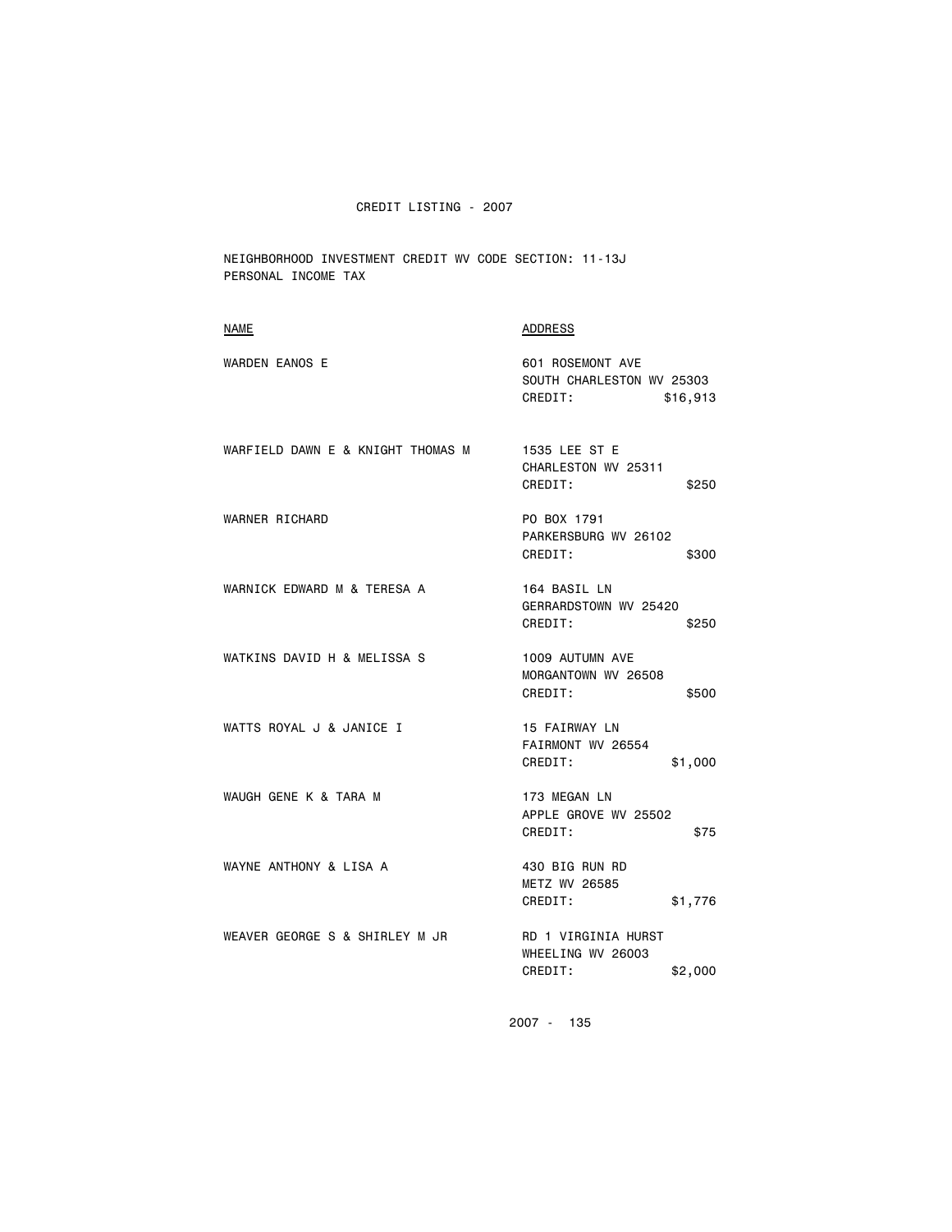CREDIT LISTING - 2007

NEIGHBORHOOD INVESTMENT CREDIT WV CODE SECTION: 11-13J
PERSONAL INCOME TAX

| NAME | ADDRESS |
| --- | --- |
| WARDEN EANOS E | 601 ROSEMONT AVE<br>SOUTH CHARLESTON WV 25303<br>CREDIT: $16,913 |
| WARFIELD DAWN E & KNIGHT THOMAS M | 1535 LEE ST E<br>CHARLESTON WV 25311<br>CREDIT: $250 |
| WARNER RICHARD | PO BOX 1791<br>PARKERSBURG WV 26102<br>CREDIT: $300 |
| WARNICK EDWARD M & TERESA A | 164 BASIL LN<br>GERRARDSTOWN WV 25420<br>CREDIT: $250 |
| WATKINS DAVID H & MELISSA S | 1009 AUTUMN AVE<br>MORGANTOWN WV 26508<br>CREDIT: $500 |
| WATTS ROYAL J & JANICE I | 15 FAIRWAY LN<br>FAIRMONT WV 26554<br>CREDIT: $1,000 |
| WAUGH GENE K & TARA M | 173 MEGAN LN<br>APPLE GROVE WV 25502<br>CREDIT: $75 |
| WAYNE ANTHONY & LISA A | 430 BIG RUN RD<br>METZ WV 26585<br>CREDIT: $1,776 |
| WEAVER GEORGE S & SHIRLEY M JR | RD 1 VIRGINIA HURST<br>WHEELING WV 26003<br>CREDIT: $2,000 |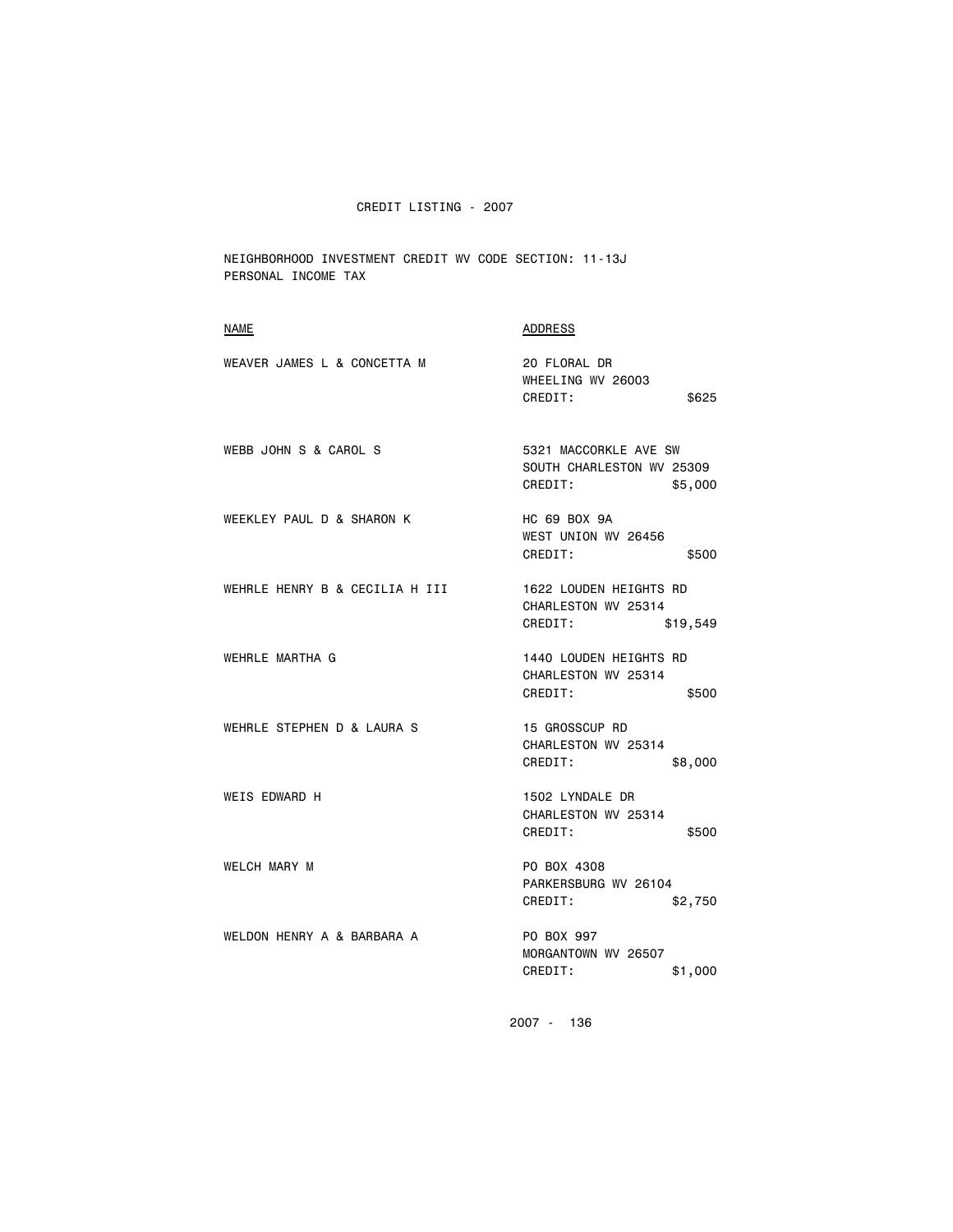CREDIT LISTING - 2007

NEIGHBORHOOD INVESTMENT CREDIT WV CODE SECTION: 11-13J
PERSONAL INCOME TAX

| NAME | ADDRESS |
| --- | --- |
| WEAVER JAMES L & CONCETTA M | 20 FLORAL DR<br>WHEELING WV 26003<br>CREDIT: $625 |
| WEBB JOHN S & CAROL S | 5321 MACCORKLE AVE SW<br>SOUTH CHARLESTON WV 25309<br>CREDIT: $5,000 |
| WEEKLEY PAUL D & SHARON K | HC 69 BOX 9A<br>WEST UNION WV 26456<br>CREDIT: $500 |
| WEHRLE HENRY B & CECILIA H III | 1622 LOUDEN HEIGHTS RD<br>CHARLESTON WV 25314<br>CREDIT: $19,549 |
| WEHRLE MARTHA G | 1440 LOUDEN HEIGHTS RD<br>CHARLESTON WV 25314<br>CREDIT: $500 |
| WEHRLE STEPHEN D & LAURA S | 15 GROSSCUP RD<br>CHARLESTON WV 25314<br>CREDIT: $8,000 |
| WEIS EDWARD H | 1502 LYNDALE DR<br>CHARLESTON WV 25314<br>CREDIT: $500 |
| WELCH MARY M | PO BOX 4308<br>PARKERSBURG WV 26104<br>CREDIT: $2,750 |
| WELDON HENRY A & BARBARA A | PO BOX 997<br>MORGANTOWN WV 26507<br>CREDIT: $1,000 |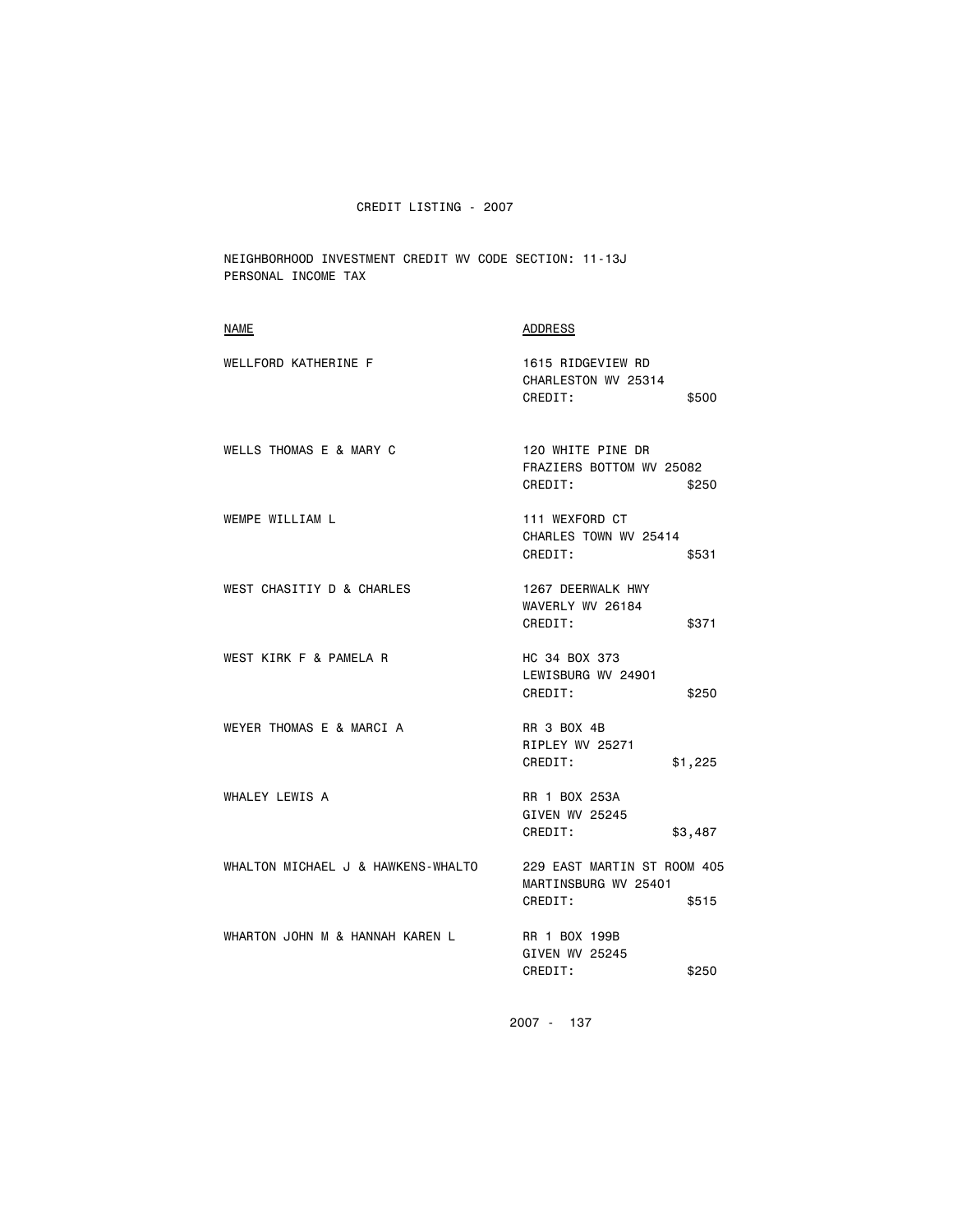CREDIT LISTING - 2007

NEIGHBORHOOD INVESTMENT CREDIT WV CODE SECTION: 11-13J
PERSONAL INCOME TAX

| NAME | ADDRESS | |
|---|---|---|
| WELLFORD KATHERINE F | 1615 RIDGEVIEW RD<br>CHARLESTON WV 25314<br>CREDIT: | $500 |
| WELLS THOMAS E & MARY C | 120 WHITE PINE DR<br>FRAZIERS BOTTOM WV 25082<br>CREDIT: | $250 |
| WEMPE WILLIAM L | 111 WEXFORD CT<br>CHARLES TOWN WV 25414<br>CREDIT: | $531 |
| WEST CHASITIY D & CHARLES | 1267 DEERWALK HWY<br>WAVERLY WV 26184<br>CREDIT: | $371 |
| WEST KIRK F & PAMELA R | HC 34 BOX 373<br>LEWISBURG WV 24901<br>CREDIT: | $250 |
| WEYER THOMAS E & MARCI A | RR 3 BOX 4B<br>RIPLEY WV 25271<br>CREDIT: | $1,225 |
| WHALEY LEWIS A | RR 1 BOX 253A<br>GIVEN WV 25245<br>CREDIT: | $3,487 |
| WHALTON MICHAEL J & HAWKENS-WHALTO | 229 EAST MARTIN ST ROOM 405<br>MARTINSBURG WV 25401<br>CREDIT: | $515 |
| WHARTON JOHN M & HANNAH KAREN L | RR 1 BOX 199B<br>GIVEN WV 25245<br>CREDIT: | $250 |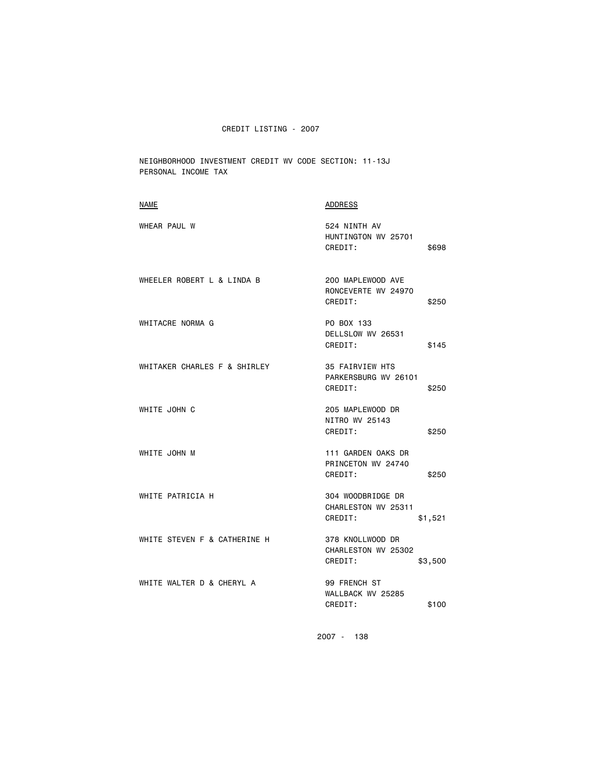CREDIT LISTING - 2007

NEIGHBORHOOD INVESTMENT CREDIT WV CODE SECTION: 11-13J
PERSONAL INCOME TAX

| NAME | ADDRESS | |
|---|---|---|
| WHEAR PAUL W | 524 NINTH AV<br>HUNTINGTON WV 25701<br>CREDIT: | $698 |
| WHEELER ROBERT L & LINDA B | 200 MAPLEWOOD AVE<br>RONCEVERTE WV 24970<br>CREDIT: | $250 |
| WHITACRE NORMA G | PO BOX 133<br>DELLSLOW WV 26531<br>CREDIT: | $145 |
| WHITAKER CHARLES F & SHIRLEY | 35 FAIRVIEW HTS<br>PARKERSBURG WV 26101<br>CREDIT: | $250 |
| WHITE JOHN C | 205 MAPLEWOOD DR<br>NITRO WV 25143<br>CREDIT: | $250 |
| WHITE JOHN M | 111 GARDEN OAKS DR<br>PRINCETON WV 24740<br>CREDIT: | $250 |
| WHITE PATRICIA H | 304 WOODBRIDGE DR<br>CHARLESTON WV 25311<br>CREDIT: | $1,521 |
| WHITE STEVEN F & CATHERINE H | 378 KNOLLWOOD DR<br>CHARLESTON WV 25302<br>CREDIT: | $3,500 |
| WHITE WALTER D & CHERYL A | 99 FRENCH ST<br>WALLBACK WV 25285<br>CREDIT: | $100 |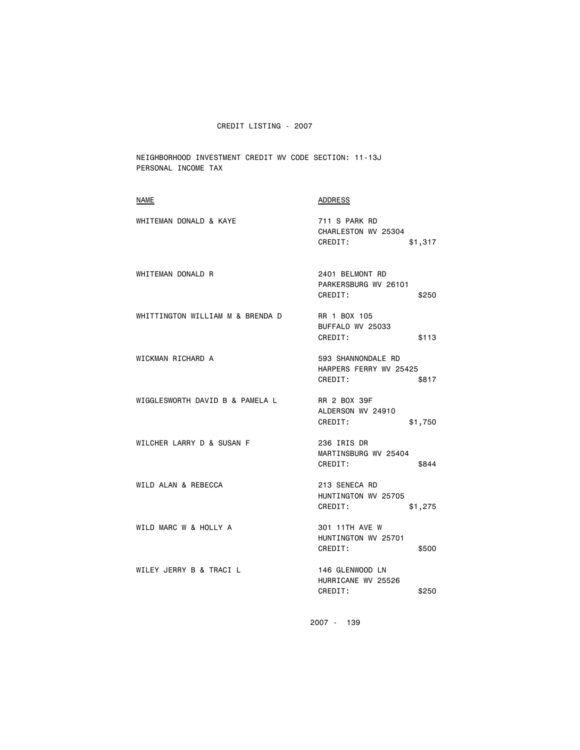CREDIT LISTING - 2007

NEIGHBORHOOD INVESTMENT CREDIT WV CODE SECTION: 11-13J
PERSONAL INCOME TAX

| NAME | ADDRESS |
| --- | --- |
| WHITEMAN DONALD & KAYE | 711 S PARK RD<br>CHARLESTON WV 25304<br>CREDIT: $1,317 |
| WHITEMAN DONALD R | 2401 BELMONT RD<br>PARKERSBURG WV 26101<br>CREDIT: $250 |
| WHITTINGTON WILLIAM M & BRENDA D | RR 1 BOX 105<br>BUFFALO WV 25033<br>CREDIT: $113 |
| WICKMAN RICHARD A | 593 SHANNONDALE RD<br>HARPERS FERRY WV 25425<br>CREDIT: $817 |
| WIGGLESWORTH DAVID B & PAMELA L | RR 2 BOX 39F<br>ALDERSON WV 24910<br>CREDIT: $1,750 |
| WILCHER LARRY D & SUSAN F | 236 IRIS DR<br>MARTINSBURG WV 25404<br>CREDIT: $844 |
| WILD ALAN & REBECCA | 213 SENECA RD<br>HUNTINGTON WV 25705<br>CREDIT: $1,275 |
| WILD MARC W & HOLLY A | 301 11TH AVE W<br>HUNTINGTON WV 25701<br>CREDIT: $500 |
| WILEY JERRY B & TRACI L | 146 GLENWOOD LN<br>HURRICANE WV 25526<br>CREDIT: $250 |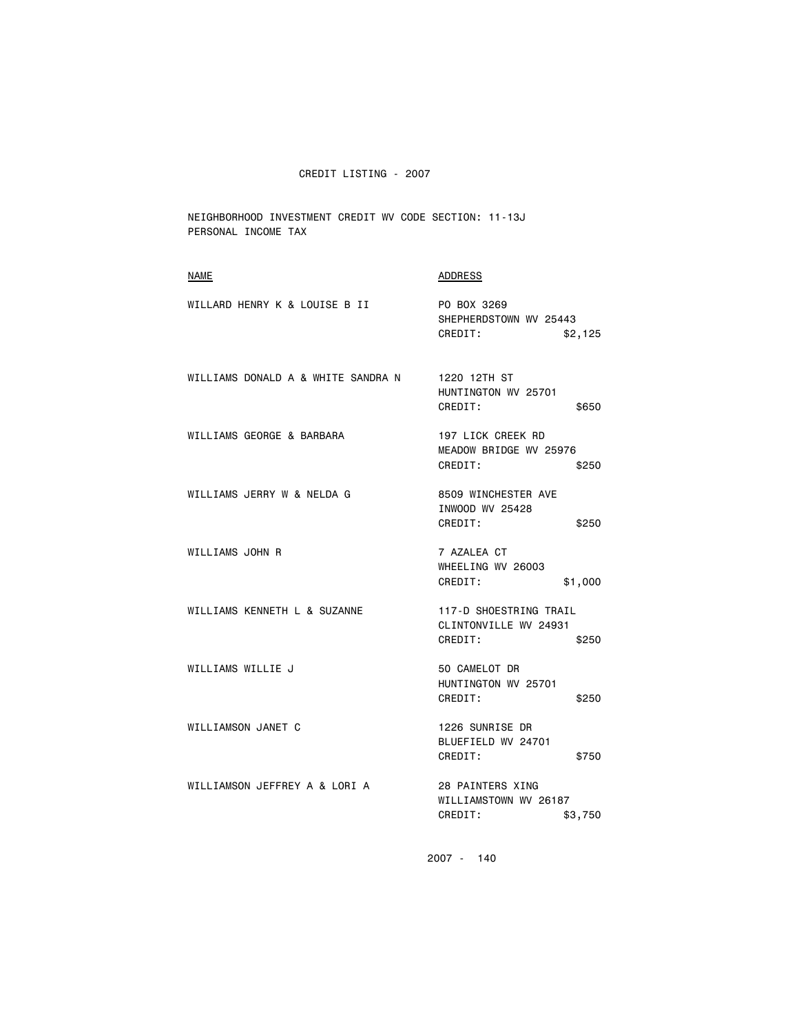CREDIT LISTING - 2007

NEIGHBORHOOD INVESTMENT CREDIT WV CODE SECTION: 11-13J
PERSONAL INCOME TAX

| NAME | ADDRESS |
|---|---|
| WILLARD HENRY K & LOUISE B II | PO BOX 3269<br>SHEPHERDSTOWN WV 25443<br>CREDIT: $2,125 |
| WILLIAMS DONALD A & WHITE SANDRA N | 1220 12TH ST<br>HUNTINGTON WV 25701<br>CREDIT: $650 |
| WILLIAMS GEORGE & BARBARA | 197 LICK CREEK RD<br>MEADOW BRIDGE WV 25976<br>CREDIT: $250 |
| WILLIAMS JERRY W & NELDA G | 8509 WINCHESTER AVE<br>INWOOD WV 25428<br>CREDIT: $250 |
| WILLIAMS JOHN R | 7 AZALEA CT<br>WHEELING WV 26003<br>CREDIT: $1,000 |
| WILLIAMS KENNETH L & SUZANNE | 117-D SHOESTRING TRAIL<br>CLINTONVILLE WV 24931<br>CREDIT: $250 |
| WILLIAMS WILLIE J | 50 CAMELOT DR<br>HUNTINGTON WV 25701<br>CREDIT: $250 |
| WILLIAMSON JANET C | 1226 SUNRISE DR<br>BLUEFIELD WV 24701<br>CREDIT: $750 |
| WILLIAMSON JEFFREY A & LORI A | 28 PAINTERS XING<br>WILLIAMSTOWN WV 26187<br>CREDIT: $3,750 |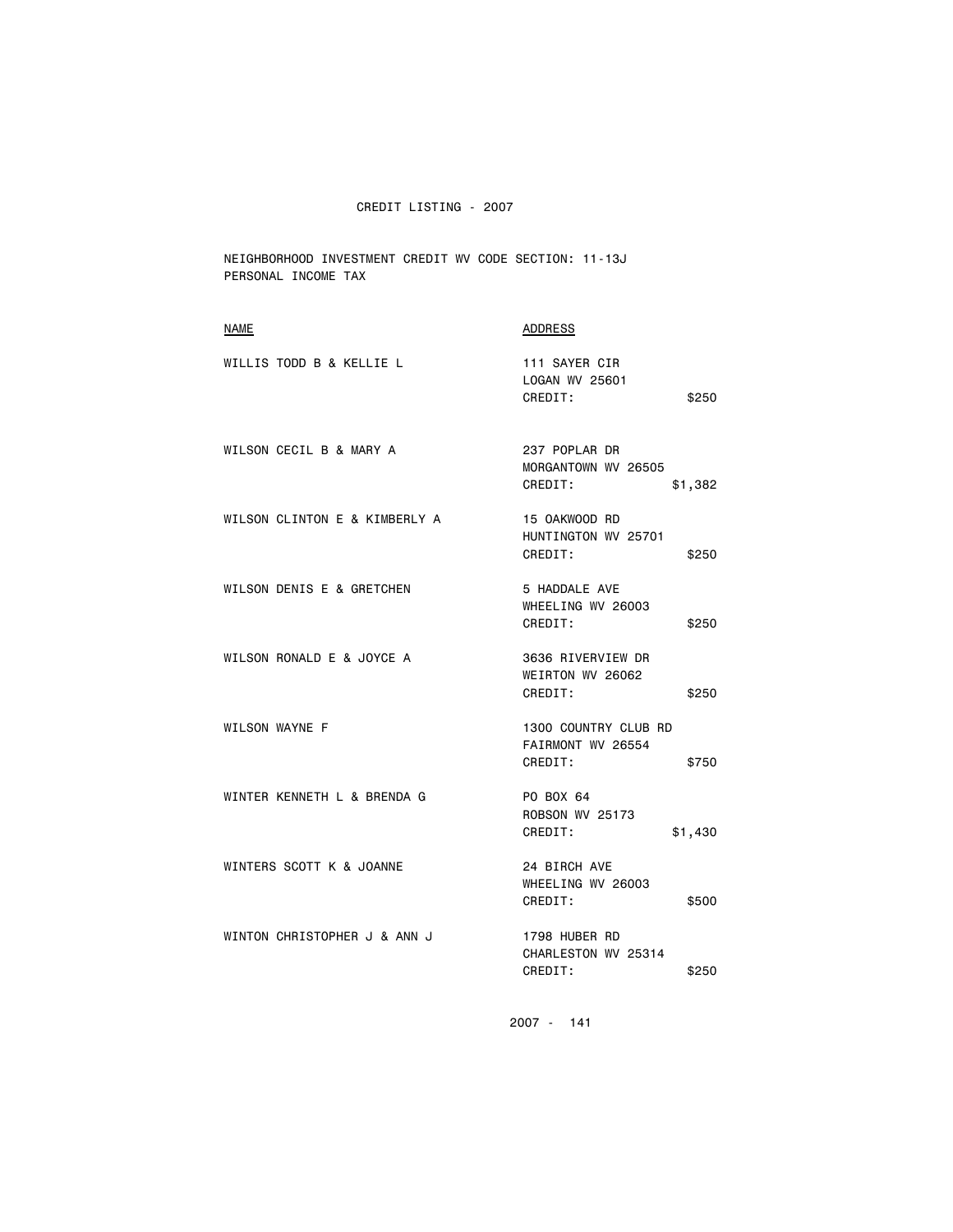CREDIT LISTING - 2007

NEIGHBORHOOD INVESTMENT CREDIT WV CODE SECTION: 11-13J
PERSONAL INCOME TAX

| NAME | ADDRESS | |
|---|---|---|
| WILLIS TODD B & KELLIE L | 111 SAYER CIR<br>LOGAN WV 25601<br>CREDIT: | $250 |
| WILSON CECIL B & MARY A | 237 POPLAR DR<br>MORGANTOWN WV 26505<br>CREDIT: | $1,382 |
| WILSON CLINTON E & KIMBERLY A | 15 OAKWOOD RD<br>HUNTINGTON WV 25701<br>CREDIT: | $250 |
| WILSON DENIS E & GRETCHEN | 5 HADDALE AVE<br>WHEELING WV 26003<br>CREDIT: | $250 |
| WILSON RONALD E & JOYCE A | 3636 RIVERVIEW DR<br>WEIRTON WV 26062<br>CREDIT: | $250 |
| WILSON WAYNE F | 1300 COUNTRY CLUB RD<br>FAIRMONT WV 26554<br>CREDIT: | $750 |
| WINTER KENNETH L & BRENDA G | PO BOX 64<br>ROBSON WV 25173<br>CREDIT: | $1,430 |
| WINTERS SCOTT K & JOANNE | 24 BIRCH AVE<br>WHEELING WV 26003<br>CREDIT: | $500 |
| WINTON CHRISTOPHER J & ANN J | 1798 HUBER RD<br>CHARLESTON WV 25314<br>CREDIT: | $250 |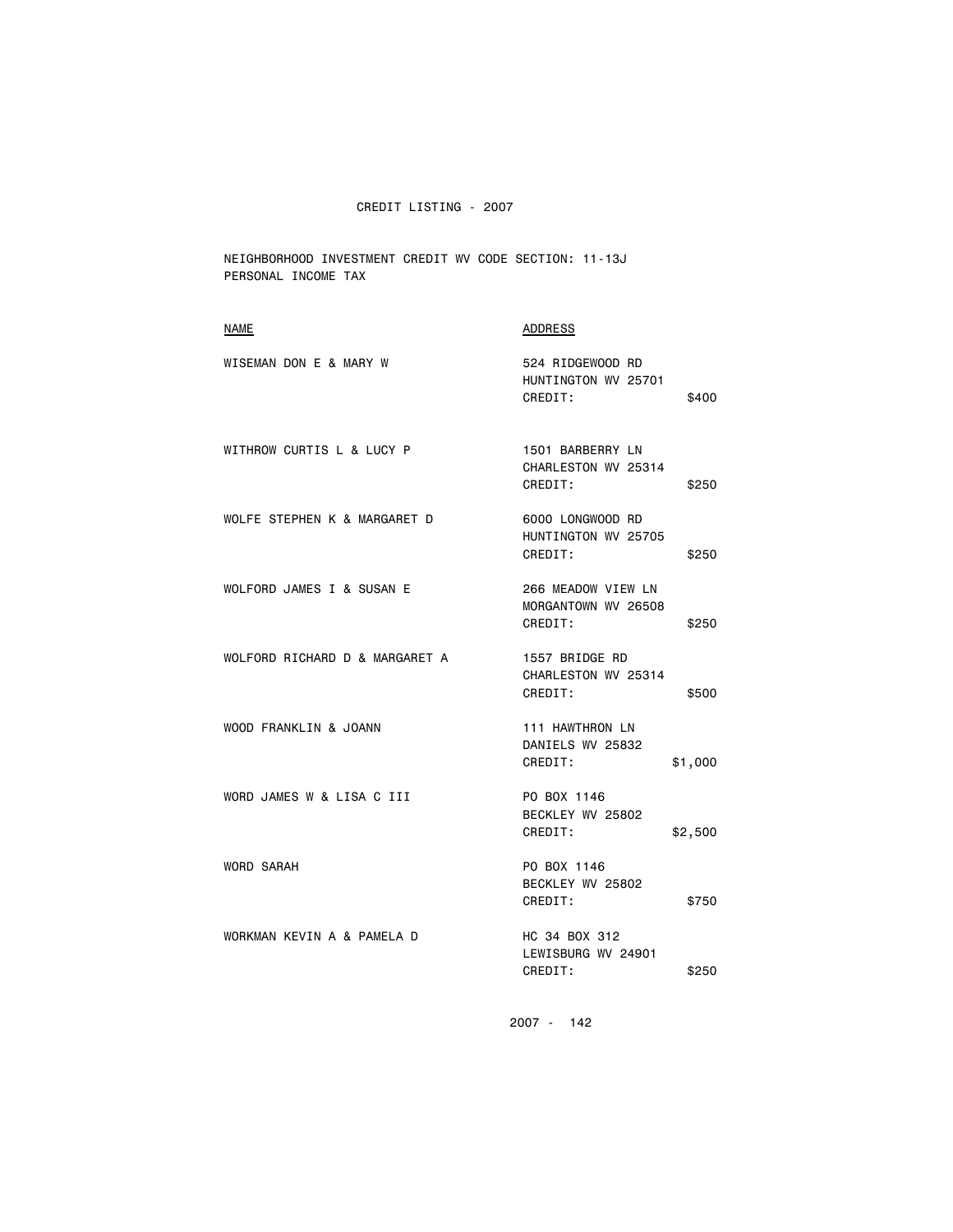CREDIT LISTING - 2007

NEIGHBORHOOD INVESTMENT CREDIT WV CODE SECTION: 11-13J
PERSONAL INCOME TAX

| NAME | ADDRESS | |
|---|---|---|
| WISEMAN DON E & MARY W | 524 RIDGEWOOD RD<br>HUNTINGTON WV 25701<br>CREDIT: | $400 |
| WITHROW CURTIS L & LUCY P | 1501 BARBERRY LN<br>CHARLESTON WV 25314<br>CREDIT: | $250 |
| WOLFE STEPHEN K & MARGARET D | 6000 LONGWOOD RD<br>HUNTINGTON WV 25705<br>CREDIT: | $250 |
| WOLFORD JAMES I & SUSAN E | 266 MEADOW VIEW LN<br>MORGANTOWN WV 26508<br>CREDIT: | $250 |
| WOLFORD RICHARD D & MARGARET A | 1557 BRIDGE RD<br>CHARLESTON WV 25314<br>CREDIT: | $500 |
| WOOD FRANKLIN & JOANN | 111 HAWTHRON LN<br>DANIELS WV 25832<br>CREDIT: | $1,000 |
| WORD JAMES W & LISA C III | PO BOX 1146<br>BECKLEY WV 25802<br>CREDIT: | $2,500 |
| WORD SARAH | PO BOX 1146<br>BECKLEY WV 25802<br>CREDIT: | $750 |
| WORKMAN KEVIN A & PAMELA D | HC 34 BOX 312<br>LEWISBURG WV 24901<br>CREDIT: | $250 |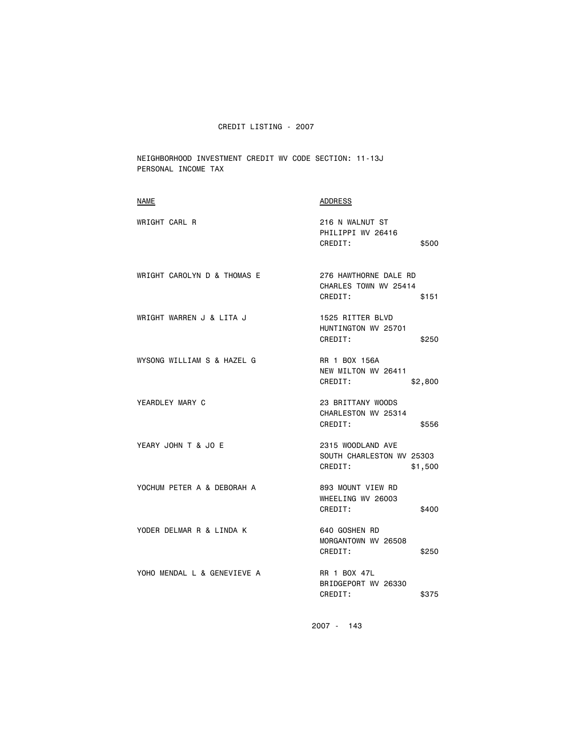CREDIT LISTING - 2007

NEIGHBORHOOD INVESTMENT CREDIT WV CODE SECTION: 11-13J
PERSONAL INCOME TAX

| NAME | ADDRESS |
|---|---|
| WRIGHT CARL R | 216 N WALNUT ST<br>PHILIPPI WV 26416<br>CREDIT: $500 |
| WRIGHT CAROLYN D & THOMAS E | 276 HAWTHORNE DALE RD<br>CHARLES TOWN WV 25414<br>CREDIT: $151 |
| WRIGHT WARREN J & LITA J | 1525 RITTER BLVD<br>HUNTINGTON WV 25701<br>CREDIT: $250 |
| WYSONG WILLIAM S & HAZEL G | RR 1 BOX 156A<br>NEW MILTON WV 26411<br>CREDIT: $2,800 |
| YEARDLEY MARY C | 23 BRITTANY WOODS<br>CHARLESTON WV 25314<br>CREDIT: $556 |
| YEARY JOHN T & JO E | 2315 WOODLAND AVE<br>SOUTH CHARLESTON WV 25303<br>CREDIT: $1,500 |
| YOCHUM PETER A & DEBORAH A | 893 MOUNT VIEW RD<br>WHEELING WV 26003<br>CREDIT: $400 |
| YODER DELMAR R & LINDA K | 640 GOSHEN RD<br>MORGANTOWN WV 26508<br>CREDIT: $250 |
| YOHO MENDAL L & GENEVIEVE A | RR 1 BOX 47L<br>BRIDGEPORT WV 26330<br>CREDIT: $375 |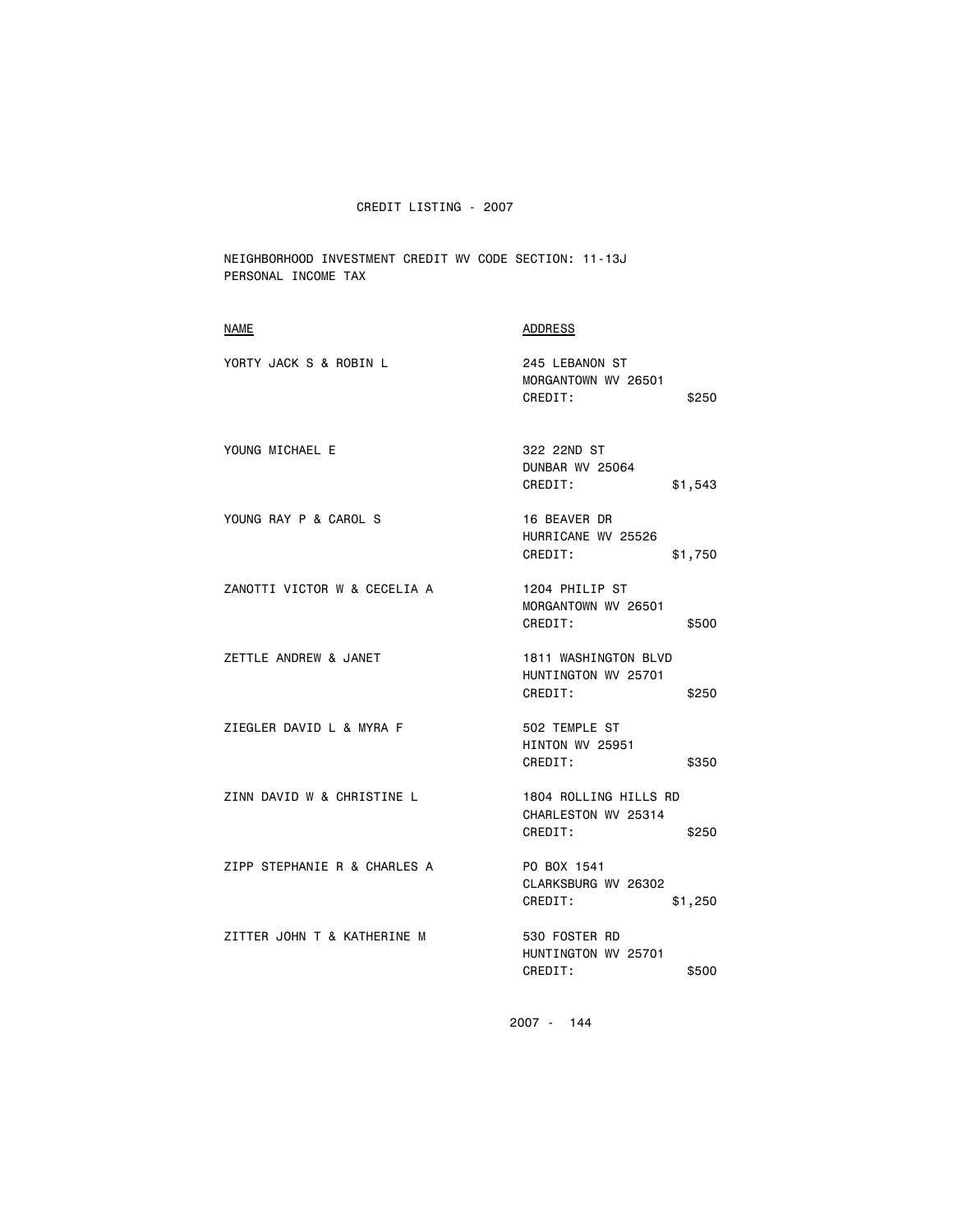CREDIT LISTING - 2007

NEIGHBORHOOD INVESTMENT CREDIT WV CODE SECTION: 11-13J
PERSONAL INCOME TAX

| NAME | ADDRESS | CREDIT |
|---|---|---|
| YORTY JACK S & ROBIN L | 245 LEBANON ST<br>MORGANTOWN WV 26501 | $250 |
| YOUNG MICHAEL E | 322 22ND ST<br>DUNBAR WV 25064 | $1,543 |
| YOUNG RAY P & CAROL S | 16 BEAVER DR<br>HURRICANE WV 25526 | $1,750 |
| ZANOTTI VICTOR W & CECELIA A | 1204 PHILIP ST<br>MORGANTOWN WV 26501 | $500 |
| ZETTLE ANDREW & JANET | 1811 WASHINGTON BLVD<br>HUNTINGTON WV 25701 | $250 |
| ZIEGLER DAVID L & MYRA F | 502 TEMPLE ST<br>HINTON WV 25951 | $350 |
| ZINN DAVID W & CHRISTINE L | 1804 ROLLING HILLS RD<br>CHARLESTON WV 25314 | $250 |
| ZIPP STEPHANIE R & CHARLES A | PO BOX 1541<br>CLARKSBURG WV 26302 | $1,250 |
| ZITTER JOHN T & KATHERINE M | 530 FOSTER RD<br>HUNTINGTON WV 25701 | $500 |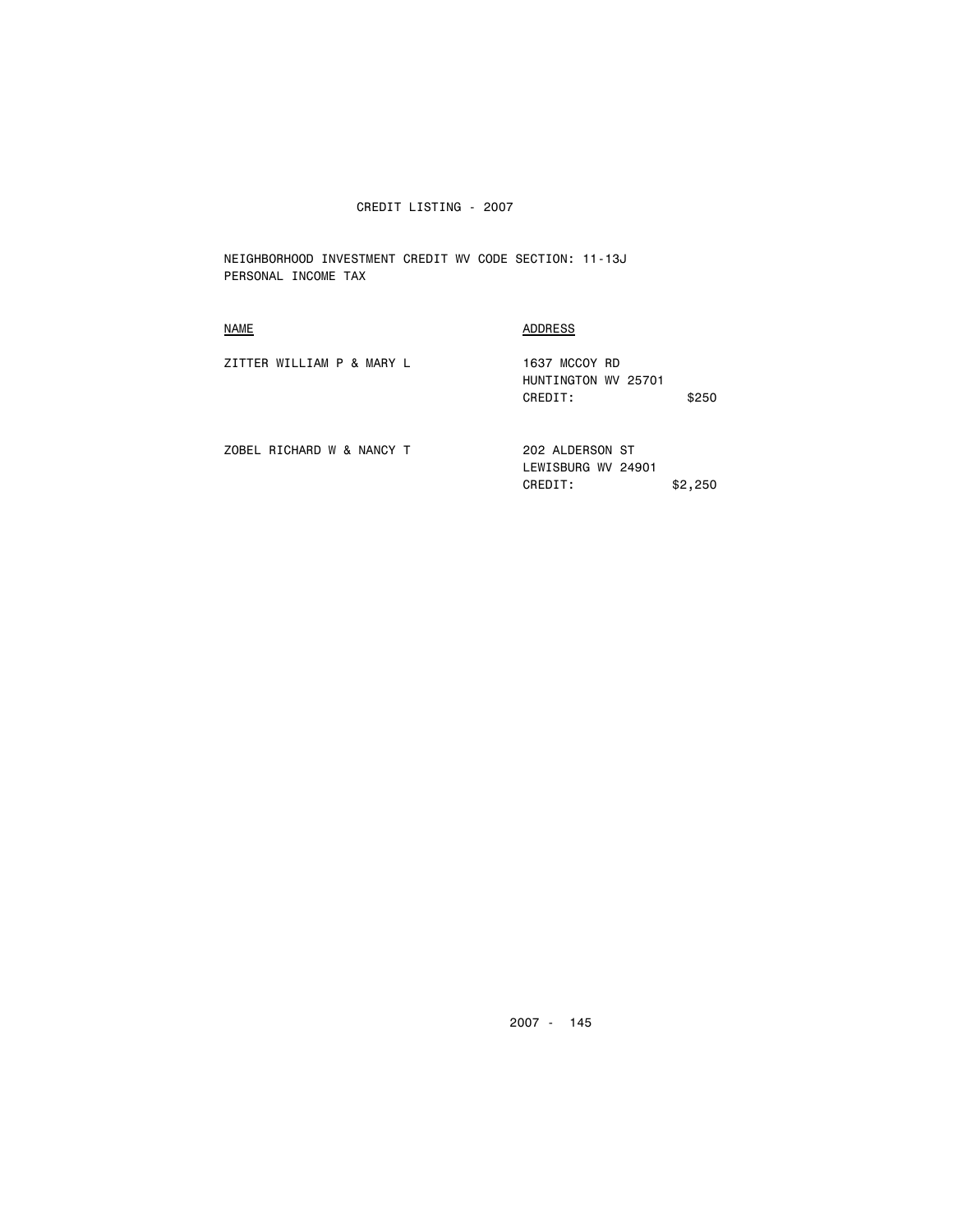CREDIT LISTING - 2007

NEIGHBORHOOD INVESTMENT CREDIT WV CODE SECTION: 11-13J
PERSONAL INCOME TAX

| NAME | ADDRESS | |
| --- | --- | --- |
| ZITTER WILLIAM P & MARY L | 1637 MCCOY RD<br>HUNTINGTON WV 25701<br>CREDIT: | \$250 |
| ZOBEL RICHARD W & NANCY T | 202 ALDERSON ST<br>LEWISBURG WV 24901<br>CREDIT: | \$2,250 |